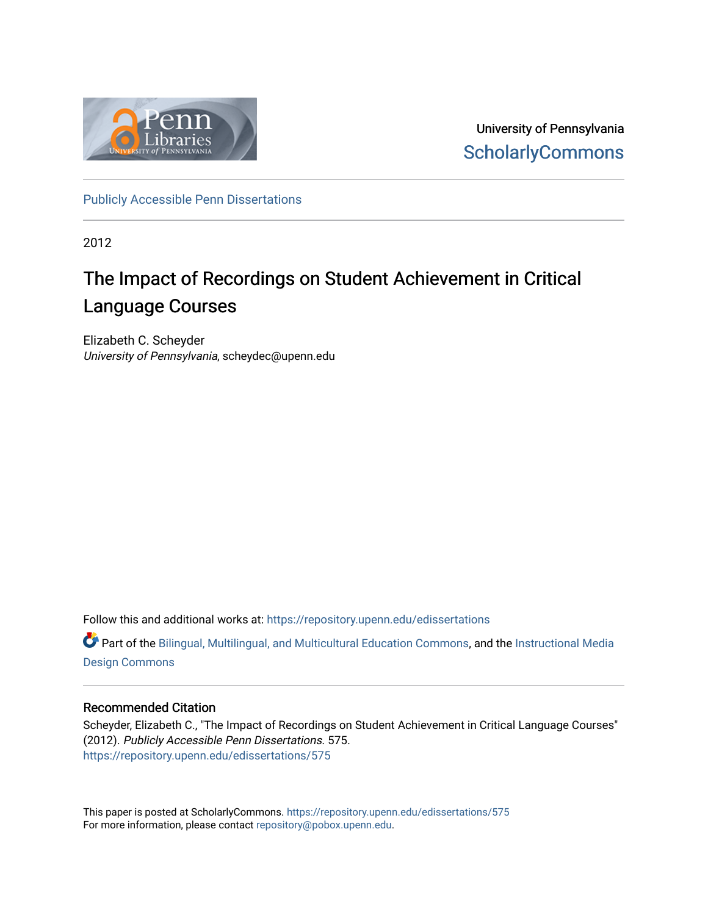University of Pennsylvania
ScholarlyCommons

Publicly Accessible Penn Dissertations

2012

# The Impact of Recordings on Student Achievement in Critical Language Courses

Elizabeth C. Scheyder
*University of Pennsylvania*, scheydec@upenn.edu

Follow this and additional works at: https://repository.upenn.edu/edissertations

Part of the Bilingual, Multilingual, and Multicultural Education Commons, and the Instructional Media Design Commons

## Recommended Citation

Scheyder, Elizabeth C., "The Impact of Recordings on Student Achievement in Critical Language Courses" (2012). *Publicly Accessible Penn Dissertations*. 575.
https://repository.upenn.edu/edissertations/575

This paper is posted at ScholarlyCommons. https://repository.upenn.edu/edissertations/575
For more information, please contact repository@pobox.upenn.edu.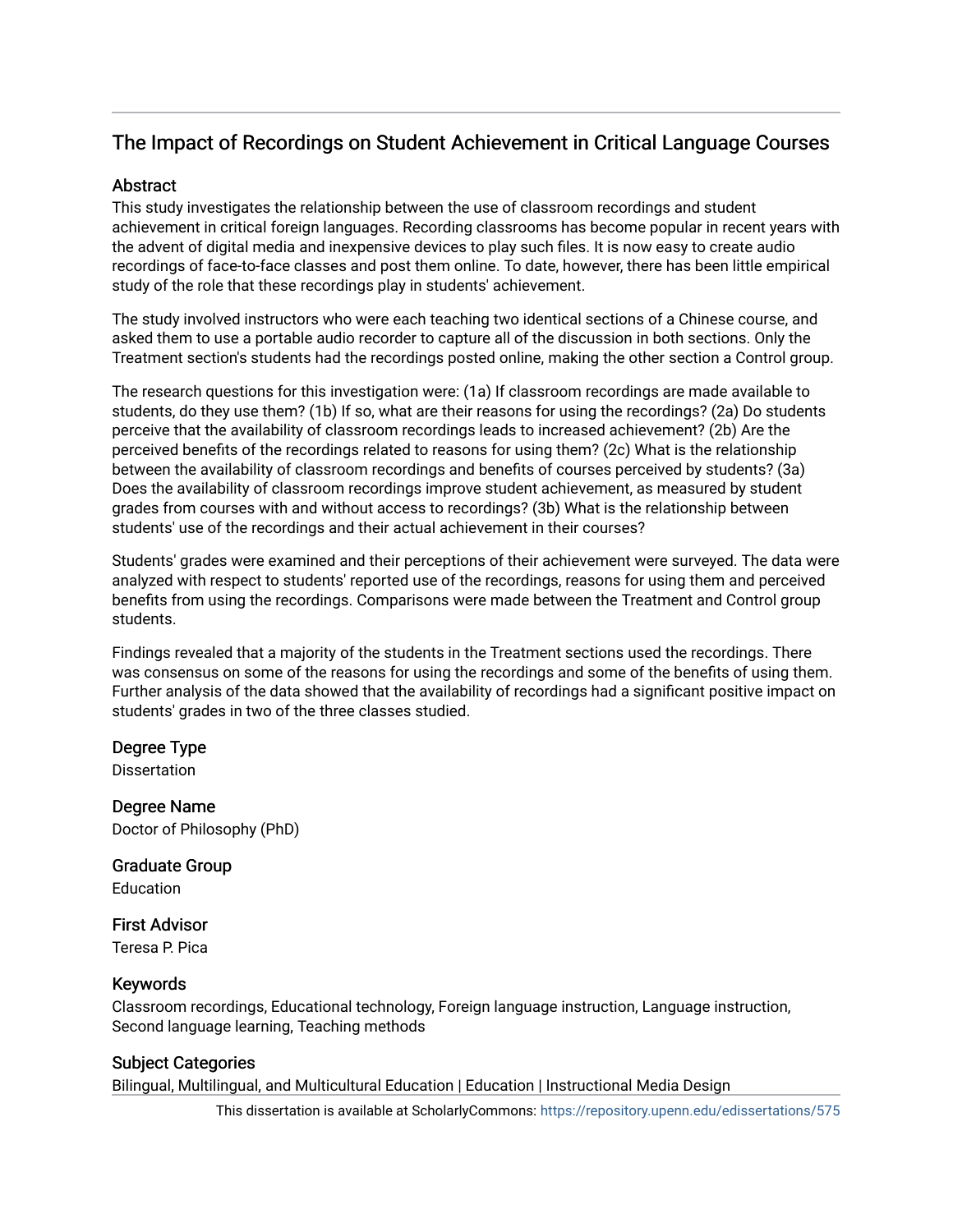# The Impact of Recordings on Student Achievement in Critical Language Courses

## Abstract

This study investigates the relationship between the use of classroom recordings and student achievement in critical foreign languages. Recording classrooms has become popular in recent years with the advent of digital media and inexpensive devices to play such files. It is now easy to create audio recordings of face-to-face classes and post them online. To date, however, there has been little empirical study of the role that these recordings play in students' achievement.

The study involved instructors who were each teaching two identical sections of a Chinese course, and asked them to use a portable audio recorder to capture all of the discussion in both sections. Only the Treatment section's students had the recordings posted online, making the other section a Control group.

The research questions for this investigation were: (1a) If classroom recordings are made available to students, do they use them? (1b) If so, what are their reasons for using the recordings? (2a) Do students perceive that the availability of classroom recordings leads to increased achievement? (2b) Are the perceived benefits of the recordings related to reasons for using them? (2c) What is the relationship between the availability of classroom recordings and benefits of courses perceived by students? (3a) Does the availability of classroom recordings improve student achievement, as measured by student grades from courses with and without access to recordings? (3b) What is the relationship between students' use of the recordings and their actual achievement in their courses?

Students' grades were examined and their perceptions of their achievement were surveyed. The data were analyzed with respect to students' reported use of the recordings, reasons for using them and perceived benefits from using the recordings. Comparisons were made between the Treatment and Control group students.

Findings revealed that a majority of the students in the Treatment sections used the recordings. There was consensus on some of the reasons for using the recordings and some of the benefits of using them. Further analysis of the data showed that the availability of recordings had a significant positive impact on students' grades in two of the three classes studied.

## Degree Type

Dissertation

## Degree Name

Doctor of Philosophy (PhD)

## Graduate Group

Education

## First Advisor

Teresa P. Pica

## Keywords

Classroom recordings, Educational technology, Foreign language instruction, Language instruction, Second language learning, Teaching methods

## Subject Categories

Bilingual, Multilingual, and Multicultural Education | Education | Instructional Media Design

This dissertation is available at ScholarlyCommons: https://repository.upenn.edu/edissertations/575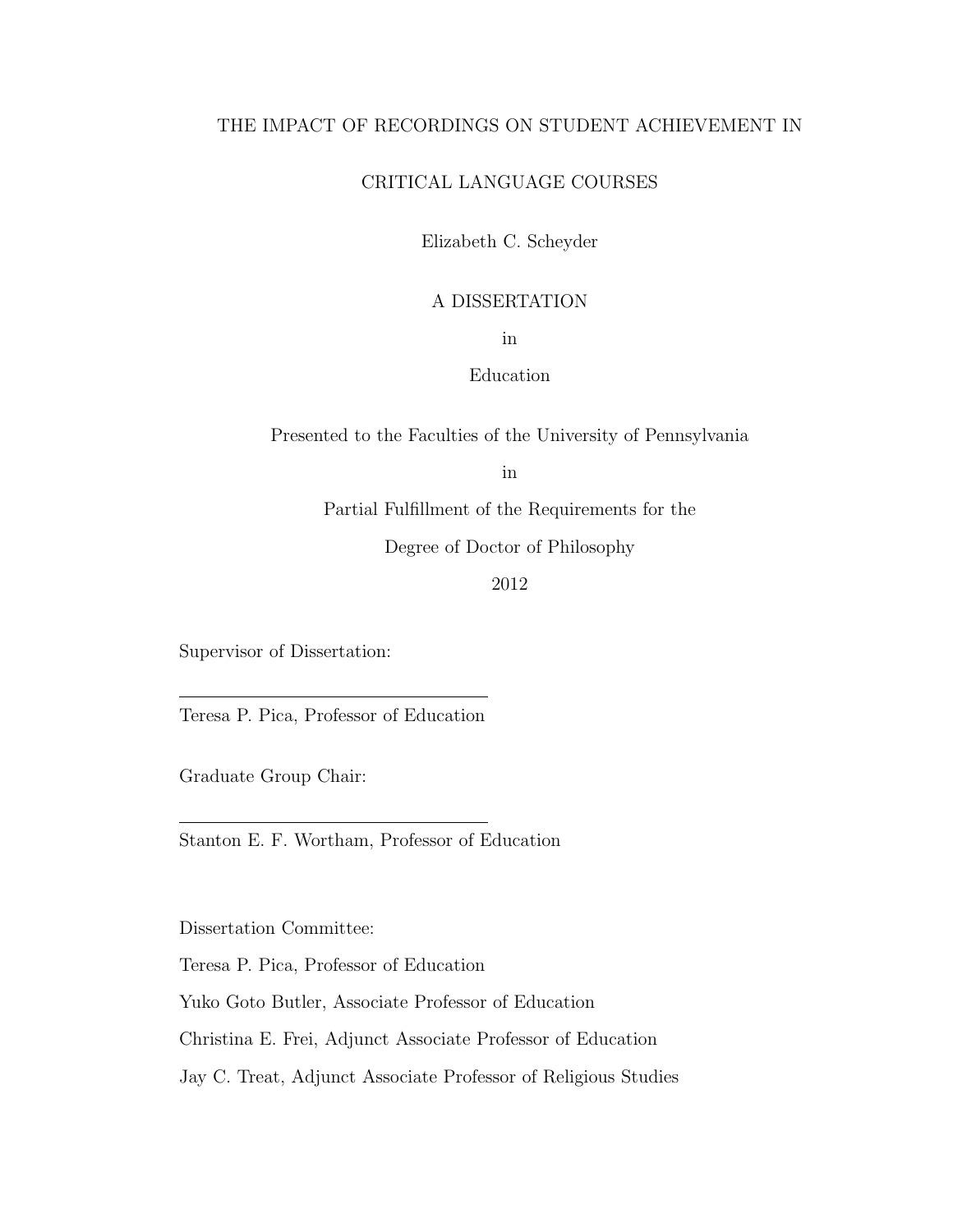# THE IMPACT OF RECORDINGS ON STUDENT ACHIEVEMENT IN CRITICAL LANGUAGE COURSES

Elizabeth C. Scheyder

A DISSERTATION

in

Education

Presented to the Faculties of the University of Pennsylvania

in

Partial Fulfillment of the Requirements for the

Degree of Doctor of Philosophy

2012

Supervisor of Dissertation:

Teresa P. Pica, Professor of Education

Graduate Group Chair:

Stanton E. F. Wortham, Professor of Education

Dissertation Committee:

Teresa P. Pica, Professor of Education

Yuko Goto Butler, Associate Professor of Education

Christina E. Frei, Adjunct Associate Professor of Education

Jay C. Treat, Adjunct Associate Professor of Religious Studies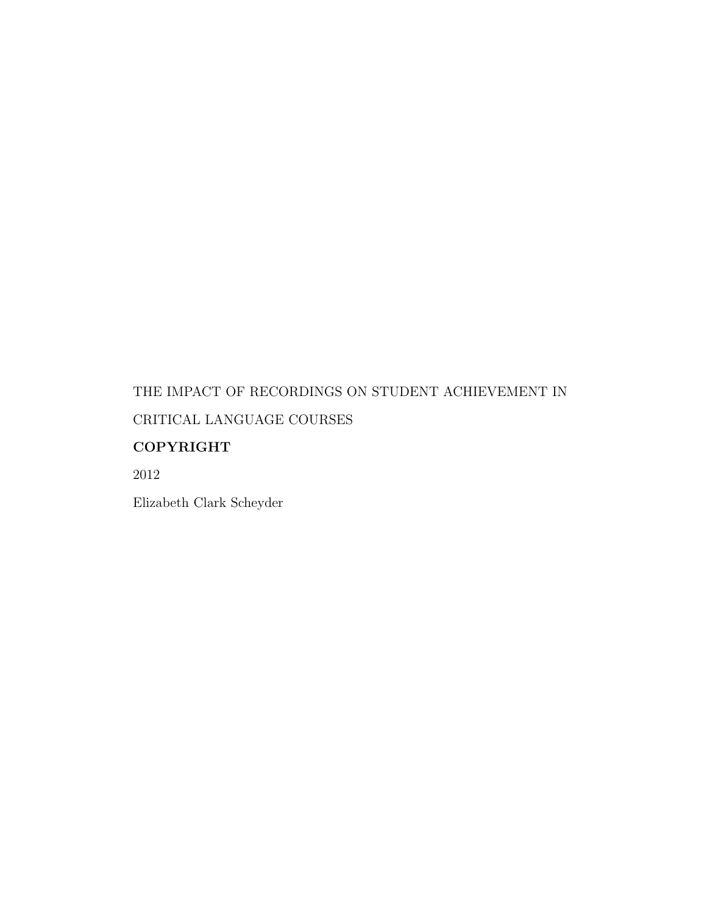THE IMPACT OF RECORDINGS ON STUDENT ACHIEVEMENT IN CRITICAL LANGUAGE COURSES

**COPYRIGHT**

2012

Elizabeth Clark Scheyder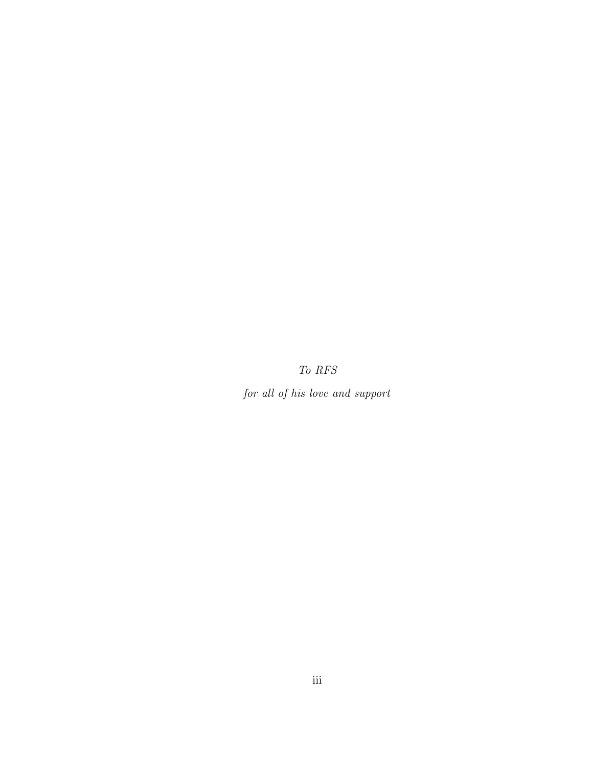*To RFS*

*for all of his love and support*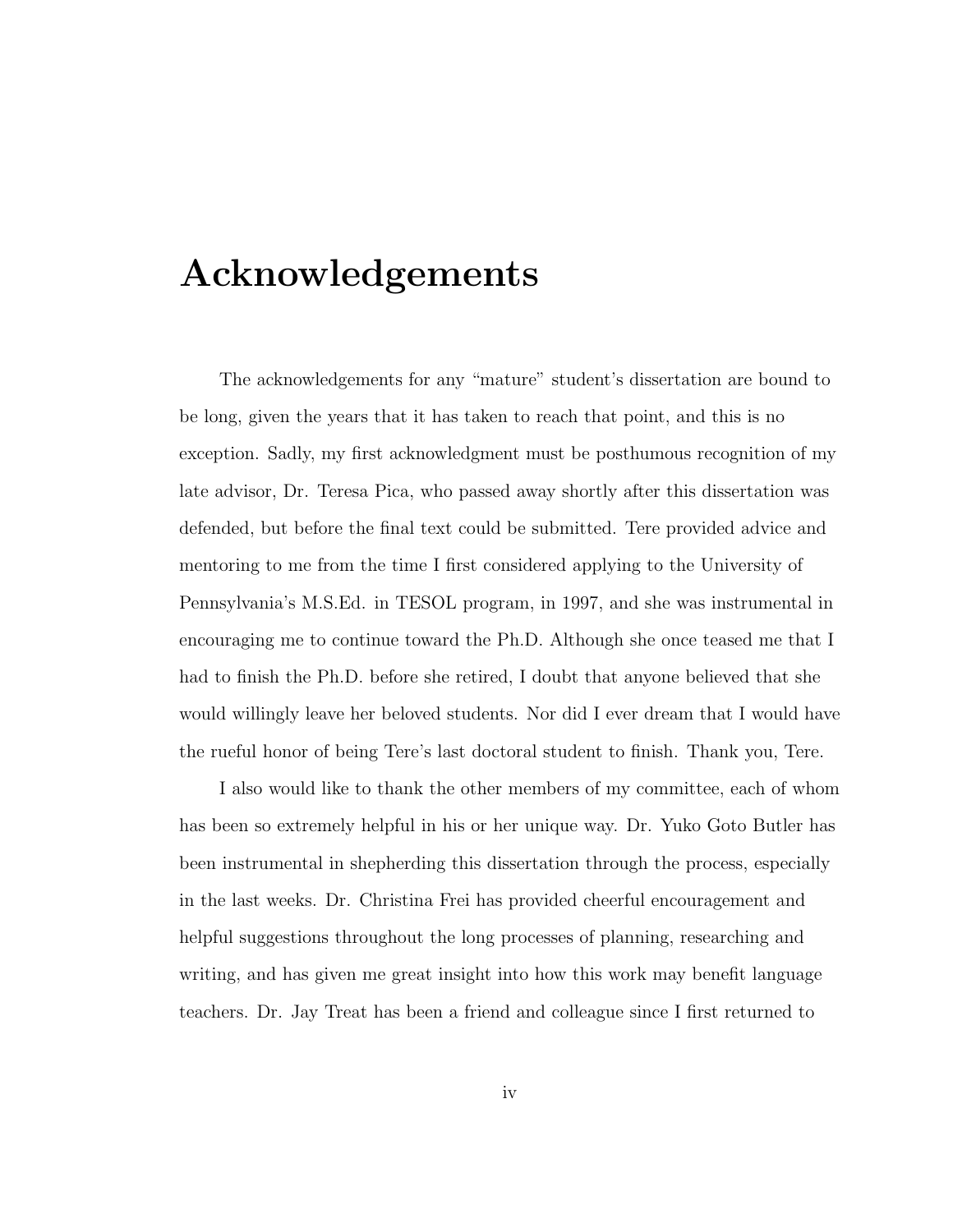# Acknowledgements

The acknowledgements for any "mature" student's dissertation are bound to be long, given the years that it has taken to reach that point, and this is no exception. Sadly, my first acknowledgment must be posthumous recognition of my late advisor, Dr. Teresa Pica, who passed away shortly after this dissertation was defended, but before the final text could be submitted. Tere provided advice and mentoring to me from the time I first considered applying to the University of Pennsylvania's M.S.Ed. in TESOL program, in 1997, and she was instrumental in encouraging me to continue toward the Ph.D. Although she once teased me that I had to finish the Ph.D. before she retired, I doubt that anyone believed that she would willingly leave her beloved students. Nor did I ever dream that I would have the rueful honor of being Tere's last doctoral student to finish. Thank you, Tere.

I also would like to thank the other members of my committee, each of whom has been so extremely helpful in his or her unique way. Dr. Yuko Goto Butler has been instrumental in shepherding this dissertation through the process, especially in the last weeks. Dr. Christina Frei has provided cheerful encouragement and helpful suggestions throughout the long processes of planning, researching and writing, and has given me great insight into how this work may benefit language teachers. Dr. Jay Treat has been a friend and colleague since I first returned to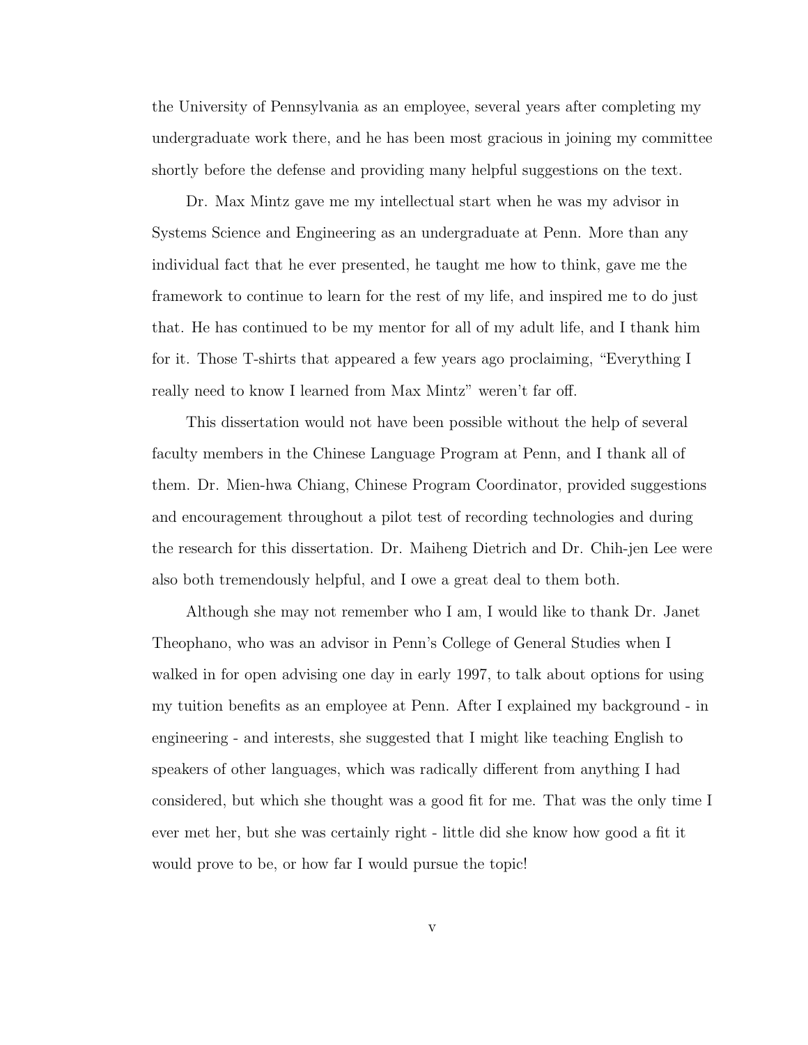the University of Pennsylvania as an employee, several years after completing my undergraduate work there, and he has been most gracious in joining my committee shortly before the defense and providing many helpful suggestions on the text.

Dr. Max Mintz gave me my intellectual start when he was my advisor in Systems Science and Engineering as an undergraduate at Penn. More than any individual fact that he ever presented, he taught me how to think, gave me the framework to continue to learn for the rest of my life, and inspired me to do just that. He has continued to be my mentor for all of my adult life, and I thank him for it. Those T-shirts that appeared a few years ago proclaiming, "Everything I really need to know I learned from Max Mintz" weren't far off.

This dissertation would not have been possible without the help of several faculty members in the Chinese Language Program at Penn, and I thank all of them. Dr. Mien-hwa Chiang, Chinese Program Coordinator, provided suggestions and encouragement throughout a pilot test of recording technologies and during the research for this dissertation. Dr. Maiheng Dietrich and Dr. Chih-jen Lee were also both tremendously helpful, and I owe a great deal to them both.

Although she may not remember who I am, I would like to thank Dr. Janet Theophano, who was an advisor in Penn's College of General Studies when I walked in for open advising one day in early 1997, to talk about options for using my tuition benefits as an employee at Penn. After I explained my background - in engineering - and interests, she suggested that I might like teaching English to speakers of other languages, which was radically different from anything I had considered, but which she thought was a good fit for me. That was the only time I ever met her, but she was certainly right - little did she know how good a fit it would prove to be, or how far I would pursue the topic!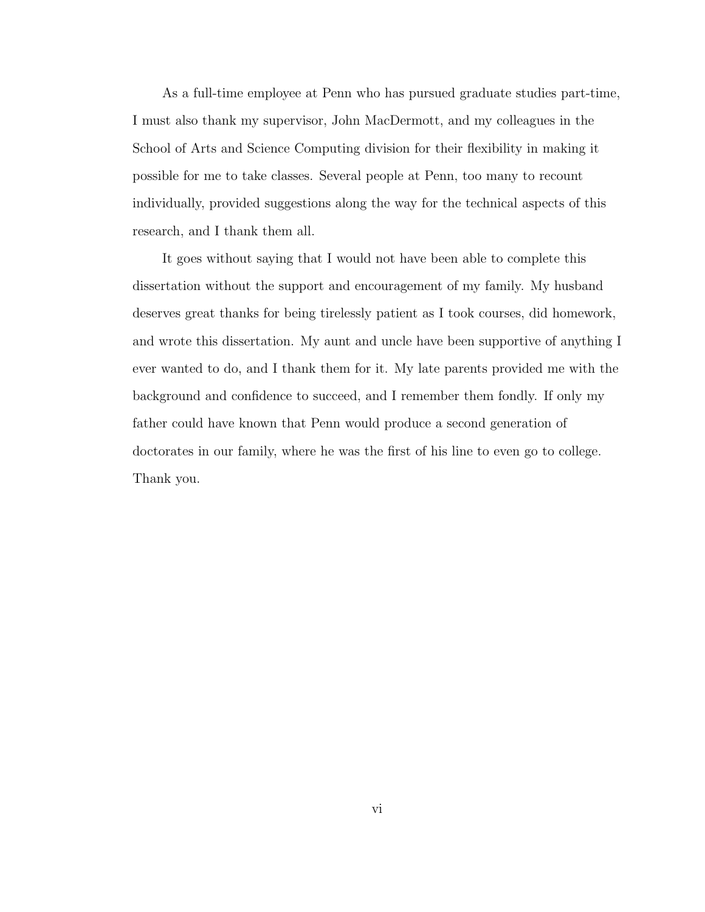As a full-time employee at Penn who has pursued graduate studies part-time, I must also thank my supervisor, John MacDermott, and my colleagues in the School of Arts and Science Computing division for their flexibility in making it possible for me to take classes. Several people at Penn, too many to recount individually, provided suggestions along the way for the technical aspects of this research, and I thank them all.

It goes without saying that I would not have been able to complete this dissertation without the support and encouragement of my family. My husband deserves great thanks for being tirelessly patient as I took courses, did homework, and wrote this dissertation. My aunt and uncle have been supportive of anything I ever wanted to do, and I thank them for it. My late parents provided me with the background and confidence to succeed, and I remember them fondly. If only my father could have known that Penn would produce a second generation of doctorates in our family, where he was the first of his line to even go to college. Thank you.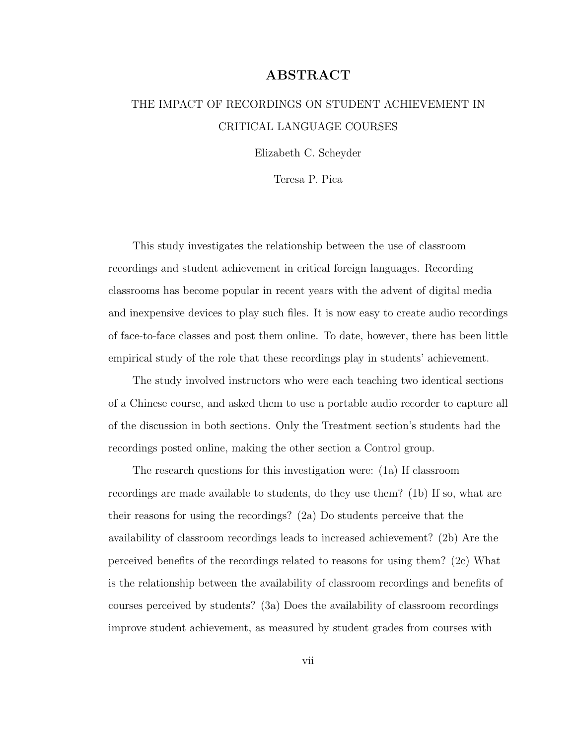# ABSTRACT

## THE IMPACT OF RECORDINGS ON STUDENT ACHIEVEMENT IN CRITICAL LANGUAGE COURSES

Elizabeth C. Scheyder

Teresa P. Pica

This study investigates the relationship between the use of classroom recordings and student achievement in critical foreign languages. Recording classrooms has become popular in recent years with the advent of digital media and inexpensive devices to play such files. It is now easy to create audio recordings of face-to-face classes and post them online. To date, however, there has been little empirical study of the role that these recordings play in students' achievement.

The study involved instructors who were each teaching two identical sections of a Chinese course, and asked them to use a portable audio recorder to capture all of the discussion in both sections. Only the Treatment section's students had the recordings posted online, making the other section a Control group.

The research questions for this investigation were: (1a) If classroom recordings are made available to students, do they use them? (1b) If so, what are their reasons for using the recordings? (2a) Do students perceive that the availability of classroom recordings leads to increased achievement? (2b) Are the perceived benefits of the recordings related to reasons for using them? (2c) What is the relationship between the availability of classroom recordings and benefits of courses perceived by students? (3a) Does the availability of classroom recordings improve student achievement, as measured by student grades from courses with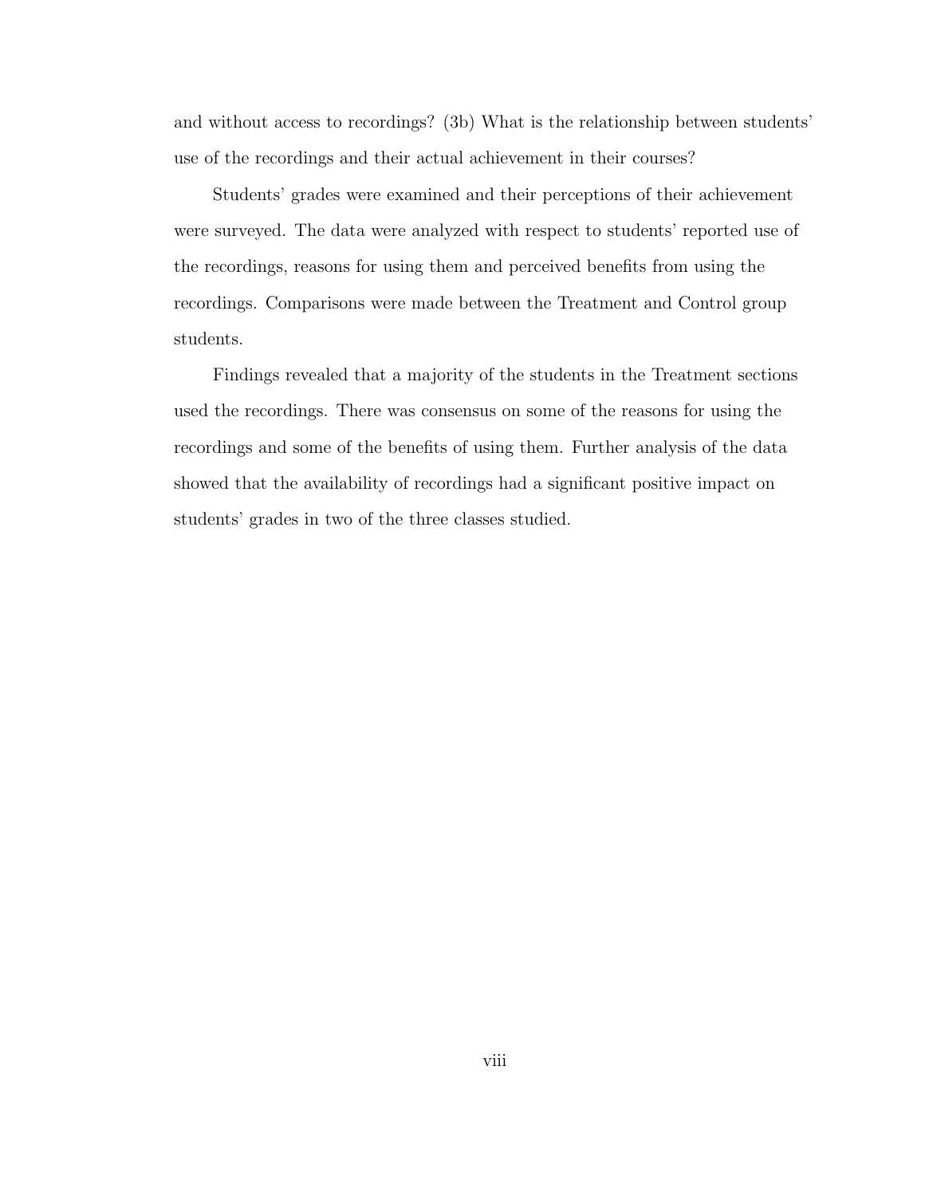and without access to recordings? (3b) What is the relationship between students' use of the recordings and their actual achievement in their courses?

Students' grades were examined and their perceptions of their achievement were surveyed. The data were analyzed with respect to students' reported use of the recordings, reasons for using them and perceived benefits from using the recordings. Comparisons were made between the Treatment and Control group students.

Findings revealed that a majority of the students in the Treatment sections used the recordings. There was consensus on some of the reasons for using the recordings and some of the benefits of using them. Further analysis of the data showed that the availability of recordings had a significant positive impact on students' grades in two of the three classes studied.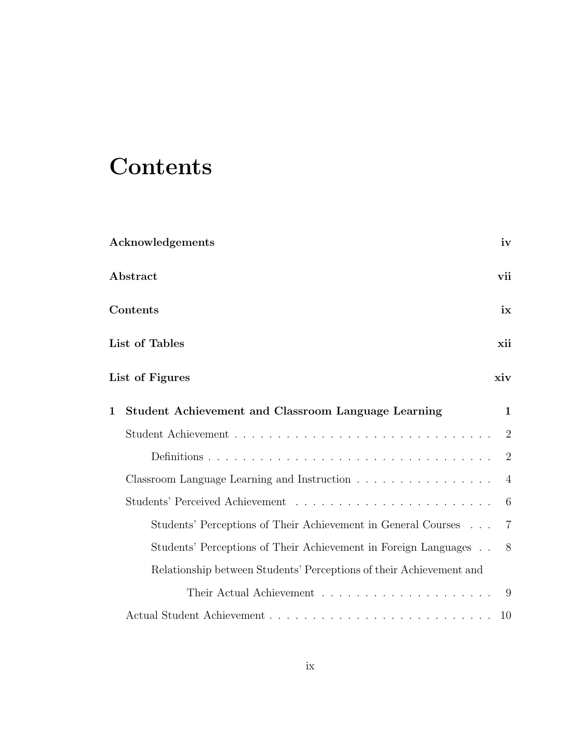# Contents

**Acknowledgements** **iv**

**Abstract** **vii**

**Contents** **ix**

**List of Tables** **xii**

**List of Figures** **xiv**

**1 Student Achievement and Classroom Language Learning** **1**

- Student Achievement . . . . . . . . . . . . . . . . . . . . . . . . . . . . . . 2
  - Definitions . . . . . . . . . . . . . . . . . . . . . . . . . . . . . . . . . 2
- Classroom Language Learning and Instruction . . . . . . . . . . . . . . . . 4
- Students' Perceived Achievement . . . . . . . . . . . . . . . . . . . . . . . 6
  - Students' Perceptions of Their Achievement in General Courses . . . 7
  - Students' Perceptions of Their Achievement in Foreign Languages . . 8
  - Relationship between Students' Perceptions of their Achievement and Their Actual Achievement . . . . . . . . . . . . . . . . . . . . . 9
- Actual Student Achievement . . . . . . . . . . . . . . . . . . . . . . . . . . 10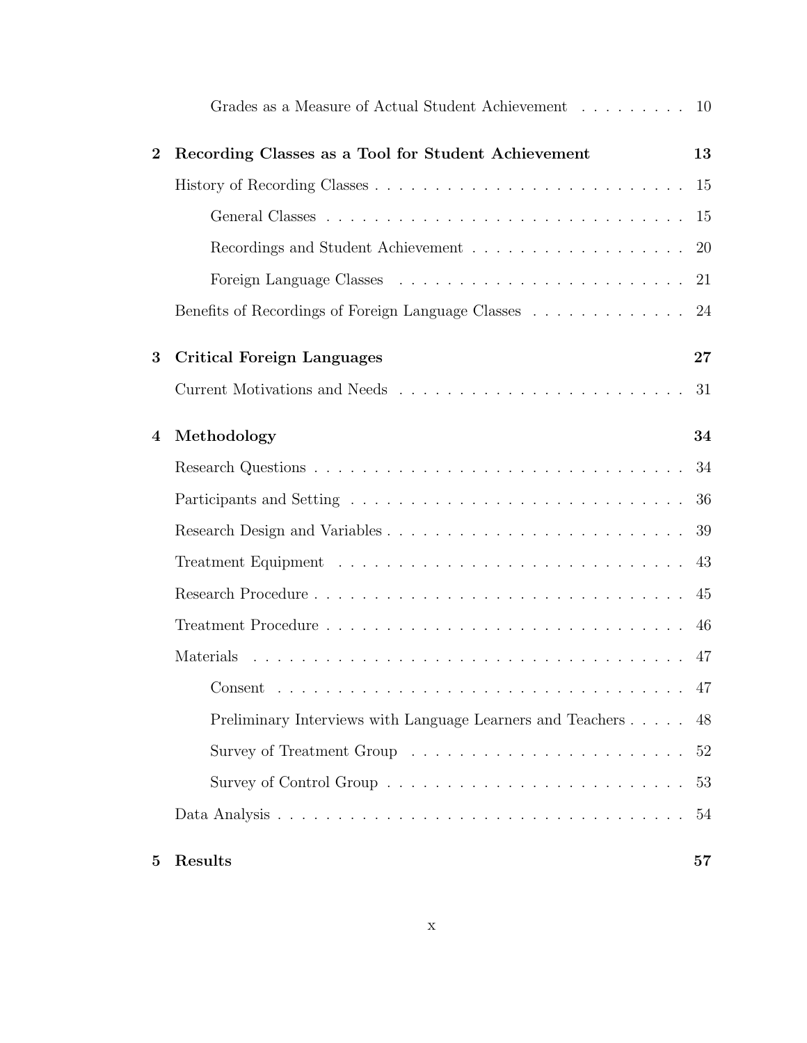Grades as a Measure of Actual Student Achievement . . . . . . . . . 10

**2 Recording Classes as a Tool for Student Achievement** **13**

History of Recording Classes . . . . . . . . . . . . . . . . . . . . . . . . . . 15

General Classes . . . . . . . . . . . . . . . . . . . . . . . . . . . . . . . 15

Recordings and Student Achievement . . . . . . . . . . . . . . . . . . 20

Foreign Language Classes . . . . . . . . . . . . . . . . . . . . . . . . 21

Benefits of Recordings of Foreign Language Classes . . . . . . . . . . . . . 24

**3 Critical Foreign Languages** **27**

Current Motivations and Needs . . . . . . . . . . . . . . . . . . . . . . . . 31

**4 Methodology** **34**

Research Questions . . . . . . . . . . . . . . . . . . . . . . . . . . . . . . . 34

Participants and Setting . . . . . . . . . . . . . . . . . . . . . . . . . . . . 36

Research Design and Variables . . . . . . . . . . . . . . . . . . . . . . . . . 39

Treatment Equipment . . . . . . . . . . . . . . . . . . . . . . . . . . . . . 43

Research Procedure . . . . . . . . . . . . . . . . . . . . . . . . . . . . . . . 45

Treatment Procedure . . . . . . . . . . . . . . . . . . . . . . . . . . . . . . 46

Materials . . . . . . . . . . . . . . . . . . . . . . . . . . . . . . . . . . . . 47

Consent . . . . . . . . . . . . . . . . . . . . . . . . . . . . . . . . . . 47

Preliminary Interviews with Language Learners and Teachers . . . . . 48

Survey of Treatment Group . . . . . . . . . . . . . . . . . . . . . . . 52

Survey of Control Group . . . . . . . . . . . . . . . . . . . . . . . . . 53

Data Analysis . . . . . . . . . . . . . . . . . . . . . . . . . . . . . . . . . . 54

**5 Results** **57**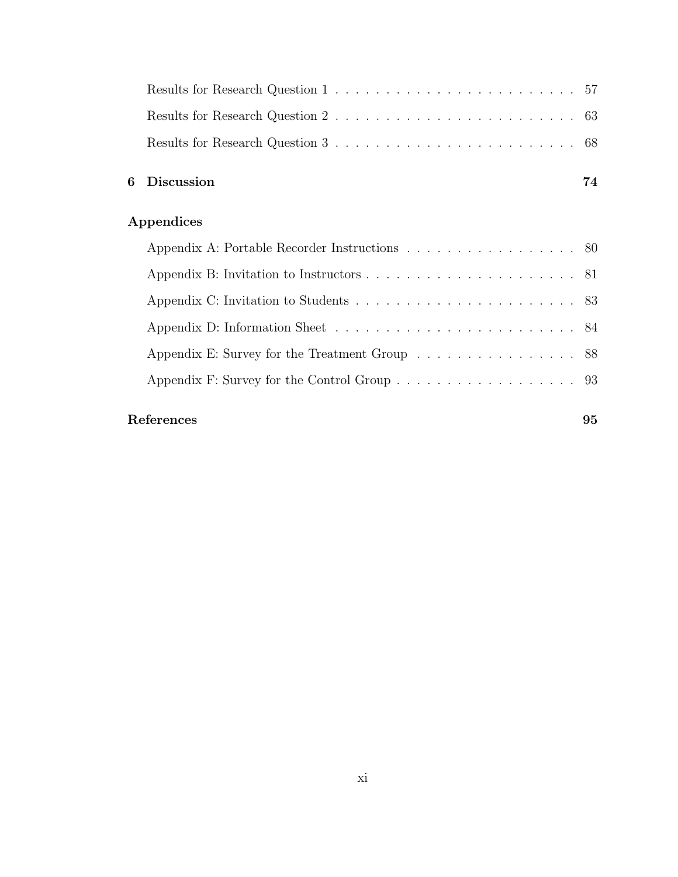Results for Research Question 1 . . . . . . . . . . . . . . . . . . . . . . . . 57

Results for Research Question 2 . . . . . . . . . . . . . . . . . . . . . . . . 63

Results for Research Question 3 . . . . . . . . . . . . . . . . . . . . . . . . 68

**6 Discussion** **74**

**Appendices**

Appendix A: Portable Recorder Instructions . . . . . . . . . . . . . . . . . 80

Appendix B: Invitation to Instructors . . . . . . . . . . . . . . . . . . . . . 81

Appendix C: Invitation to Students . . . . . . . . . . . . . . . . . . . . . . 83

Appendix D: Information Sheet . . . . . . . . . . . . . . . . . . . . . . . . 84

Appendix E: Survey for the Treatment Group . . . . . . . . . . . . . . . . 88

Appendix F: Survey for the Control Group . . . . . . . . . . . . . . . . . . 93

**References** **95**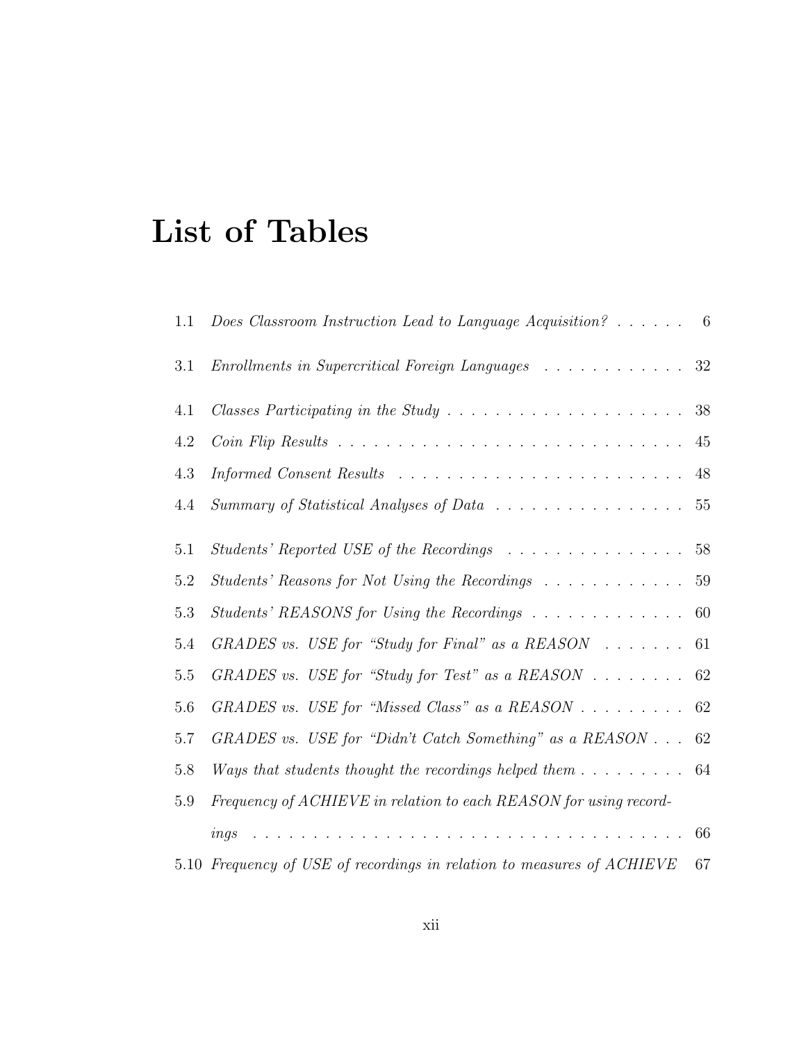# List of Tables

1.1 *Does Classroom Instruction Lead to Language Acquisition?* . . . . . . 6

3.1 *Enrollments in Supercritical Foreign Languages* . . . . . . . . . . . . 32

4.1 *Classes Participating in the Study* . . . . . . . . . . . . . . . . . . . . 38

4.2 *Coin Flip Results* . . . . . . . . . . . . . . . . . . . . . . . . . . . . . 45

4.3 *Informed Consent Results* . . . . . . . . . . . . . . . . . . . . . . . . 48

4.4 *Summary of Statistical Analyses of Data* . . . . . . . . . . . . . . . . 55

5.1 *Students' Reported USE of the Recordings* . . . . . . . . . . . . . . . 58

5.2 *Students' Reasons for Not Using the Recordings* . . . . . . . . . . . . 59

5.3 *Students' REASONS for Using the Recordings* . . . . . . . . . . . . . 60

5.4 *GRADES vs. USE for "Study for Final" as a REASON* . . . . . . . 61

5.5 *GRADES vs. USE for "Study for Test" as a REASON* . . . . . . . . 62

5.6 *GRADES vs. USE for "Missed Class" as a REASON* . . . . . . . . . 62

5.7 *GRADES vs. USE for "Didn't Catch Something" as a REASON* . . . 62

5.8 *Ways that students thought the recordings helped them* . . . . . . . . . 64

5.9 *Frequency of ACHIEVE in relation to each REASON for using recordings* . . . . . . . . . . . . . . . . . . . . . . . . . . . . . . . . . . . . 66

5.10 *Frequency of USE of recordings in relation to measures of ACHIEVE* 67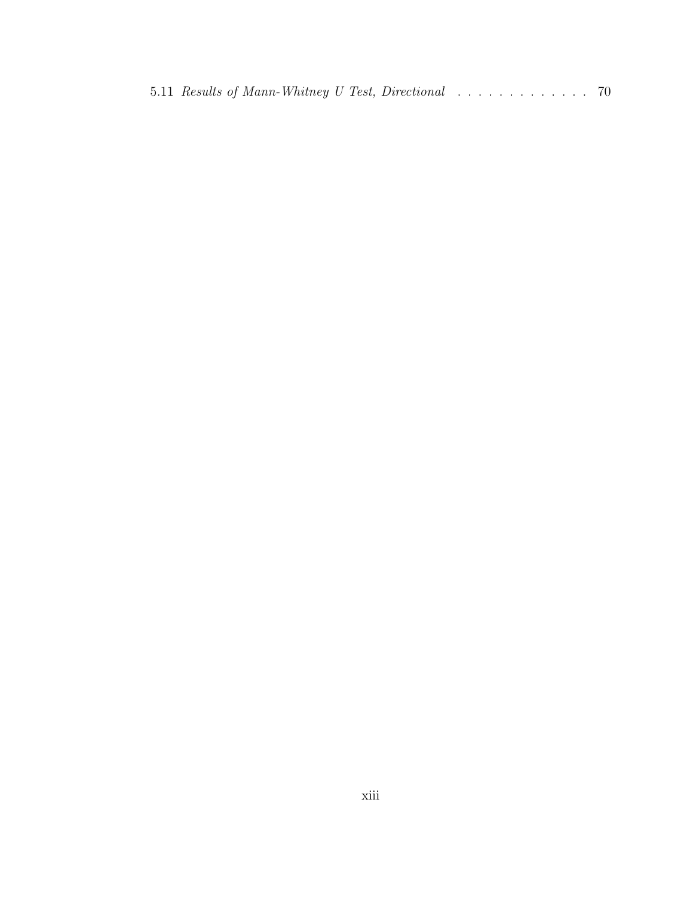5.11 *Results of Mann-Whitney U Test, Directional* . . . . . . . . . . . . . 70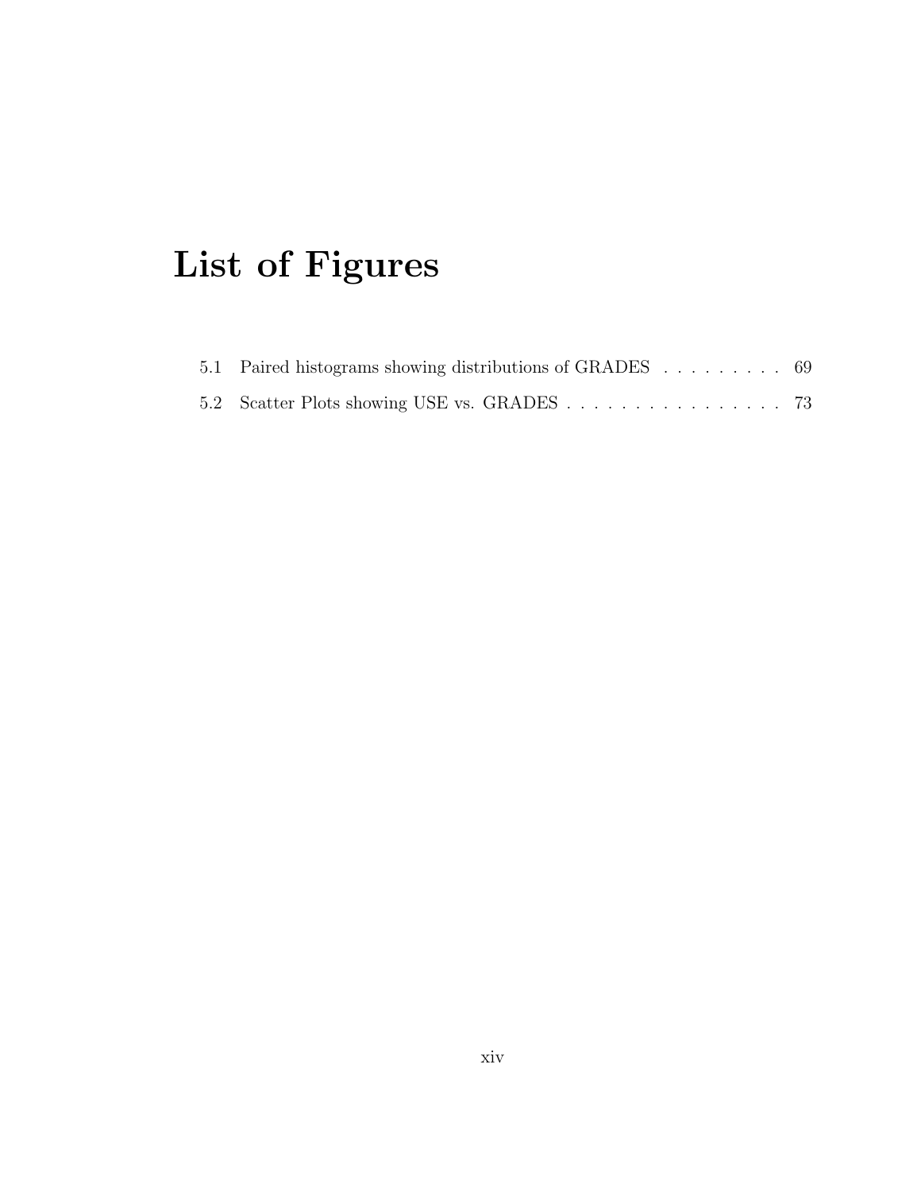# List of Figures

5.1 Paired histograms showing distributions of GRADES . . . . . . . . . 69

5.2 Scatter Plots showing USE vs. GRADES . . . . . . . . . . . . . . . . 73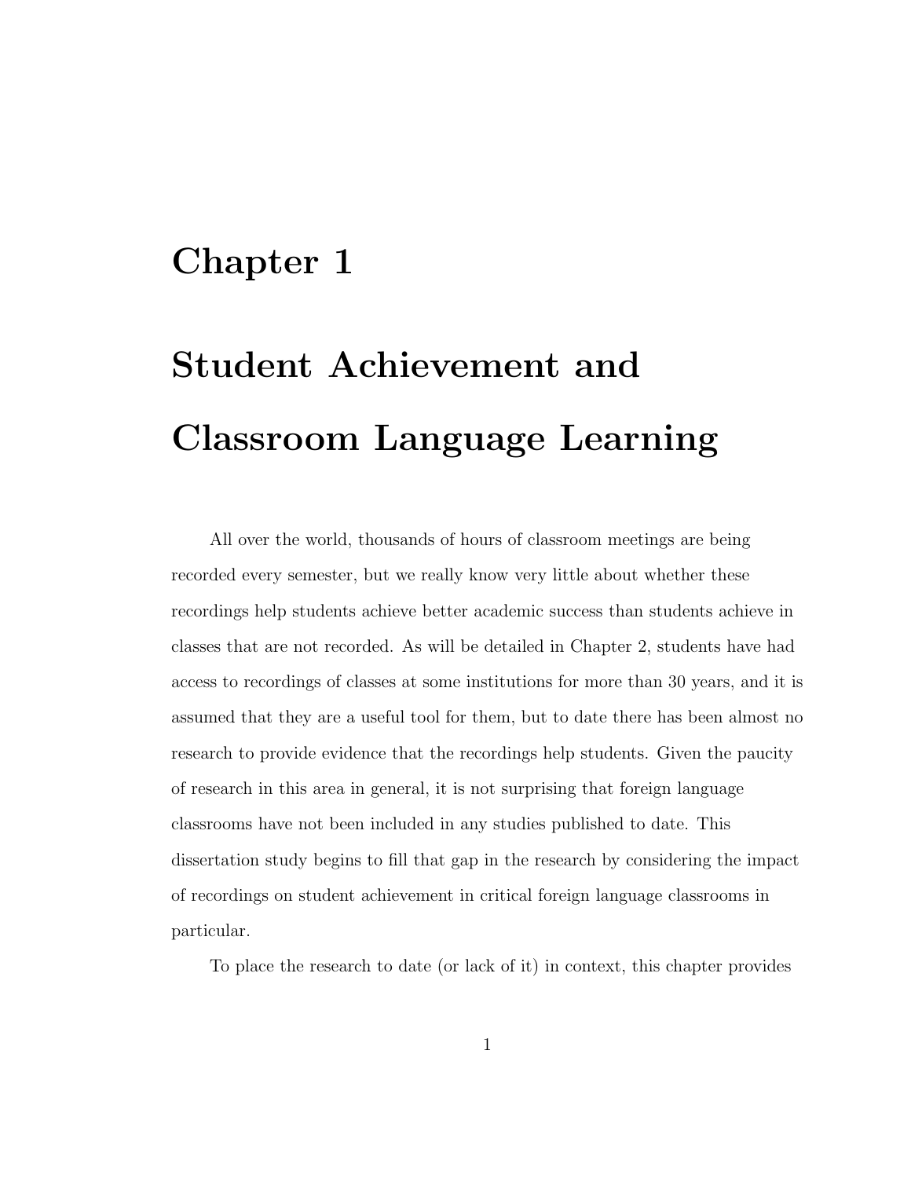# Chapter 1

# Student Achievement and Classroom Language Learning

All over the world, thousands of hours of classroom meetings are being recorded every semester, but we really know very little about whether these recordings help students achieve better academic success than students achieve in classes that are not recorded. As will be detailed in Chapter 2, students have had access to recordings of classes at some institutions for more than 30 years, and it is assumed that they are a useful tool for them, but to date there has been almost no research to provide evidence that the recordings help students. Given the paucity of research in this area in general, it is not surprising that foreign language classrooms have not been included in any studies published to date. This dissertation study begins to fill that gap in the research by considering the impact of recordings on student achievement in critical foreign language classrooms in particular.

To place the research to date (or lack of it) in context, this chapter provides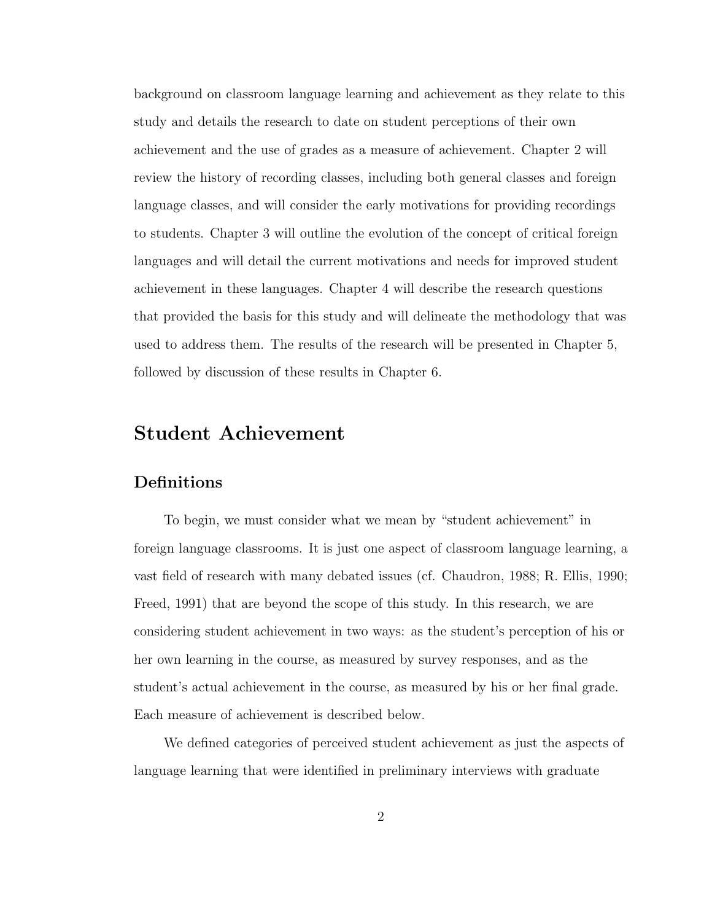background on classroom language learning and achievement as they relate to this study and details the research to date on student perceptions of their own achievement and the use of grades as a measure of achievement. Chapter 2 will review the history of recording classes, including both general classes and foreign language classes, and will consider the early motivations for providing recordings to students. Chapter 3 will outline the evolution of the concept of critical foreign languages and will detail the current motivations and needs for improved student achievement in these languages. Chapter 4 will describe the research questions that provided the basis for this study and will delineate the methodology that was used to address them. The results of the research will be presented in Chapter 5, followed by discussion of these results in Chapter 6.

## Student Achievement

### Definitions

To begin, we must consider what we mean by "student achievement" in foreign language classrooms. It is just one aspect of classroom language learning, a vast field of research with many debated issues (cf. Chaudron, 1988; R. Ellis, 1990; Freed, 1991) that are beyond the scope of this study. In this research, we are considering student achievement in two ways: as the student's perception of his or her own learning in the course, as measured by survey responses, and as the student's actual achievement in the course, as measured by his or her final grade. Each measure of achievement is described below.

We defined categories of perceived student achievement as just the aspects of language learning that were identified in preliminary interviews with graduate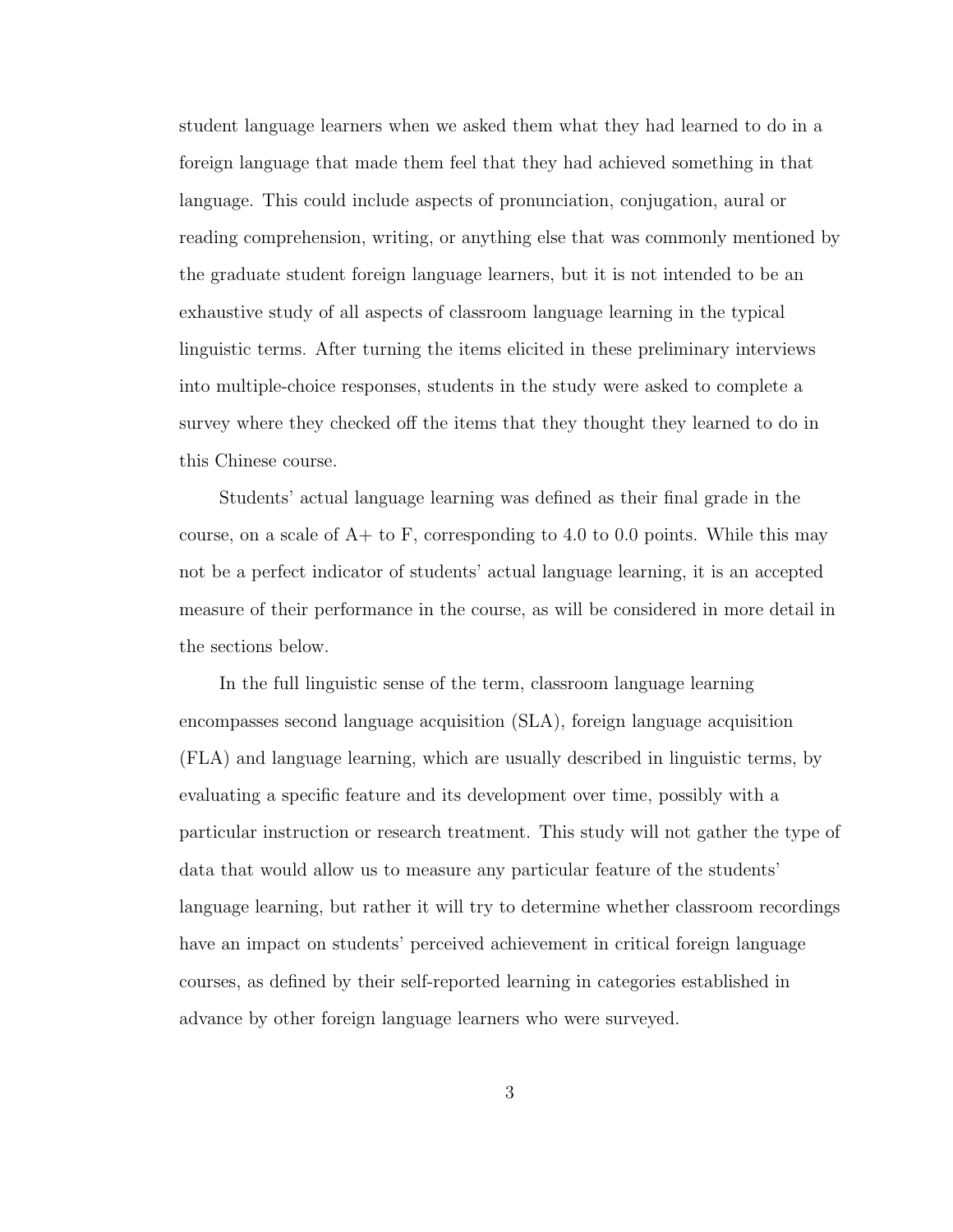student language learners when we asked them what they had learned to do in a foreign language that made them feel that they had achieved something in that language. This could include aspects of pronunciation, conjugation, aural or reading comprehension, writing, or anything else that was commonly mentioned by the graduate student foreign language learners, but it is not intended to be an exhaustive study of all aspects of classroom language learning in the typical linguistic terms. After turning the items elicited in these preliminary interviews into multiple-choice responses, students in the study were asked to complete a survey where they checked off the items that they thought they learned to do in this Chinese course.

Students' actual language learning was defined as their final grade in the course, on a scale of A+ to F, corresponding to 4.0 to 0.0 points. While this may not be a perfect indicator of students' actual language learning, it is an accepted measure of their performance in the course, as will be considered in more detail in the sections below.

In the full linguistic sense of the term, classroom language learning encompasses second language acquisition (SLA), foreign language acquisition (FLA) and language learning, which are usually described in linguistic terms, by evaluating a specific feature and its development over time, possibly with a particular instruction or research treatment. This study will not gather the type of data that would allow us to measure any particular feature of the students' language learning, but rather it will try to determine whether classroom recordings have an impact on students' perceived achievement in critical foreign language courses, as defined by their self-reported learning in categories established in advance by other foreign language learners who were surveyed.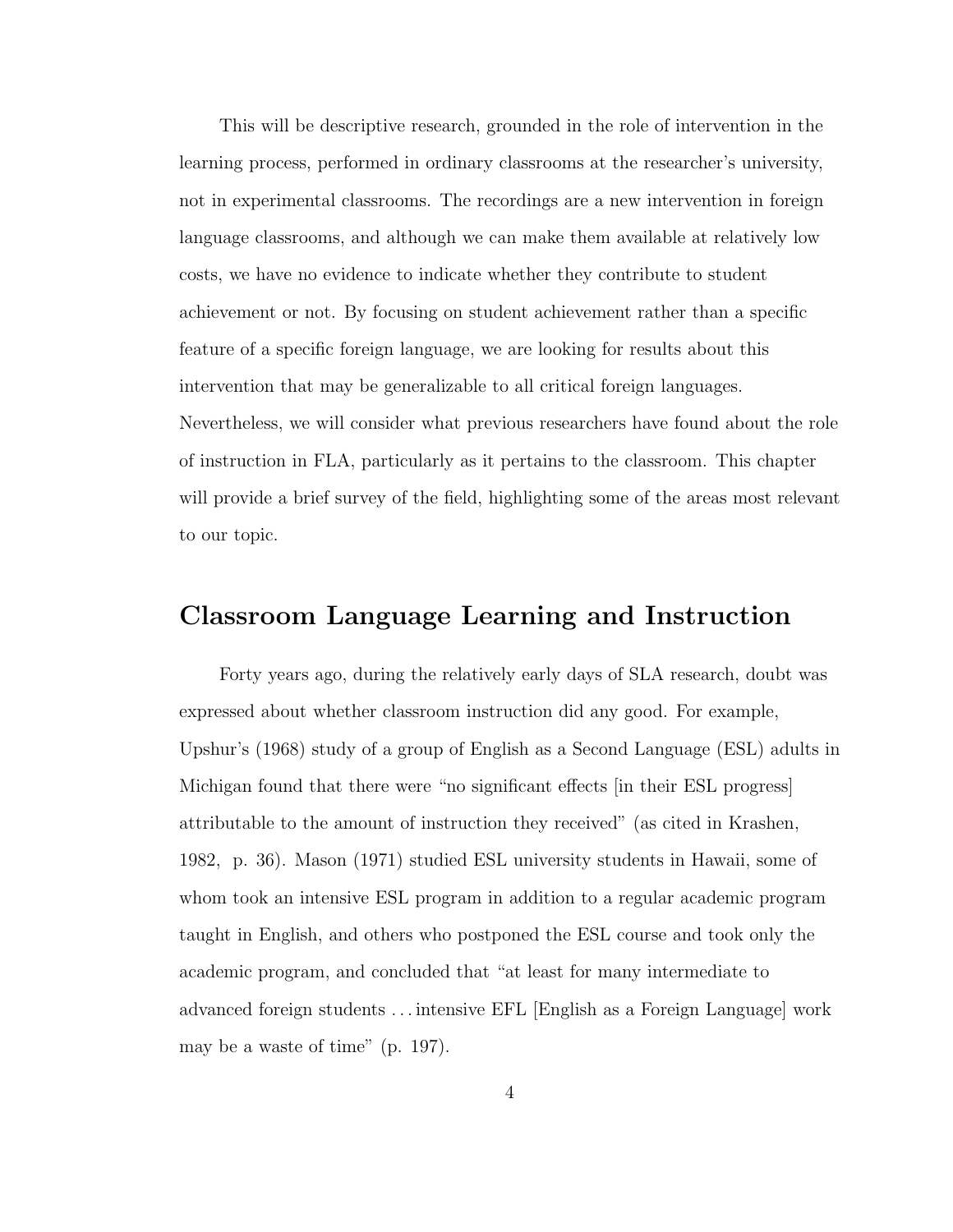This will be descriptive research, grounded in the role of intervention in the learning process, performed in ordinary classrooms at the researcher's university, not in experimental classrooms. The recordings are a new intervention in foreign language classrooms, and although we can make them available at relatively low costs, we have no evidence to indicate whether they contribute to student achievement or not. By focusing on student achievement rather than a specific feature of a specific foreign language, we are looking for results about this intervention that may be generalizable to all critical foreign languages. Nevertheless, we will consider what previous researchers have found about the role of instruction in FLA, particularly as it pertains to the classroom. This chapter will provide a brief survey of the field, highlighting some of the areas most relevant to our topic.

## Classroom Language Learning and Instruction

Forty years ago, during the relatively early days of SLA research, doubt was expressed about whether classroom instruction did any good. For example, Upshur's (1968) study of a group of English as a Second Language (ESL) adults in Michigan found that there were "no significant effects [in their ESL progress] attributable to the amount of instruction they received" (as cited in Krashen, 1982, p. 36). Mason (1971) studied ESL university students in Hawaii, some of whom took an intensive ESL program in addition to a regular academic program taught in English, and others who postponed the ESL course and took only the academic program, and concluded that "at least for many intermediate to advanced foreign students . . . intensive EFL [English as a Foreign Language] work may be a waste of time" (p. 197).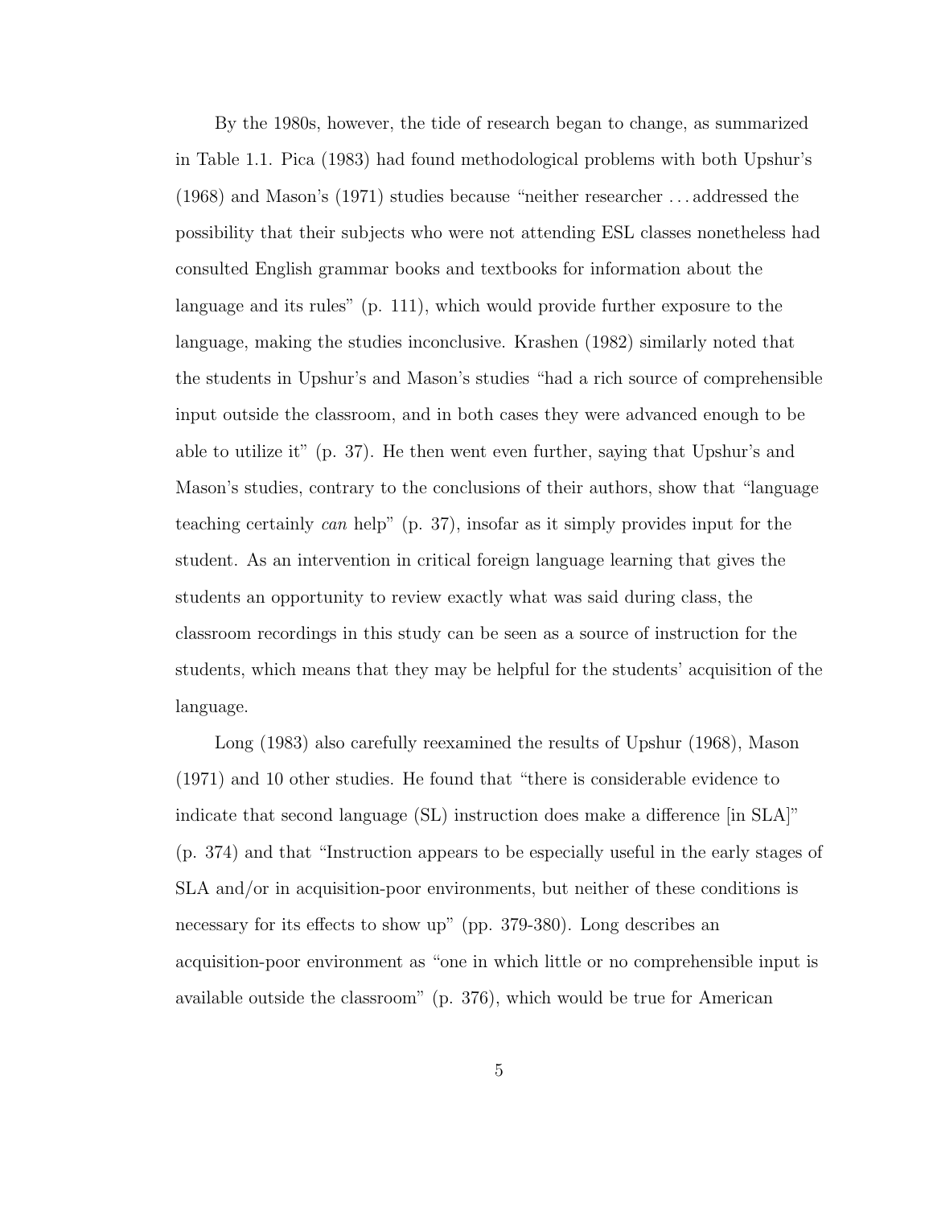By the 1980s, however, the tide of research began to change, as summarized in Table 1.1. Pica (1983) had found methodological problems with both Upshur's (1968) and Mason's (1971) studies because "neither researcher . . . addressed the possibility that their subjects who were not attending ESL classes nonetheless had consulted English grammar books and textbooks for information about the language and its rules" (p. 111), which would provide further exposure to the language, making the studies inconclusive. Krashen (1982) similarly noted that the students in Upshur's and Mason's studies "had a rich source of comprehensible input outside the classroom, and in both cases they were advanced enough to be able to utilize it" (p. 37). He then went even further, saying that Upshur's and Mason's studies, contrary to the conclusions of their authors, show that "language teaching certainly *can* help" (p. 37), insofar as it simply provides input for the student. As an intervention in critical foreign language learning that gives the students an opportunity to review exactly what was said during class, the classroom recordings in this study can be seen as a source of instruction for the students, which means that they may be helpful for the students' acquisition of the language.

Long (1983) also carefully reexamined the results of Upshur (1968), Mason (1971) and 10 other studies. He found that "there is considerable evidence to indicate that second language (SL) instruction does make a difference [in SLA]" (p. 374) and that "Instruction appears to be especially useful in the early stages of SLA and/or in acquisition-poor environments, but neither of these conditions is necessary for its effects to show up" (pp. 379-380). Long describes an acquisition-poor environment as "one in which little or no comprehensible input is available outside the classroom" (p. 376), which would be true for American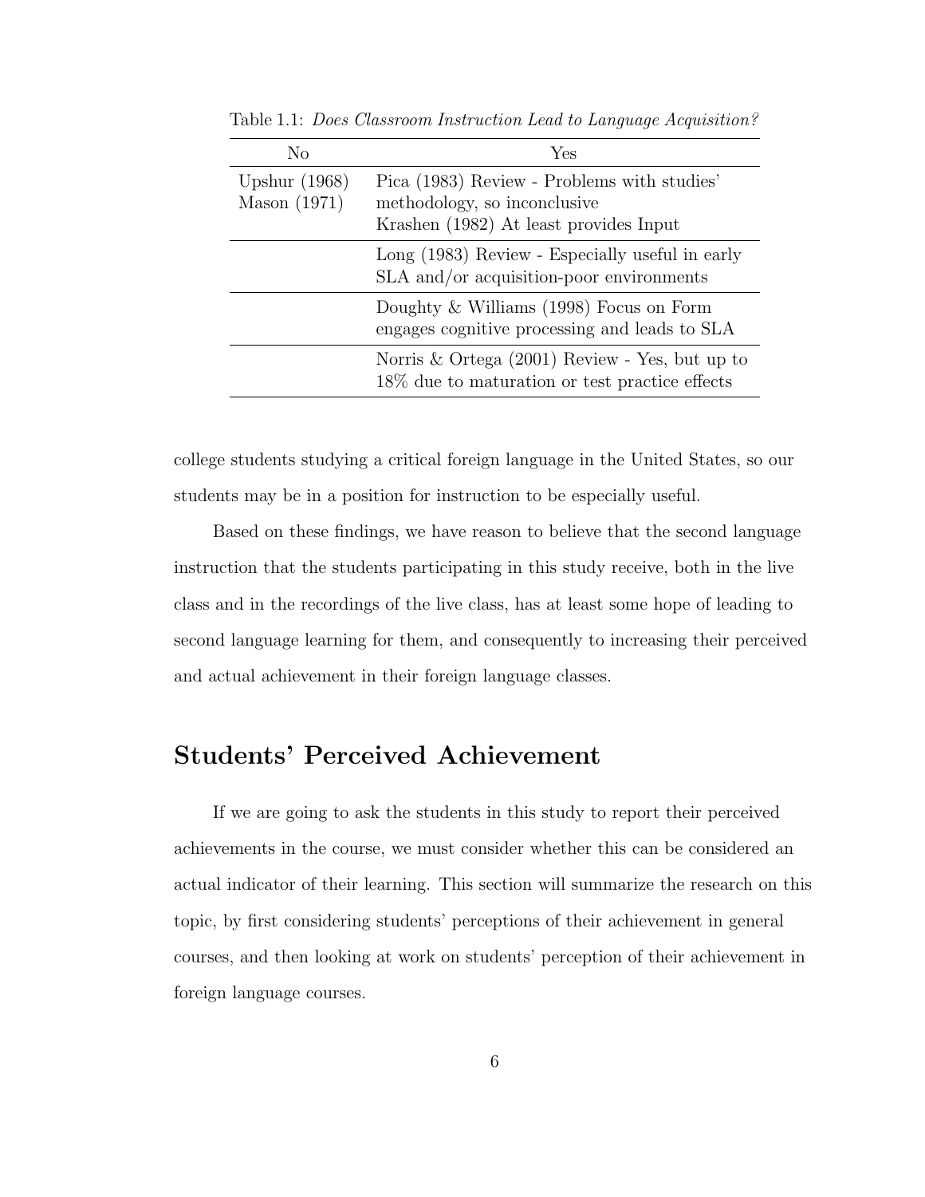Table 1.1: *Does Classroom Instruction Lead to Language Acquisition?*

| No | Yes |
|---|---|
| Upshur (1968) Mason (1971) | Pica (1983) Review - Problems with studies' methodology, so inconclusive Krashen (1982) At least provides Input |
| | Long (1983) Review - Especially useful in early SLA and/or acquisition-poor environments |
| | Doughty & Williams (1998) Focus on Form engages cognitive processing and leads to SLA |
| | Norris & Ortega (2001) Review - Yes, but up to 18% due to maturation or test practice effects |

college students studying a critical foreign language in the United States, so our students may be in a position for instruction to be especially useful.

Based on these findings, we have reason to believe that the second language instruction that the students participating in this study receive, both in the live class and in the recordings of the live class, has at least some hope of leading to second language learning for them, and consequently to increasing their perceived and actual achievement in their foreign language classes.

## Students' Perceived Achievement

If we are going to ask the students in this study to report their perceived achievements in the course, we must consider whether this can be considered an actual indicator of their learning. This section will summarize the research on this topic, by first considering students' perceptions of their achievement in general courses, and then looking at work on students' perception of their achievement in foreign language courses.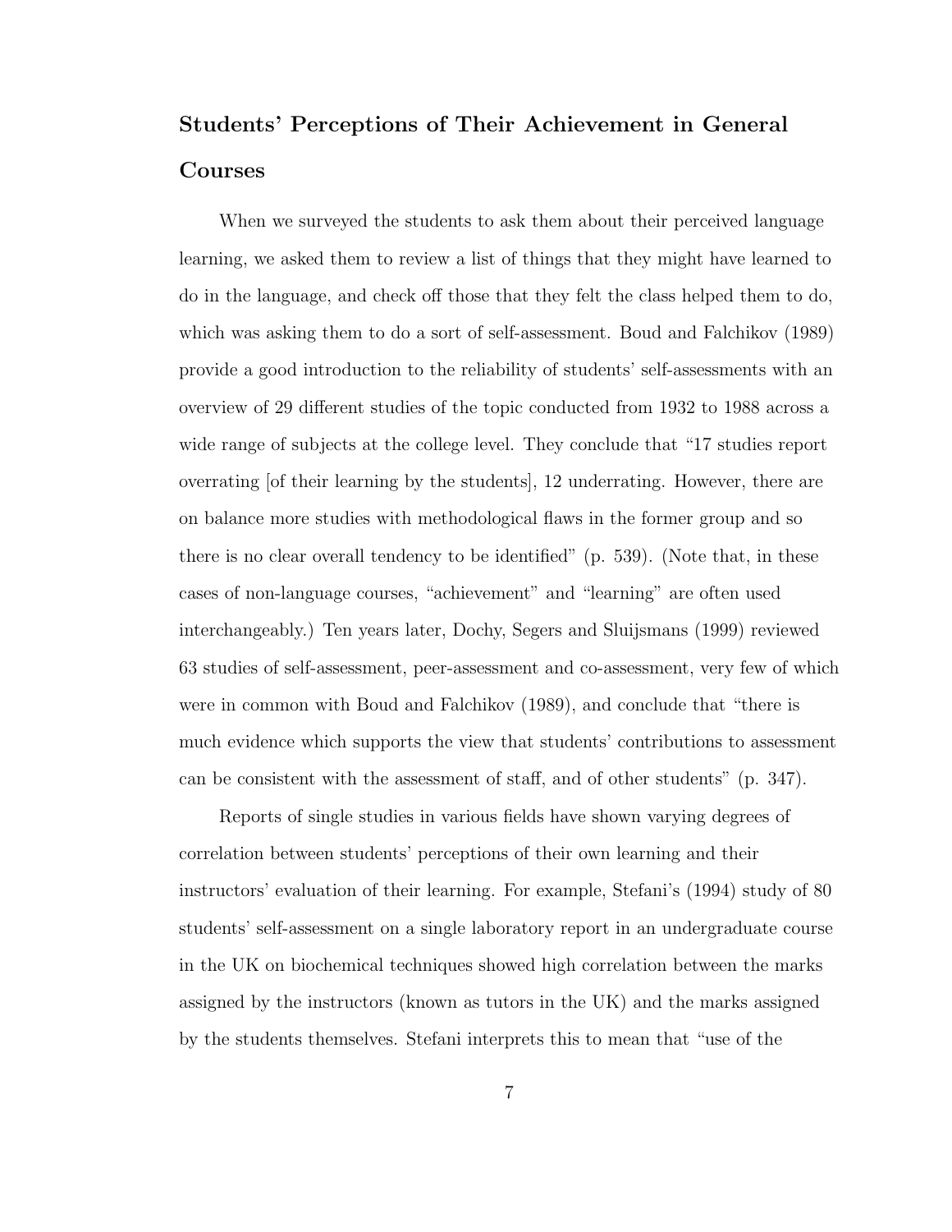## Students' Perceptions of Their Achievement in General Courses

When we surveyed the students to ask them about their perceived language learning, we asked them to review a list of things that they might have learned to do in the language, and check off those that they felt the class helped them to do, which was asking them to do a sort of self-assessment. Boud and Falchikov (1989) provide a good introduction to the reliability of students' self-assessments with an overview of 29 different studies of the topic conducted from 1932 to 1988 across a wide range of subjects at the college level. They conclude that "17 studies report overrating [of their learning by the students], 12 underrating. However, there are on balance more studies with methodological flaws in the former group and so there is no clear overall tendency to be identified" (p. 539). (Note that, in these cases of non-language courses, "achievement" and "learning" are often used interchangeably.) Ten years later, Dochy, Segers and Sluijsmans (1999) reviewed 63 studies of self-assessment, peer-assessment and co-assessment, very few of which were in common with Boud and Falchikov (1989), and conclude that "there is much evidence which supports the view that students' contributions to assessment can be consistent with the assessment of staff, and of other students" (p. 347).

Reports of single studies in various fields have shown varying degrees of correlation between students' perceptions of their own learning and their instructors' evaluation of their learning. For example, Stefani's (1994) study of 80 students' self-assessment on a single laboratory report in an undergraduate course in the UK on biochemical techniques showed high correlation between the marks assigned by the instructors (known as tutors in the UK) and the marks assigned by the students themselves. Stefani interprets this to mean that "use of the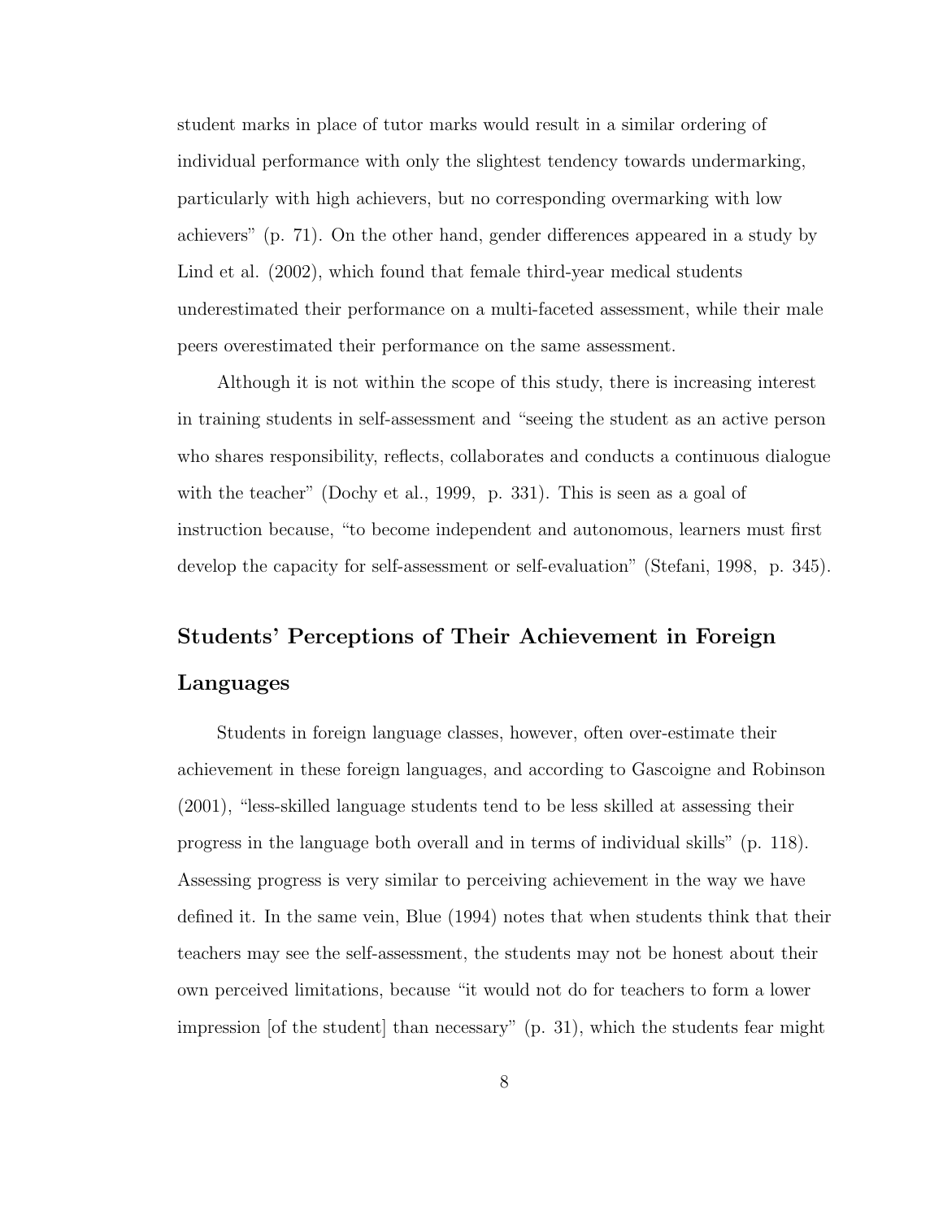student marks in place of tutor marks would result in a similar ordering of individual performance with only the slightest tendency towards undermarking, particularly with high achievers, but no corresponding overmarking with low achievers" (p. 71). On the other hand, gender differences appeared in a study by Lind et al. (2002), which found that female third-year medical students underestimated their performance on a multi-faceted assessment, while their male peers overestimated their performance on the same assessment.

Although it is not within the scope of this study, there is increasing interest in training students in self-assessment and "seeing the student as an active person who shares responsibility, reflects, collaborates and conducts a continuous dialogue with the teacher" (Dochy et al., 1999, p. 331). This is seen as a goal of instruction because, "to become independent and autonomous, learners must first develop the capacity for self-assessment or self-evaluation" (Stefani, 1998, p. 345).

## Students' Perceptions of Their Achievement in Foreign Languages

Students in foreign language classes, however, often over-estimate their achievement in these foreign languages, and according to Gascoigne and Robinson (2001), "less-skilled language students tend to be less skilled at assessing their progress in the language both overall and in terms of individual skills" (p. 118). Assessing progress is very similar to perceiving achievement in the way we have defined it. In the same vein, Blue (1994) notes that when students think that their teachers may see the self-assessment, the students may not be honest about their own perceived limitations, because "it would not do for teachers to form a lower impression [of the student] than necessary" (p. 31), which the students fear might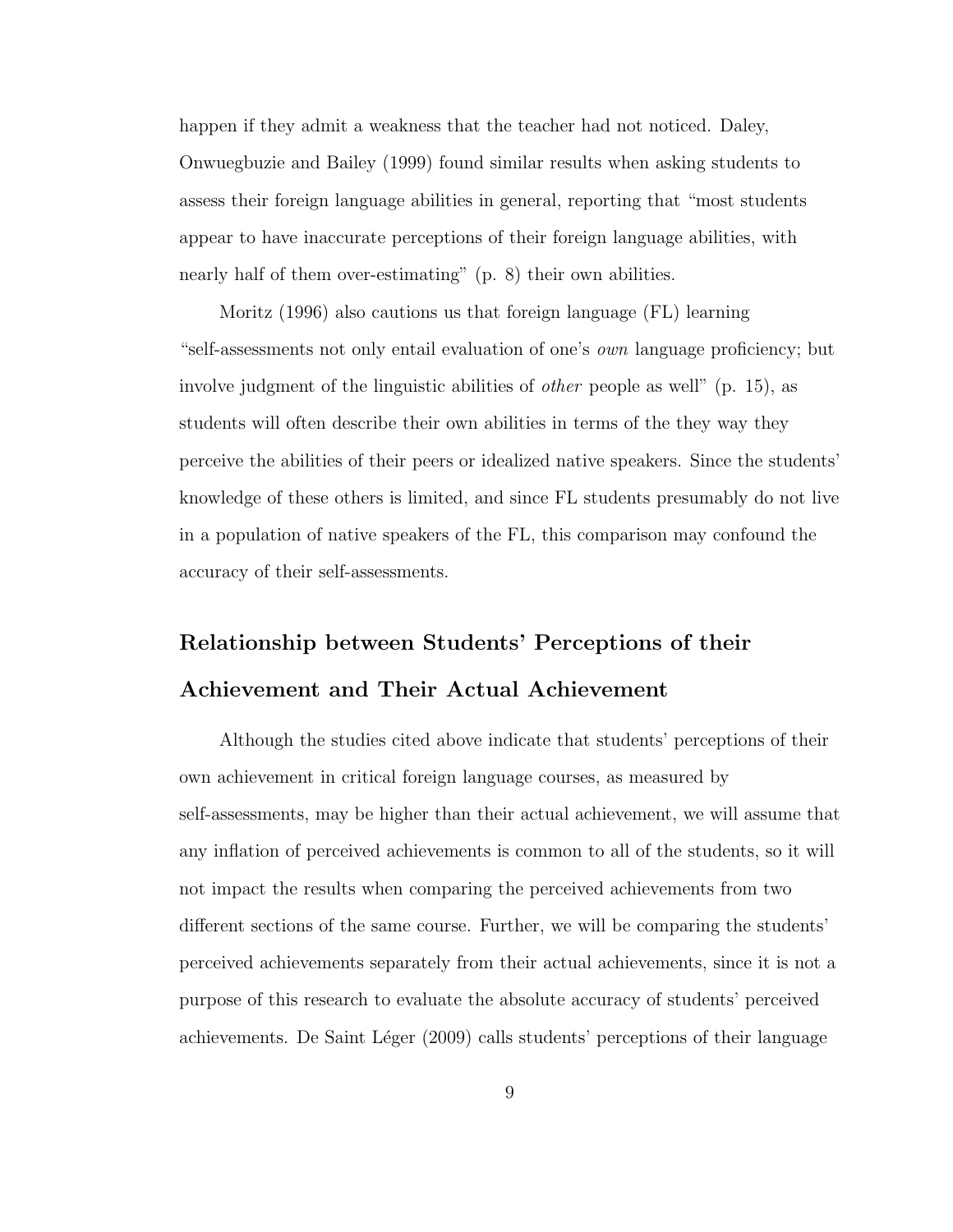happen if they admit a weakness that the teacher had not noticed. Daley, Onwuegbuzie and Bailey (1999) found similar results when asking students to assess their foreign language abilities in general, reporting that "most students appear to have inaccurate perceptions of their foreign language abilities, with nearly half of them over-estimating" (p. 8) their own abilities.

Moritz (1996) also cautions us that foreign language (FL) learning "self-assessments not only entail evaluation of one's *own* language proficiency; but involve judgment of the linguistic abilities of *other* people as well" (p. 15), as students will often describe their own abilities in terms of the they way they perceive the abilities of their peers or idealized native speakers. Since the students' knowledge of these others is limited, and since FL students presumably do not live in a population of native speakers of the FL, this comparison may confound the accuracy of their self-assessments.

## Relationship between Students' Perceptions of their Achievement and Their Actual Achievement

Although the studies cited above indicate that students' perceptions of their own achievement in critical foreign language courses, as measured by self-assessments, may be higher than their actual achievement, we will assume that any inflation of perceived achievements is common to all of the students, so it will not impact the results when comparing the perceived achievements from two different sections of the same course. Further, we will be comparing the students' perceived achievements separately from their actual achievements, since it is not a purpose of this research to evaluate the absolute accuracy of students' perceived achievements. De Saint Léger (2009) calls students' perceptions of their language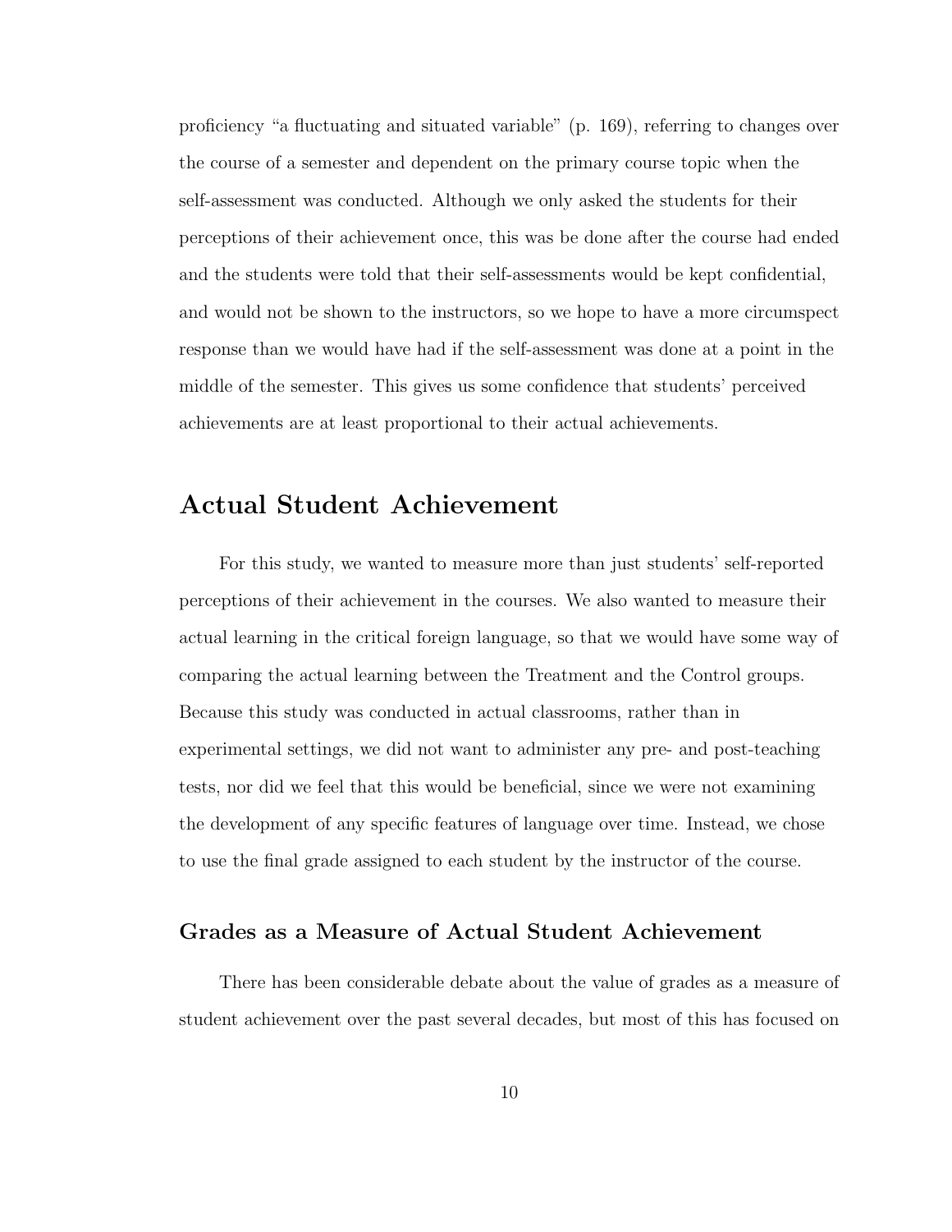proficiency "a fluctuating and situated variable" (p. 169), referring to changes over the course of a semester and dependent on the primary course topic when the self-assessment was conducted. Although we only asked the students for their perceptions of their achievement once, this was be done after the course had ended and the students were told that their self-assessments would be kept confidential, and would not be shown to the instructors, so we hope to have a more circumspect response than we would have had if the self-assessment was done at a point in the middle of the semester. This gives us some confidence that students' perceived achievements are at least proportional to their actual achievements.

## Actual Student Achievement

For this study, we wanted to measure more than just students' self-reported perceptions of their achievement in the courses. We also wanted to measure their actual learning in the critical foreign language, so that we would have some way of comparing the actual learning between the Treatment and the Control groups. Because this study was conducted in actual classrooms, rather than in experimental settings, we did not want to administer any pre- and post-teaching tests, nor did we feel that this would be beneficial, since we were not examining the development of any specific features of language over time. Instead, we chose to use the final grade assigned to each student by the instructor of the course.

### Grades as a Measure of Actual Student Achievement

There has been considerable debate about the value of grades as a measure of student achievement over the past several decades, but most of this has focused on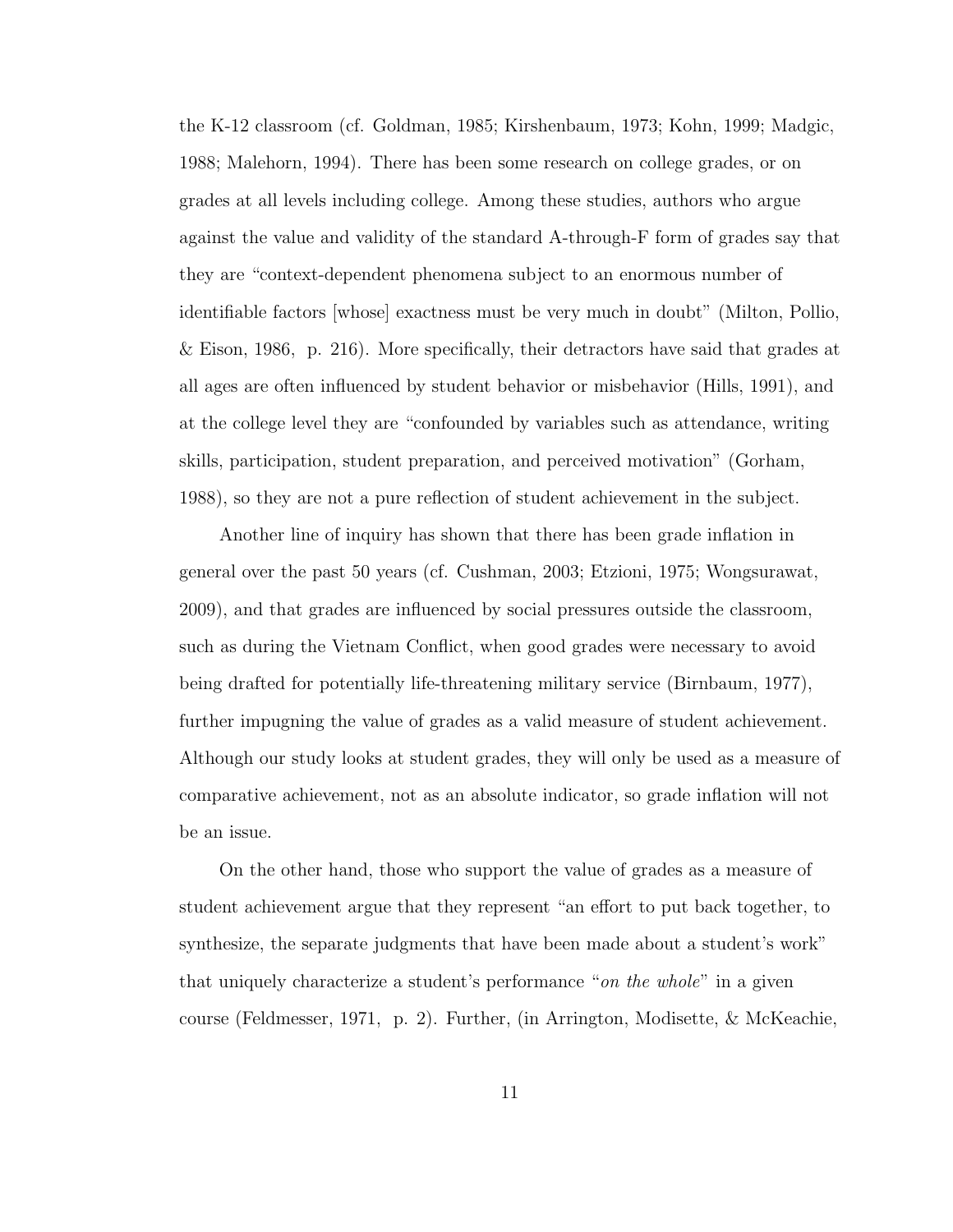the K-12 classroom (cf. Goldman, 1985; Kirshenbaum, 1973; Kohn, 1999; Madgic, 1988; Malehorn, 1994). There has been some research on college grades, or on grades at all levels including college. Among these studies, authors who argue against the value and validity of the standard A-through-F form of grades say that they are "context-dependent phenomena subject to an enormous number of identifiable factors [whose] exactness must be very much in doubt" (Milton, Pollio, & Eison, 1986, p. 216). More specifically, their detractors have said that grades at all ages are often influenced by student behavior or misbehavior (Hills, 1991), and at the college level they are "confounded by variables such as attendance, writing skills, participation, student preparation, and perceived motivation" (Gorham, 1988), so they are not a pure reflection of student achievement in the subject.

Another line of inquiry has shown that there has been grade inflation in general over the past 50 years (cf. Cushman, 2003; Etzioni, 1975; Wongsurawat, 2009), and that grades are influenced by social pressures outside the classroom, such as during the Vietnam Conflict, when good grades were necessary to avoid being drafted for potentially life-threatening military service (Birnbaum, 1977), further impugning the value of grades as a valid measure of student achievement. Although our study looks at student grades, they will only be used as a measure of comparative achievement, not as an absolute indicator, so grade inflation will not be an issue.

On the other hand, those who support the value of grades as a measure of student achievement argue that they represent "an effort to put back together, to synthesize, the separate judgments that have been made about a student's work" that uniquely characterize a student's performance "*on the whole*" in a given course (Feldmesser, 1971, p. 2). Further, (in Arrington, Modisette, & McKeachie,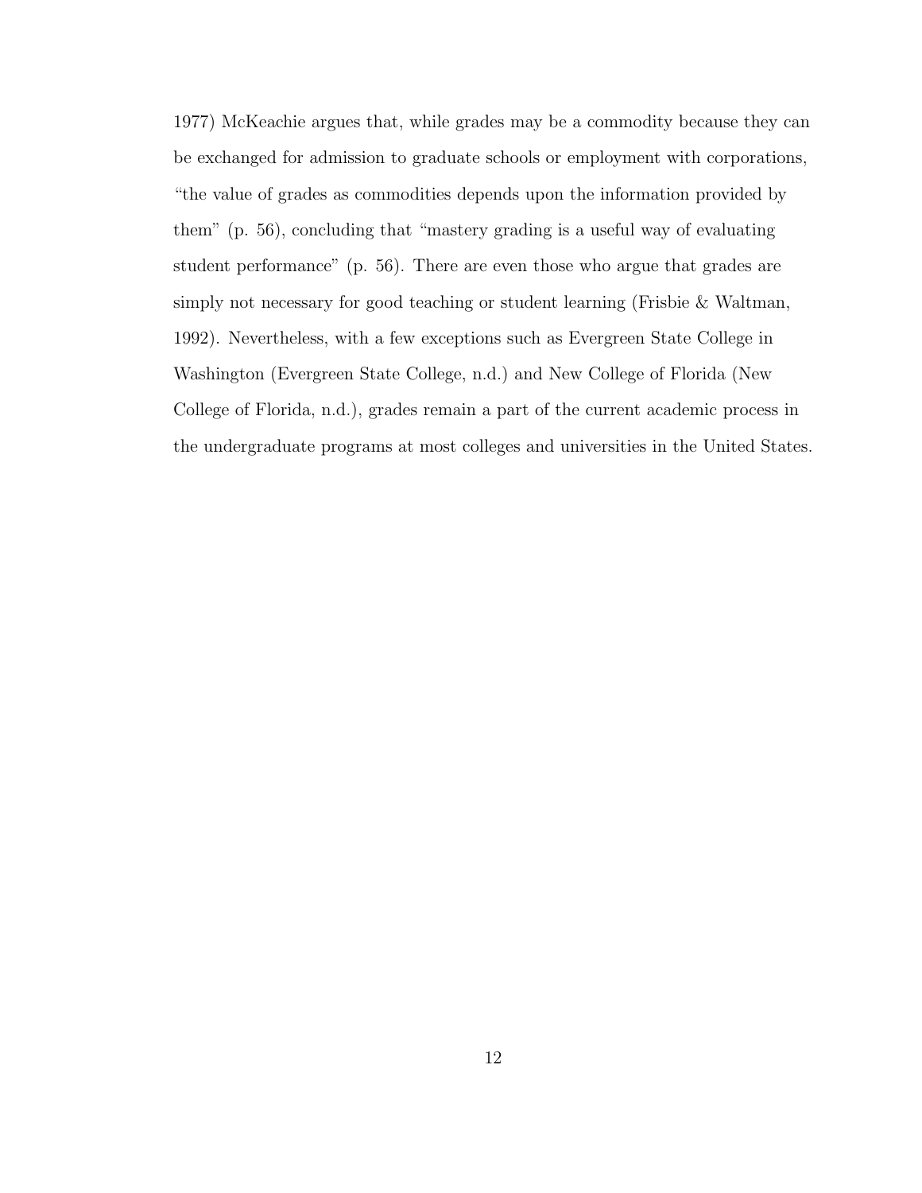1977) McKeachie argues that, while grades may be a commodity because they can be exchanged for admission to graduate schools or employment with corporations, "the value of grades as commodities depends upon the information provided by them" (p. 56), concluding that "mastery grading is a useful way of evaluating student performance" (p. 56). There are even those who argue that grades are simply not necessary for good teaching or student learning (Frisbie & Waltman, 1992). Nevertheless, with a few exceptions such as Evergreen State College in Washington (Evergreen State College, n.d.) and New College of Florida (New College of Florida, n.d.), grades remain a part of the current academic process in the undergraduate programs at most colleges and universities in the United States.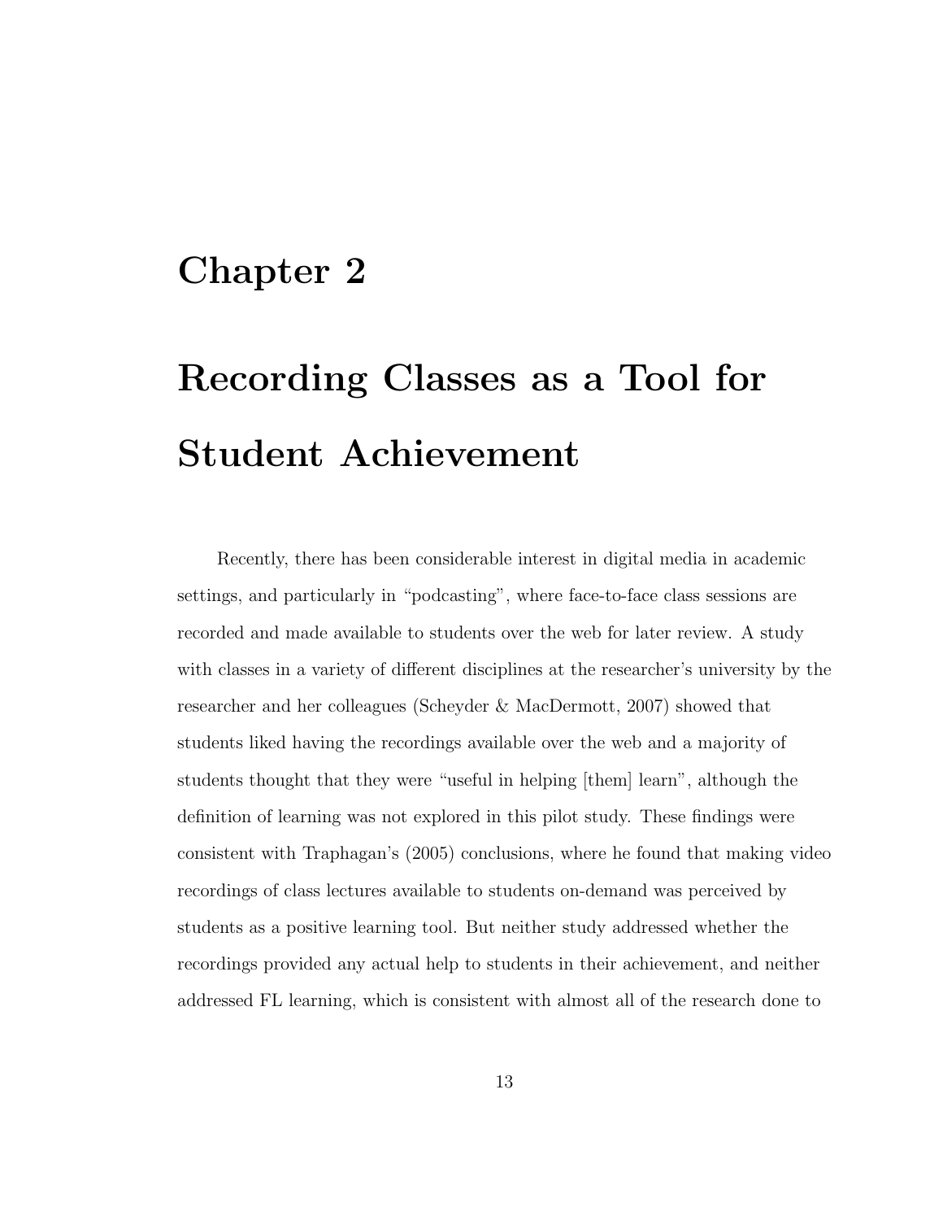# Chapter 2

# Recording Classes as a Tool for Student Achievement

Recently, there has been considerable interest in digital media in academic settings, and particularly in "podcasting", where face-to-face class sessions are recorded and made available to students over the web for later review. A study with classes in a variety of different disciplines at the researcher's university by the researcher and her colleagues (Scheyder & MacDermott, 2007) showed that students liked having the recordings available over the web and a majority of students thought that they were "useful in helping [them] learn", although the definition of learning was not explored in this pilot study. These findings were consistent with Traphagan's (2005) conclusions, where he found that making video recordings of class lectures available to students on-demand was perceived by students as a positive learning tool. But neither study addressed whether the recordings provided any actual help to students in their achievement, and neither addressed FL learning, which is consistent with almost all of the research done to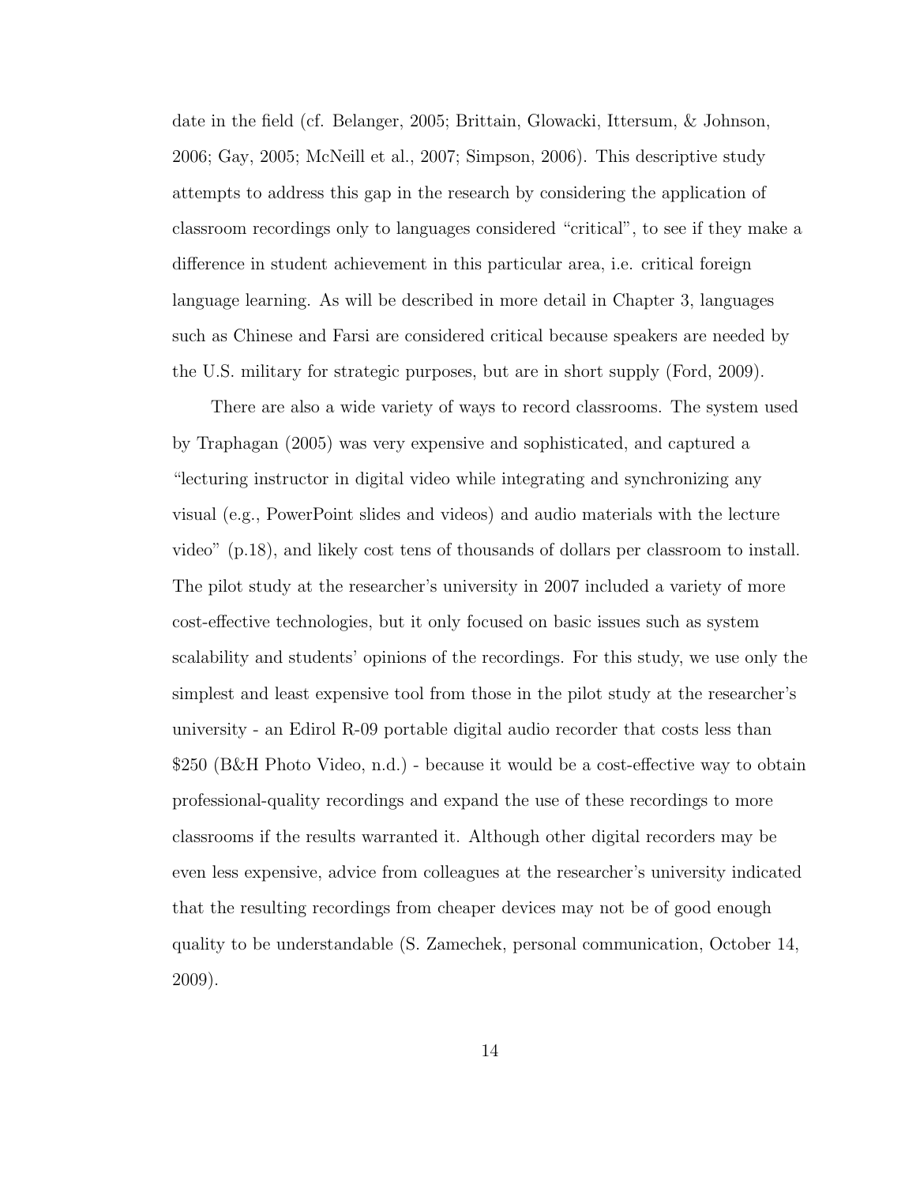date in the field (cf. Belanger, 2005; Brittain, Glowacki, Ittersum, & Johnson, 2006; Gay, 2005; McNeill et al., 2007; Simpson, 2006). This descriptive study attempts to address this gap in the research by considering the application of classroom recordings only to languages considered "critical", to see if they make a difference in student achievement in this particular area, i.e. critical foreign language learning. As will be described in more detail in Chapter 3, languages such as Chinese and Farsi are considered critical because speakers are needed by the U.S. military for strategic purposes, but are in short supply (Ford, 2009).

There are also a wide variety of ways to record classrooms. The system used by Traphagan (2005) was very expensive and sophisticated, and captured a "lecturing instructor in digital video while integrating and synchronizing any visual (e.g., PowerPoint slides and videos) and audio materials with the lecture video" (p.18), and likely cost tens of thousands of dollars per classroom to install. The pilot study at the researcher's university in 2007 included a variety of more cost-effective technologies, but it only focused on basic issues such as system scalability and students' opinions of the recordings. For this study, we use only the simplest and least expensive tool from those in the pilot study at the researcher's university - an Edirol R-09 portable digital audio recorder that costs less than $250 (B&H Photo Video, n.d.) - because it would be a cost-effective way to obtain professional-quality recordings and expand the use of these recordings to more classrooms if the results warranted it. Although other digital recorders may be even less expensive, advice from colleagues at the researcher's university indicated that the resulting recordings from cheaper devices may not be of good enough quality to be understandable (S. Zamechek, personal communication, October 14, 2009).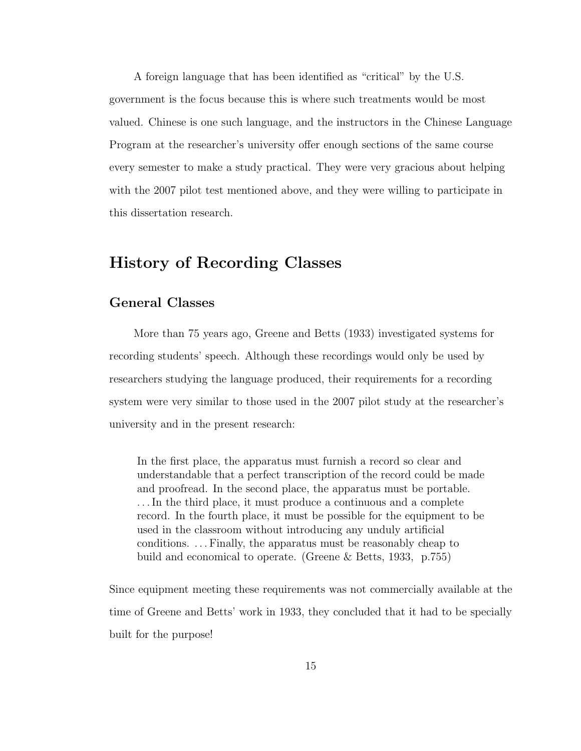A foreign language that has been identified as "critical" by the U.S. government is the focus because this is where such treatments would be most valued. Chinese is one such language, and the instructors in the Chinese Language Program at the researcher's university offer enough sections of the same course every semester to make a study practical. They were very gracious about helping with the 2007 pilot test mentioned above, and they were willing to participate in this dissertation research.

## History of Recording Classes

### General Classes

More than 75 years ago, Greene and Betts (1933) investigated systems for recording students' speech. Although these recordings would only be used by researchers studying the language produced, their requirements for a recording system were very similar to those used in the 2007 pilot study at the researcher's university and in the present research:

> In the first place, the apparatus must furnish a record so clear and understandable that a perfect transcription of the record could be made and proofread. In the second place, the apparatus must be portable. . . . In the third place, it must produce a continuous and a complete record. In the fourth place, it must be possible for the equipment to be used in the classroom without introducing any unduly artificial conditions. . . . Finally, the apparatus must be reasonably cheap to build and economical to operate. (Greene & Betts, 1933, p.755)

Since equipment meeting these requirements was not commercially available at the time of Greene and Betts' work in 1933, they concluded that it had to be specially built for the purpose!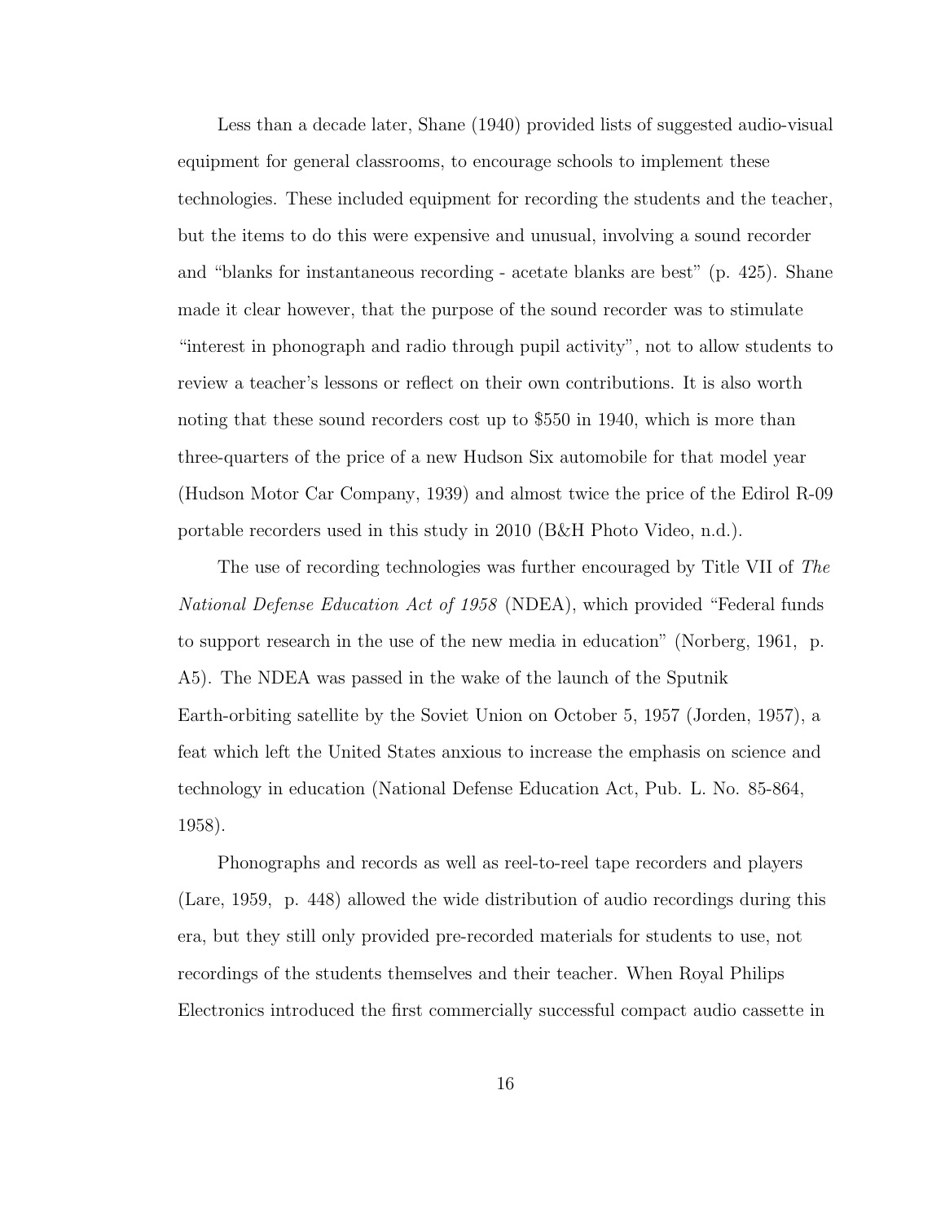Less than a decade later, Shane (1940) provided lists of suggested audio-visual equipment for general classrooms, to encourage schools to implement these technologies. These included equipment for recording the students and the teacher, but the items to do this were expensive and unusual, involving a sound recorder and "blanks for instantaneous recording - acetate blanks are best" (p. 425). Shane made it clear however, that the purpose of the sound recorder was to stimulate "interest in phonograph and radio through pupil activity", not to allow students to review a teacher's lessons or reflect on their own contributions. It is also worth noting that these sound recorders cost up to $550 in 1940, which is more than three-quarters of the price of a new Hudson Six automobile for that model year (Hudson Motor Car Company, 1939) and almost twice the price of the Edirol R-09 portable recorders used in this study in 2010 (B&H Photo Video, n.d.).

The use of recording technologies was further encouraged by Title VII of *The National Defense Education Act of 1958* (NDEA), which provided "Federal funds to support research in the use of the new media in education" (Norberg, 1961, p. A5). The NDEA was passed in the wake of the launch of the Sputnik Earth-orbiting satellite by the Soviet Union on October 5, 1957 (Jorden, 1957), a feat which left the United States anxious to increase the emphasis on science and technology in education (National Defense Education Act, Pub. L. No. 85-864, 1958).

Phonographs and records as well as reel-to-reel tape recorders and players (Lare, 1959, p. 448) allowed the wide distribution of audio recordings during this era, but they still only provided pre-recorded materials for students to use, not recordings of the students themselves and their teacher. When Royal Philips Electronics introduced the first commercially successful compact audio cassette in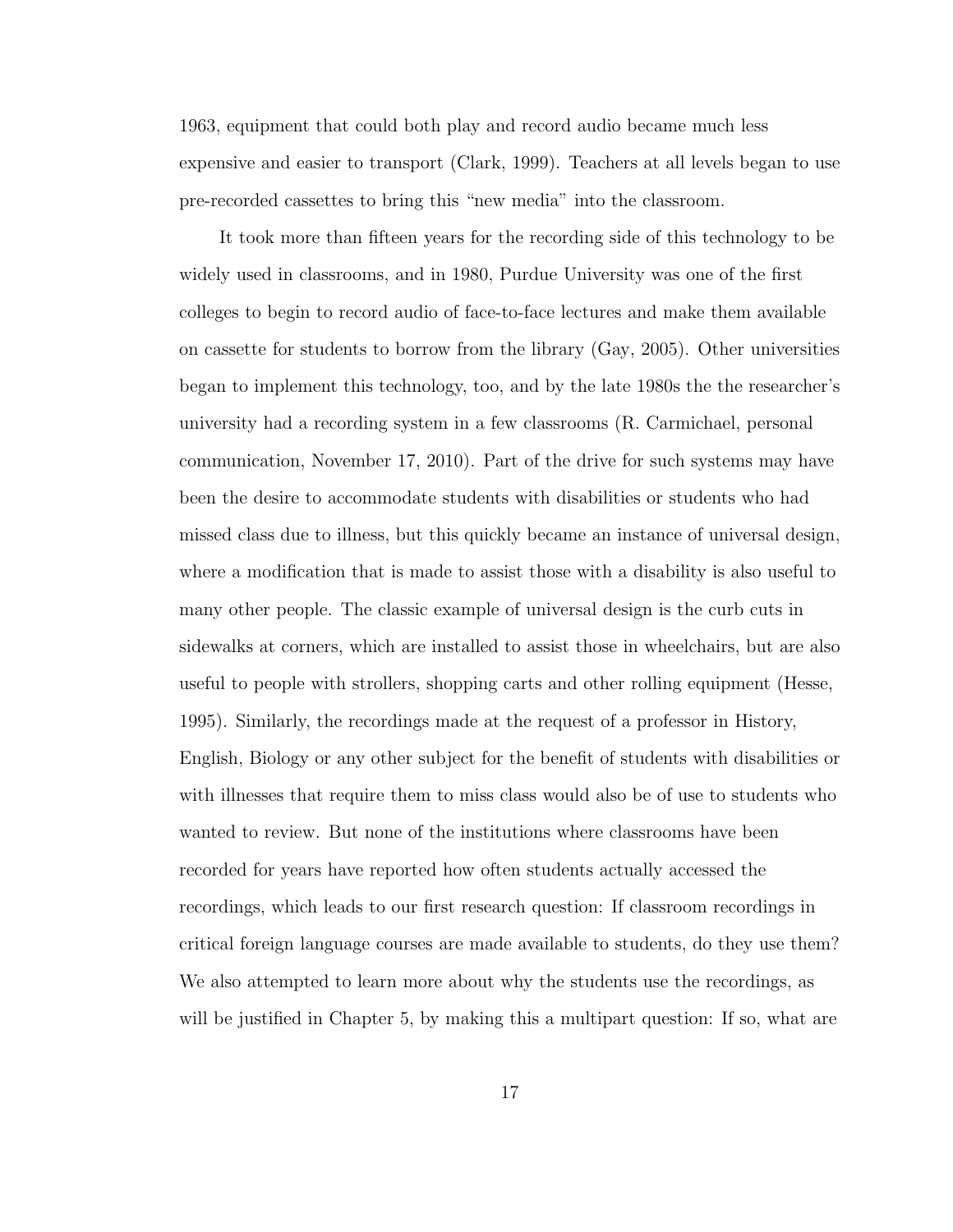1963, equipment that could both play and record audio became much less expensive and easier to transport (Clark, 1999). Teachers at all levels began to use pre-recorded cassettes to bring this "new media" into the classroom.

It took more than fifteen years for the recording side of this technology to be widely used in classrooms, and in 1980, Purdue University was one of the first colleges to begin to record audio of face-to-face lectures and make them available on cassette for students to borrow from the library (Gay, 2005). Other universities began to implement this technology, too, and by the late 1980s the the researcher's university had a recording system in a few classrooms (R. Carmichael, personal communication, November 17, 2010). Part of the drive for such systems may have been the desire to accommodate students with disabilities or students who had missed class due to illness, but this quickly became an instance of universal design, where a modification that is made to assist those with a disability is also useful to many other people. The classic example of universal design is the curb cuts in sidewalks at corners, which are installed to assist those in wheelchairs, but are also useful to people with strollers, shopping carts and other rolling equipment (Hesse, 1995). Similarly, the recordings made at the request of a professor in History, English, Biology or any other subject for the benefit of students with disabilities or with illnesses that require them to miss class would also be of use to students who wanted to review. But none of the institutions where classrooms have been recorded for years have reported how often students actually accessed the recordings, which leads to our first research question: If classroom recordings in critical foreign language courses are made available to students, do they use them? We also attempted to learn more about why the students use the recordings, as will be justified in Chapter 5, by making this a multipart question: If so, what are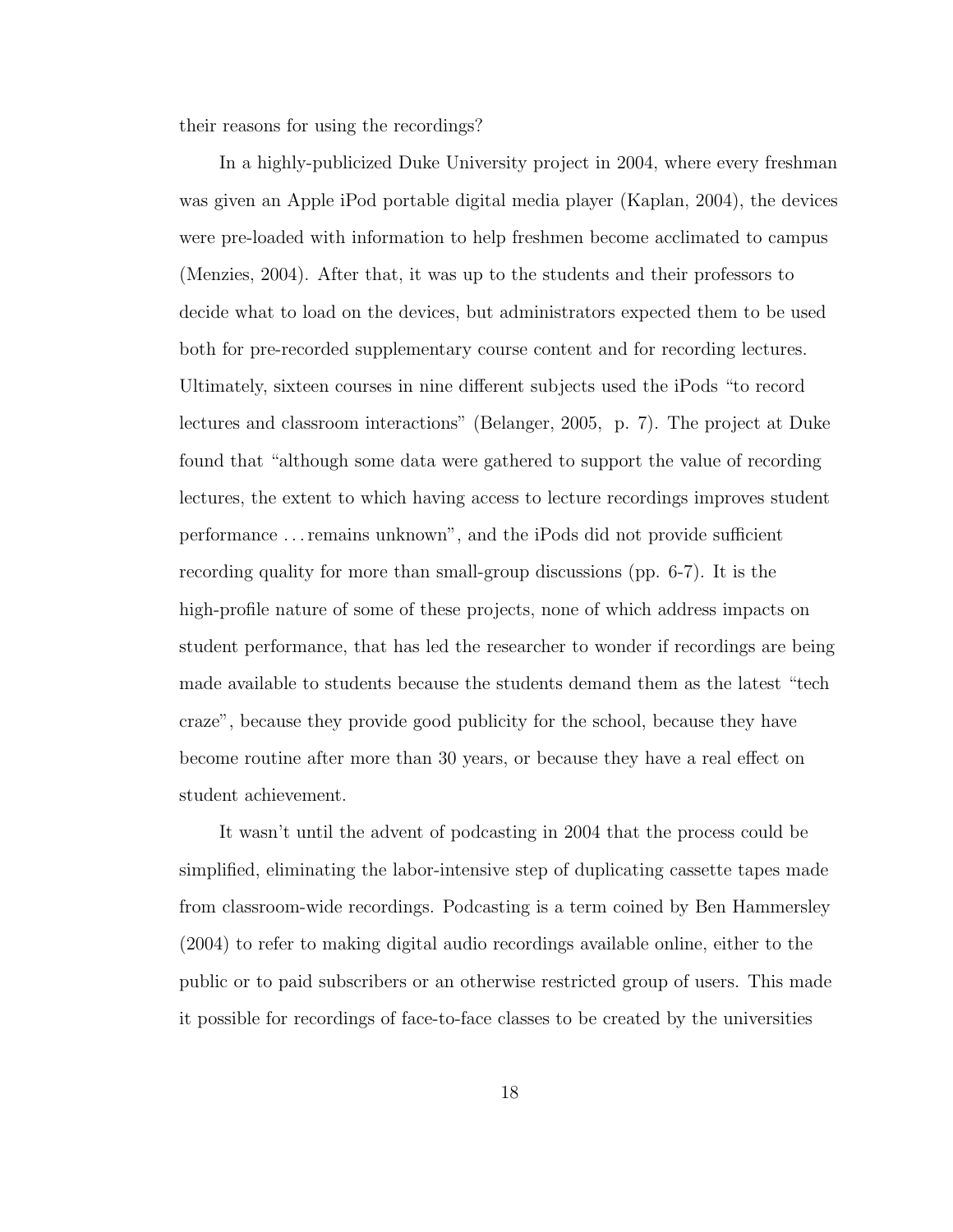their reasons for using the recordings?

In a highly-publicized Duke University project in 2004, where every freshman was given an Apple iPod portable digital media player (Kaplan, 2004), the devices were pre-loaded with information to help freshmen become acclimated to campus (Menzies, 2004). After that, it was up to the students and their professors to decide what to load on the devices, but administrators expected them to be used both for pre-recorded supplementary course content and for recording lectures. Ultimately, sixteen courses in nine different subjects used the iPods "to record lectures and classroom interactions" (Belanger, 2005, p. 7). The project at Duke found that "although some data were gathered to support the value of recording lectures, the extent to which having access to lecture recordings improves student performance . . . remains unknown", and the iPods did not provide sufficient recording quality for more than small-group discussions (pp. 6-7). It is the high-profile nature of some of these projects, none of which address impacts on student performance, that has led the researcher to wonder if recordings are being made available to students because the students demand them as the latest "tech craze", because they provide good publicity for the school, because they have become routine after more than 30 years, or because they have a real effect on student achievement.

It wasn't until the advent of podcasting in 2004 that the process could be simplified, eliminating the labor-intensive step of duplicating cassette tapes made from classroom-wide recordings. Podcasting is a term coined by Ben Hammersley (2004) to refer to making digital audio recordings available online, either to the public or to paid subscribers or an otherwise restricted group of users. This made it possible for recordings of face-to-face classes to be created by the universities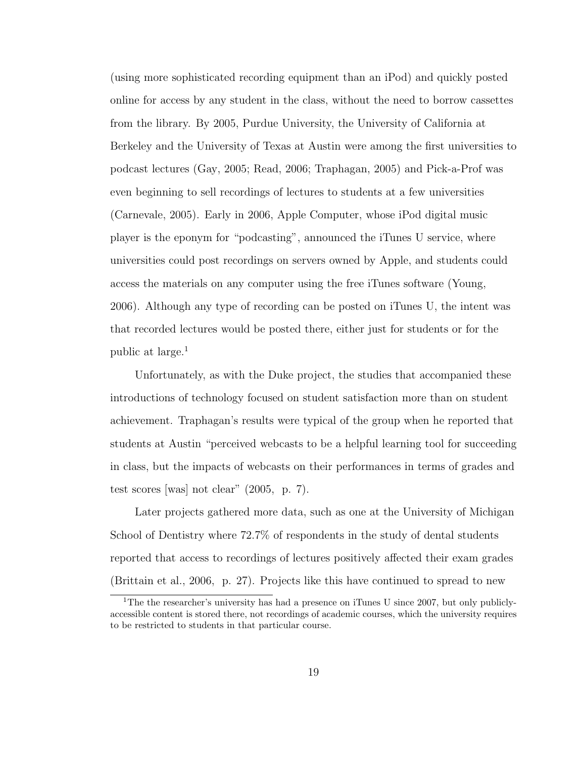(using more sophisticated recording equipment than an iPod) and quickly posted online for access by any student in the class, without the need to borrow cassettes from the library. By 2005, Purdue University, the University of California at Berkeley and the University of Texas at Austin were among the first universities to podcast lectures (Gay, 2005; Read, 2006; Traphagan, 2005) and Pick-a-Prof was even beginning to sell recordings of lectures to students at a few universities (Carnevale, 2005). Early in 2006, Apple Computer, whose iPod digital music player is the eponym for "podcasting", announced the iTunes U service, where universities could post recordings on servers owned by Apple, and students could access the materials on any computer using the free iTunes software (Young, 2006). Although any type of recording can be posted on iTunes U, the intent was that recorded lectures would be posted there, either just for students or for the public at large.[1]

Unfortunately, as with the Duke project, the studies that accompanied these introductions of technology focused on student satisfaction more than on student achievement. Traphagan's results were typical of the group when he reported that students at Austin "perceived webcasts to be a helpful learning tool for succeeding in class, but the impacts of webcasts on their performances in terms of grades and test scores [was] not clear" (2005, p. 7).

Later projects gathered more data, such as one at the University of Michigan School of Dentistry where 72.7% of respondents in the study of dental students reported that access to recordings of lectures positively affected their exam grades (Brittain et al., 2006, p. 27). Projects like this have continued to spread to new

---

[1] The the researcher's university has had a presence on iTunes U since 2007, but only publicly-accessible content is stored there, not recordings of academic courses, which the university requires to be restricted to students in that particular course.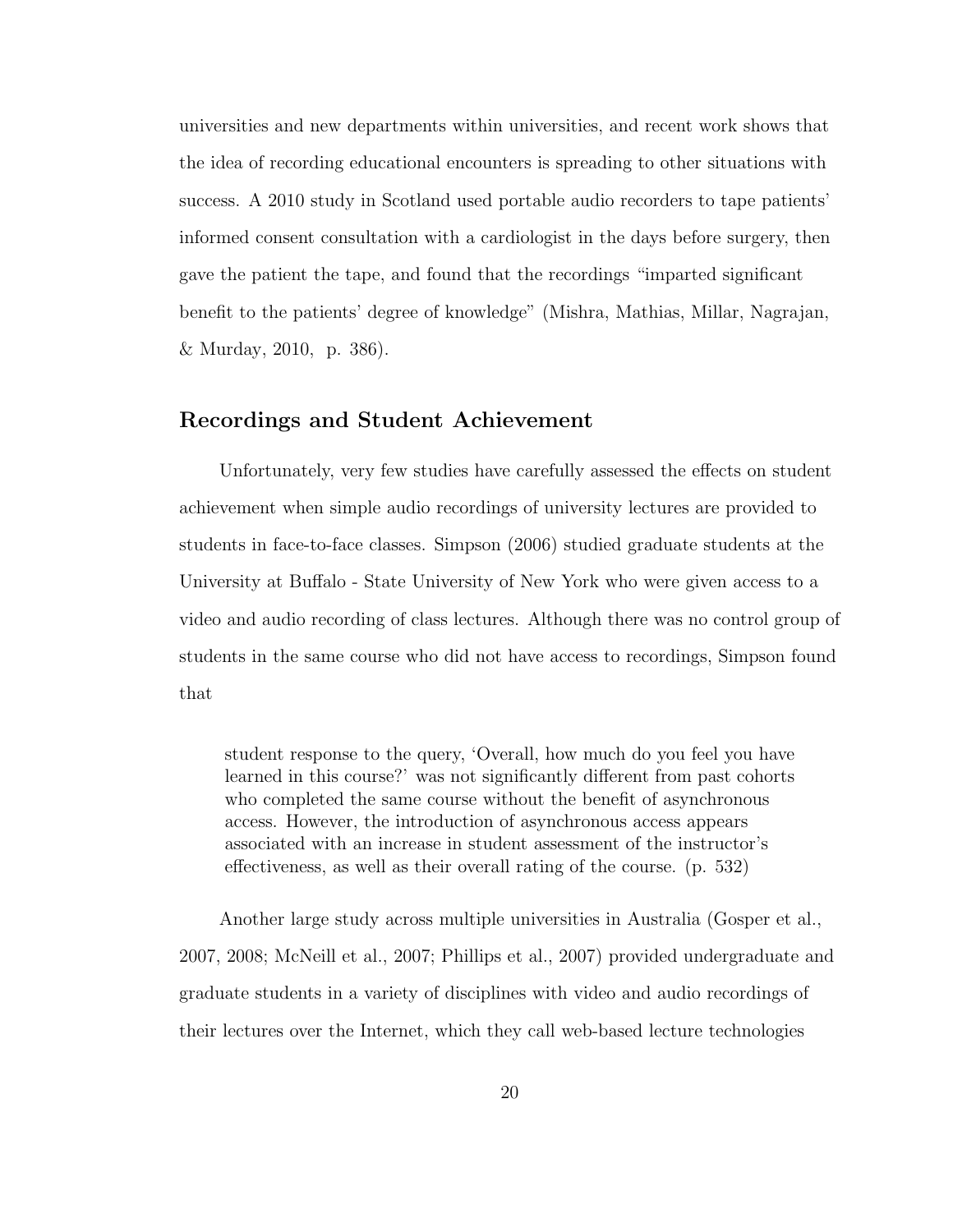universities and new departments within universities, and recent work shows that the idea of recording educational encounters is spreading to other situations with success. A 2010 study in Scotland used portable audio recorders to tape patients' informed consent consultation with a cardiologist in the days before surgery, then gave the patient the tape, and found that the recordings "imparted significant benefit to the patients' degree of knowledge" (Mishra, Mathias, Millar, Nagrajan, & Murday, 2010, p. 386).

## Recordings and Student Achievement

Unfortunately, very few studies have carefully assessed the effects on student achievement when simple audio recordings of university lectures are provided to students in face-to-face classes. Simpson (2006) studied graduate students at the University at Buffalo - State University of New York who were given access to a video and audio recording of class lectures. Although there was no control group of students in the same course who did not have access to recordings, Simpson found that

> student response to the query, 'Overall, how much do you feel you have learned in this course?' was not significantly different from past cohorts who completed the same course without the benefit of asynchronous access. However, the introduction of asynchronous access appears associated with an increase in student assessment of the instructor's effectiveness, as well as their overall rating of the course. (p. 532)

Another large study across multiple universities in Australia (Gosper et al., 2007, 2008; McNeill et al., 2007; Phillips et al., 2007) provided undergraduate and graduate students in a variety of disciplines with video and audio recordings of their lectures over the Internet, which they call web-based lecture technologies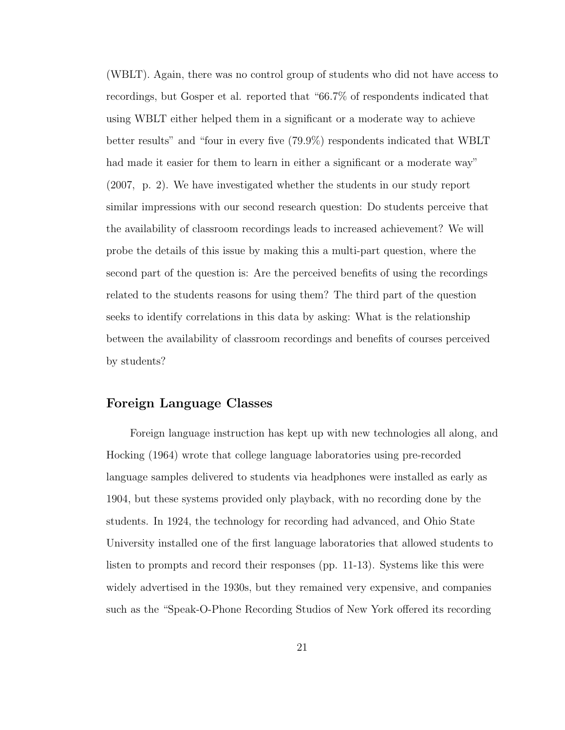(WBLT). Again, there was no control group of students who did not have access to recordings, but Gosper et al. reported that "66.7% of respondents indicated that using WBLT either helped them in a significant or a moderate way to achieve better results" and "four in every five (79.9%) respondents indicated that WBLT had made it easier for them to learn in either a significant or a moderate way" (2007, p. 2). We have investigated whether the students in our study report similar impressions with our second research question: Do students perceive that the availability of classroom recordings leads to increased achievement? We will probe the details of this issue by making this a multi-part question, where the second part of the question is: Are the perceived benefits of using the recordings related to the students reasons for using them? The third part of the question seeks to identify correlations in this data by asking: What is the relationship between the availability of classroom recordings and benefits of courses perceived by students?

## Foreign Language Classes

Foreign language instruction has kept up with new technologies all along, and Hocking (1964) wrote that college language laboratories using pre-recorded language samples delivered to students via headphones were installed as early as 1904, but these systems provided only playback, with no recording done by the students. In 1924, the technology for recording had advanced, and Ohio State University installed one of the first language laboratories that allowed students to listen to prompts and record their responses (pp. 11-13). Systems like this were widely advertised in the 1930s, but they remained very expensive, and companies such as the "Speak-O-Phone Recording Studios of New York offered its recording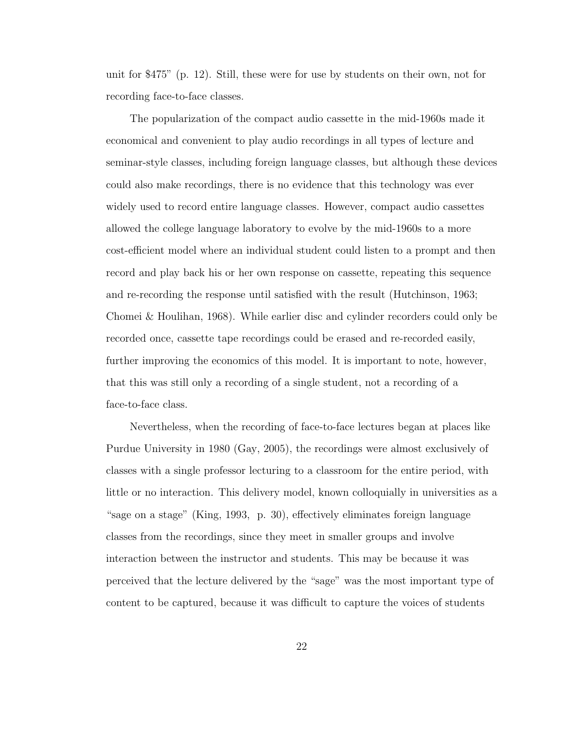unit for $475” (p. 12). Still, these were for use by students on their own, not for recording face-to-face classes.

The popularization of the compact audio cassette in the mid-1960s made it economical and convenient to play audio recordings in all types of lecture and seminar-style classes, including foreign language classes, but although these devices could also make recordings, there is no evidence that this technology was ever widely used to record entire language classes. However, compact audio cassettes allowed the college language laboratory to evolve by the mid-1960s to a more cost-efficient model where an individual student could listen to a prompt and then record and play back his or her own response on cassette, repeating this sequence and re-recording the response until satisfied with the result (Hutchinson, 1963; Chomei & Houlihan, 1968). While earlier disc and cylinder recorders could only be recorded once, cassette tape recordings could be erased and re-recorded easily, further improving the economics of this model. It is important to note, however, that this was still only a recording of a single student, not a recording of a face-to-face class.

Nevertheless, when the recording of face-to-face lectures began at places like Purdue University in 1980 (Gay, 2005), the recordings were almost exclusively of classes with a single professor lecturing to a classroom for the entire period, with little or no interaction. This delivery model, known colloquially in universities as a “sage on a stage” (King, 1993, p. 30), effectively eliminates foreign language classes from the recordings, since they meet in smaller groups and involve interaction between the instructor and students. This may be because it was perceived that the lecture delivered by the “sage” was the most important type of content to be captured, because it was difficult to capture the voices of students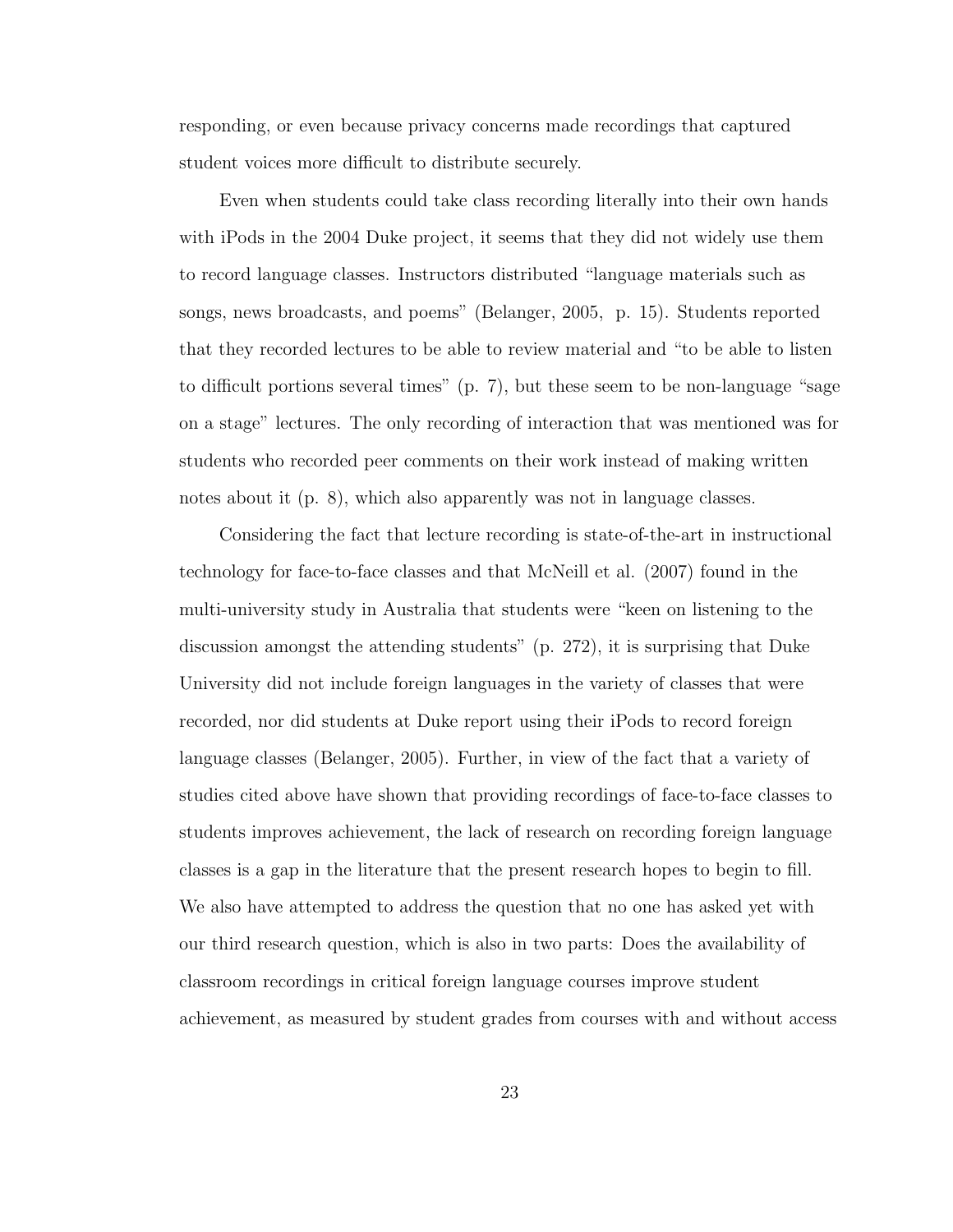responding, or even because privacy concerns made recordings that captured student voices more difficult to distribute securely.

Even when students could take class recording literally into their own hands with iPods in the 2004 Duke project, it seems that they did not widely use them to record language classes. Instructors distributed "language materials such as songs, news broadcasts, and poems" (Belanger, 2005, p. 15). Students reported that they recorded lectures to be able to review material and "to be able to listen to difficult portions several times" (p. 7), but these seem to be non-language "sage on a stage" lectures. The only recording of interaction that was mentioned was for students who recorded peer comments on their work instead of making written notes about it (p. 8), which also apparently was not in language classes.

Considering the fact that lecture recording is state-of-the-art in instructional technology for face-to-face classes and that McNeill et al. (2007) found in the multi-university study in Australia that students were "keen on listening to the discussion amongst the attending students" (p. 272), it is surprising that Duke University did not include foreign languages in the variety of classes that were recorded, nor did students at Duke report using their iPods to record foreign language classes (Belanger, 2005). Further, in view of the fact that a variety of studies cited above have shown that providing recordings of face-to-face classes to students improves achievement, the lack of research on recording foreign language classes is a gap in the literature that the present research hopes to begin to fill. We also have attempted to address the question that no one has asked yet with our third research question, which is also in two parts: Does the availability of classroom recordings in critical foreign language courses improve student achievement, as measured by student grades from courses with and without access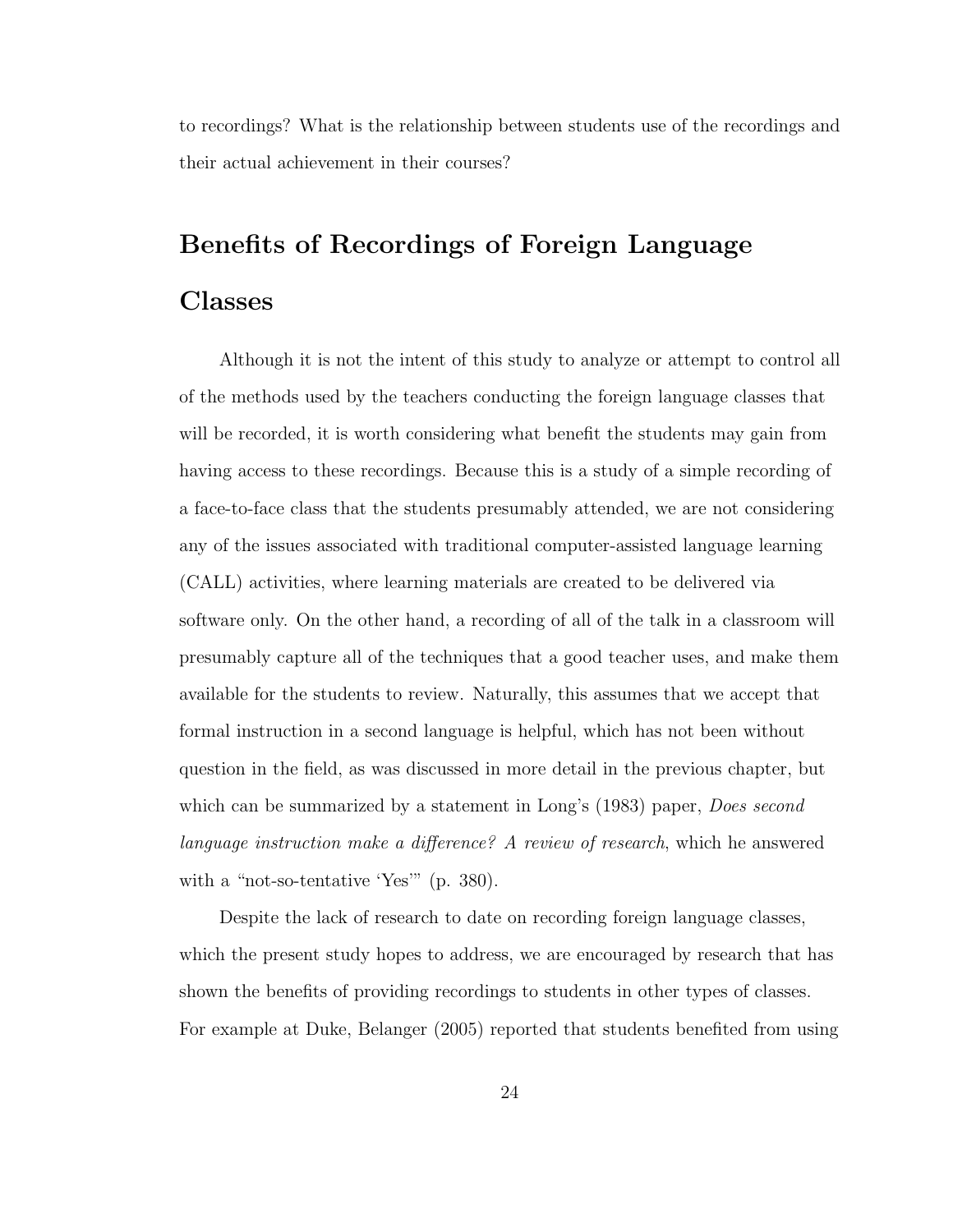to recordings? What is the relationship between students use of the recordings and their actual achievement in their courses?

## Benefits of Recordings of Foreign Language Classes

Although it is not the intent of this study to analyze or attempt to control all of the methods used by the teachers conducting the foreign language classes that will be recorded, it is worth considering what benefit the students may gain from having access to these recordings. Because this is a study of a simple recording of a face-to-face class that the students presumably attended, we are not considering any of the issues associated with traditional computer-assisted language learning (CALL) activities, where learning materials are created to be delivered via software only. On the other hand, a recording of all of the talk in a classroom will presumably capture all of the techniques that a good teacher uses, and make them available for the students to review. Naturally, this assumes that we accept that formal instruction in a second language is helpful, which has not been without question in the field, as was discussed in more detail in the previous chapter, but which can be summarized by a statement in Long's (1983) paper, *Does second language instruction make a difference? A review of research*, which he answered with a "not-so-tentative 'Yes'" (p. 380).

Despite the lack of research to date on recording foreign language classes, which the present study hopes to address, we are encouraged by research that has shown the benefits of providing recordings to students in other types of classes. For example at Duke, Belanger (2005) reported that students benefited from using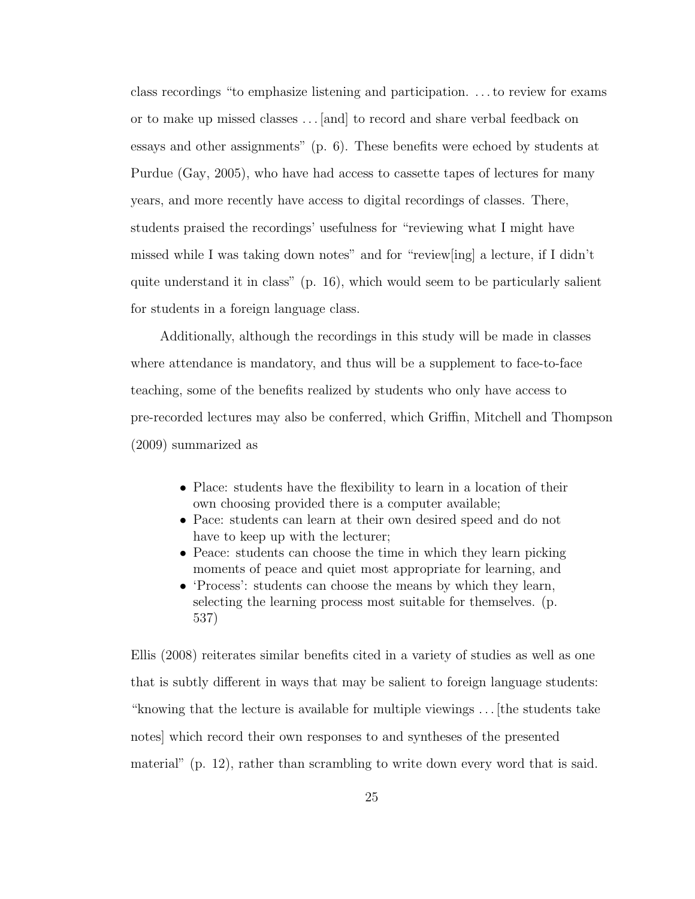class recordings "to emphasize listening and participation. ... to review for exams or to make up missed classes ... [and] to record and share verbal feedback on essays and other assignments" (p. 6). These benefits were echoed by students at Purdue (Gay, 2005), who have had access to cassette tapes of lectures for many years, and more recently have access to digital recordings of classes. There, students praised the recordings' usefulness for "reviewing what I might have missed while I was taking down notes" and for "review[ing] a lecture, if I didn't quite understand it in class" (p. 16), which would seem to be particularly salient for students in a foreign language class.

Additionally, although the recordings in this study will be made in classes where attendance is mandatory, and thus will be a supplement to face-to-face teaching, some of the benefits realized by students who only have access to pre-recorded lectures may also be conferred, which Griffin, Mitchell and Thompson (2009) summarized as

> - Place: students have the flexibility to learn in a location of their own choosing provided there is a computer available;
> - Pace: students can learn at their own desired speed and do not have to keep up with the lecturer;
> - Peace: students can choose the time in which they learn picking moments of peace and quiet most appropriate for learning, and
> - 'Process': students can choose the means by which they learn, selecting the learning process most suitable for themselves. (p. 537)

Ellis (2008) reiterates similar benefits cited in a variety of studies as well as one that is subtly different in ways that may be salient to foreign language students: "knowing that the lecture is available for multiple viewings ... [the students take notes] which record their own responses to and syntheses of the presented material" (p. 12), rather than scrambling to write down every word that is said.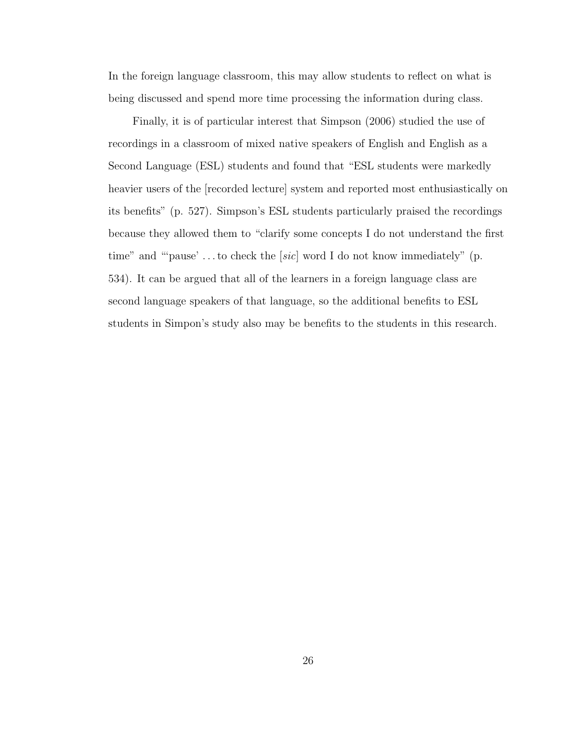In the foreign language classroom, this may allow students to reflect on what is being discussed and spend more time processing the information during class.

Finally, it is of particular interest that Simpson (2006) studied the use of recordings in a classroom of mixed native speakers of English and English as a Second Language (ESL) students and found that "ESL students were markedly heavier users of the [recorded lecture] system and reported most enthusiastically on its benefits" (p. 527). Simpson's ESL students particularly praised the recordings because they allowed them to "clarify some concepts I do not understand the first time" and "'pause' . . . to check the [*sic*] word I do not know immediately" (p. 534). It can be argued that all of the learners in a foreign language class are second language speakers of that language, so the additional benefits to ESL students in Simpon's study also may be benefits to the students in this research.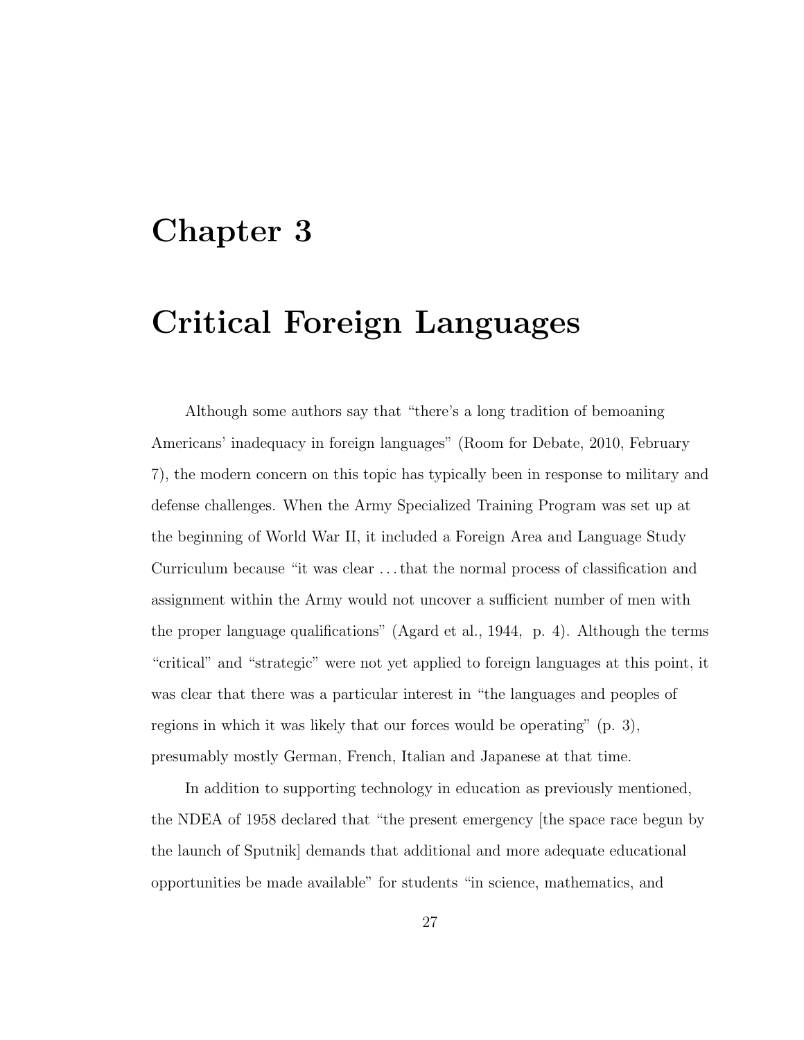# Chapter 3

# Critical Foreign Languages

Although some authors say that "there's a long tradition of bemoaning Americans' inadequacy in foreign languages" (Room for Debate, 2010, February 7), the modern concern on this topic has typically been in response to military and defense challenges. When the Army Specialized Training Program was set up at the beginning of World War II, it included a Foreign Area and Language Study Curriculum because "it was clear . . . that the normal process of classification and assignment within the Army would not uncover a sufficient number of men with the proper language qualifications" (Agard et al., 1944, p. 4). Although the terms "critical" and "strategic" were not yet applied to foreign languages at this point, it was clear that there was a particular interest in "the languages and peoples of regions in which it was likely that our forces would be operating" (p. 3), presumably mostly German, French, Italian and Japanese at that time.

In addition to supporting technology in education as previously mentioned, the NDEA of 1958 declared that "the present emergency [the space race begun by the launch of Sputnik] demands that additional and more adequate educational opportunities be made available" for students "in science, mathematics, and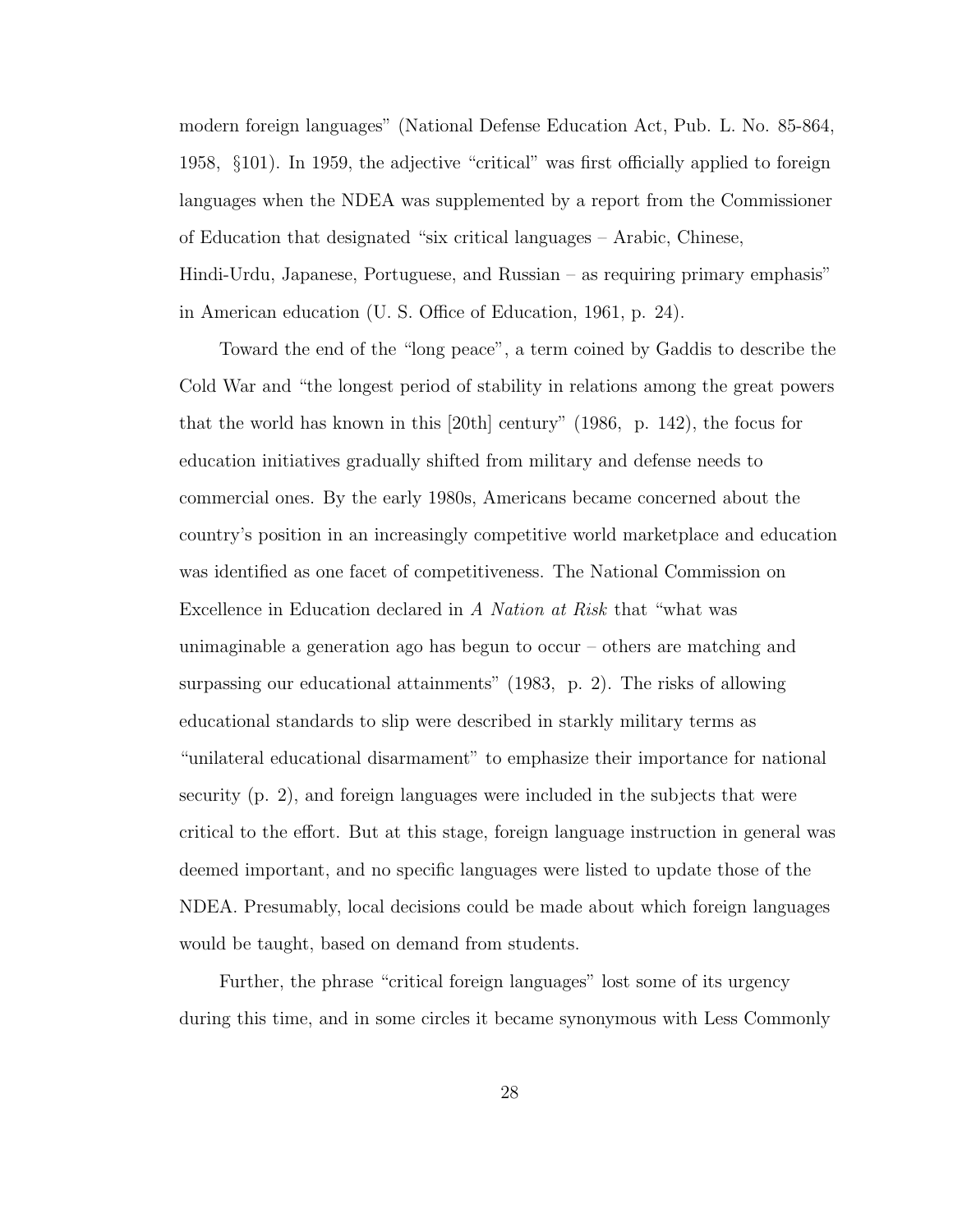modern foreign languages" (National Defense Education Act, Pub. L. No. 85-864, 1958, §101). In 1959, the adjective "critical" was first officially applied to foreign languages when the NDEA was supplemented by a report from the Commissioner of Education that designated "six critical languages – Arabic, Chinese, Hindi-Urdu, Japanese, Portuguese, and Russian – as requiring primary emphasis" in American education (U. S. Office of Education, 1961, p. 24).

Toward the end of the "long peace", a term coined by Gaddis to describe the Cold War and "the longest period of stability in relations among the great powers that the world has known in this [20th] century" (1986, p. 142), the focus for education initiatives gradually shifted from military and defense needs to commercial ones. By the early 1980s, Americans became concerned about the country's position in an increasingly competitive world marketplace and education was identified as one facet of competitiveness. The National Commission on Excellence in Education declared in *A Nation at Risk* that "what was unimaginable a generation ago has begun to occur – others are matching and surpassing our educational attainments" (1983, p. 2). The risks of allowing educational standards to slip were described in starkly military terms as "unilateral educational disarmament" to emphasize their importance for national security (p. 2), and foreign languages were included in the subjects that were critical to the effort. But at this stage, foreign language instruction in general was deemed important, and no specific languages were listed to update those of the NDEA. Presumably, local decisions could be made about which foreign languages would be taught, based on demand from students.

Further, the phrase "critical foreign languages" lost some of its urgency during this time, and in some circles it became synonymous with Less Commonly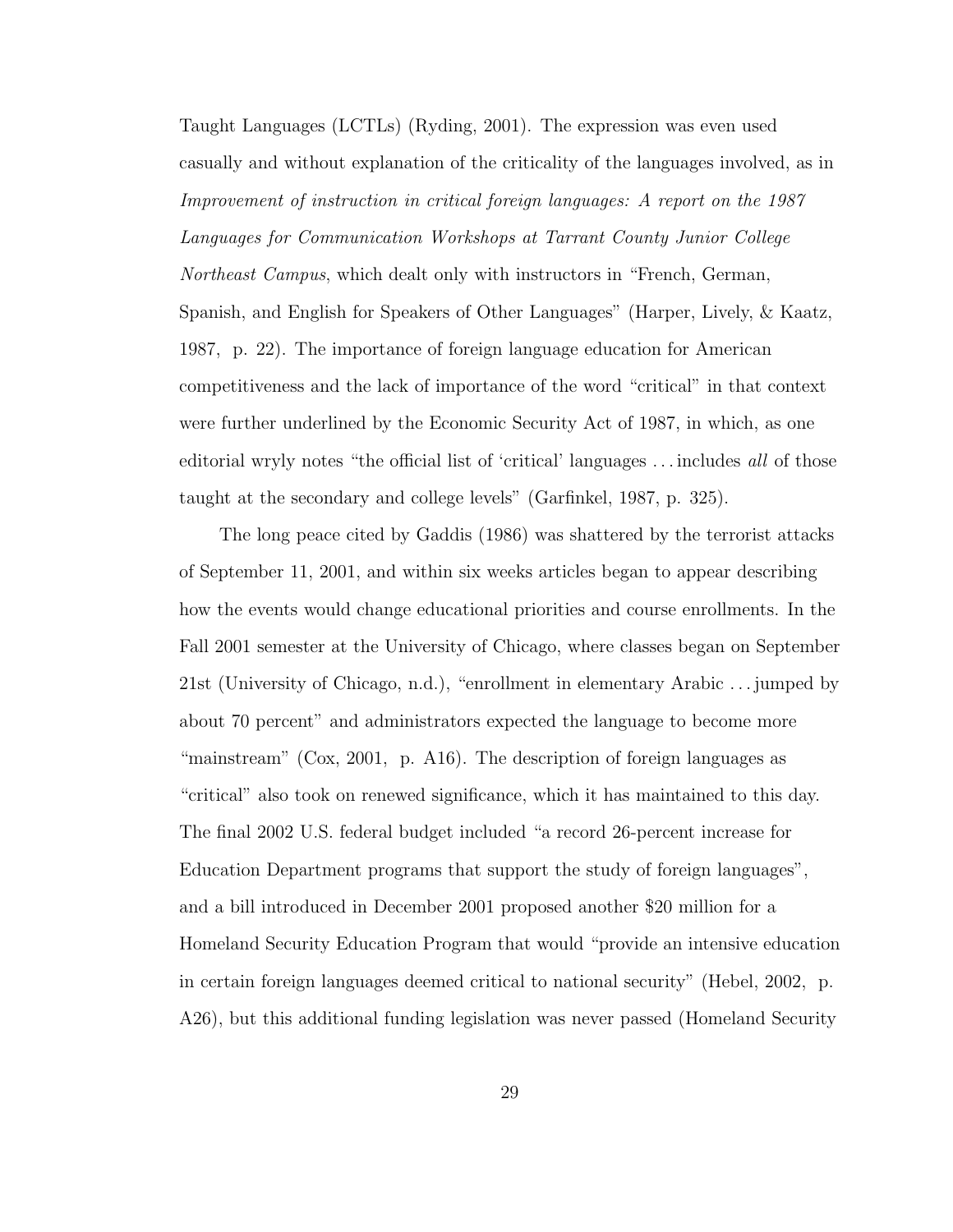Taught Languages (LCTLs) (Ryding, 2001). The expression was even used casually and without explanation of the criticality of the languages involved, as in *Improvement of instruction in critical foreign languages: A report on the 1987 Languages for Communication Workshops at Tarrant County Junior College Northeast Campus*, which dealt only with instructors in "French, German, Spanish, and English for Speakers of Other Languages" (Harper, Lively, & Kaatz, 1987, p. 22). The importance of foreign language education for American competitiveness and the lack of importance of the word "critical" in that context were further underlined by the Economic Security Act of 1987, in which, as one editorial wryly notes "the official list of 'critical' languages ... includes *all* of those taught at the secondary and college levels" (Garfinkel, 1987, p. 325).

The long peace cited by Gaddis (1986) was shattered by the terrorist attacks of September 11, 2001, and within six weeks articles began to appear describing how the events would change educational priorities and course enrollments. In the Fall 2001 semester at the University of Chicago, where classes began on September 21st (University of Chicago, n.d.), "enrollment in elementary Arabic ... jumped by about 70 percent" and administrators expected the language to become more "mainstream" (Cox, 2001, p. A16). The description of foreign languages as "critical" also took on renewed significance, which it has maintained to this day. The final 2002 U.S. federal budget included "a record 26-percent increase for Education Department programs that support the study of foreign languages", and a bill introduced in December 2001 proposed another $20 million for a Homeland Security Education Program that would "provide an intensive education in certain foreign languages deemed critical to national security" (Hebel, 2002, p. A26), but this additional funding legislation was never passed (Homeland Security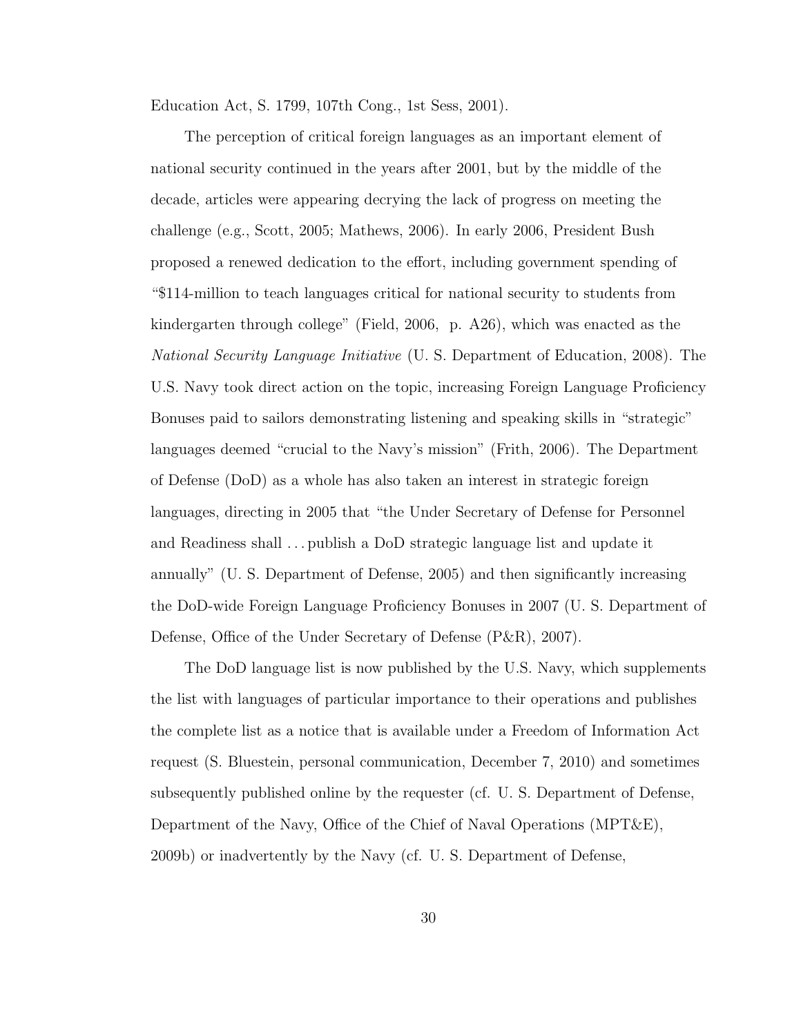Education Act, S. 1799, 107th Cong., 1st Sess, 2001).

The perception of critical foreign languages as an important element of national security continued in the years after 2001, but by the middle of the decade, articles were appearing decrying the lack of progress on meeting the challenge (e.g., Scott, 2005; Mathews, 2006). In early 2006, President Bush proposed a renewed dedication to the effort, including government spending of "$114-million to teach languages critical for national security to students from kindergarten through college" (Field, 2006, p. A26), which was enacted as the *National Security Language Initiative* (U. S. Department of Education, 2008). The U.S. Navy took direct action on the topic, increasing Foreign Language Proficiency Bonuses paid to sailors demonstrating listening and speaking skills in "strategic" languages deemed "crucial to the Navy's mission" (Frith, 2006). The Department of Defense (DoD) as a whole has also taken an interest in strategic foreign languages, directing in 2005 that "the Under Secretary of Defense for Personnel and Readiness shall . . . publish a DoD strategic language list and update it annually" (U. S. Department of Defense, 2005) and then significantly increasing the DoD-wide Foreign Language Proficiency Bonuses in 2007 (U. S. Department of Defense, Office of the Under Secretary of Defense (P&R), 2007).

The DoD language list is now published by the U.S. Navy, which supplements the list with languages of particular importance to their operations and publishes the complete list as a notice that is available under a Freedom of Information Act request (S. Bluestein, personal communication, December 7, 2010) and sometimes subsequently published online by the requester (cf. U. S. Department of Defense, Department of the Navy, Office of the Chief of Naval Operations (MPT&E), 2009b) or inadvertently by the Navy (cf. U. S. Department of Defense,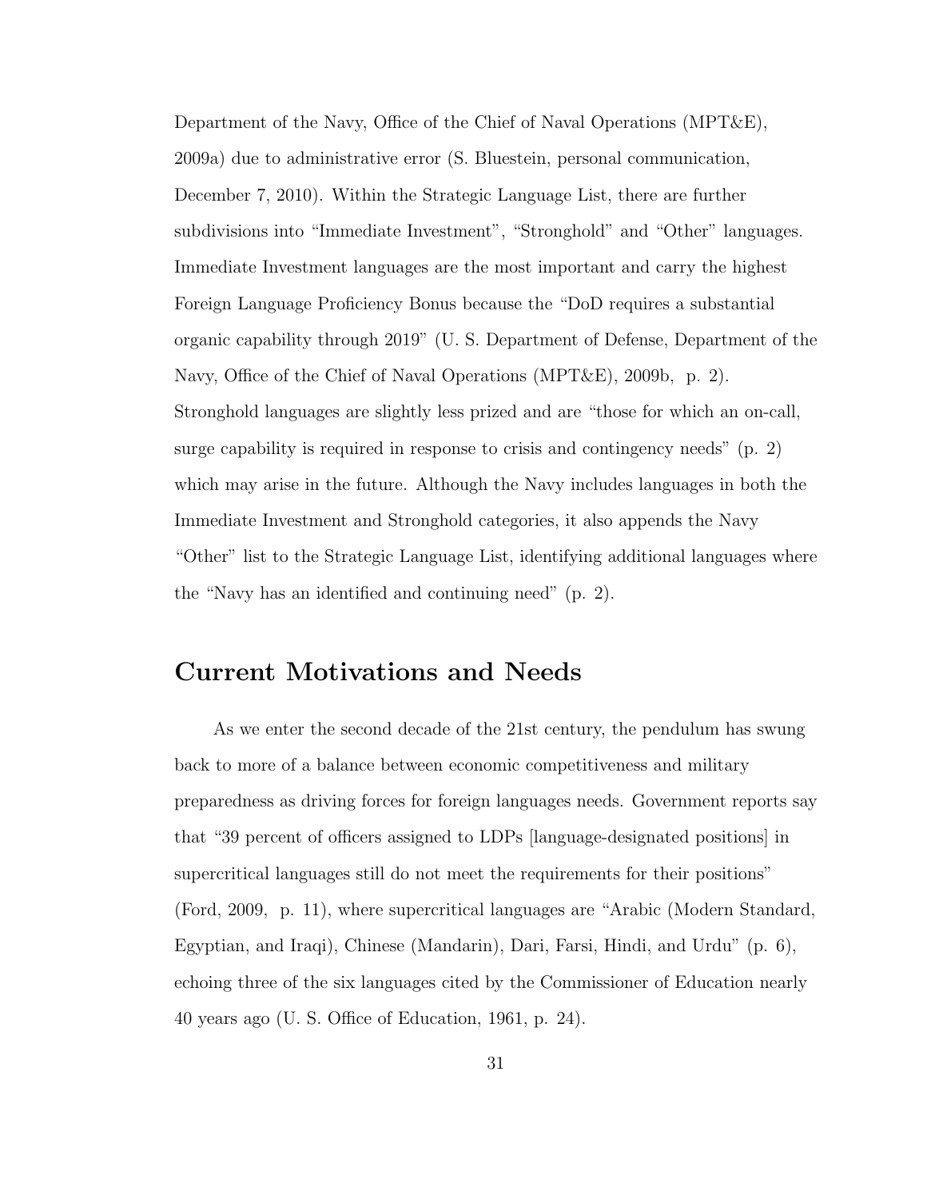Department of the Navy, Office of the Chief of Naval Operations (MPT&E), 2009a) due to administrative error (S. Bluestein, personal communication, December 7, 2010). Within the Strategic Language List, there are further subdivisions into "Immediate Investment", "Stronghold" and "Other" languages. Immediate Investment languages are the most important and carry the highest Foreign Language Proficiency Bonus because the "DoD requires a substantial organic capability through 2019" (U. S. Department of Defense, Department of the Navy, Office of the Chief of Naval Operations (MPT&E), 2009b, p. 2). Stronghold languages are slightly less prized and are "those for which an on-call, surge capability is required in response to crisis and contingency needs" (p. 2) which may arise in the future. Although the Navy includes languages in both the Immediate Investment and Stronghold categories, it also appends the Navy "Other" list to the Strategic Language List, identifying additional languages where the "Navy has an identified and continuing need" (p. 2).

## Current Motivations and Needs

As we enter the second decade of the 21st century, the pendulum has swung back to more of a balance between economic competitiveness and military preparedness as driving forces for foreign languages needs. Government reports say that "39 percent of officers assigned to LDPs [language-designated positions] in supercritical languages still do not meet the requirements for their positions" (Ford, 2009, p. 11), where supercritical languages are "Arabic (Modern Standard, Egyptian, and Iraqi), Chinese (Mandarin), Dari, Farsi, Hindi, and Urdu" (p. 6), echoing three of the six languages cited by the Commissioner of Education nearly 40 years ago (U. S. Office of Education, 1961, p. 24).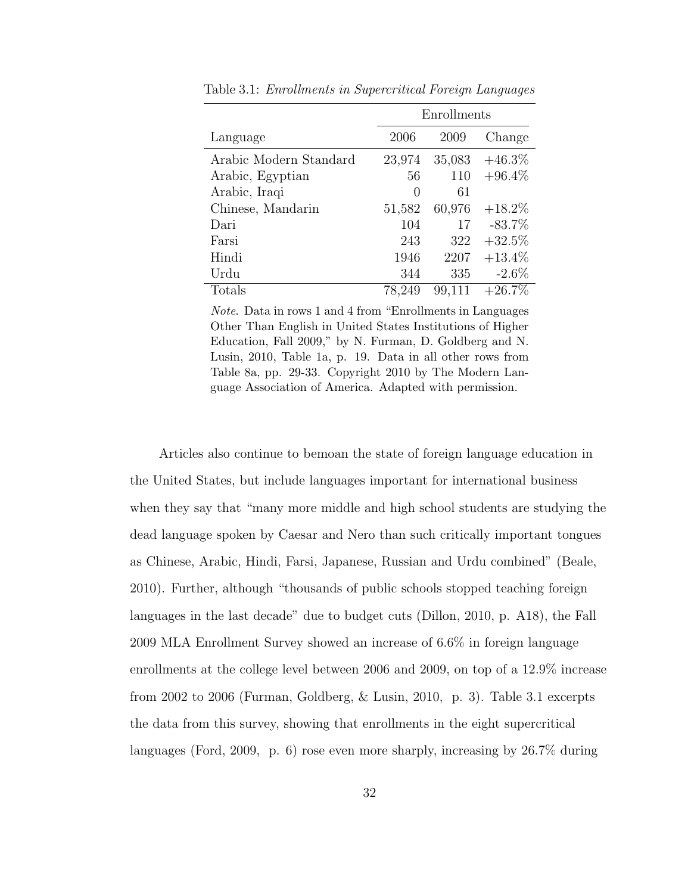Table 3.1: *Enrollments in Supercritical Foreign Languages*

| | Enrollments | | |
|---|---|---|---|
| Language | 2006 | 2009 | Change |
| Arabic Modern Standard | 23,974 | 35,083 | +46.3% |
| Arabic, Egyptian | 56 | 110 | +96.4% |
| Arabic, Iraqi | 0 | 61 | |
| Chinese, Mandarin | 51,582 | 60,976 | +18.2% |
| Dari | 104 | 17 | -83.7% |
| Farsi | 243 | 322 | +32.5% |
| Hindi | 1946 | 2207 | +13.4% |
| Urdu | 344 | 335 | -2.6% |
| Totals | 78,249 | 99,111 | +26.7% |

*Note*. Data in rows 1 and 4 from "Enrollments in Languages Other Than English in United States Institutions of Higher Education, Fall 2009," by N. Furman, D. Goldberg and N. Lusin, 2010, Table 1a, p. 19. Data in all other rows from Table 8a, pp. 29-33. Copyright 2010 by The Modern Language Association of America. Adapted with permission.

Articles also continue to bemoan the state of foreign language education in the United States, but include languages important for international business when they say that "many more middle and high school students are studying the dead language spoken by Caesar and Nero than such critically important tongues as Chinese, Arabic, Hindi, Farsi, Japanese, Russian and Urdu combined" (Beale, 2010). Further, although "thousands of public schools stopped teaching foreign languages in the last decade" due to budget cuts (Dillon, 2010, p. A18), the Fall 2009 MLA Enrollment Survey showed an increase of 6.6% in foreign language enrollments at the college level between 2006 and 2009, on top of a 12.9% increase from 2002 to 2006 (Furman, Goldberg, & Lusin, 2010, p. 3). Table 3.1 excerpts the data from this survey, showing that enrollments in the eight supercritical languages (Ford, 2009, p. 6) rose even more sharply, increasing by 26.7% during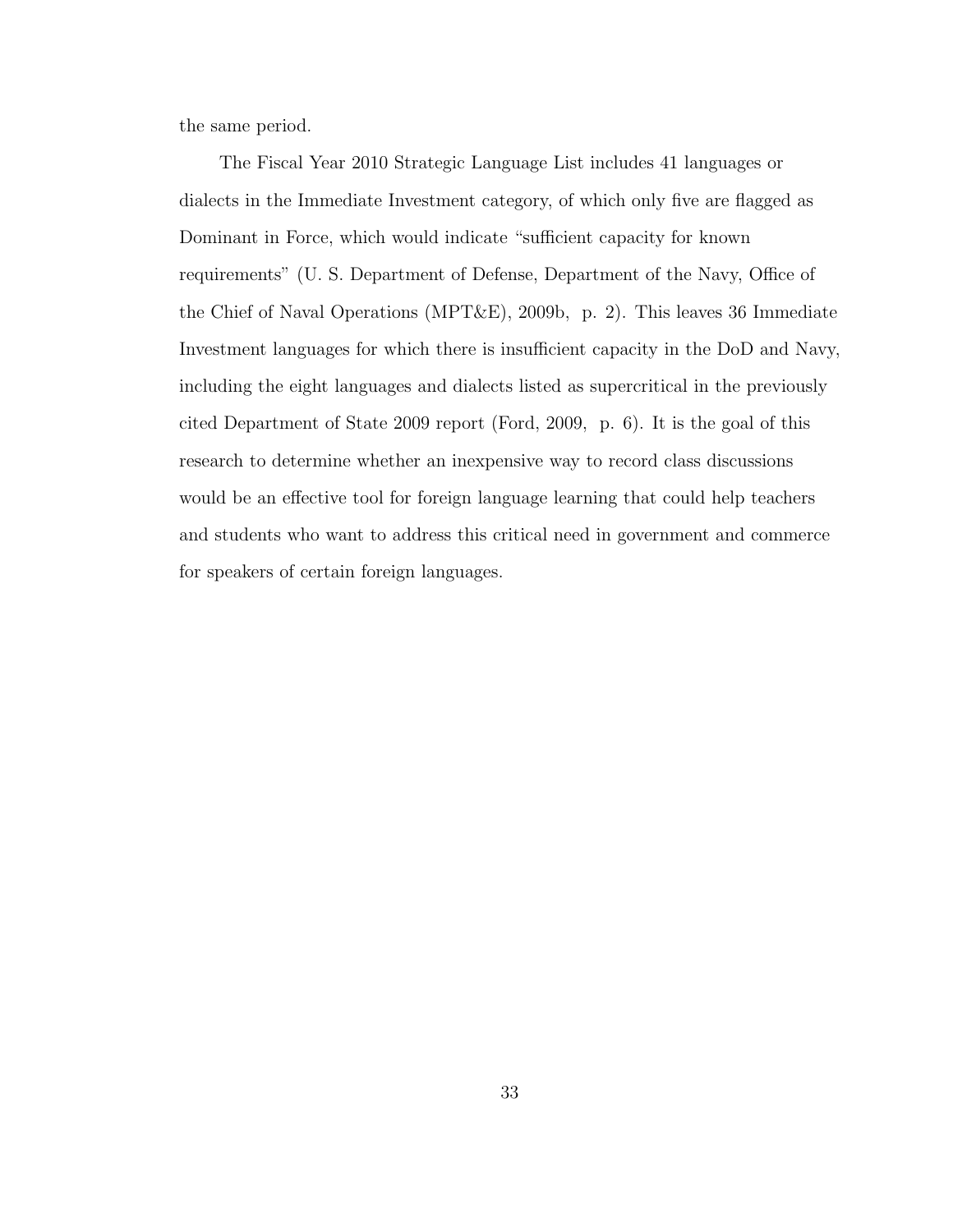the same period.

The Fiscal Year 2010 Strategic Language List includes 41 languages or dialects in the Immediate Investment category, of which only five are flagged as Dominant in Force, which would indicate "sufficient capacity for known requirements" (U. S. Department of Defense, Department of the Navy, Office of the Chief of Naval Operations (MPT&E), 2009b, p. 2). This leaves 36 Immediate Investment languages for which there is insufficient capacity in the DoD and Navy, including the eight languages and dialects listed as supercritical in the previously cited Department of State 2009 report (Ford, 2009, p. 6). It is the goal of this research to determine whether an inexpensive way to record class discussions would be an effective tool for foreign language learning that could help teachers and students who want to address this critical need in government and commerce for speakers of certain foreign languages.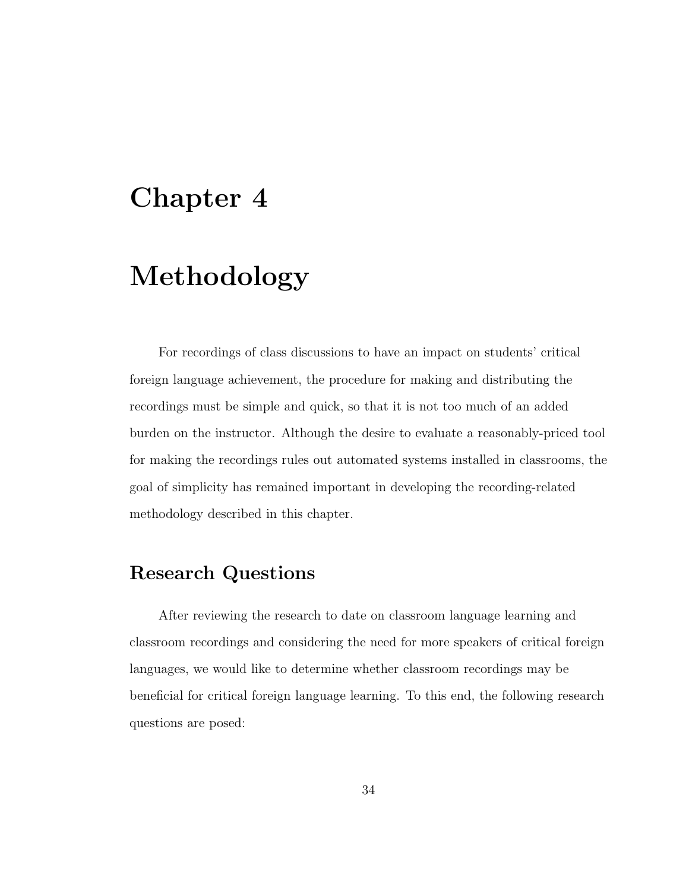# Chapter 4

# Methodology

For recordings of class discussions to have an impact on students' critical foreign language achievement, the procedure for making and distributing the recordings must be simple and quick, so that it is not too much of an added burden on the instructor. Although the desire to evaluate a reasonably-priced tool for making the recordings rules out automated systems installed in classrooms, the goal of simplicity has remained important in developing the recording-related methodology described in this chapter.

## Research Questions

After reviewing the research to date on classroom language learning and classroom recordings and considering the need for more speakers of critical foreign languages, we would like to determine whether classroom recordings may be beneficial for critical foreign language learning. To this end, the following research questions are posed: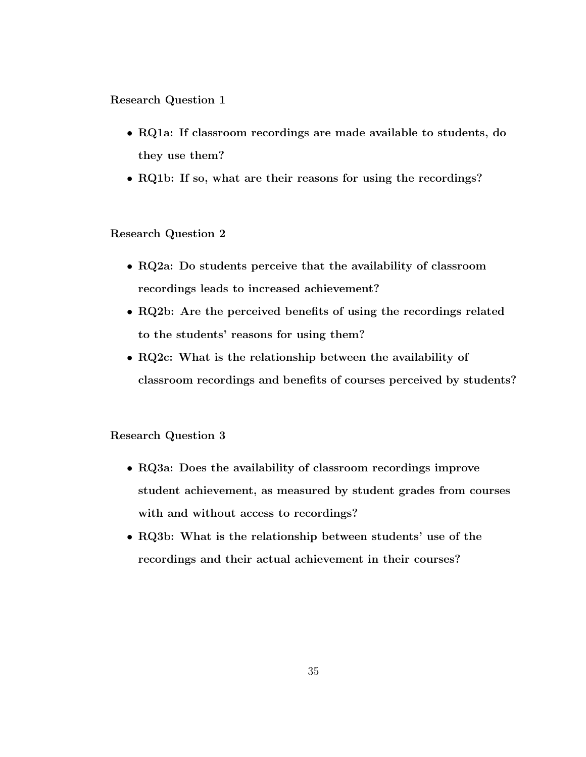**Research Question 1**

- **RQ1a: If classroom recordings are made available to students, do they use them?**
- **RQ1b: If so, what are their reasons for using the recordings?**

**Research Question 2**

- **RQ2a: Do students perceive that the availability of classroom recordings leads to increased achievement?**
- **RQ2b: Are the perceived benefits of using the recordings related to the students' reasons for using them?**
- **RQ2c: What is the relationship between the availability of classroom recordings and benefits of courses perceived by students?**

**Research Question 3**

- **RQ3a: Does the availability of classroom recordings improve student achievement, as measured by student grades from courses with and without access to recordings?**
- **RQ3b: What is the relationship between students' use of the recordings and their actual achievement in their courses?**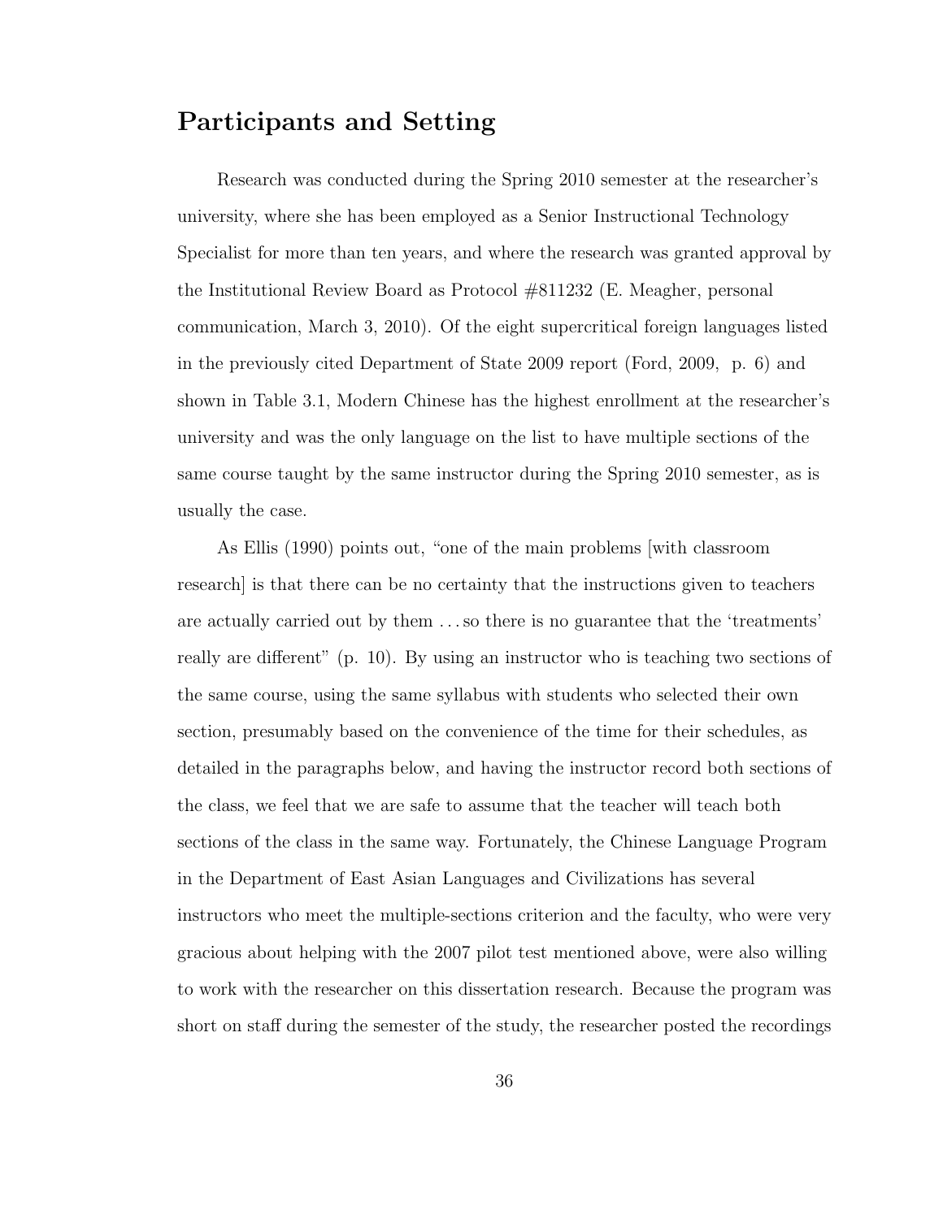## Participants and Setting

Research was conducted during the Spring 2010 semester at the researcher's university, where she has been employed as a Senior Instructional Technology Specialist for more than ten years, and where the research was granted approval by the Institutional Review Board as Protocol #811232 (E. Meagher, personal communication, March 3, 2010). Of the eight supercritical foreign languages listed in the previously cited Department of State 2009 report (Ford, 2009, p. 6) and shown in Table 3.1, Modern Chinese has the highest enrollment at the researcher's university and was the only language on the list to have multiple sections of the same course taught by the same instructor during the Spring 2010 semester, as is usually the case.

As Ellis (1990) points out, "one of the main problems [with classroom research] is that there can be no certainty that the instructions given to teachers are actually carried out by them . . . so there is no guarantee that the 'treatments' really are different" (p. 10). By using an instructor who is teaching two sections of the same course, using the same syllabus with students who selected their own section, presumably based on the convenience of the time for their schedules, as detailed in the paragraphs below, and having the instructor record both sections of the class, we feel that we are safe to assume that the teacher will teach both sections of the class in the same way. Fortunately, the Chinese Language Program in the Department of East Asian Languages and Civilizations has several instructors who meet the multiple-sections criterion and the faculty, who were very gracious about helping with the 2007 pilot test mentioned above, were also willing to work with the researcher on this dissertation research. Because the program was short on staff during the semester of the study, the researcher posted the recordings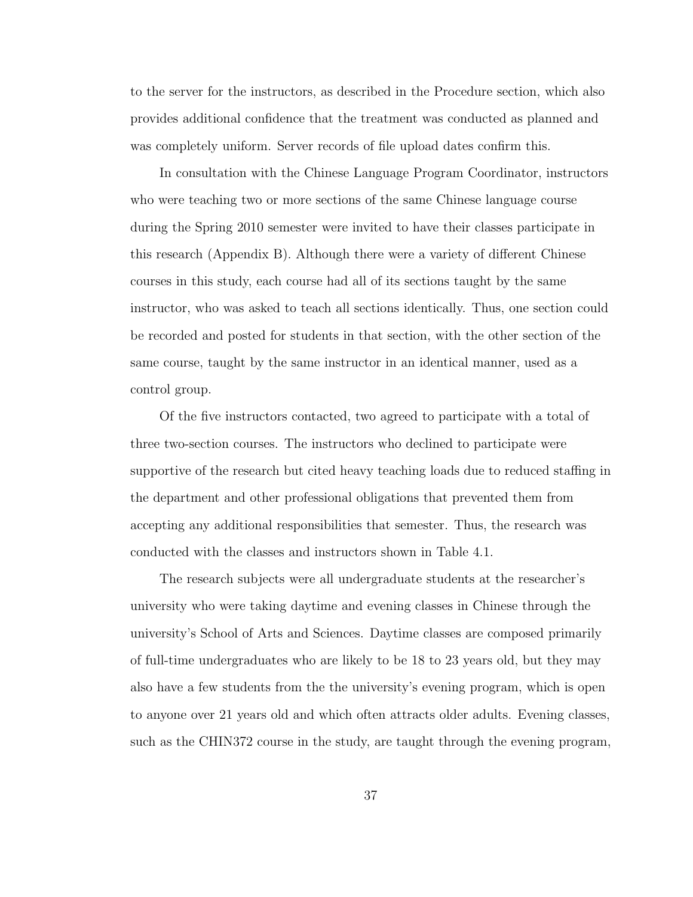to the server for the instructors, as described in the Procedure section, which also provides additional confidence that the treatment was conducted as planned and was completely uniform. Server records of file upload dates confirm this.

In consultation with the Chinese Language Program Coordinator, instructors who were teaching two or more sections of the same Chinese language course during the Spring 2010 semester were invited to have their classes participate in this research (Appendix B). Although there were a variety of different Chinese courses in this study, each course had all of its sections taught by the same instructor, who was asked to teach all sections identically. Thus, one section could be recorded and posted for students in that section, with the other section of the same course, taught by the same instructor in an identical manner, used as a control group.

Of the five instructors contacted, two agreed to participate with a total of three two-section courses. The instructors who declined to participate were supportive of the research but cited heavy teaching loads due to reduced staffing in the department and other professional obligations that prevented them from accepting any additional responsibilities that semester. Thus, the research was conducted with the classes and instructors shown in Table 4.1.

The research subjects were all undergraduate students at the researcher's university who were taking daytime and evening classes in Chinese through the university's School of Arts and Sciences. Daytime classes are composed primarily of full-time undergraduates who are likely to be 18 to 23 years old, but they may also have a few students from the the university's evening program, which is open to anyone over 21 years old and which often attracts older adults. Evening classes, such as the CHIN372 course in the study, are taught through the evening program,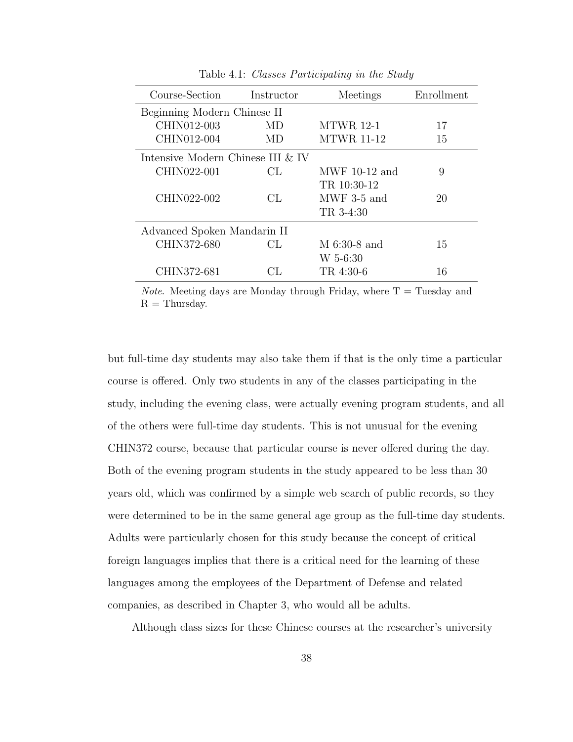Table 4.1: *Classes Participating in the Study*

| Course-Section | Instructor | Meetings | Enrollment |
|---|---|---|---|
| Beginning Modern Chinese II | | | |
| CHIN012-003 | MD | MTWR 12-1 | 17 |
| CHIN012-004 | MD | MTWR 11-12 | 15 |
| Intensive Modern Chinese III & IV | | | |
| CHIN022-001 | CL | MWF 10-12 and TR 10:30-12 | 9 |
| CHIN022-002 | CL | MWF 3-5 and TR 3-4:30 | 20 |
| Advanced Spoken Mandarin II | | | |
| CHIN372-680 | CL | M 6:30-8 and W 5-6:30 | 15 |
| CHIN372-681 | CL | TR 4:30-6 | 16 |

*Note*. Meeting days are Monday through Friday, where T = Tuesday and R = Thursday.

but full-time day students may also take them if that is the only time a particular course is offered. Only two students in any of the classes participating in the study, including the evening class, were actually evening program students, and all of the others were full-time day students. This is not unusual for the evening CHIN372 course, because that particular course is never offered during the day. Both of the evening program students in the study appeared to be less than 30 years old, which was confirmed by a simple web search of public records, so they were determined to be in the same general age group as the full-time day students. Adults were particularly chosen for this study because the concept of critical foreign languages implies that there is a critical need for the learning of these languages among the employees of the Department of Defense and related companies, as described in Chapter 3, who would all be adults.

Although class sizes for these Chinese courses at the researcher's university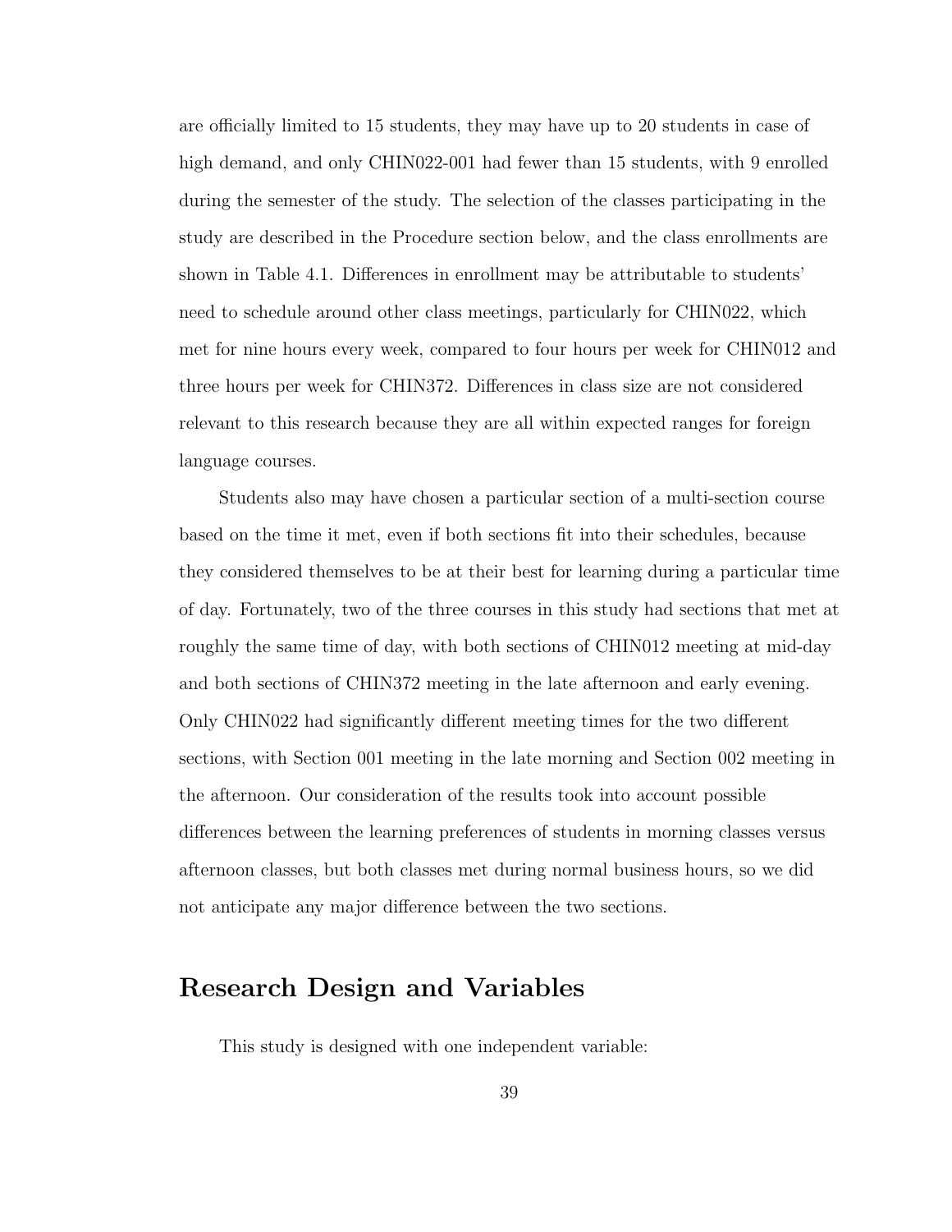are officially limited to 15 students, they may have up to 20 students in case of high demand, and only CHIN022-001 had fewer than 15 students, with 9 enrolled during the semester of the study. The selection of the classes participating in the study are described in the Procedure section below, and the class enrollments are shown in Table 4.1. Differences in enrollment may be attributable to students' need to schedule around other class meetings, particularly for CHIN022, which met for nine hours every week, compared to four hours per week for CHIN012 and three hours per week for CHIN372. Differences in class size are not considered relevant to this research because they are all within expected ranges for foreign language courses.

Students also may have chosen a particular section of a multi-section course based on the time it met, even if both sections fit into their schedules, because they considered themselves to be at their best for learning during a particular time of day. Fortunately, two of the three courses in this study had sections that met at roughly the same time of day, with both sections of CHIN012 meeting at mid-day and both sections of CHIN372 meeting in the late afternoon and early evening. Only CHIN022 had significantly different meeting times for the two different sections, with Section 001 meeting in the late morning and Section 002 meeting in the afternoon. Our consideration of the results took into account possible differences between the learning preferences of students in morning classes versus afternoon classes, but both classes met during normal business hours, so we did not anticipate any major difference between the two sections.

## Research Design and Variables

This study is designed with one independent variable: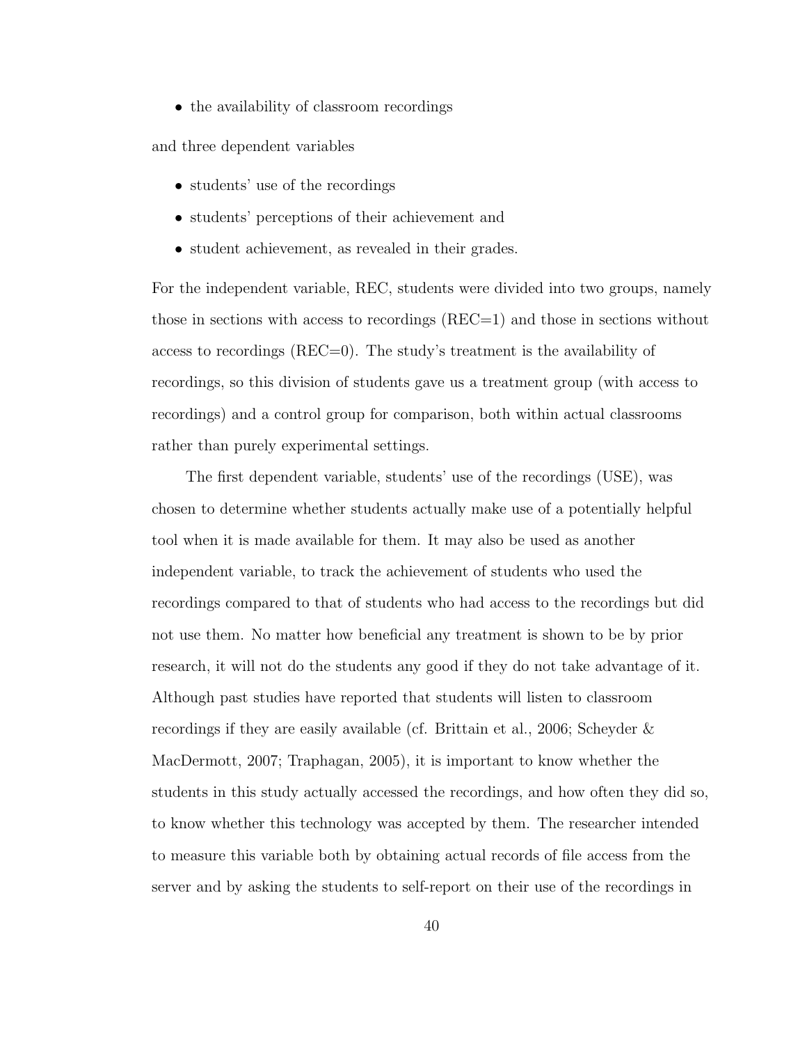- the availability of classroom recordings

and three dependent variables

- students' use of the recordings
- students' perceptions of their achievement and
- student achievement, as revealed in their grades.

For the independent variable, REC, students were divided into two groups, namely those in sections with access to recordings (REC=1) and those in sections without access to recordings (REC=0). The study's treatment is the availability of recordings, so this division of students gave us a treatment group (with access to recordings) and a control group for comparison, both within actual classrooms rather than purely experimental settings.

The first dependent variable, students' use of the recordings (USE), was chosen to determine whether students actually make use of a potentially helpful tool when it is made available for them. It may also be used as another independent variable, to track the achievement of students who used the recordings compared to that of students who had access to the recordings but did not use them. No matter how beneficial any treatment is shown to be by prior research, it will not do the students any good if they do not take advantage of it. Although past studies have reported that students will listen to classroom recordings if they are easily available (cf. Brittain et al., 2006; Scheyder & MacDermott, 2007; Traphagan, 2005), it is important to know whether the students in this study actually accessed the recordings, and how often they did so, to know whether this technology was accepted by them. The researcher intended to measure this variable both by obtaining actual records of file access from the server and by asking the students to self-report on their use of the recordings in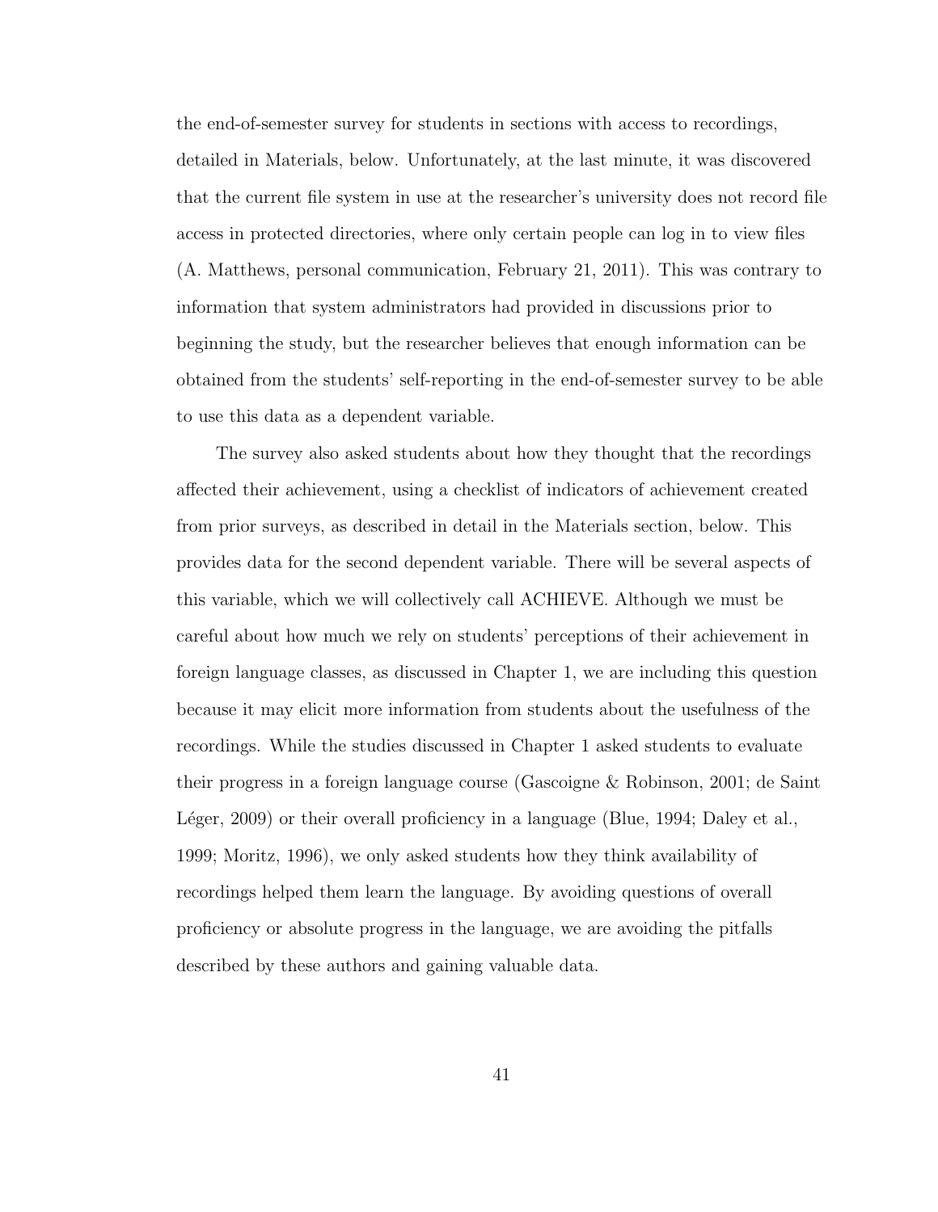the end-of-semester survey for students in sections with access to recordings, detailed in Materials, below. Unfortunately, at the last minute, it was discovered that the current file system in use at the researcher's university does not record file access in protected directories, where only certain people can log in to view files (A. Matthews, personal communication, February 21, 2011). This was contrary to information that system administrators had provided in discussions prior to beginning the study, but the researcher believes that enough information can be obtained from the students' self-reporting in the end-of-semester survey to be able to use this data as a dependent variable.

The survey also asked students about how they thought that the recordings affected their achievement, using a checklist of indicators of achievement created from prior surveys, as described in detail in the Materials section, below. This provides data for the second dependent variable. There will be several aspects of this variable, which we will collectively call ACHIEVE. Although we must be careful about how much we rely on students' perceptions of their achievement in foreign language classes, as discussed in Chapter 1, we are including this question because it may elicit more information from students about the usefulness of the recordings. While the studies discussed in Chapter 1 asked students to evaluate their progress in a foreign language course (Gascoigne & Robinson, 2001; de Saint Léger, 2009) or their overall proficiency in a language (Blue, 1994; Daley et al., 1999; Moritz, 1996), we only asked students how they think availability of recordings helped them learn the language. By avoiding questions of overall proficiency or absolute progress in the language, we are avoiding the pitfalls described by these authors and gaining valuable data.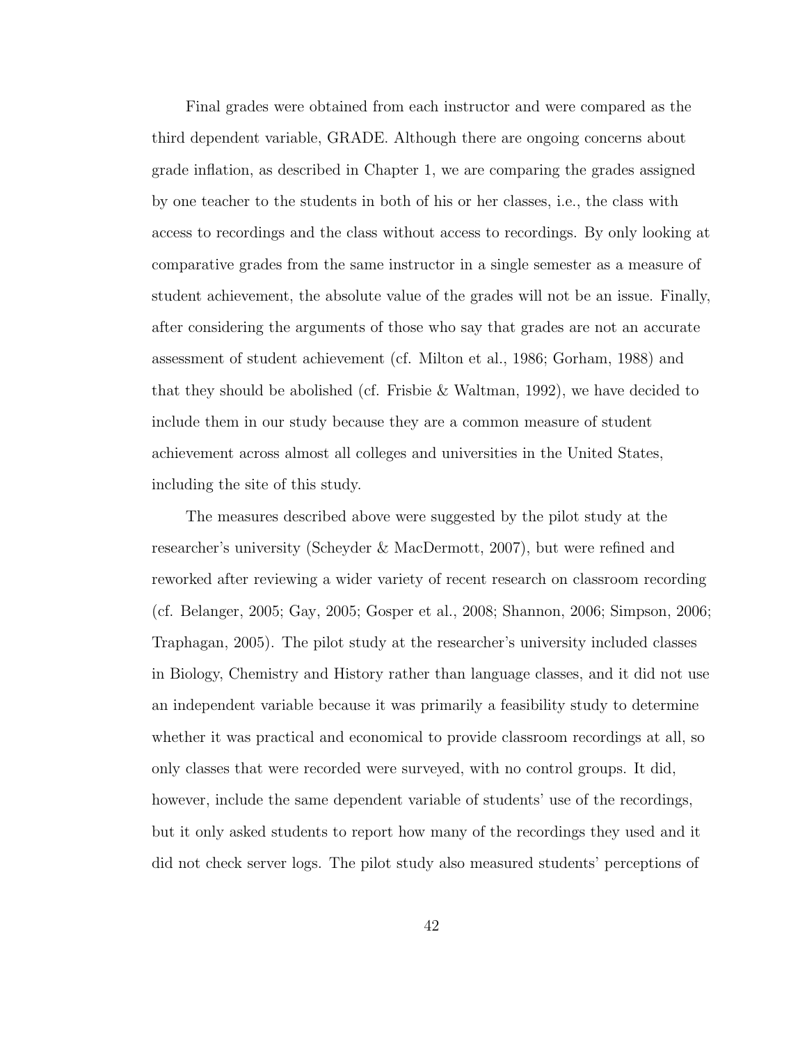Final grades were obtained from each instructor and were compared as the third dependent variable, GRADE. Although there are ongoing concerns about grade inflation, as described in Chapter 1, we are comparing the grades assigned by one teacher to the students in both of his or her classes, i.e., the class with access to recordings and the class without access to recordings. By only looking at comparative grades from the same instructor in a single semester as a measure of student achievement, the absolute value of the grades will not be an issue. Finally, after considering the arguments of those who say that grades are not an accurate assessment of student achievement (cf. Milton et al., 1986; Gorham, 1988) and that they should be abolished (cf. Frisbie & Waltman, 1992), we have decided to include them in our study because they are a common measure of student achievement across almost all colleges and universities in the United States, including the site of this study.

The measures described above were suggested by the pilot study at the researcher's university (Scheyder & MacDermott, 2007), but were refined and reworked after reviewing a wider variety of recent research on classroom recording (cf. Belanger, 2005; Gay, 2005; Gosper et al., 2008; Shannon, 2006; Simpson, 2006; Traphagan, 2005). The pilot study at the researcher's university included classes in Biology, Chemistry and History rather than language classes, and it did not use an independent variable because it was primarily a feasibility study to determine whether it was practical and economical to provide classroom recordings at all, so only classes that were recorded were surveyed, with no control groups. It did, however, include the same dependent variable of students' use of the recordings, but it only asked students to report how many of the recordings they used and it did not check server logs. The pilot study also measured students' perceptions of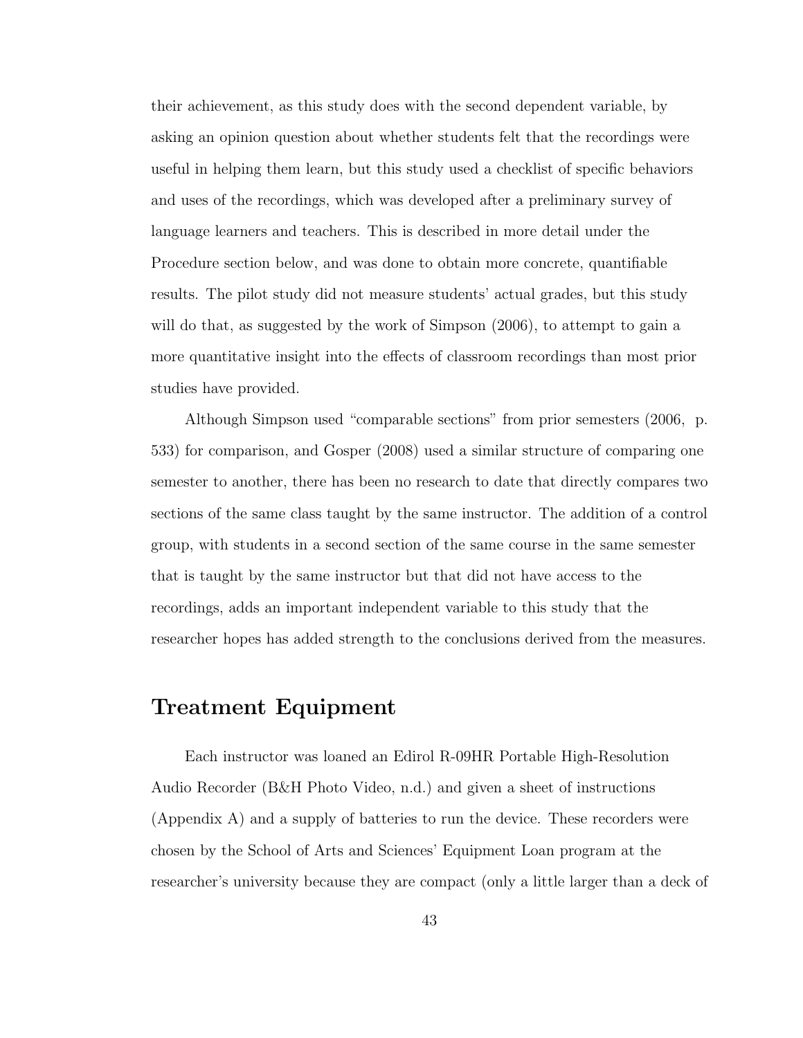their achievement, as this study does with the second dependent variable, by asking an opinion question about whether students felt that the recordings were useful in helping them learn, but this study used a checklist of specific behaviors and uses of the recordings, which was developed after a preliminary survey of language learners and teachers. This is described in more detail under the Procedure section below, and was done to obtain more concrete, quantifiable results. The pilot study did not measure students' actual grades, but this study will do that, as suggested by the work of Simpson (2006), to attempt to gain a more quantitative insight into the effects of classroom recordings than most prior studies have provided.

Although Simpson used "comparable sections" from prior semesters (2006, p. 533) for comparison, and Gosper (2008) used a similar structure of comparing one semester to another, there has been no research to date that directly compares two sections of the same class taught by the same instructor. The addition of a control group, with students in a second section of the same course in the same semester that is taught by the same instructor but that did not have access to the recordings, adds an important independent variable to this study that the researcher hopes has added strength to the conclusions derived from the measures.

## Treatment Equipment

Each instructor was loaned an Edirol R-09HR Portable High-Resolution Audio Recorder (B&H Photo Video, n.d.) and given a sheet of instructions (Appendix A) and a supply of batteries to run the device. These recorders were chosen by the School of Arts and Sciences' Equipment Loan program at the researcher's university because they are compact (only a little larger than a deck of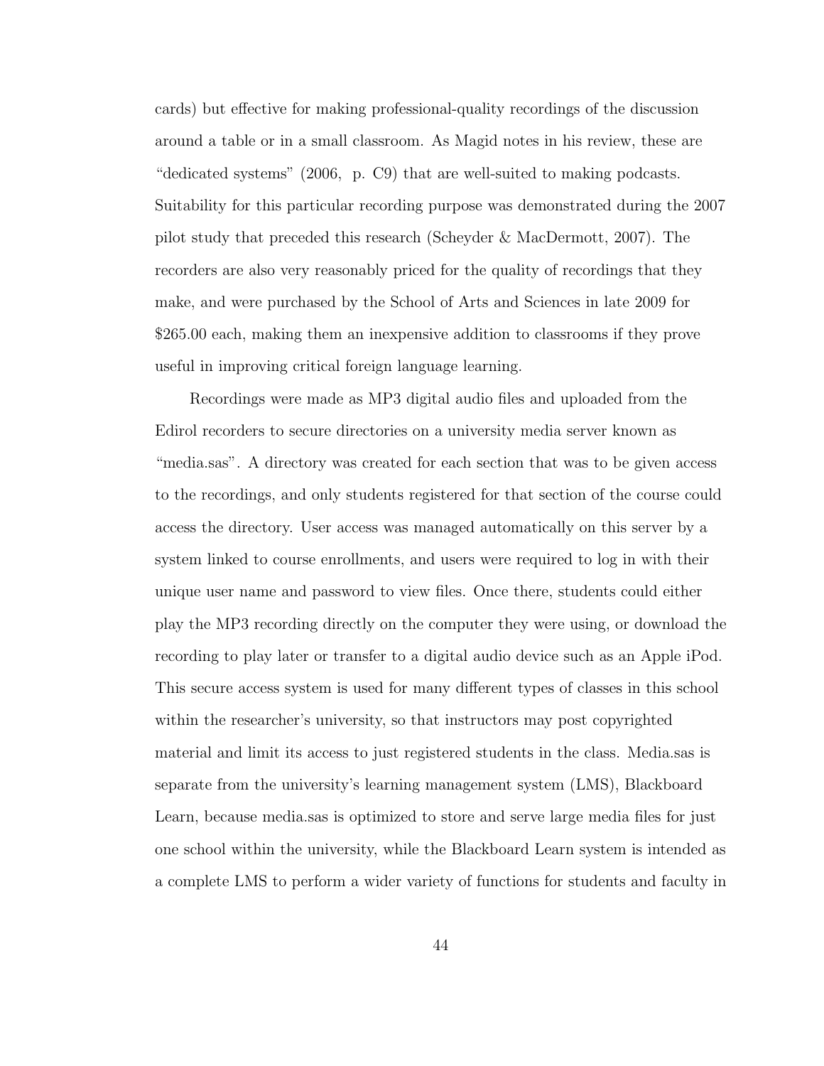cards) but effective for making professional-quality recordings of the discussion around a table or in a small classroom. As Magid notes in his review, these are "dedicated systems" (2006, p. C9) that are well-suited to making podcasts. Suitability for this particular recording purpose was demonstrated during the 2007 pilot study that preceded this research (Scheyder & MacDermott, 2007). The recorders are also very reasonably priced for the quality of recordings that they make, and were purchased by the School of Arts and Sciences in late 2009 for $265.00 each, making them an inexpensive addition to classrooms if they prove useful in improving critical foreign language learning.

Recordings were made as MP3 digital audio files and uploaded from the Edirol recorders to secure directories on a university media server known as "media.sas". A directory was created for each section that was to be given access to the recordings, and only students registered for that section of the course could access the directory. User access was managed automatically on this server by a system linked to course enrollments, and users were required to log in with their unique user name and password to view files. Once there, students could either play the MP3 recording directly on the computer they were using, or download the recording to play later or transfer to a digital audio device such as an Apple iPod. This secure access system is used for many different types of classes in this school within the researcher's university, so that instructors may post copyrighted material and limit its access to just registered students in the class. Media.sas is separate from the university's learning management system (LMS), Blackboard Learn, because media.sas is optimized to store and serve large media files for just one school within the university, while the Blackboard Learn system is intended as a complete LMS to perform a wider variety of functions for students and faculty in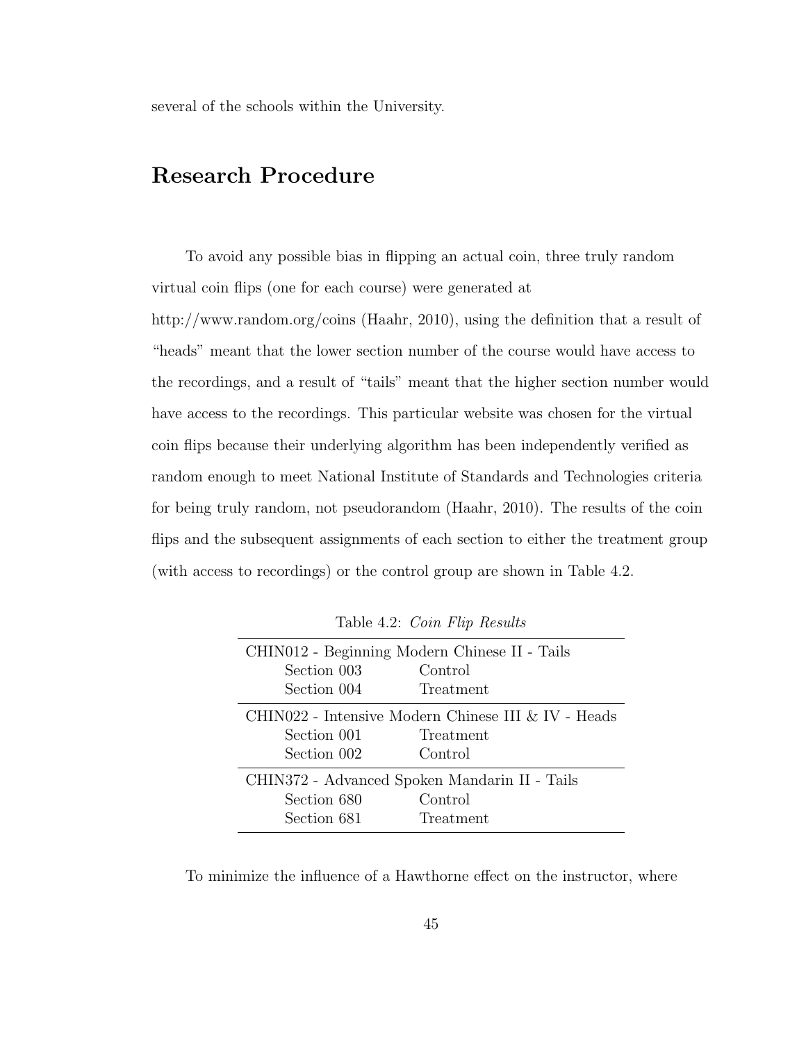several of the schools within the University.

## Research Procedure

To avoid any possible bias in flipping an actual coin, three truly random virtual coin flips (one for each course) were generated at http://www.random.org/coins (Haahr, 2010), using the definition that a result of "heads" meant that the lower section number of the course would have access to the recordings, and a result of "tails" meant that the higher section number would have access to the recordings. This particular website was chosen for the virtual coin flips because their underlying algorithm has been independently verified as random enough to meet National Institute of Standards and Technologies criteria for being truly random, not pseudorandom (Haahr, 2010). The results of the coin flips and the subsequent assignments of each section to either the treatment group (with access to recordings) or the control group are shown in Table 4.2.

Table 4.2: *Coin Flip Results*

| Section | Group |
|---|---|
| **CHIN012 - Beginning Modern Chinese II - Tails** | |
| Section 003 | Control |
| Section 004 | Treatment |
| **CHIN022 - Intensive Modern Chinese III & IV - Heads** | |
| Section 001 | Treatment |
| Section 002 | Control |
| **CHIN372 - Advanced Spoken Mandarin II - Tails** | |
| Section 680 | Control |
| Section 681 | Treatment |

To minimize the influence of a Hawthorne effect on the instructor, where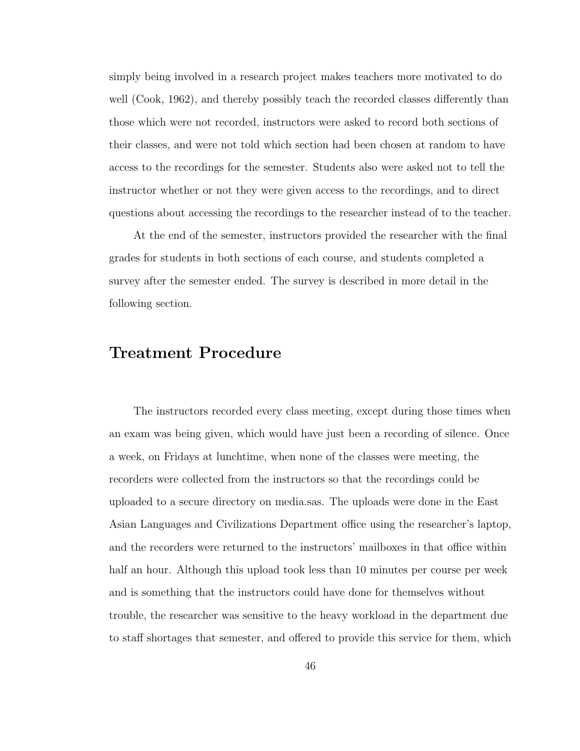simply being involved in a research project makes teachers more motivated to do well (Cook, 1962), and thereby possibly teach the recorded classes differently than those which were not recorded, instructors were asked to record both sections of their classes, and were not told which section had been chosen at random to have access to the recordings for the semester. Students also were asked not to tell the instructor whether or not they were given access to the recordings, and to direct questions about accessing the recordings to the researcher instead of to the teacher.

At the end of the semester, instructors provided the researcher with the final grades for students in both sections of each course, and students completed a survey after the semester ended. The survey is described in more detail in the following section.

## Treatment Procedure

The instructors recorded every class meeting, except during those times when an exam was being given, which would have just been a recording of silence. Once a week, on Fridays at lunchtime, when none of the classes were meeting, the recorders were collected from the instructors so that the recordings could be uploaded to a secure directory on media.sas. The uploads were done in the East Asian Languages and Civilizations Department office using the researcher's laptop, and the recorders were returned to the instructors' mailboxes in that office within half an hour. Although this upload took less than 10 minutes per course per week and is something that the instructors could have done for themselves without trouble, the researcher was sensitive to the heavy workload in the department due to staff shortages that semester, and offered to provide this service for them, which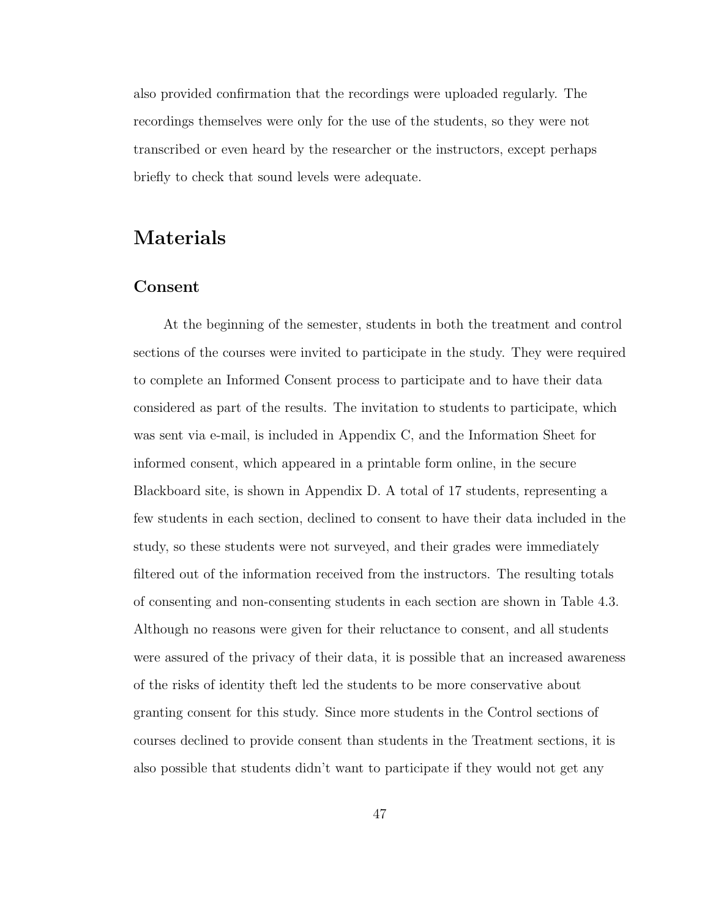also provided confirmation that the recordings were uploaded regularly. The recordings themselves were only for the use of the students, so they were not transcribed or even heard by the researcher or the instructors, except perhaps briefly to check that sound levels were adequate.

## Materials

### Consent

At the beginning of the semester, students in both the treatment and control sections of the courses were invited to participate in the study. They were required to complete an Informed Consent process to participate and to have their data considered as part of the results. The invitation to students to participate, which was sent via e-mail, is included in Appendix C, and the Information Sheet for informed consent, which appeared in a printable form online, in the secure Blackboard site, is shown in Appendix D. A total of 17 students, representing a few students in each section, declined to consent to have their data included in the study, so these students were not surveyed, and their grades were immediately filtered out of the information received from the instructors. The resulting totals of consenting and non-consenting students in each section are shown in Table 4.3. Although no reasons were given for their reluctance to consent, and all students were assured of the privacy of their data, it is possible that an increased awareness of the risks of identity theft led the students to be more conservative about granting consent for this study. Since more students in the Control sections of courses declined to provide consent than students in the Treatment sections, it is also possible that students didn't want to participate if they would not get any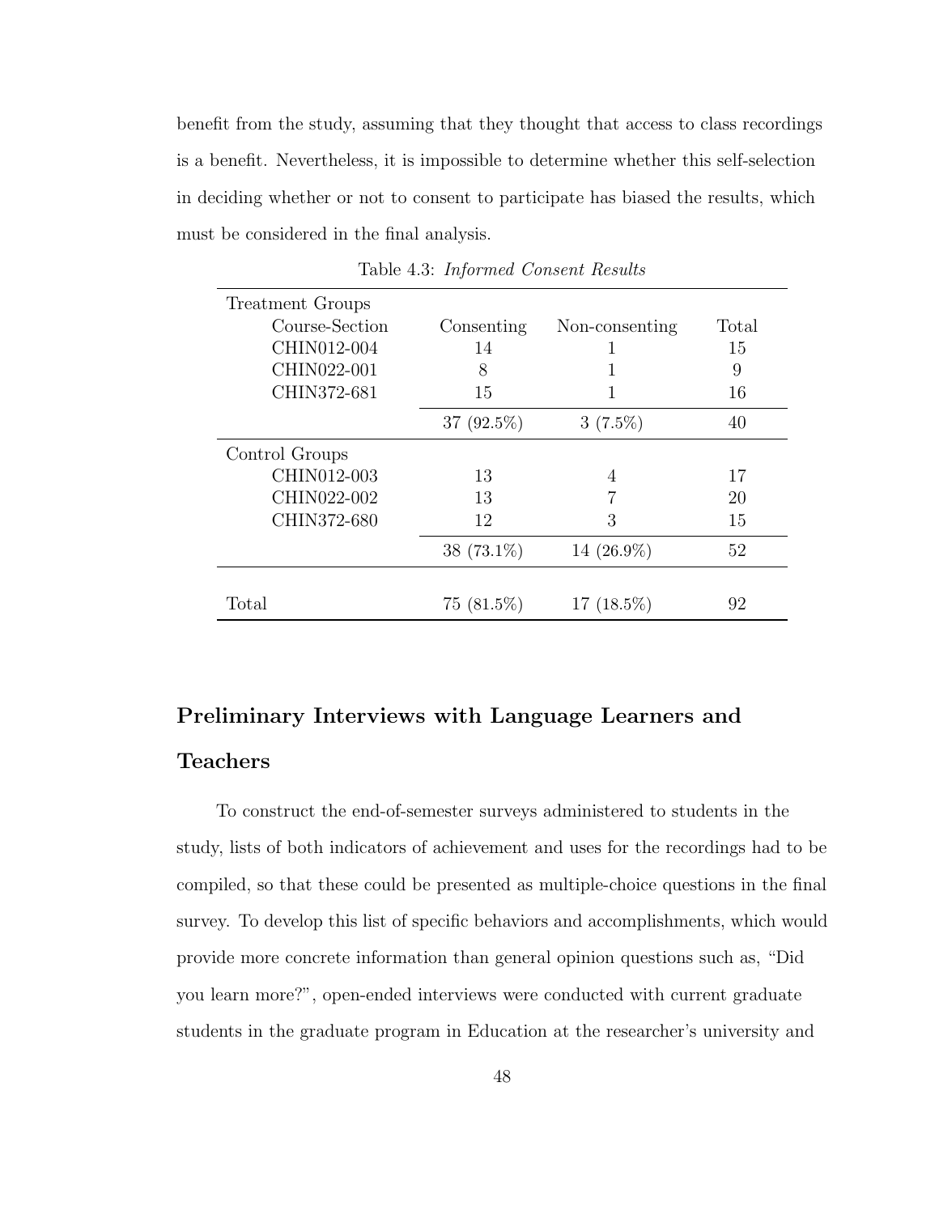benefit from the study, assuming that they thought that access to class recordings is a benefit. Nevertheless, it is impossible to determine whether this self-selection in deciding whether or not to consent to participate has biased the results, which must be considered in the final analysis.

Table 4.3: *Informed Consent Results*

| Treatment Groups | | | |
|---|---|---|---|
| Course-Section | Consenting | Non-consenting | Total |
| CHIN012-004 | 14 | 1 | 15 |
| CHIN022-001 | 8 | 1 | 9 |
| CHIN372-681 | 15 | 1 | 16 |
| | 37 (92.5%) | 3 (7.5%) | 40 |
| Control Groups | | | |
| CHIN012-003 | 13 | 4 | 17 |
| CHIN022-002 | 13 | 7 | 20 |
| CHIN372-680 | 12 | 3 | 15 |
| | 38 (73.1%) | 14 (26.9%) | 52 |
| Total | 75 (81.5%) | 17 (18.5%) | 92 |

## Preliminary Interviews with Language Learners and Teachers

To construct the end-of-semester surveys administered to students in the study, lists of both indicators of achievement and uses for the recordings had to be compiled, so that these could be presented as multiple-choice questions in the final survey. To develop this list of specific behaviors and accomplishments, which would provide more concrete information than general opinion questions such as, "Did you learn more?", open-ended interviews were conducted with current graduate students in the graduate program in Education at the researcher's university and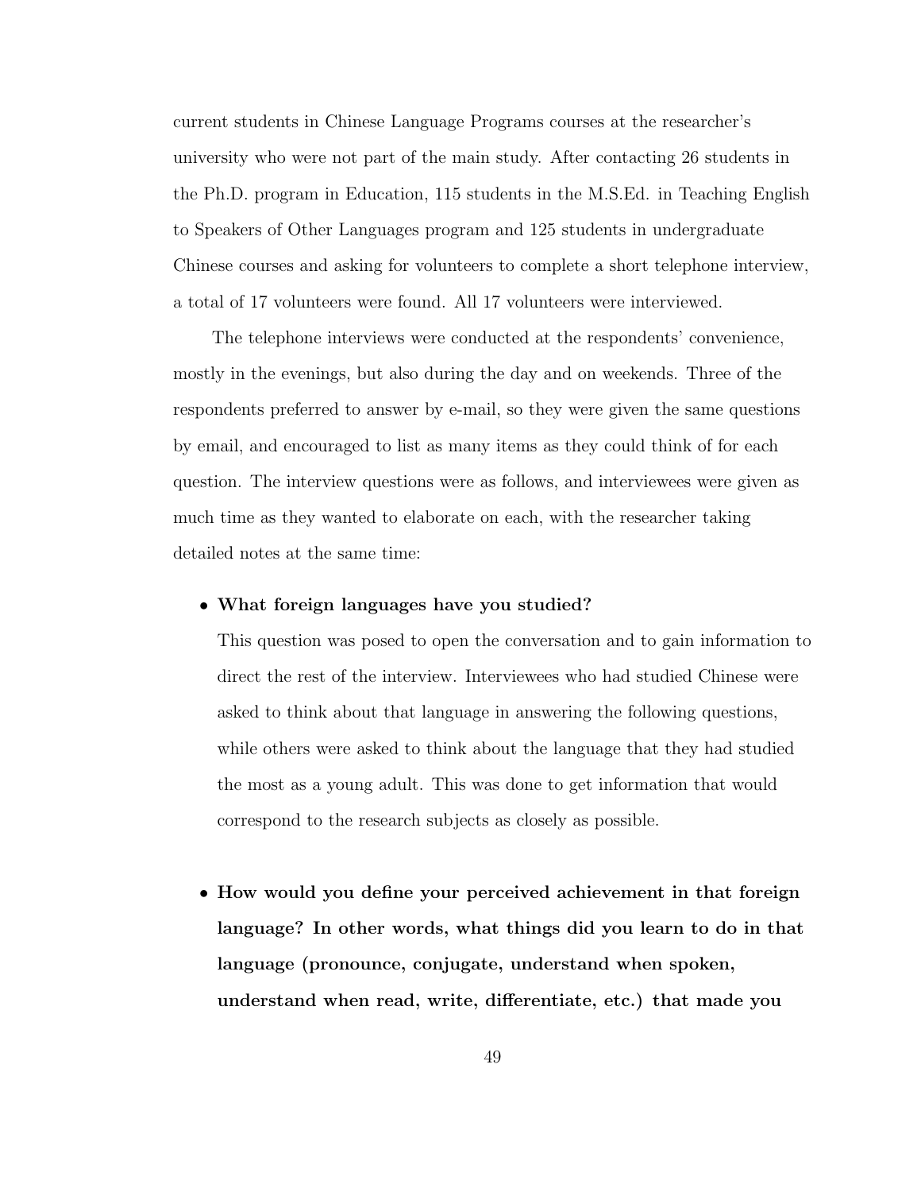current students in Chinese Language Programs courses at the researcher's university who were not part of the main study. After contacting 26 students in the Ph.D. program in Education, 115 students in the M.S.Ed. in Teaching English to Speakers of Other Languages program and 125 students in undergraduate Chinese courses and asking for volunteers to complete a short telephone interview, a total of 17 volunteers were found. All 17 volunteers were interviewed.

The telephone interviews were conducted at the respondents' convenience, mostly in the evenings, but also during the day and on weekends. Three of the respondents preferred to answer by e-mail, so they were given the same questions by email, and encouraged to list as many items as they could think of for each question. The interview questions were as follows, and interviewees were given as much time as they wanted to elaborate on each, with the researcher taking detailed notes at the same time:

- **What foreign languages have you studied?**

  This question was posed to open the conversation and to gain information to direct the rest of the interview. Interviewees who had studied Chinese were asked to think about that language in answering the following questions, while others were asked to think about the language that they had studied the most as a young adult. This was done to get information that would correspond to the research subjects as closely as possible.

- **How would you define your perceived achievement in that foreign language? In other words, what things did you learn to do in that language (pronounce, conjugate, understand when spoken, understand when read, write, differentiate, etc.) that made you**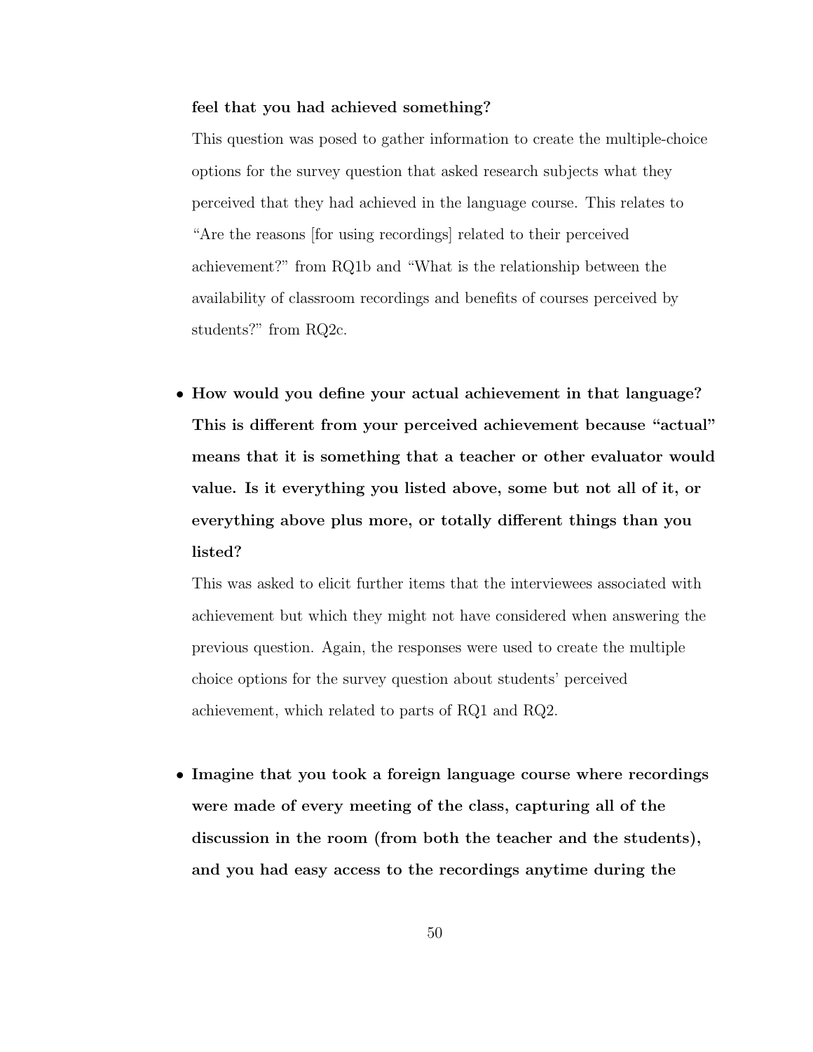**feel that you had achieved something?**

This question was posed to gather information to create the multiple-choice options for the survey question that asked research subjects what they perceived that they had achieved in the language course. This relates to "Are the reasons [for using recordings] related to their perceived achievement?" from RQ1b and "What is the relationship between the availability of classroom recordings and benefits of courses perceived by students?" from RQ2c.

- **How would you define your actual achievement in that language? This is different from your perceived achievement because "actual" means that it is something that a teacher or other evaluator would value. Is it everything you listed above, some but not all of it, or everything above plus more, or totally different things than you listed?**

  This was asked to elicit further items that the interviewees associated with achievement but which they might not have considered when answering the previous question. Again, the responses were used to create the multiple choice options for the survey question about students' perceived achievement, which related to parts of RQ1 and RQ2.

- **Imagine that you took a foreign language course where recordings were made of every meeting of the class, capturing all of the discussion in the room (from both the teacher and the students), and you had easy access to the recordings anytime during the**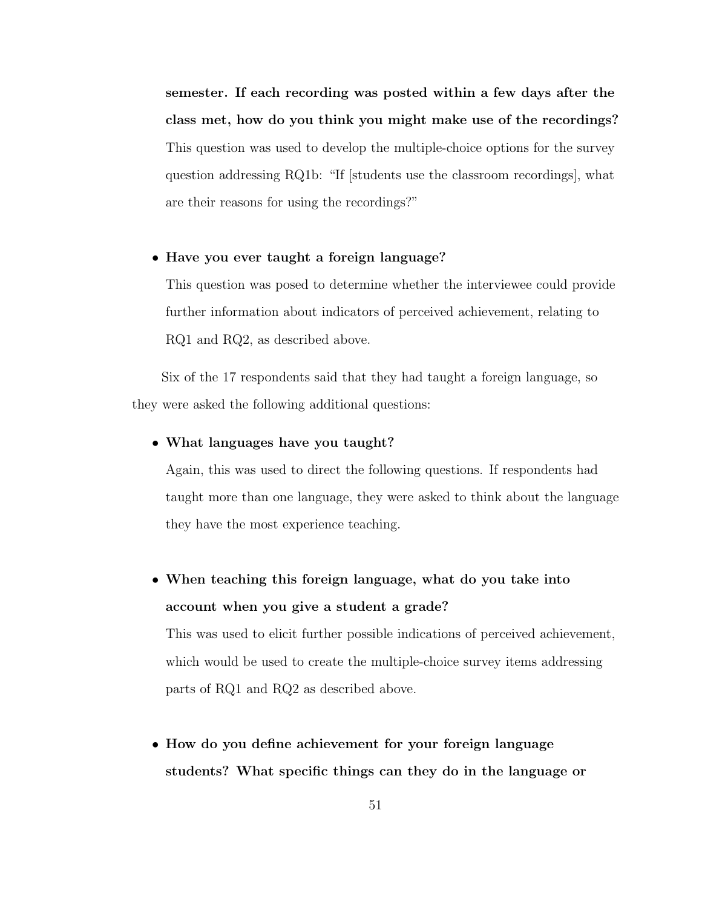**semester. If each recording was posted within a few days after the class met, how do you think you might make use of the recordings?**
This question was used to develop the multiple-choice options for the survey question addressing RQ1b: "If [students use the classroom recordings], what are their reasons for using the recordings?"

- **Have you ever taught a foreign language?**
  This question was posed to determine whether the interviewee could provide further information about indicators of perceived achievement, relating to RQ1 and RQ2, as described above.

Six of the 17 respondents said that they had taught a foreign language, so they were asked the following additional questions:

- **What languages have you taught?**
  Again, this was used to direct the following questions. If respondents had taught more than one language, they were asked to think about the language they have the most experience teaching.

- **When teaching this foreign language, what do you take into account when you give a student a grade?**
  This was used to elicit further possible indications of perceived achievement, which would be used to create the multiple-choice survey items addressing parts of RQ1 and RQ2 as described above.

- **How do you define achievement for your foreign language students? What specific things can they do in the language or**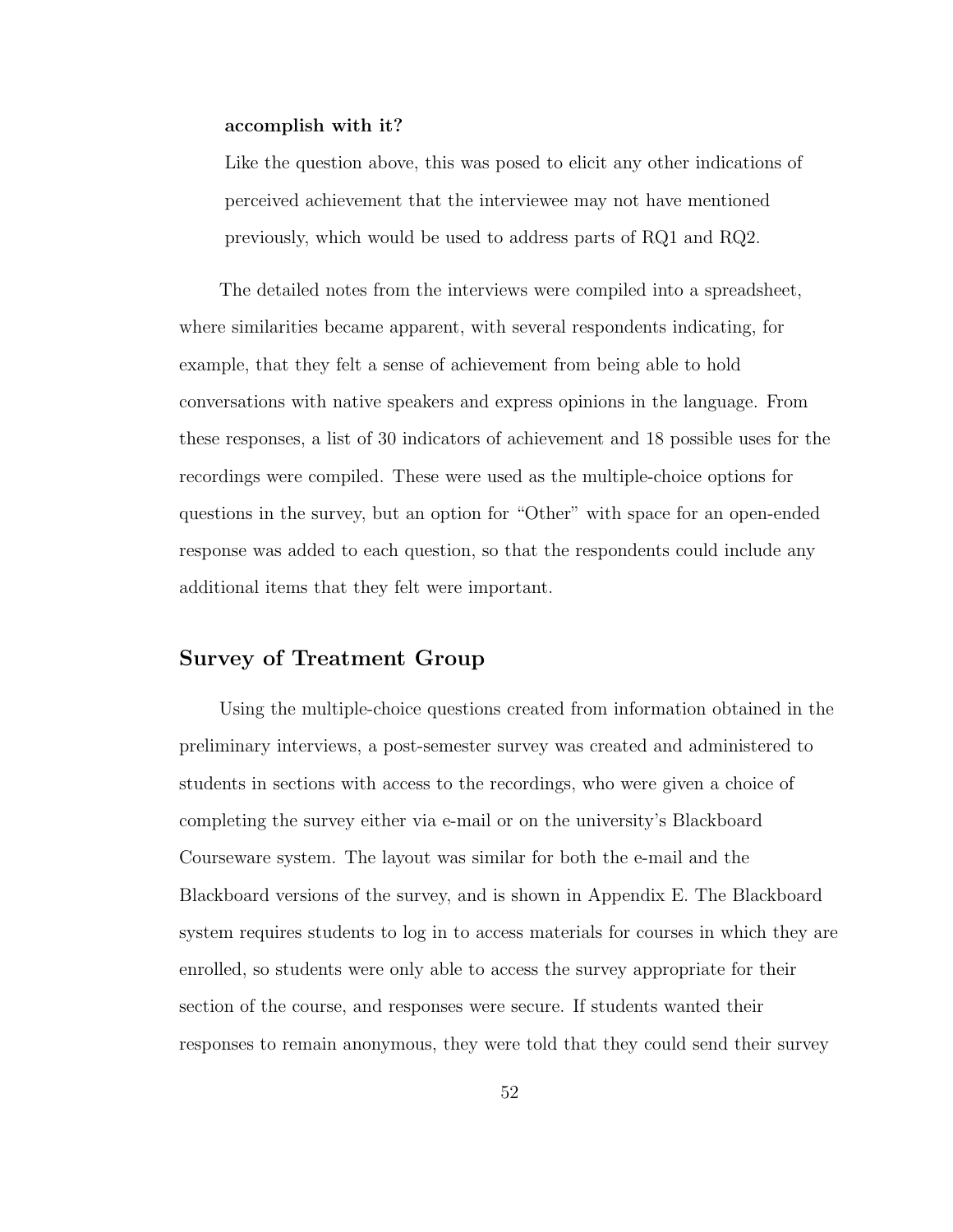**accomplish with it?**

Like the question above, this was posed to elicit any other indications of perceived achievement that the interviewee may not have mentioned previously, which would be used to address parts of RQ1 and RQ2.

The detailed notes from the interviews were compiled into a spreadsheet, where similarities became apparent, with several respondents indicating, for example, that they felt a sense of achievement from being able to hold conversations with native speakers and express opinions in the language. From these responses, a list of 30 indicators of achievement and 18 possible uses for the recordings were compiled. These were used as the multiple-choice options for questions in the survey, but an option for "Other" with space for an open-ended response was added to each question, so that the respondents could include any additional items that they felt were important.

## Survey of Treatment Group

Using the multiple-choice questions created from information obtained in the preliminary interviews, a post-semester survey was created and administered to students in sections with access to the recordings, who were given a choice of completing the survey either via e-mail or on the university's Blackboard Courseware system. The layout was similar for both the e-mail and the Blackboard versions of the survey, and is shown in Appendix E. The Blackboard system requires students to log in to access materials for courses in which they are enrolled, so students were only able to access the survey appropriate for their section of the course, and responses were secure. If students wanted their responses to remain anonymous, they were told that they could send their survey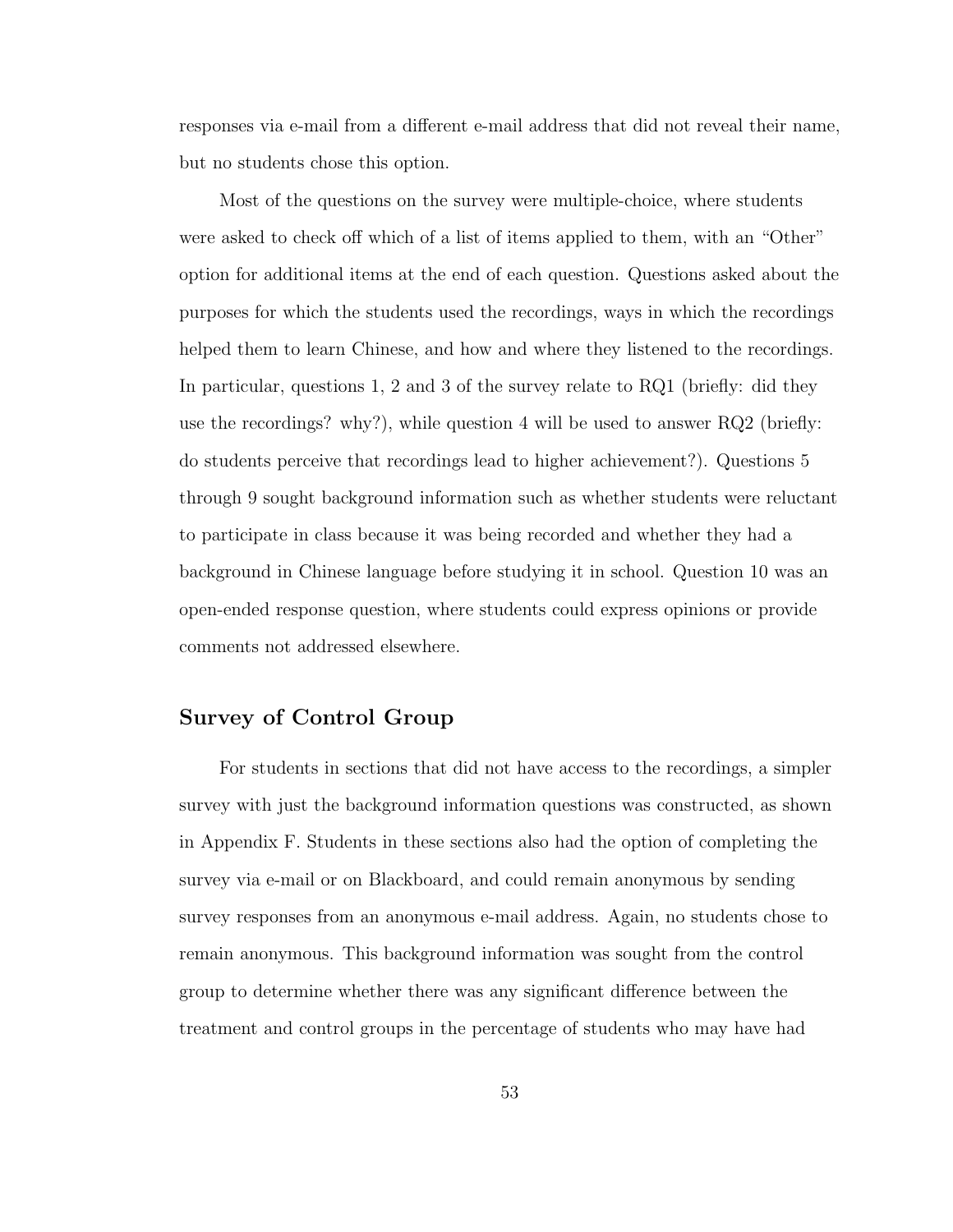responses via e-mail from a different e-mail address that did not reveal their name, but no students chose this option.

Most of the questions on the survey were multiple-choice, where students were asked to check off which of a list of items applied to them, with an "Other" option for additional items at the end of each question. Questions asked about the purposes for which the students used the recordings, ways in which the recordings helped them to learn Chinese, and how and where they listened to the recordings. In particular, questions 1, 2 and 3 of the survey relate to RQ1 (briefly: did they use the recordings? why?), while question 4 will be used to answer RQ2 (briefly: do students perceive that recordings lead to higher achievement?). Questions 5 through 9 sought background information such as whether students were reluctant to participate in class because it was being recorded and whether they had a background in Chinese language before studying it in school. Question 10 was an open-ended response question, where students could express opinions or provide comments not addressed elsewhere.

## Survey of Control Group

For students in sections that did not have access to the recordings, a simpler survey with just the background information questions was constructed, as shown in Appendix F. Students in these sections also had the option of completing the survey via e-mail or on Blackboard, and could remain anonymous by sending survey responses from an anonymous e-mail address. Again, no students chose to remain anonymous. This background information was sought from the control group to determine whether there was any significant difference between the treatment and control groups in the percentage of students who may have had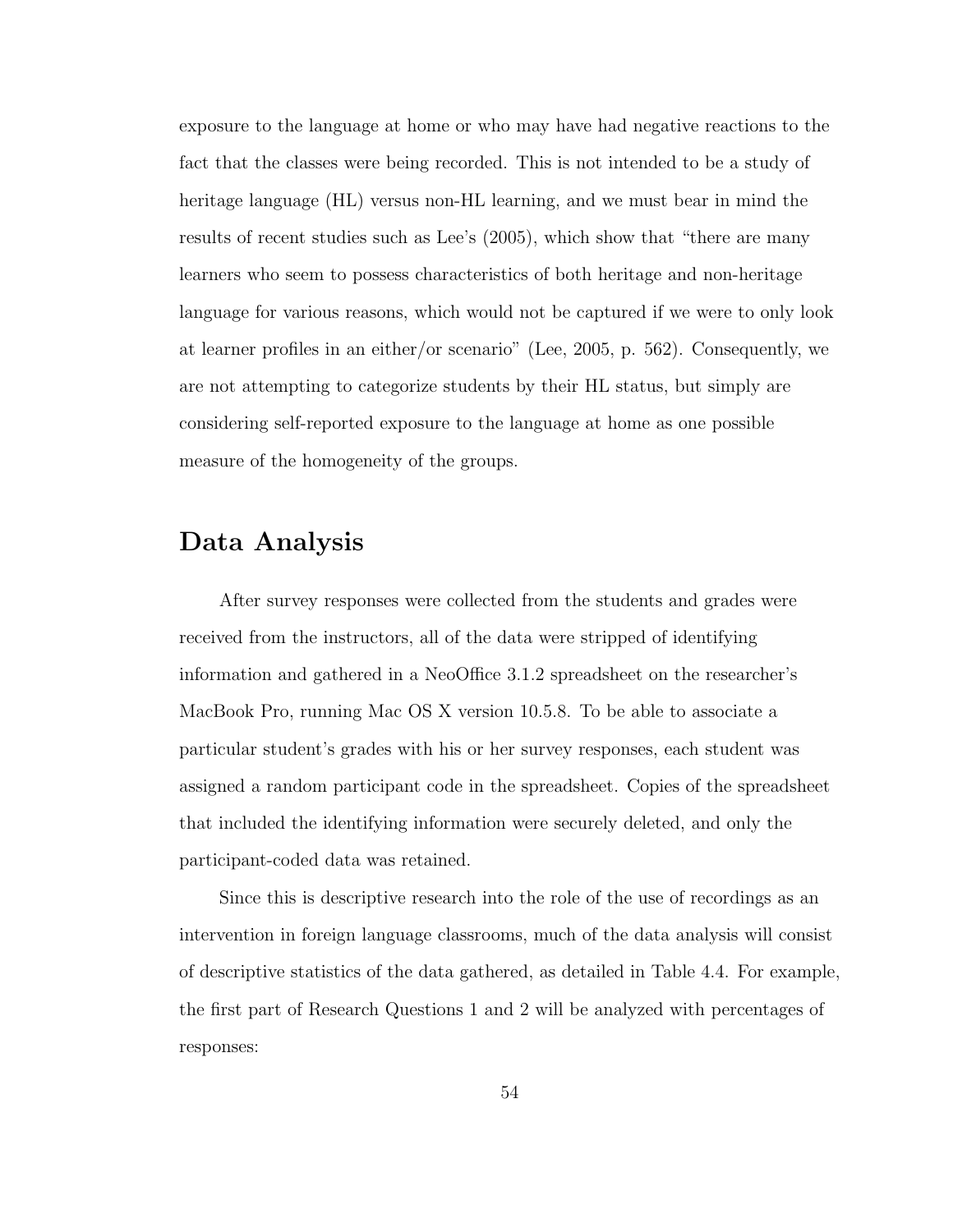exposure to the language at home or who may have had negative reactions to the fact that the classes were being recorded. This is not intended to be a study of heritage language (HL) versus non-HL learning, and we must bear in mind the results of recent studies such as Lee's (2005), which show that "there are many learners who seem to possess characteristics of both heritage and non-heritage language for various reasons, which would not be captured if we were to only look at learner profiles in an either/or scenario" (Lee, 2005, p. 562). Consequently, we are not attempting to categorize students by their HL status, but simply are considering self-reported exposure to the language at home as one possible measure of the homogeneity of the groups.

## Data Analysis

After survey responses were collected from the students and grades were received from the instructors, all of the data were stripped of identifying information and gathered in a NeoOffice 3.1.2 spreadsheet on the researcher's MacBook Pro, running Mac OS X version 10.5.8. To be able to associate a particular student's grades with his or her survey responses, each student was assigned a random participant code in the spreadsheet. Copies of the spreadsheet that included the identifying information were securely deleted, and only the participant-coded data was retained.

Since this is descriptive research into the role of the use of recordings as an intervention in foreign language classrooms, much of the data analysis will consist of descriptive statistics of the data gathered, as detailed in Table 4.4. For example, the first part of Research Questions 1 and 2 will be analyzed with percentages of responses: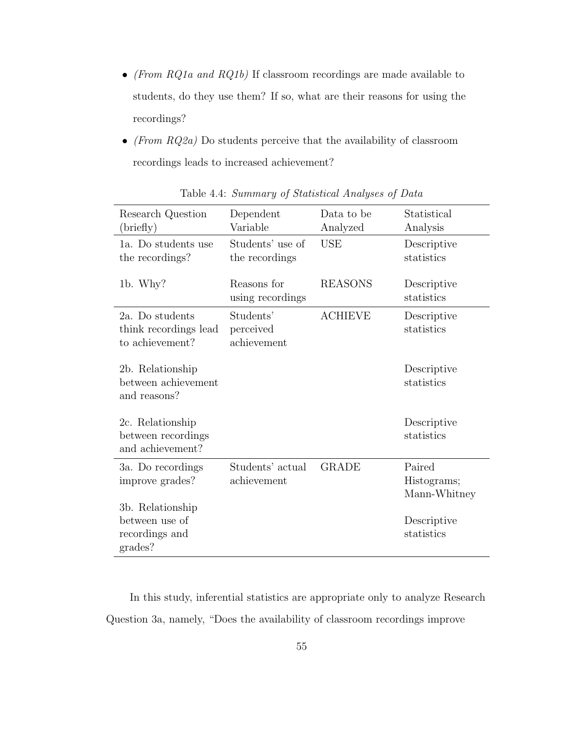- *(From RQ1a and RQ1b)* If classroom recordings are made available to students, do they use them? If so, what are their reasons for using the recordings?
- *(From RQ2a)* Do students perceive that the availability of classroom recordings leads to increased achievement?

Table 4.4: *Summary of Statistical Analyses of Data*

| Research Question (briefly) | Dependent Variable | Data to be Analyzed | Statistical Analysis |
|---|---|---|---|
| 1a. Do students use the recordings? | Students' use of the recordings | USE | Descriptive statistics |
| 1b. Why? | Reasons for using recordings | REASONS | Descriptive statistics |
| 2a. Do students think recordings lead to achievement? | Students' perceived achievement | ACHIEVE | Descriptive statistics |
| 2b. Relationship between achievement and reasons? | | | Descriptive statistics |
| 2c. Relationship between recordings and achievement? | | | Descriptive statistics |
| 3a. Do recordings improve grades? | Students' actual achievement | GRADE | Paired Histograms; Mann-Whitney |
| 3b. Relationship between use of recordings and grades? | | | Descriptive statistics |

In this study, inferential statistics are appropriate only to analyze Research Question 3a, namely, "Does the availability of classroom recordings improve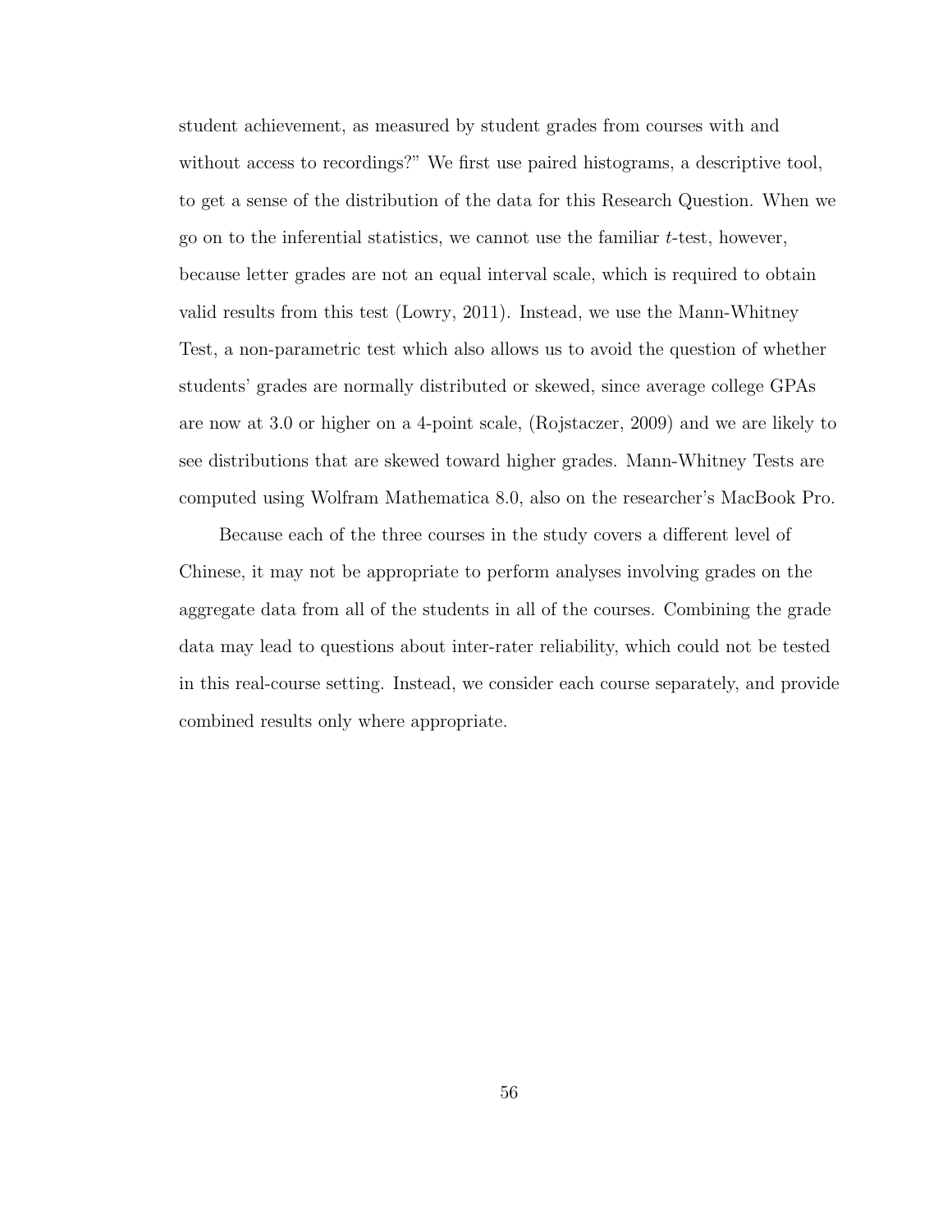student achievement, as measured by student grades from courses with and without access to recordings?" We first use paired histograms, a descriptive tool, to get a sense of the distribution of the data for this Research Question. When we go on to the inferential statistics, we cannot use the familiar *t*-test, however, because letter grades are not an equal interval scale, which is required to obtain valid results from this test (Lowry, 2011). Instead, we use the Mann-Whitney Test, a non-parametric test which also allows us to avoid the question of whether students' grades are normally distributed or skewed, since average college GPAs are now at 3.0 or higher on a 4-point scale, (Rojstaczer, 2009) and we are likely to see distributions that are skewed toward higher grades. Mann-Whitney Tests are computed using Wolfram Mathematica 8.0, also on the researcher's MacBook Pro.

Because each of the three courses in the study covers a different level of Chinese, it may not be appropriate to perform analyses involving grades on the aggregate data from all of the students in all of the courses. Combining the grade data may lead to questions about inter-rater reliability, which could not be tested in this real-course setting. Instead, we consider each course separately, and provide combined results only where appropriate.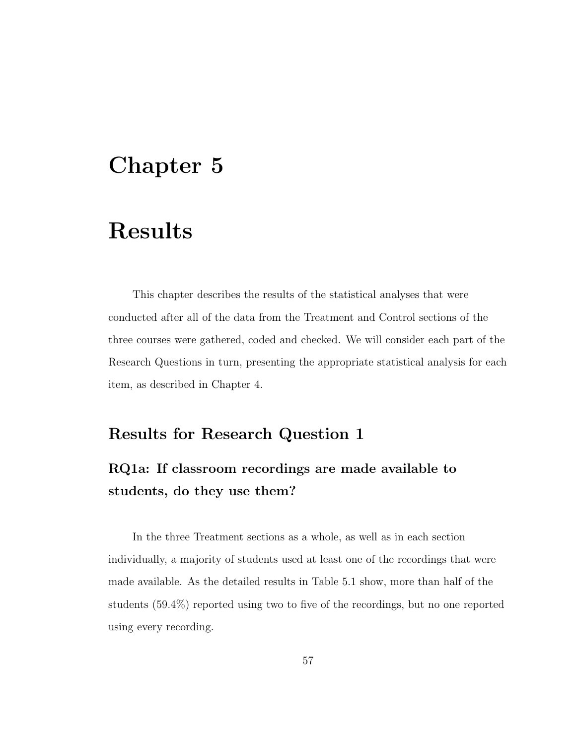# Chapter 5

# Results

This chapter describes the results of the statistical analyses that were conducted after all of the data from the Treatment and Control sections of the three courses were gathered, coded and checked. We will consider each part of the Research Questions in turn, presenting the appropriate statistical analysis for each item, as described in Chapter 4.

## Results for Research Question 1

### RQ1a: If classroom recordings are made available to students, do they use them?

In the three Treatment sections as a whole, as well as in each section individually, a majority of students used at least one of the recordings that were made available. As the detailed results in Table 5.1 show, more than half of the students (59.4%) reported using two to five of the recordings, but no one reported using every recording.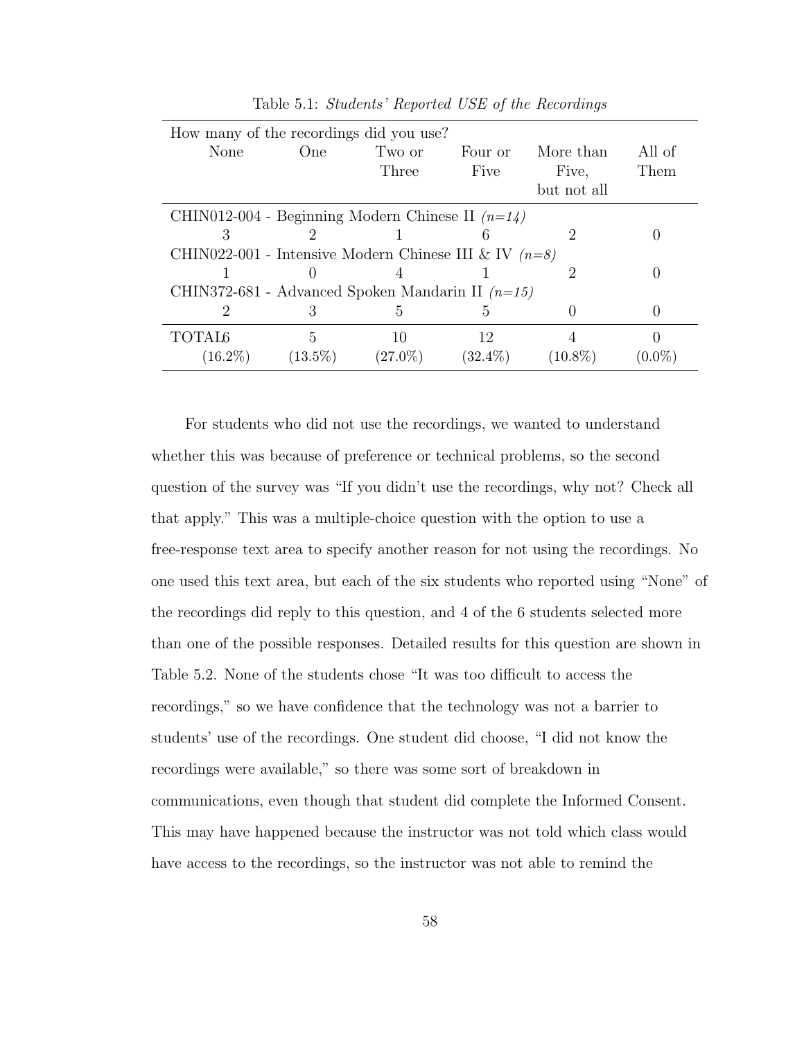Table 5.1: *Students' Reported USE of the Recordings*

| How many of the recordings did you use? | | | | | |
|---|---|---|---|---|---|
| None | One | Two or Three | Four or Five | More than Five, but not all | All of Them |
| CHIN012-004 - Beginning Modern Chinese II *(n=14)* | | | | | |
| 3 | 2 | 1 | 6 | 2 | 0 |
| CHIN022-001 - Intensive Modern Chinese III & IV *(n=8)* | | | | | |
| 1 | 0 | 4 | 1 | 2 | 0 |
| CHIN372-681 - Advanced Spoken Mandarin II *(n=15)* | | | | | |
| 2 | 3 | 5 | 5 | 0 | 0 |
| TOTAL 6 (16.2%) | 5 (13.5%) | 10 (27.0%) | 12 (32.4%) | 4 (10.8%) | 0 (0.0%) |

For students who did not use the recordings, we wanted to understand whether this was because of preference or technical problems, so the second question of the survey was "If you didn't use the recordings, why not? Check all that apply." This was a multiple-choice question with the option to use a free-response text area to specify another reason for not using the recordings. No one used this text area, but each of the six students who reported using "None" of the recordings did reply to this question, and 4 of the 6 students selected more than one of the possible responses. Detailed results for this question are shown in Table 5.2. None of the students chose "It was too difficult to access the recordings," so we have confidence that the technology was not a barrier to students' use of the recordings. One student did choose, "I did not know the recordings were available," so there was some sort of breakdown in communications, even though that student did complete the Informed Consent. This may have happened because the instructor was not told which class would have access to the recordings, so the instructor was not able to remind the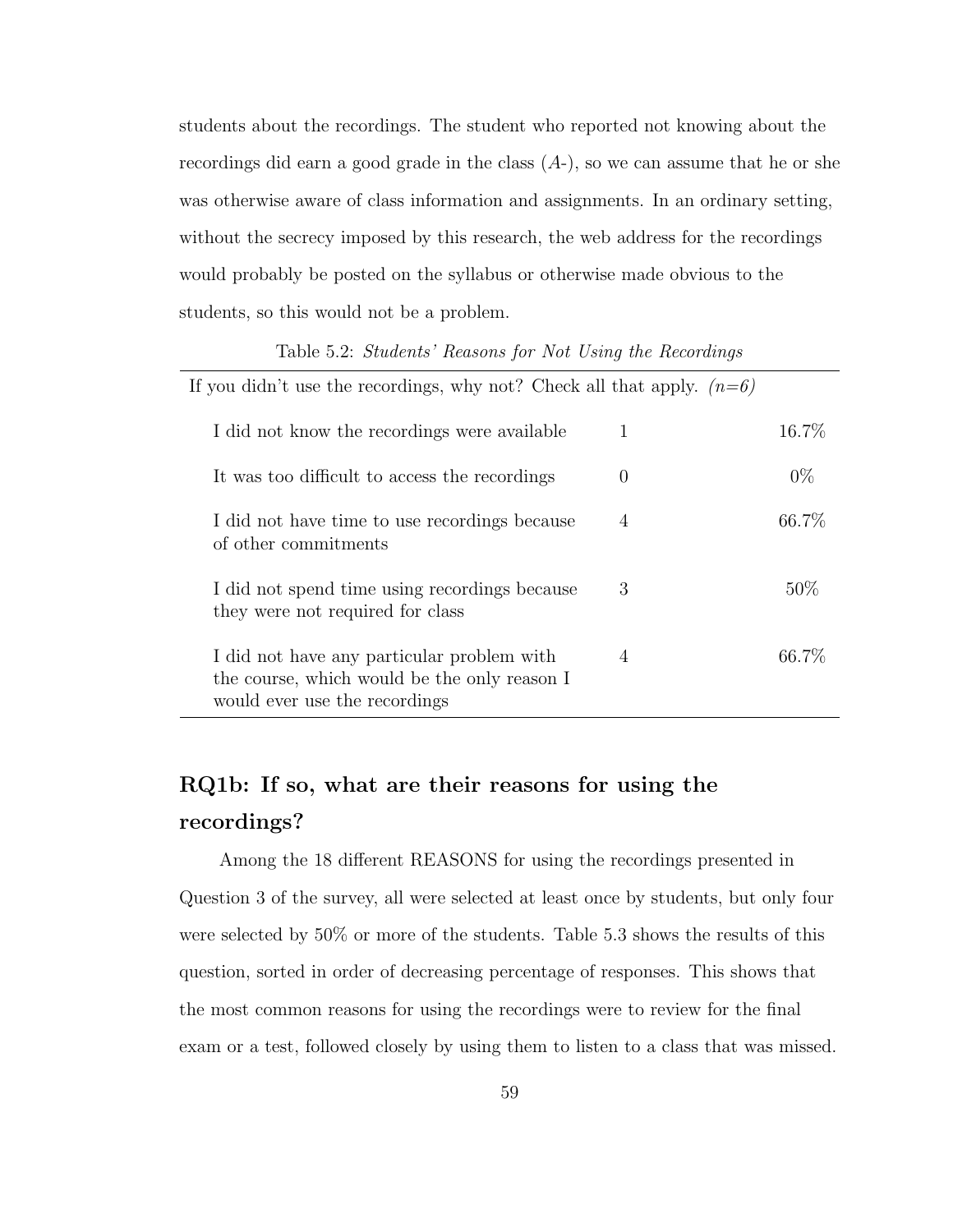students about the recordings. The student who reported not knowing about the recordings did earn a good grade in the class (*A-*), so we can assume that he or she was otherwise aware of class information and assignments. In an ordinary setting, without the secrecy imposed by this research, the web address for the recordings would probably be posted on the syllabus or otherwise made obvious to the students, so this would not be a problem.

Table 5.2: *Students' Reasons for Not Using the Recordings*

| If you didn't use the recordings, why not? Check all that apply. *(n=6)* | | |
|---|---|---|
| I did not know the recordings were available | 1 | 16.7% |
| It was too difficult to access the recordings | 0 | 0% |
| I did not have time to use recordings because of other commitments | 4 | 66.7% |
| I did not spend time using recordings because they were not required for class | 3 | 50% |
| I did not have any particular problem with the course, which would be the only reason I would ever use the recordings | 4 | 66.7% |

## RQ1b: If so, what are their reasons for using the recordings?

Among the 18 different REASONS for using the recordings presented in Question 3 of the survey, all were selected at least once by students, but only four were selected by 50% or more of the students. Table 5.3 shows the results of this question, sorted in order of decreasing percentage of responses. This shows that the most common reasons for using the recordings were to review for the final exam or a test, followed closely by using them to listen to a class that was missed.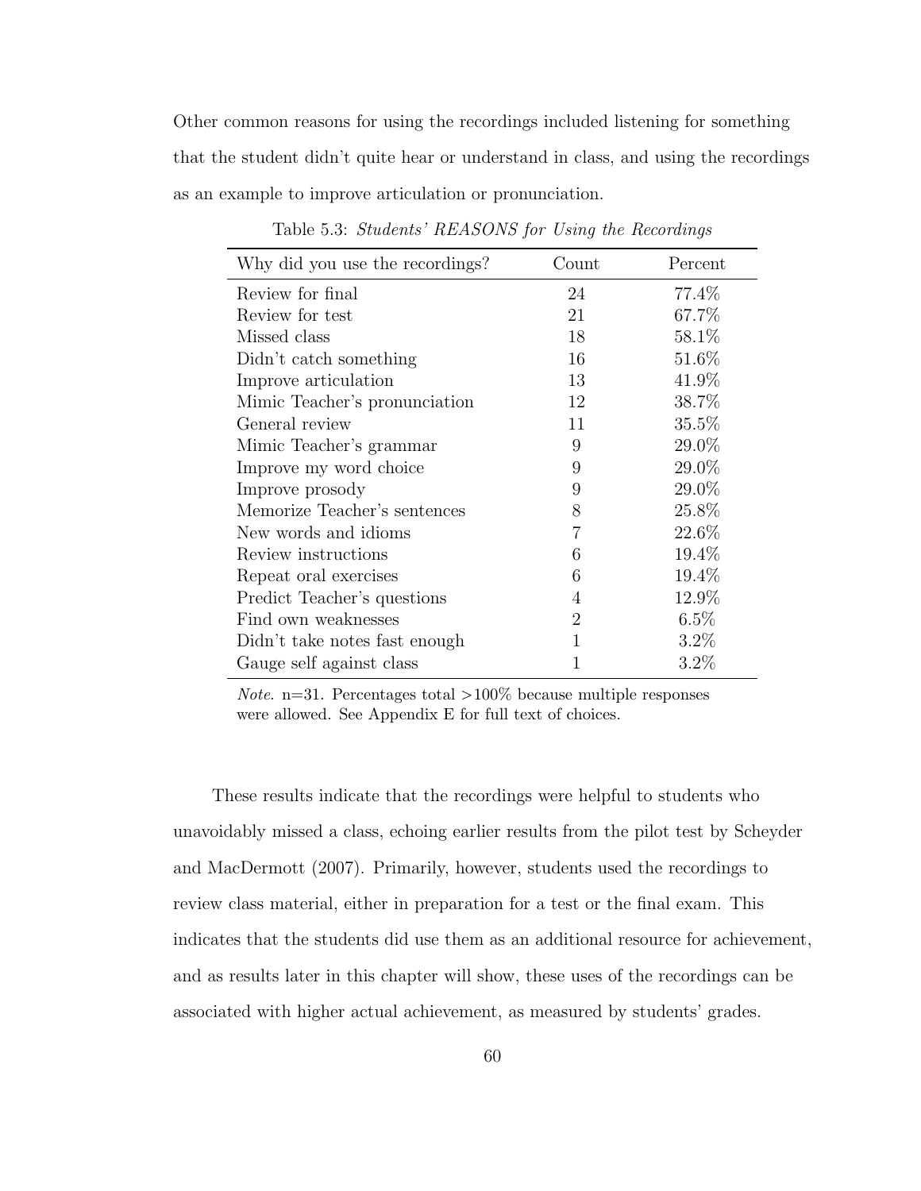Other common reasons for using the recordings included listening for something that the student didn't quite hear or understand in class, and using the recordings as an example to improve articulation or pronunciation.

Table 5.3: *Students' REASONS for Using the Recordings*

| Why did you use the recordings? | Count | Percent |
|---|---|---|
| Review for final | 24 | 77.4% |
| Review for test | 21 | 67.7% |
| Missed class | 18 | 58.1% |
| Didn't catch something | 16 | 51.6% |
| Improve articulation | 13 | 41.9% |
| Mimic Teacher's pronunciation | 12 | 38.7% |
| General review | 11 | 35.5% |
| Mimic Teacher's grammar | 9 | 29.0% |
| Improve my word choice | 9 | 29.0% |
| Improve prosody | 9 | 29.0% |
| Memorize Teacher's sentences | 8 | 25.8% |
| New words and idioms | 7 | 22.6% |
| Review instructions | 6 | 19.4% |
| Repeat oral exercises | 6 | 19.4% |
| Predict Teacher's questions | 4 | 12.9% |
| Find own weaknesses | 2 | 6.5% |
| Didn't take notes fast enough | 1 | 3.2% |
| Gauge self against class | 1 | 3.2% |

*Note.* n=31. Percentages total >100% because multiple responses were allowed. See Appendix E for full text of choices.

These results indicate that the recordings were helpful to students who unavoidably missed a class, echoing earlier results from the pilot test by Scheyder and MacDermott (2007). Primarily, however, students used the recordings to review class material, either in preparation for a test or the final exam. This indicates that the students did use them as an additional resource for achievement, and as results later in this chapter will show, these uses of the recordings can be associated with higher actual achievement, as measured by students' grades.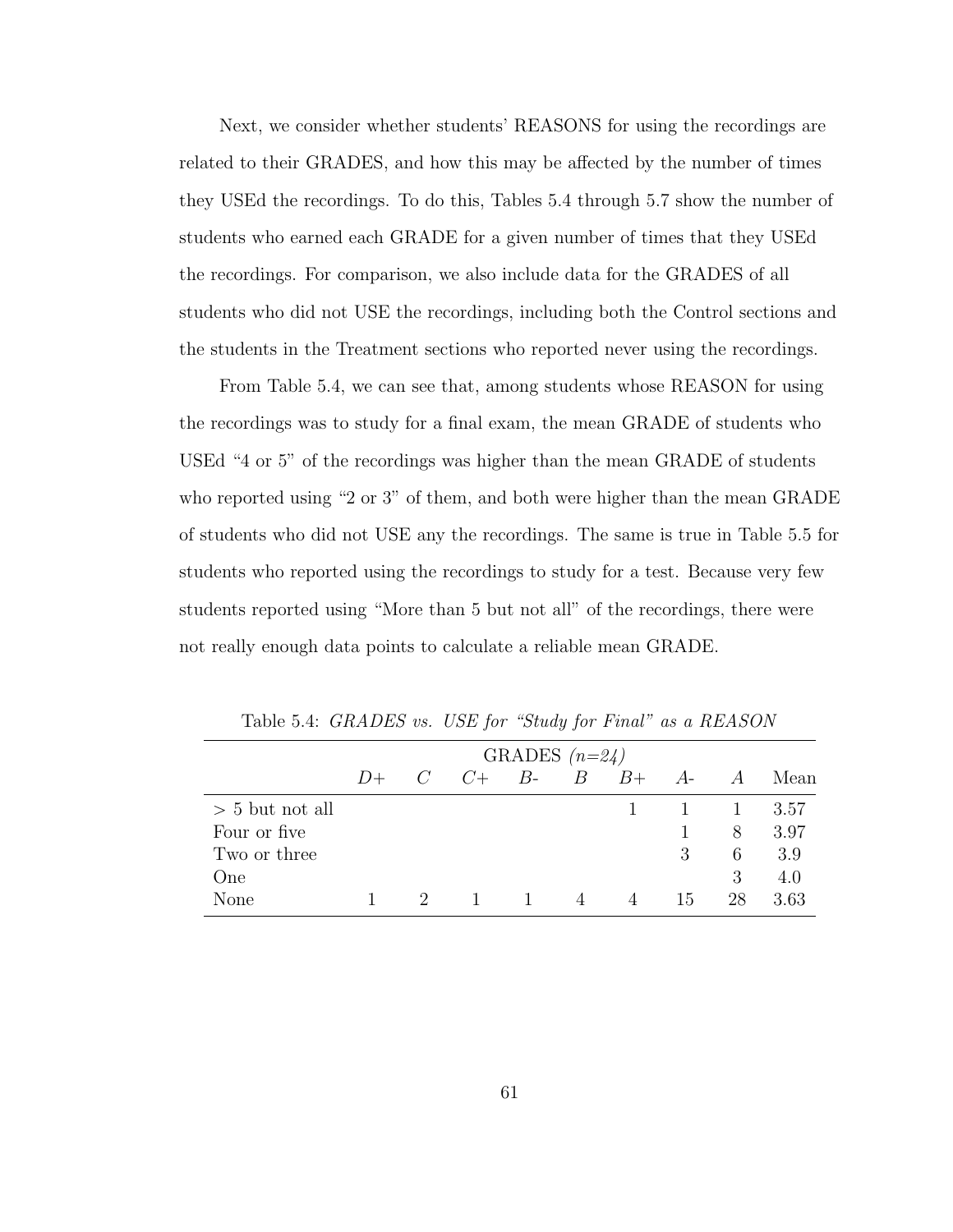Next, we consider whether students' REASONS for using the recordings are related to their GRADES, and how this may be affected by the number of times they USEd the recordings. To do this, Tables 5.4 through 5.7 show the number of students who earned each GRADE for a given number of times that they USEd the recordings. For comparison, we also include data for the GRADES of all students who did not USE the recordings, including both the Control sections and the students in the Treatment sections who reported never using the recordings.

From Table 5.4, we can see that, among students whose REASON for using the recordings was to study for a final exam, the mean GRADE of students who USEd "4 or 5" of the recordings was higher than the mean GRADE of students who reported using "2 or 3" of them, and both were higher than the mean GRADE of students who did not USE any the recordings. The same is true in Table 5.5 for students who reported using the recordings to study for a test. Because very few students reported using "More than 5 but not all" of the recordings, there were not really enough data points to calculate a reliable mean GRADE.

Table 5.4: *GRADES vs. USE for "Study for Final" as a REASON*

| | GRADES *(n=24)* | | | | | | | | |
|---|---|---|---|---|---|---|---|---|---|
| | *D+* | *C* | *C+* | *B-* | *B* | *B+* | *A-* | *A* | Mean |
| > 5 but not all | | | | | | 1 | 1 | 1 | 3.57 |
| Four or five | | | | | | | 1 | 8 | 3.97 |
| Two or three | | | | | | | 3 | 6 | 3.9 |
| One | | | | | | | | 3 | 4.0 |
| None | 1 | 2 | 1 | 1 | 4 | 4 | 15 | 28 | 3.63 |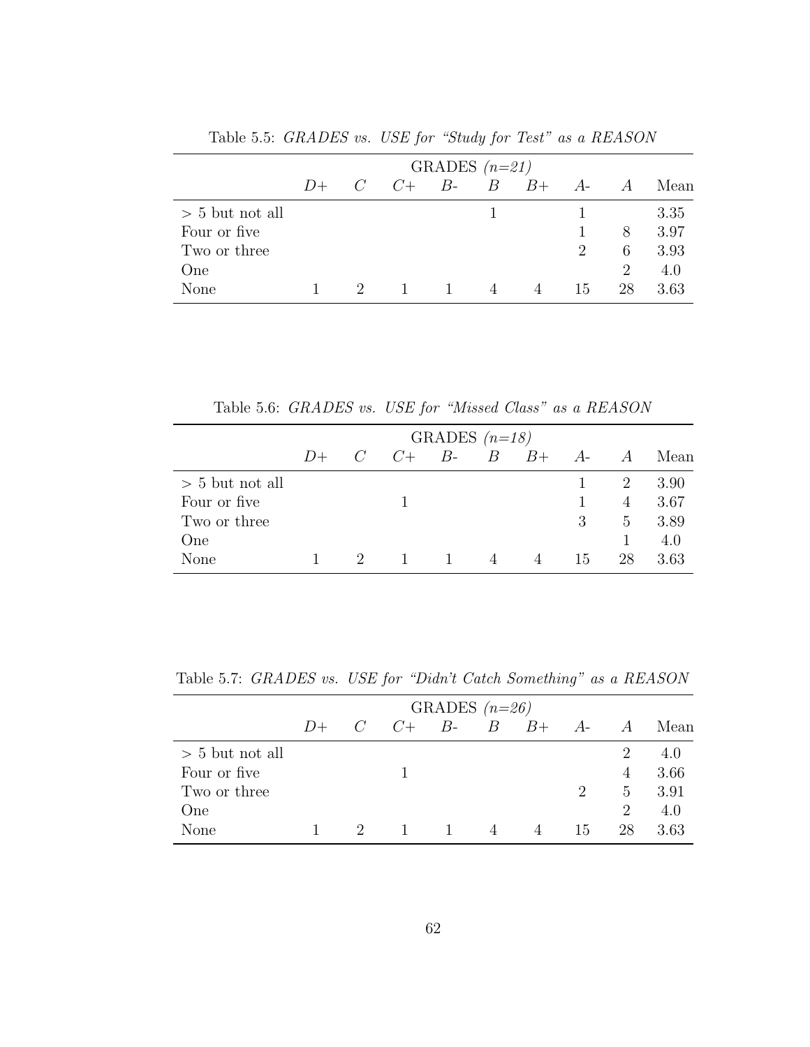Table 5.5: *GRADES vs. USE for "Study for Test" as a REASON*

| | GRADES *(n=21)* | | | | | | | | |
|---|---|---|---|---|---|---|---|---|---|
| | *D+* | *C* | *C+* | *B-* | *B* | *B+* | *A-* | *A* | Mean |
| > 5 but not all | | | | | 1 | | 1 | | 3.35 |
| Four or five | | | | | | | 1 | 8 | 3.97 |
| Two or three | | | | | | | 2 | 6 | 3.93 |
| One | | | | | | | | 2 | 4.0 |
| None | 1 | 2 | 1 | 1 | 4 | 4 | 15 | 28 | 3.63 |

Table 5.6: *GRADES vs. USE for "Missed Class" as a REASON*

| | GRADES *(n=18)* | | | | | | | | |
|---|---|---|---|---|---|---|---|---|---|
| | *D+* | *C* | *C+* | *B-* | *B* | *B+* | *A-* | *A* | Mean |
| > 5 but not all | | | | | | | 1 | 2 | 3.90 |
| Four or five | | | 1 | | | | 1 | 4 | 3.67 |
| Two or three | | | | | | | 3 | 5 | 3.89 |
| One | | | | | | | | 1 | 4.0 |
| None | 1 | 2 | 1 | 1 | 4 | 4 | 15 | 28 | 3.63 |

Table 5.7: *GRADES vs. USE for "Didn't Catch Something" as a REASON*

| | GRADES *(n=26)* | | | | | | | | |
|---|---|---|---|---|---|---|---|---|---|
| | *D+* | *C* | *C+* | *B-* | *B* | *B+* | *A-* | *A* | Mean |
| > 5 but not all | | | | | | | | 2 | 4.0 |
| Four or five | | | 1 | | | | | 4 | 3.66 |
| Two or three | | | | | | | 2 | 5 | 3.91 |
| One | | | | | | | | 2 | 4.0 |
| None | 1 | 2 | 1 | 1 | 4 | 4 | 15 | 28 | 3.63 |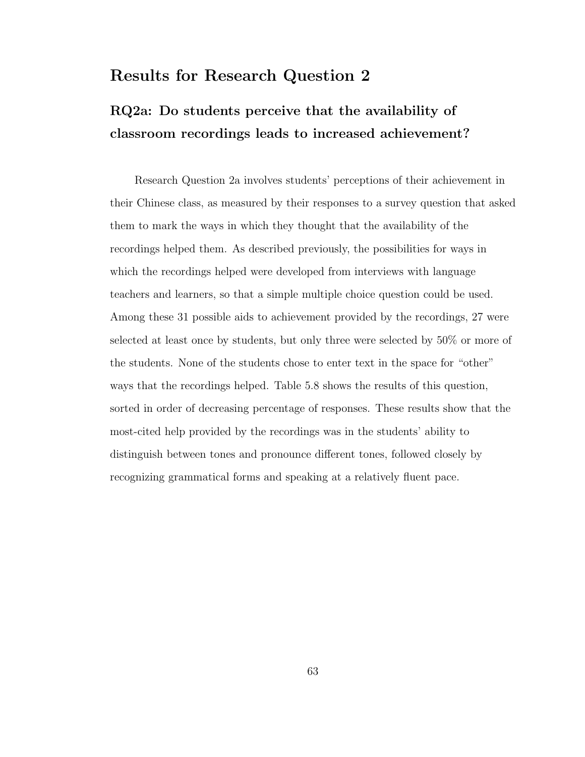## Results for Research Question 2

### RQ2a: Do students perceive that the availability of classroom recordings leads to increased achievement?

Research Question 2a involves students' perceptions of their achievement in their Chinese class, as measured by their responses to a survey question that asked them to mark the ways in which they thought that the availability of the recordings helped them. As described previously, the possibilities for ways in which the recordings helped were developed from interviews with language teachers and learners, so that a simple multiple choice question could be used. Among these 31 possible aids to achievement provided by the recordings, 27 were selected at least once by students, but only three were selected by 50% or more of the students. None of the students chose to enter text in the space for "other" ways that the recordings helped. Table 5.8 shows the results of this question, sorted in order of decreasing percentage of responses. These results show that the most-cited help provided by the recordings was in the students' ability to distinguish between tones and pronounce different tones, followed closely by recognizing grammatical forms and speaking at a relatively fluent pace.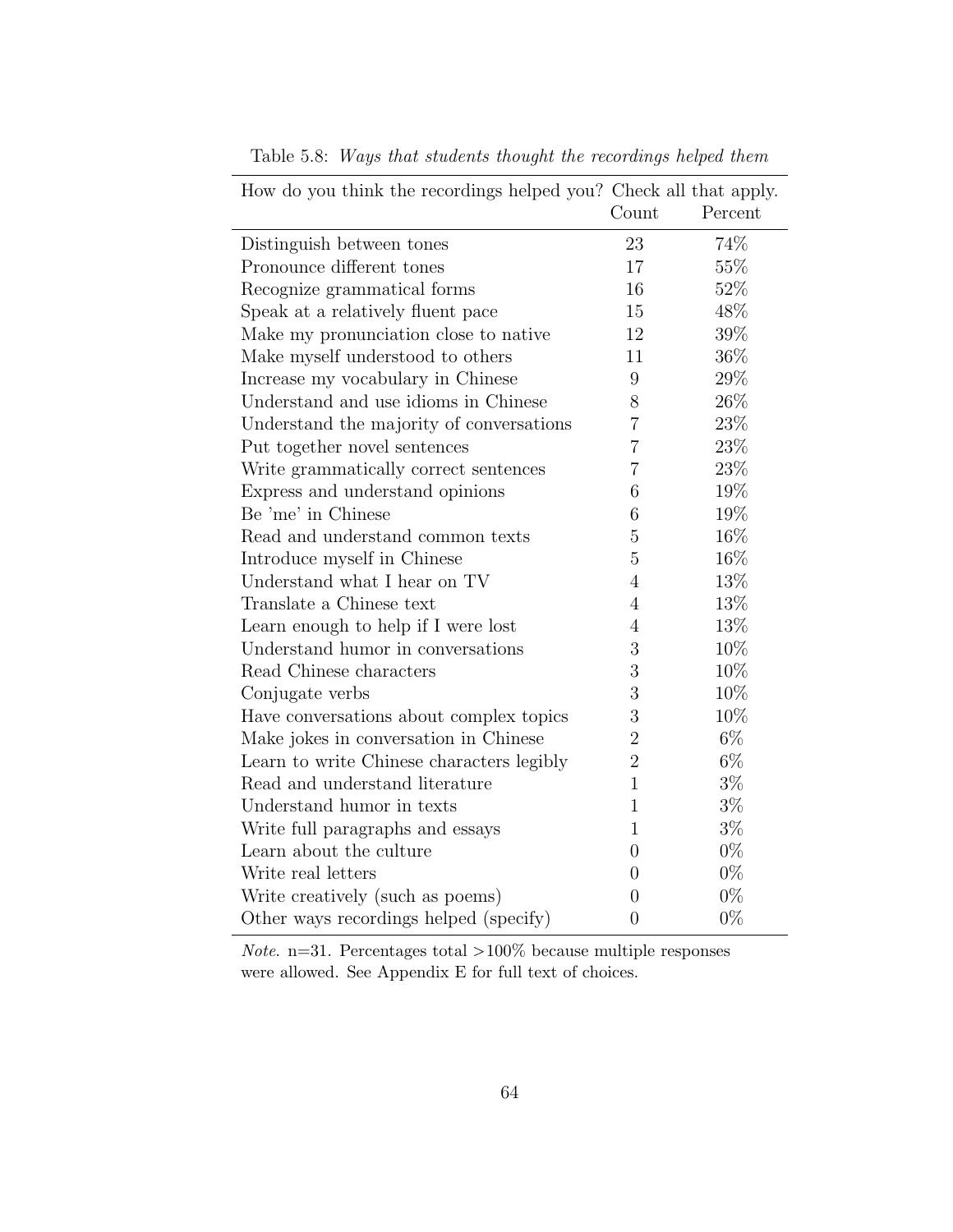Table 5.8: *Ways that students thought the recordings helped them*

| How do you think the recordings helped you? Check all that apply. | Count | Percent |
|---|---|---|
| Distinguish between tones | 23 | 74% |
| Pronounce different tones | 17 | 55% |
| Recognize grammatical forms | 16 | 52% |
| Speak at a relatively fluent pace | 15 | 48% |
| Make my pronunciation close to native | 12 | 39% |
| Make myself understood to others | 11 | 36% |
| Increase my vocabulary in Chinese | 9 | 29% |
| Understand and use idioms in Chinese | 8 | 26% |
| Understand the majority of conversations | 7 | 23% |
| Put together novel sentences | 7 | 23% |
| Write grammatically correct sentences | 7 | 23% |
| Express and understand opinions | 6 | 19% |
| Be 'me' in Chinese | 6 | 19% |
| Read and understand common texts | 5 | 16% |
| Introduce myself in Chinese | 5 | 16% |
| Understand what I hear on TV | 4 | 13% |
| Translate a Chinese text | 4 | 13% |
| Learn enough to help if I were lost | 4 | 13% |
| Understand humor in conversations | 3 | 10% |
| Read Chinese characters | 3 | 10% |
| Conjugate verbs | 3 | 10% |
| Have conversations about complex topics | 3 | 10% |
| Make jokes in conversation in Chinese | 2 | 6% |
| Learn to write Chinese characters legibly | 2 | 6% |
| Read and understand literature | 1 | 3% |
| Understand humor in texts | 1 | 3% |
| Write full paragraphs and essays | 1 | 3% |
| Learn about the culture | 0 | 0% |
| Write real letters | 0 | 0% |
| Write creatively (such as poems) | 0 | 0% |
| Other ways recordings helped (specify) | 0 | 0% |

*Note.* n=31. Percentages total >100% because multiple responses were allowed. See Appendix E for full text of choices.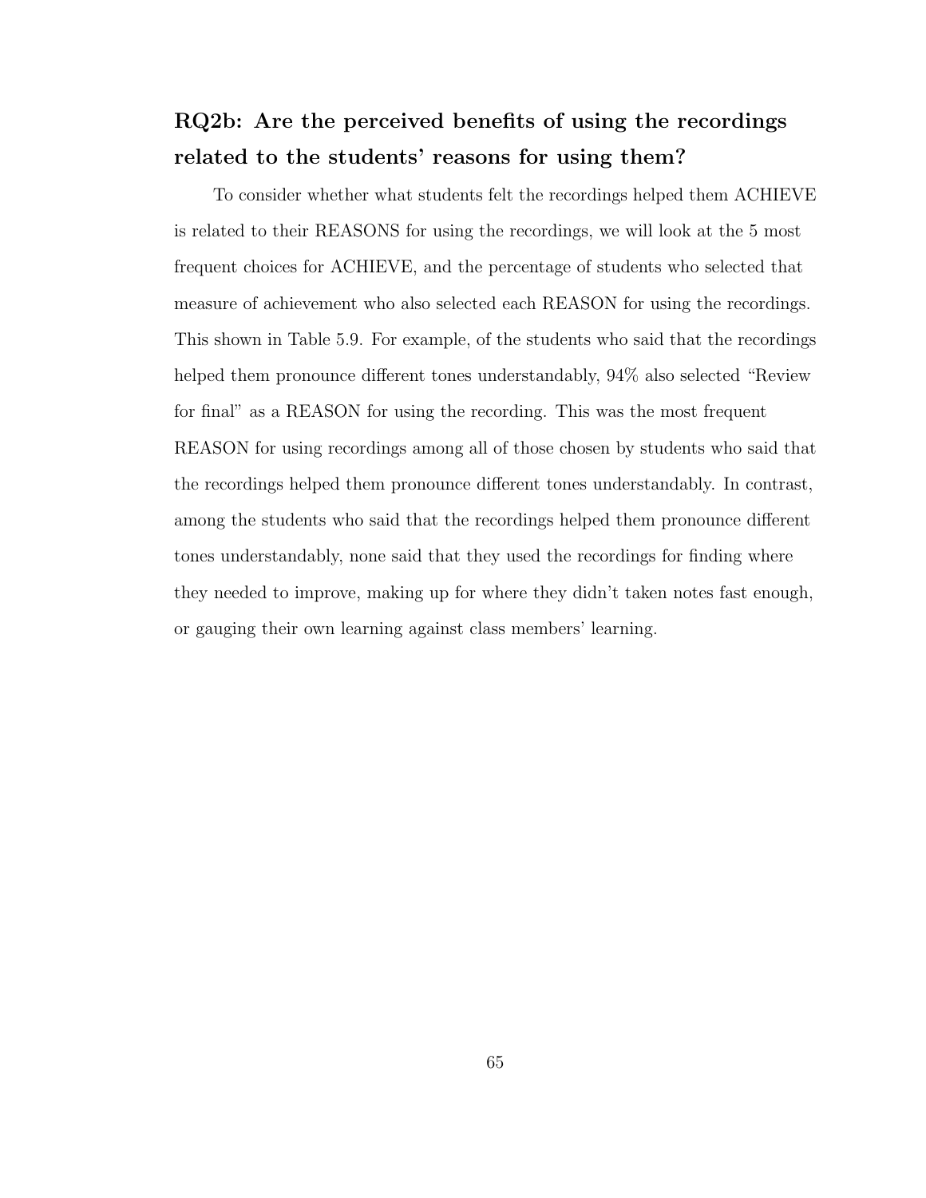## RQ2b: Are the perceived benefits of using the recordings related to the students' reasons for using them?

To consider whether what students felt the recordings helped them ACHIEVE is related to their REASONS for using the recordings, we will look at the 5 most frequent choices for ACHIEVE, and the percentage of students who selected that measure of achievement who also selected each REASON for using the recordings. This shown in Table 5.9. For example, of the students who said that the recordings helped them pronounce different tones understandably, 94% also selected "Review for final" as a REASON for using the recording. This was the most frequent REASON for using recordings among all of those chosen by students who said that the recordings helped them pronounce different tones understandably. In contrast, among the students who said that the recordings helped them pronounce different tones understandably, none said that they used the recordings for finding where they needed to improve, making up for where they didn't taken notes fast enough, or gauging their own learning against class members' learning.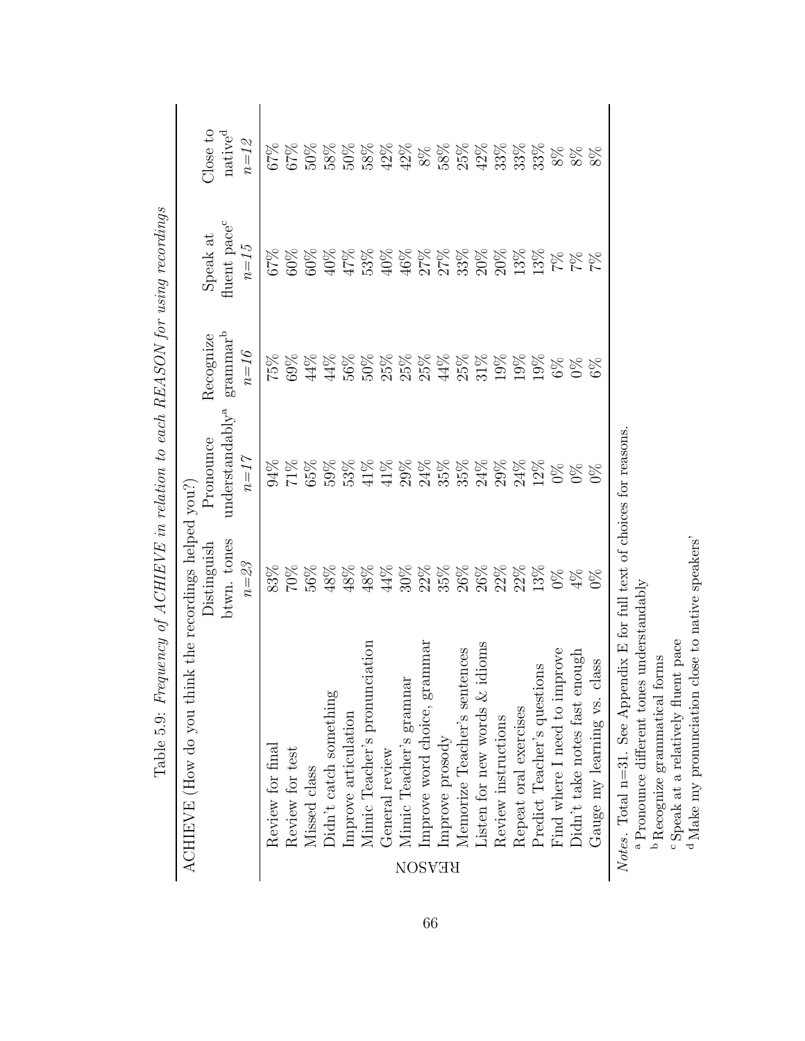Table 5.9: *Frequency of ACHIEVE in relation to each REASON for using recordings*

| ACHIEVE (How do you think the recordings helped you?) | Distinguish btwn. tones | Pronounce understandably[a] | Recognize grammar[b] | Speak at fluent pace[c] | Close to native[d] |
|---|---|---|---|---|---|
| REASON | *n=23* | *n=17* | *n=16* | *n=15* | *n=12* |
| Review for final | 83% | 94% | 75% | 67% | 67% |
| Review for test | 70% | 71% | 69% | 60% | 67% |
| Missed class | 56% | 65% | 44% | 60% | 50% |
| Didn't catch something | 48% | 59% | 44% | 40% | 58% |
| Improve articulation | 48% | 53% | 56% | 47% | 50% |
| Mimic Teacher's pronunciation | 48% | 41% | 50% | 53% | 58% |
| General review | 44% | 41% | 25% | 40% | 42% |
| Mimic Teacher's grammar | 30% | 29% | 25% | 46% | 42% |
| Improve word choice, grammar | 22% | 24% | 25% | 27% | 8% |
| Improve prosody | 35% | 35% | 44% | 27% | 58% |
| Memorize Teacher's sentences | 26% | 35% | 25% | 33% | 25% |
| Listen for new words & idioms | 26% | 24% | 31% | 20% | 42% |
| Review instructions | 22% | 29% | 19% | 20% | 33% |
| Repeat oral exercises | 22% | 24% | 19% | 13% | 33% |
| Predict Teacher's questions | 13% | 12% | 19% | 13% | 33% |
| Find where I need to improve | 0% | 0% | 6% | 7% | 8% |
| Didn't take notes fast enough | 4% | 0% | 0% | 7% | 8% |
| Gauge my learning vs. class | 0% | 0% | 6% | 7% | 8% |

*Notes*. Total n=31. See Appendix E for full text of choices for reasons.

[a] Pronounce different tones understandably

[b] Recognize grammatical forms

[c] Speak at a relatively fluent pace

[d] Make my pronunciation close to native speakers'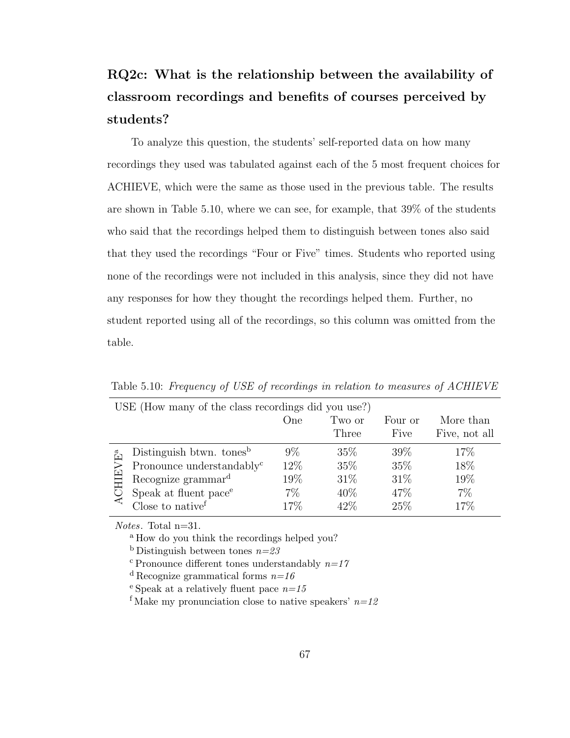## RQ2c: What is the relationship between the availability of classroom recordings and benefits of courses perceived by students?

To analyze this question, the students' self-reported data on how many recordings they used was tabulated against each of the 5 most frequent choices for ACHIEVE, which were the same as those used in the previous table. The results are shown in Table 5.10, where we can see, for example, that 39% of the students who said that the recordings helped them to distinguish between tones also said that they used the recordings "Four or Five" times. Students who reported using none of the recordings were not included in this analysis, since they did not have any responses for how they thought the recordings helped them. Further, no student reported using all of the recordings, so this column was omitted from the table.

Table 5.10: *Frequency of USE of recordings in relation to measures of ACHIEVE*

| USE (How many of the class recordings did you use?) | | One | Two or Three | Four or Five | More than Five, not all |
|---|---|---|---|---|---|
| ACHIEVE[a] | Distinguish btwn. tones[b] | 9% | 35% | 39% | 17% |
| | Pronounce understandably[c] | 12% | 35% | 35% | 18% |
| | Recognize grammar[d] | 19% | 31% | 31% | 19% |
| | Speak at fluent pace[e] | 7% | 40% | 47% | 7% |
| | Close to native[f] | 17% | 42% | 25% | 17% |

*Notes*. Total n=31.

[a] How do you think the recordings helped you?

[b] Distinguish between tones *n=23*

[c] Pronounce different tones understandably *n=17*

[d] Recognize grammatical forms *n=16*

[e] Speak at a relatively fluent pace *n=15*

[f] Make my pronunciation close to native speakers' *n=12*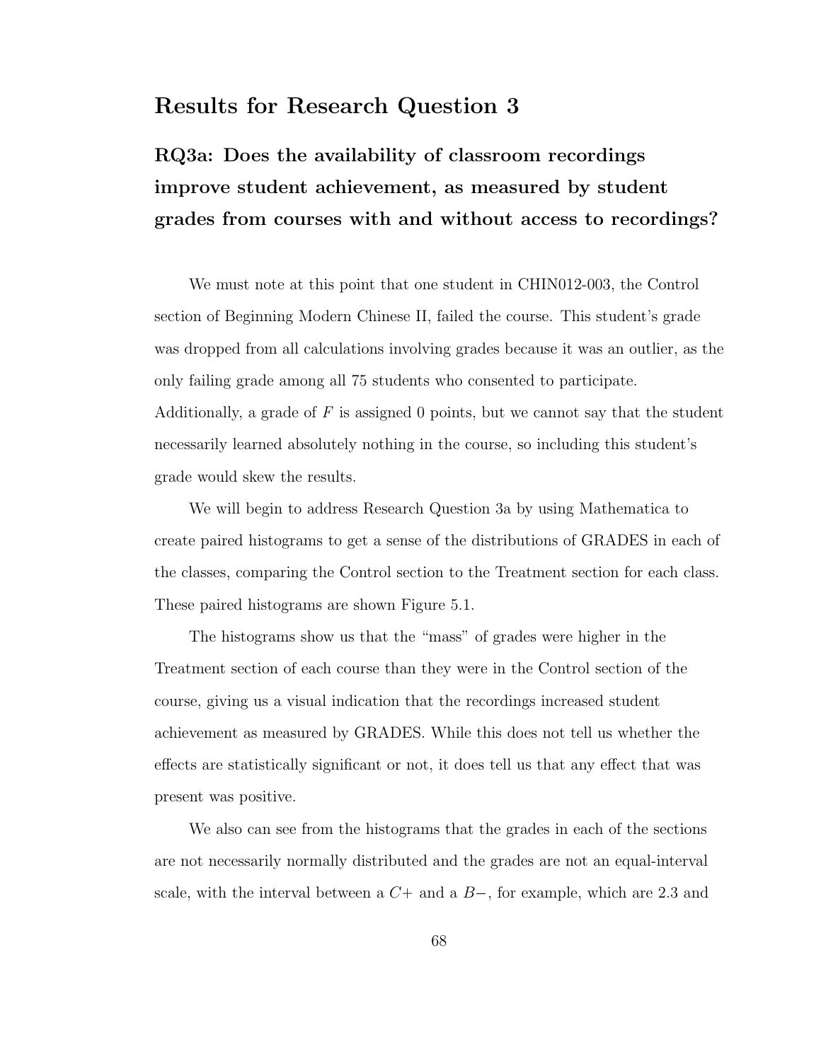## Results for Research Question 3

### RQ3a: Does the availability of classroom recordings improve student achievement, as measured by student grades from courses with and without access to recordings?

We must note at this point that one student in CHIN012-003, the Control section of Beginning Modern Chinese II, failed the course. This student's grade was dropped from all calculations involving grades because it was an outlier, as the only failing grade among all 75 students who consented to participate. Additionally, a grade of $F$ is assigned 0 points, but we cannot say that the student necessarily learned absolutely nothing in the course, so including this student's grade would skew the results.

We will begin to address Research Question 3a by using Mathematica to create paired histograms to get a sense of the distributions of GRADES in each of the classes, comparing the Control section to the Treatment section for each class. These paired histograms are shown Figure 5.1.

The histograms show us that the "mass" of grades were higher in the Treatment section of each course than they were in the Control section of the course, giving us a visual indication that the recordings increased student achievement as measured by GRADES. While this does not tell us whether the effects are statistically significant or not, it does tell us that any effect that was present was positive.

We also can see from the histograms that the grades in each of the sections are not necessarily normally distributed and the grades are not an equal-interval scale, with the interval between a $C+$ and a $B-$, for example, which are 2.3 and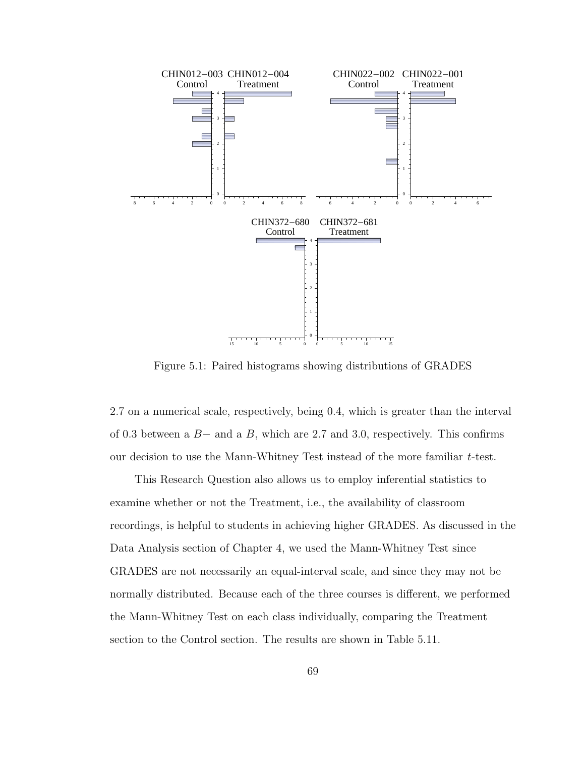Figure 5.1: Paired histograms showing distributions of GRADES

2.7 on a numerical scale, respectively, being 0.4, which is greater than the interval of 0.3 between a $B-$ and a $B$, which are 2.7 and 3.0, respectively. This confirms our decision to use the Mann-Whitney Test instead of the more familiar $t$-test.

This Research Question also allows us to employ inferential statistics to examine whether or not the Treatment, i.e., the availability of classroom recordings, is helpful to students in achieving higher GRADES. As discussed in the Data Analysis section of Chapter 4, we used the Mann-Whitney Test since GRADES are not necessarily an equal-interval scale, and since they may not be normally distributed. Because each of the three courses is different, we performed the Mann-Whitney Test on each class individually, comparing the Treatment section to the Control section. The results are shown in Table 5.11.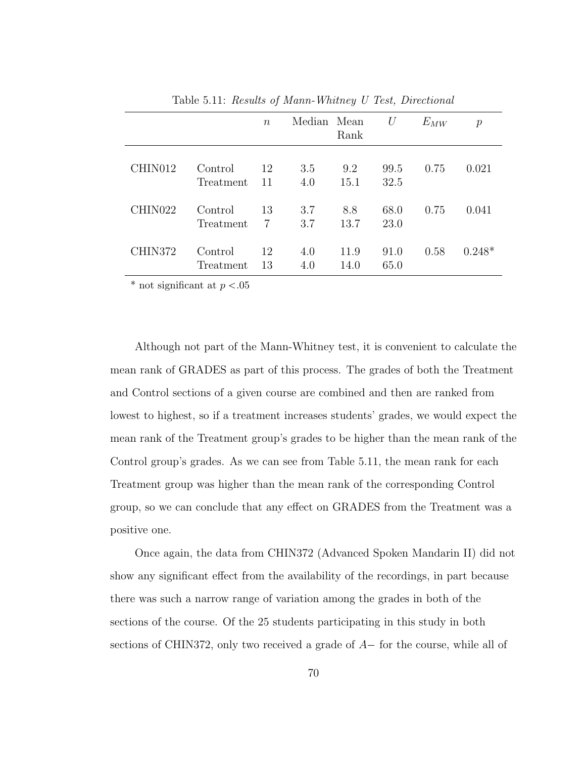Table 5.11: *Results of Mann-Whitney U Test, Directional*

| | | $n$ | Median | Mean Rank | $U$ | $E_{MW}$ | $p$ |
|---|---|---|---|---|---|---|---|
| CHIN012 | Control | 12 | 3.5 | 9.2 | 99.5 | 0.75 | 0.021 |
| | Treatment | 11 | 4.0 | 15.1 | 32.5 | | |
| CHIN022 | Control | 13 | 3.7 | 8.8 | 68.0 | 0.75 | 0.041 |
| | Treatment | 7 | 3.7 | 13.7 | 23.0 | | |
| CHIN372 | Control | 12 | 4.0 | 11.9 | 91.0 | 0.58 | 0.248* |
| | Treatment | 13 | 4.0 | 14.0 | 65.0 | | |

* not significant at $p < .05$

Although not part of the Mann-Whitney test, it is convenient to calculate the mean rank of GRADES as part of this process. The grades of both the Treatment and Control sections of a given course are combined and then are ranked from lowest to highest, so if a treatment increases students' grades, we would expect the mean rank of the Treatment group's grades to be higher than the mean rank of the Control group's grades. As we can see from Table 5.11, the mean rank for each Treatment group was higher than the mean rank of the corresponding Control group, so we can conclude that any effect on GRADES from the Treatment was a positive one.

Once again, the data from CHIN372 (Advanced Spoken Mandarin II) did not show any significant effect from the availability of the recordings, in part because there was such a narrow range of variation among the grades in both of the sections of the course. Of the 25 students participating in this study in both sections of CHIN372, only two received a grade of $A-$ for the course, while all of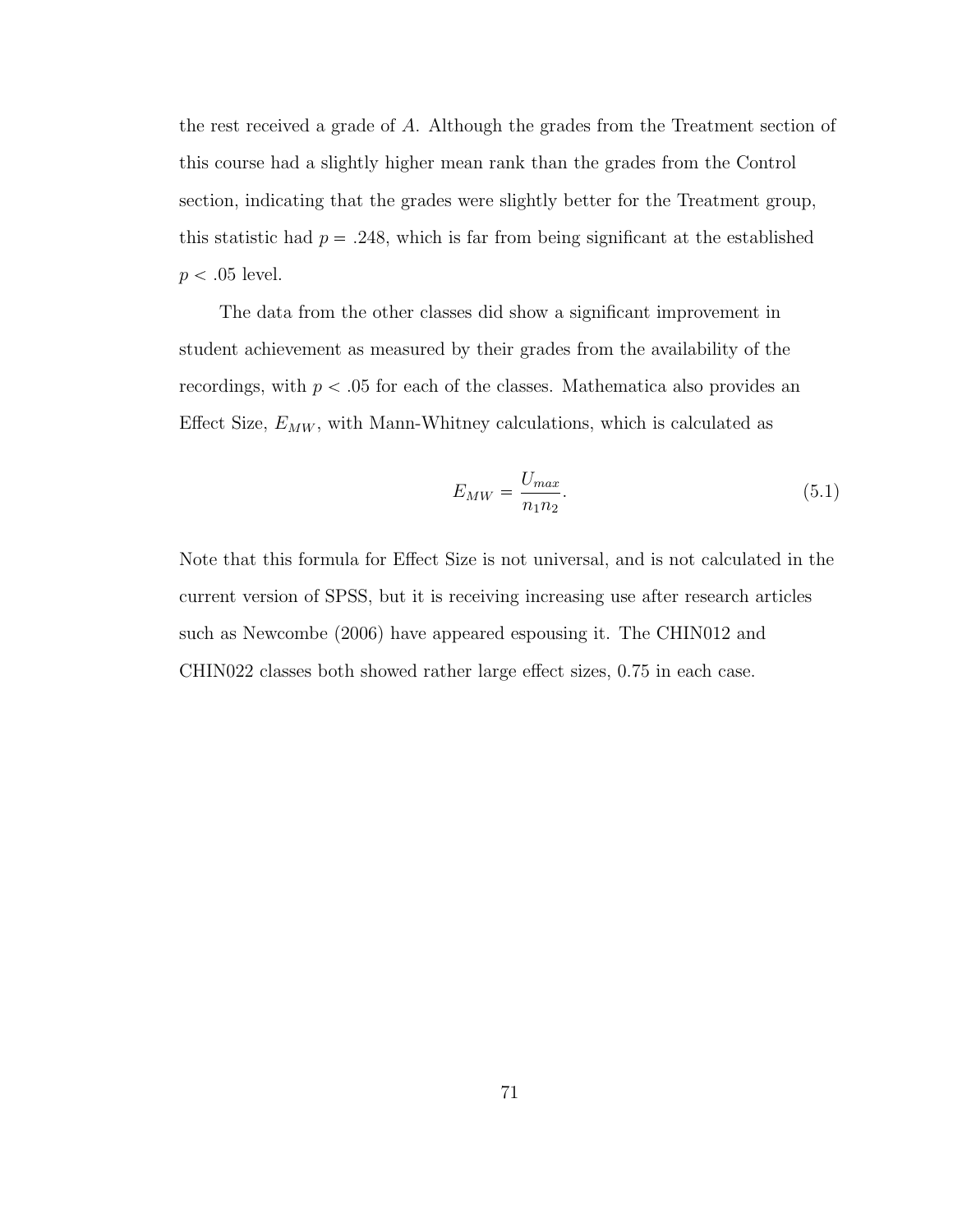the rest received a grade of $A$. Although the grades from the Treatment section of this course had a slightly higher mean rank than the grades from the Control section, indicating that the grades were slightly better for the Treatment group, this statistic had $p = .248$, which is far from being significant at the established $p < .05$ level.

The data from the other classes did show a significant improvement in student achievement as measured by their grades from the availability of the recordings, with $p < .05$ for each of the classes. Mathematica also provides an Effect Size, $E_{MW}$, with Mann-Whitney calculations, which is calculated as

$$E_{MW} = \frac{U_{max}}{n_1 n_2}. \tag{5.1}$$

Note that this formula for Effect Size is not universal, and is not calculated in the current version of SPSS, but it is receiving increasing use after research articles such as Newcombe (2006) have appeared espousing it. The CHIN012 and CHIN022 classes both showed rather large effect sizes, 0.75 in each case.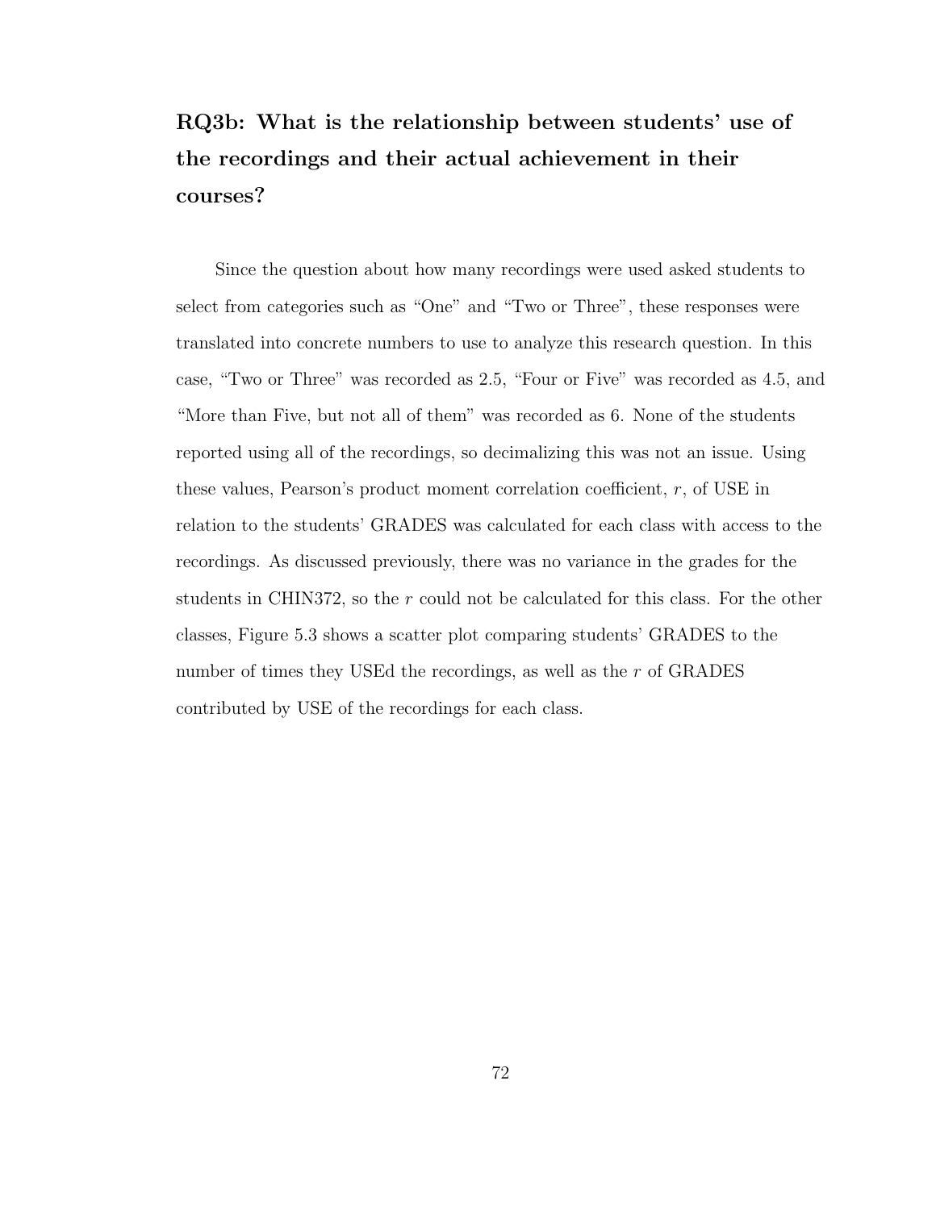### RQ3b: What is the relationship between students' use of the recordings and their actual achievement in their courses?

Since the question about how many recordings were used asked students to select from categories such as "One" and "Two or Three", these responses were translated into concrete numbers to use to analyze this research question. In this case, "Two or Three" was recorded as 2.5, "Four or Five" was recorded as 4.5, and "More than Five, but not all of them" was recorded as 6. None of the students reported using all of the recordings, so decimalizing this was not an issue. Using these values, Pearson's product moment correlation coefficient, $r$, of USE in relation to the students' GRADES was calculated for each class with access to the recordings. As discussed previously, there was no variance in the grades for the students in CHIN372, so the $r$ could not be calculated for this class. For the other classes, Figure 5.3 shows a scatter plot comparing students' GRADES to the number of times they USEd the recordings, as well as the $r$ of GRADES contributed by USE of the recordings for each class.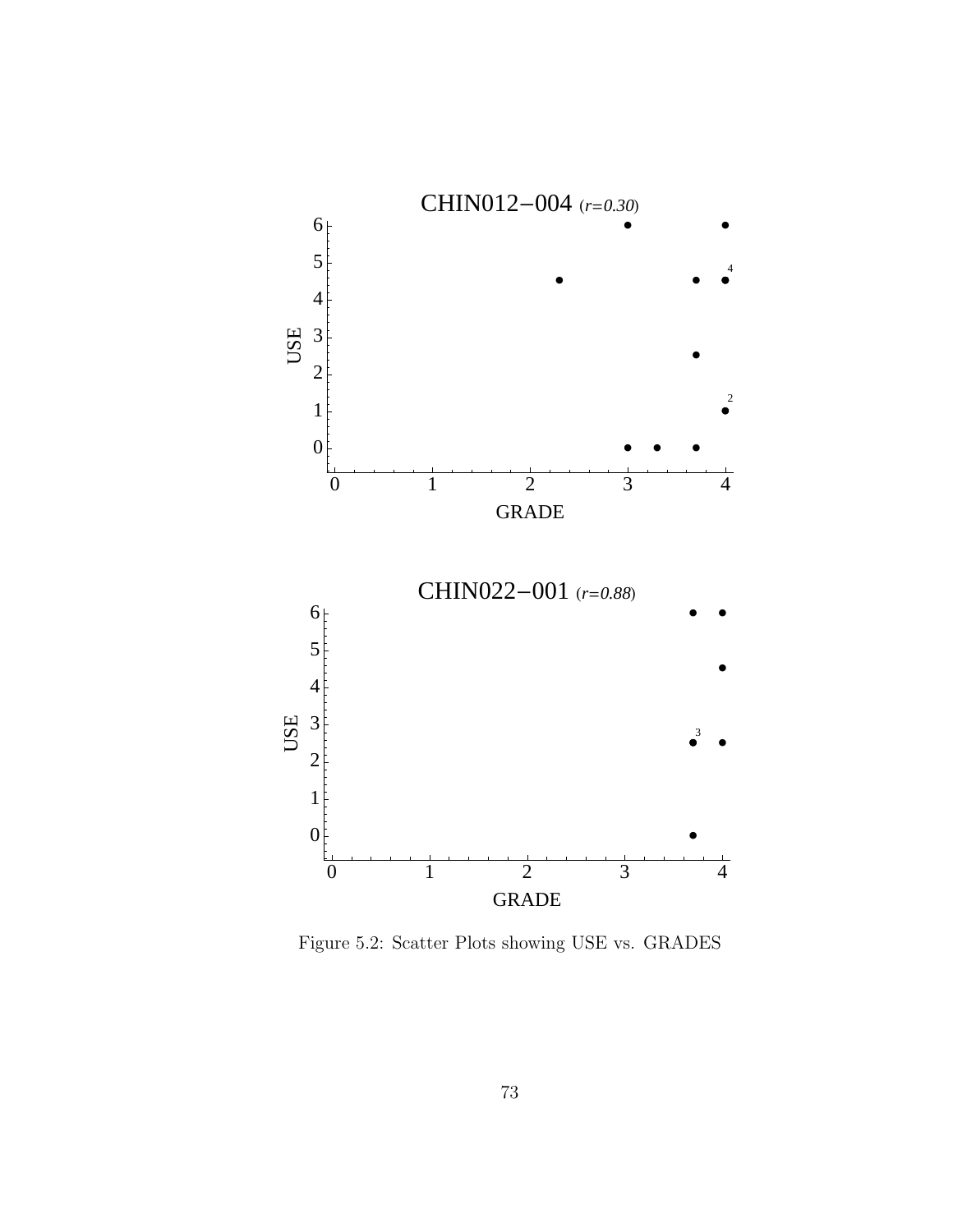CHIN012−004 (*r=0.30*)

CHIN022−001 (*r=0.88*)

Figure 5.2: Scatter Plots showing USE vs. GRADES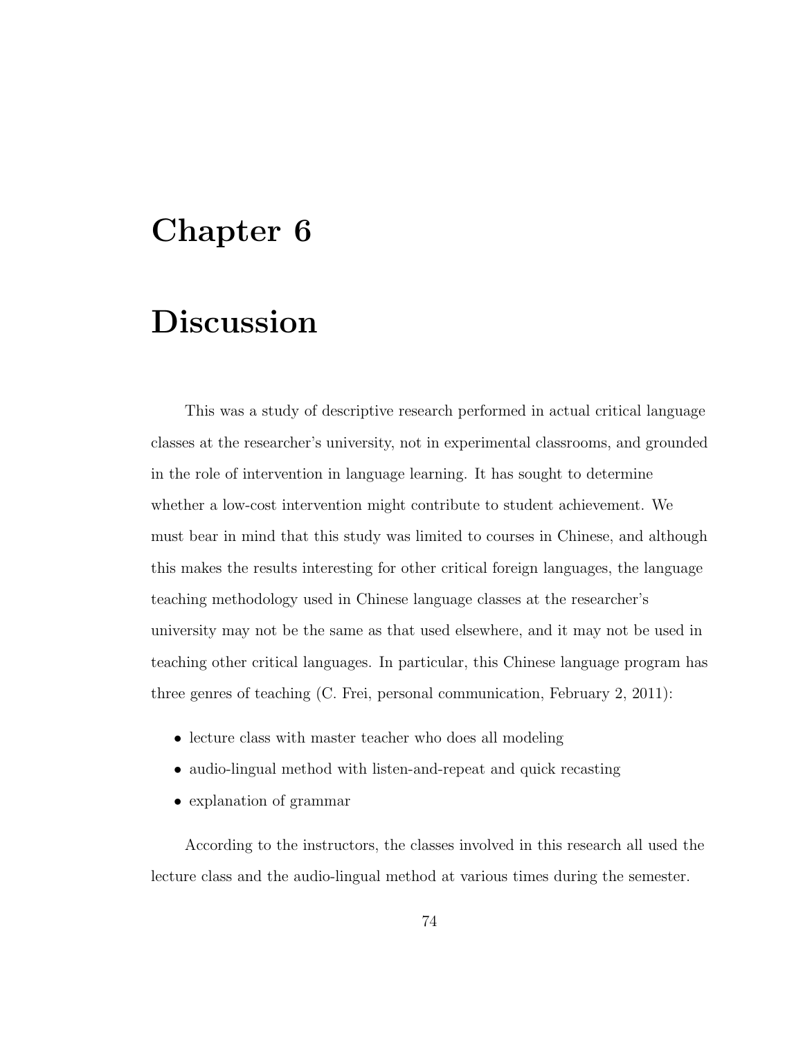# Chapter 6

# Discussion

This was a study of descriptive research performed in actual critical language classes at the researcher's university, not in experimental classrooms, and grounded in the role of intervention in language learning. It has sought to determine whether a low-cost intervention might contribute to student achievement. We must bear in mind that this study was limited to courses in Chinese, and although this makes the results interesting for other critical foreign languages, the language teaching methodology used in Chinese language classes at the researcher's university may not be the same as that used elsewhere, and it may not be used in teaching other critical languages. In particular, this Chinese language program has three genres of teaching (C. Frei, personal communication, February 2, 2011):

- lecture class with master teacher who does all modeling
- audio-lingual method with listen-and-repeat and quick recasting
- explanation of grammar

According to the instructors, the classes involved in this research all used the lecture class and the audio-lingual method at various times during the semester.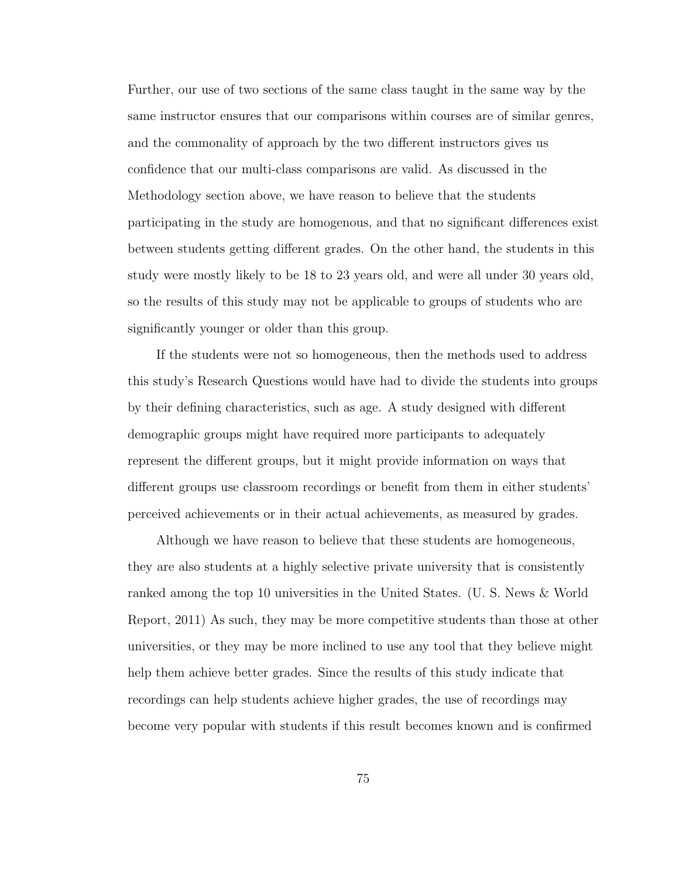Further, our use of two sections of the same class taught in the same way by the same instructor ensures that our comparisons within courses are of similar genres, and the commonality of approach by the two different instructors gives us confidence that our multi-class comparisons are valid. As discussed in the Methodology section above, we have reason to believe that the students participating in the study are homogenous, and that no significant differences exist between students getting different grades. On the other hand, the students in this study were mostly likely to be 18 to 23 years old, and were all under 30 years old, so the results of this study may not be applicable to groups of students who are significantly younger or older than this group.

If the students were not so homogeneous, then the methods used to address this study's Research Questions would have had to divide the students into groups by their defining characteristics, such as age. A study designed with different demographic groups might have required more participants to adequately represent the different groups, but it might provide information on ways that different groups use classroom recordings or benefit from them in either students' perceived achievements or in their actual achievements, as measured by grades.

Although we have reason to believe that these students are homogeneous, they are also students at a highly selective private university that is consistently ranked among the top 10 universities in the United States. (U. S. News & World Report, 2011) As such, they may be more competitive students than those at other universities, or they may be more inclined to use any tool that they believe might help them achieve better grades. Since the results of this study indicate that recordings can help students achieve higher grades, the use of recordings may become very popular with students if this result becomes known and is confirmed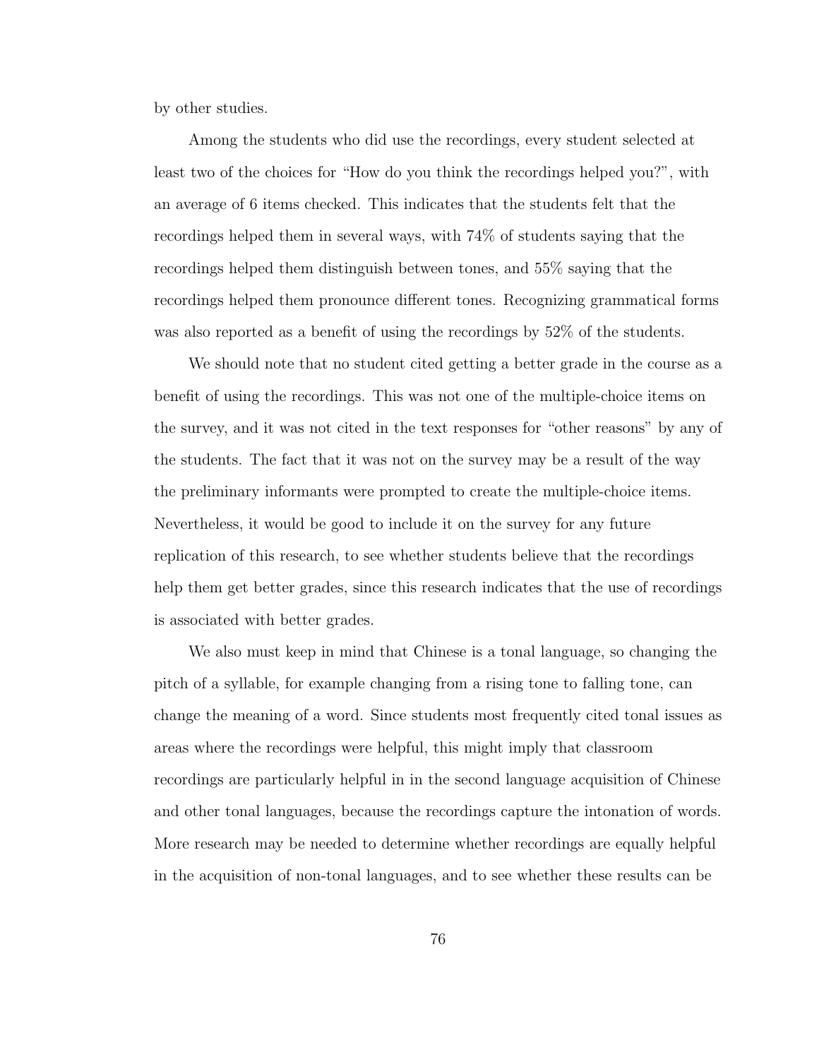by other studies.

Among the students who did use the recordings, every student selected at least two of the choices for "How do you think the recordings helped you?", with an average of 6 items checked. This indicates that the students felt that the recordings helped them in several ways, with 74% of students saying that the recordings helped them distinguish between tones, and 55% saying that the recordings helped them pronounce different tones. Recognizing grammatical forms was also reported as a benefit of using the recordings by 52% of the students.

We should note that no student cited getting a better grade in the course as a benefit of using the recordings. This was not one of the multiple-choice items on the survey, and it was not cited in the text responses for "other reasons" by any of the students. The fact that it was not on the survey may be a result of the way the preliminary informants were prompted to create the multiple-choice items. Nevertheless, it would be good to include it on the survey for any future replication of this research, to see whether students believe that the recordings help them get better grades, since this research indicates that the use of recordings is associated with better grades.

We also must keep in mind that Chinese is a tonal language, so changing the pitch of a syllable, for example changing from a rising tone to falling tone, can change the meaning of a word. Since students most frequently cited tonal issues as areas where the recordings were helpful, this might imply that classroom recordings are particularly helpful in in the second language acquisition of Chinese and other tonal languages, because the recordings capture the intonation of words. More research may be needed to determine whether recordings are equally helpful in the acquisition of non-tonal languages, and to see whether these results can be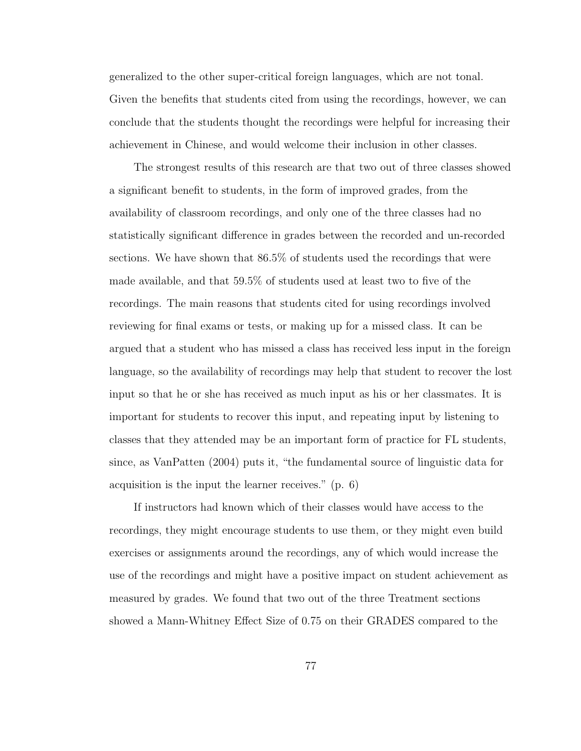generalized to the other super-critical foreign languages, which are not tonal. Given the benefits that students cited from using the recordings, however, we can conclude that the students thought the recordings were helpful for increasing their achievement in Chinese, and would welcome their inclusion in other classes.

The strongest results of this research are that two out of three classes showed a significant benefit to students, in the form of improved grades, from the availability of classroom recordings, and only one of the three classes had no statistically significant difference in grades between the recorded and un-recorded sections. We have shown that 86.5% of students used the recordings that were made available, and that 59.5% of students used at least two to five of the recordings. The main reasons that students cited for using recordings involved reviewing for final exams or tests, or making up for a missed class. It can be argued that a student who has missed a class has received less input in the foreign language, so the availability of recordings may help that student to recover the lost input so that he or she has received as much input as his or her classmates. It is important for students to recover this input, and repeating input by listening to classes that they attended may be an important form of practice for FL students, since, as VanPatten (2004) puts it, "the fundamental source of linguistic data for acquisition is the input the learner receives." (p. 6)

If instructors had known which of their classes would have access to the recordings, they might encourage students to use them, or they might even build exercises or assignments around the recordings, any of which would increase the use of the recordings and might have a positive impact on student achievement as measured by grades. We found that two out of the three Treatment sections showed a Mann-Whitney Effect Size of 0.75 on their GRADES compared to the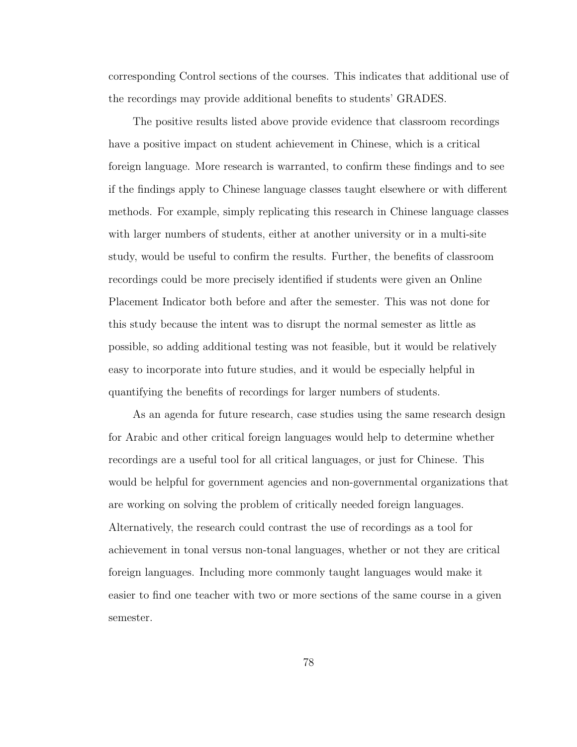corresponding Control sections of the courses. This indicates that additional use of the recordings may provide additional benefits to students' GRADES.

The positive results listed above provide evidence that classroom recordings have a positive impact on student achievement in Chinese, which is a critical foreign language. More research is warranted, to confirm these findings and to see if the findings apply to Chinese language classes taught elsewhere or with different methods. For example, simply replicating this research in Chinese language classes with larger numbers of students, either at another university or in a multi-site study, would be useful to confirm the results. Further, the benefits of classroom recordings could be more precisely identified if students were given an Online Placement Indicator both before and after the semester. This was not done for this study because the intent was to disrupt the normal semester as little as possible, so adding additional testing was not feasible, but it would be relatively easy to incorporate into future studies, and it would be especially helpful in quantifying the benefits of recordings for larger numbers of students.

As an agenda for future research, case studies using the same research design for Arabic and other critical foreign languages would help to determine whether recordings are a useful tool for all critical languages, or just for Chinese. This would be helpful for government agencies and non-governmental organizations that are working on solving the problem of critically needed foreign languages. Alternatively, the research could contrast the use of recordings as a tool for achievement in tonal versus non-tonal languages, whether or not they are critical foreign languages. Including more commonly taught languages would make it easier to find one teacher with two or more sections of the same course in a given semester.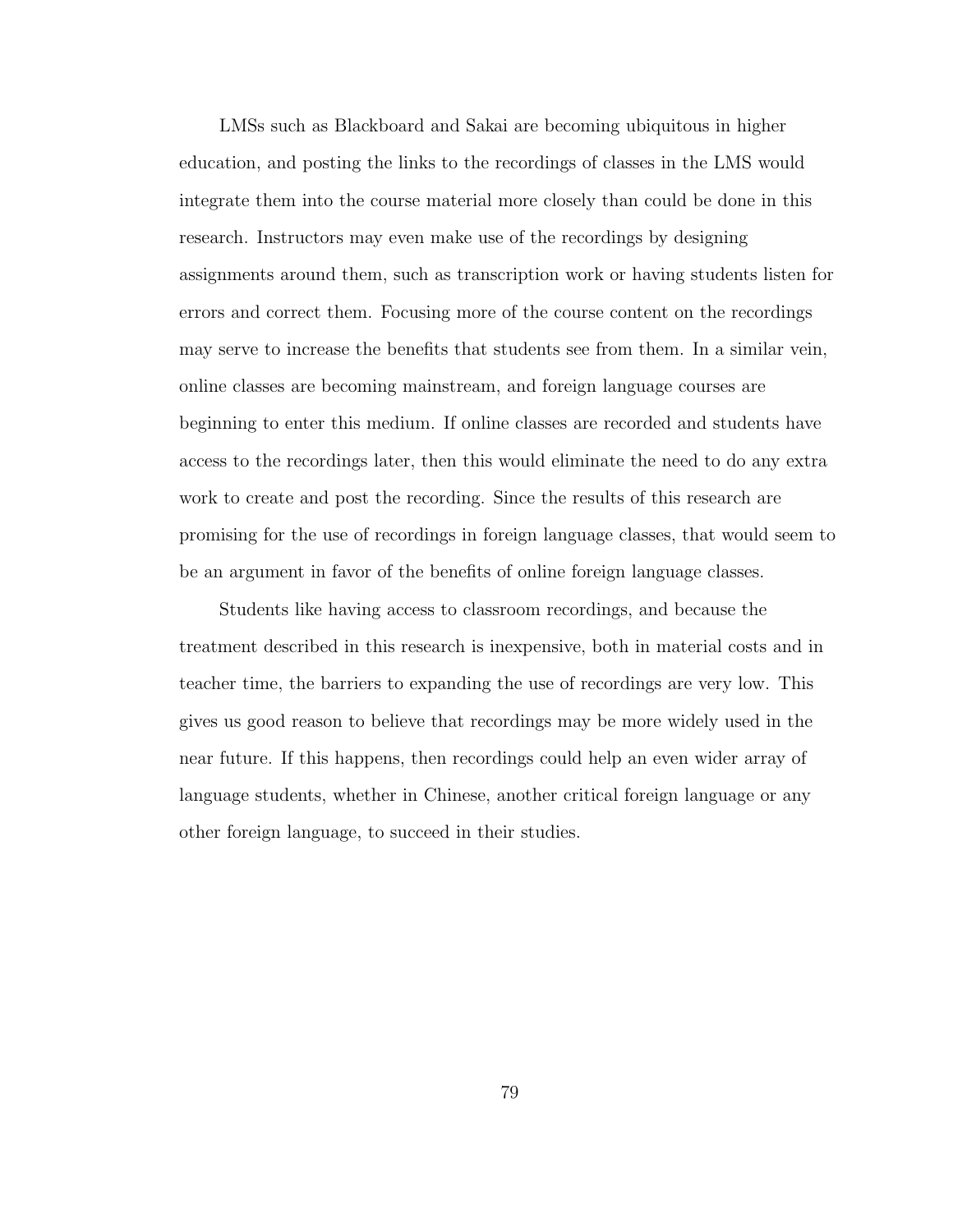LMSs such as Blackboard and Sakai are becoming ubiquitous in higher education, and posting the links to the recordings of classes in the LMS would integrate them into the course material more closely than could be done in this research. Instructors may even make use of the recordings by designing assignments around them, such as transcription work or having students listen for errors and correct them. Focusing more of the course content on the recordings may serve to increase the benefits that students see from them. In a similar vein, online classes are becoming mainstream, and foreign language courses are beginning to enter this medium. If online classes are recorded and students have access to the recordings later, then this would eliminate the need to do any extra work to create and post the recording. Since the results of this research are promising for the use of recordings in foreign language classes, that would seem to be an argument in favor of the benefits of online foreign language classes.

Students like having access to classroom recordings, and because the treatment described in this research is inexpensive, both in material costs and in teacher time, the barriers to expanding the use of recordings are very low. This gives us good reason to believe that recordings may be more widely used in the near future. If this happens, then recordings could help an even wider array of language students, whether in Chinese, another critical foreign language or any other foreign language, to succeed in their studies.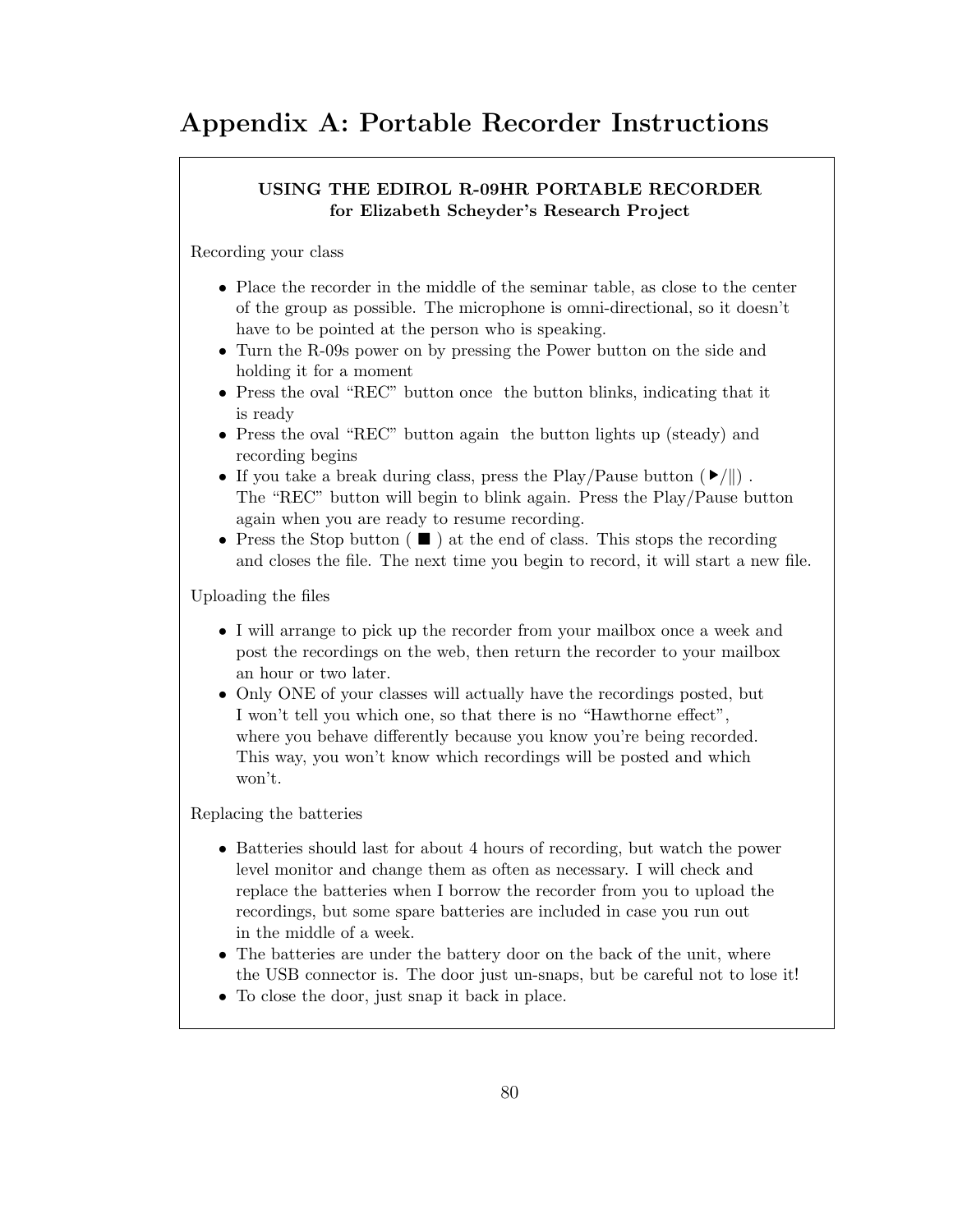# Appendix A: Portable Recorder Instructions

**USING THE EDIROL R-09HR PORTABLE RECORDER**
**for Elizabeth Scheyder's Research Project**

Recording your class

- Place the recorder in the middle of the seminar table, as close to the center of the group as possible. The microphone is omni-directional, so it doesn't have to be pointed at the person who is speaking.
- Turn the R-09s power on by pressing the Power button on the side and holding it for a moment
- Press the oval "REC" button once the button blinks, indicating that it is ready
- Press the oval "REC" button again the button lights up (steady) and recording begins
- If you take a break during class, press the Play/Pause button (▶/‖) . The "REC" button will begin to blink again. Press the Play/Pause button again when you are ready to resume recording.
- Press the Stop button ( ■ ) at the end of class. This stops the recording and closes the file. The next time you begin to record, it will start a new file.

Uploading the files

- I will arrange to pick up the recorder from your mailbox once a week and post the recordings on the web, then return the recorder to your mailbox an hour or two later.
- Only ONE of your classes will actually have the recordings posted, but I won't tell you which one, so that there is no "Hawthorne effect", where you behave differently because you know you're being recorded. This way, you won't know which recordings will be posted and which won't.

Replacing the batteries

- Batteries should last for about 4 hours of recording, but watch the power level monitor and change them as often as necessary. I will check and replace the batteries when I borrow the recorder from you to upload the recordings, but some spare batteries are included in case you run out in the middle of a week.
- The batteries are under the battery door on the back of the unit, where the USB connector is. The door just un-snaps, but be careful not to lose it!
- To close the door, just snap it back in place.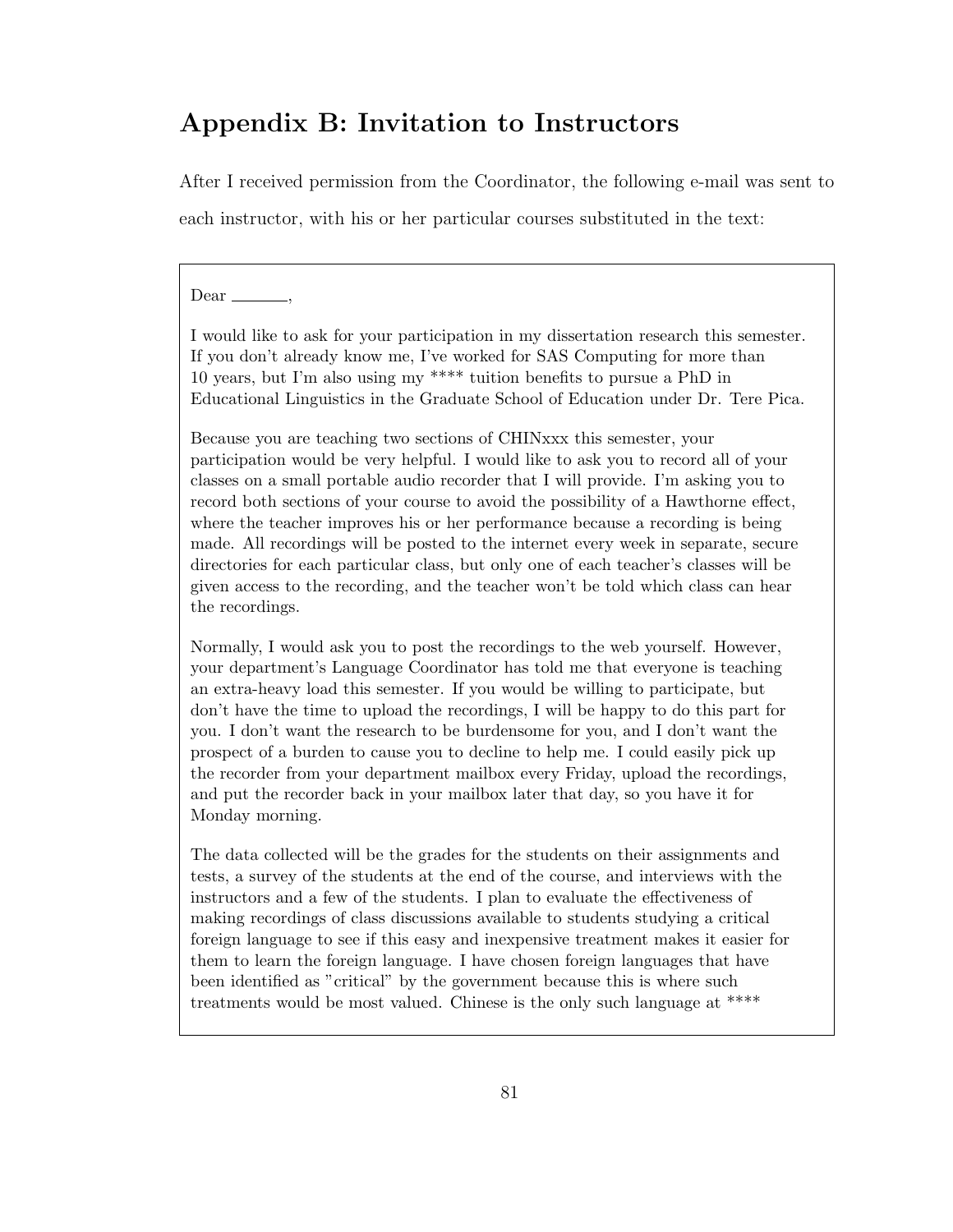# Appendix B: Invitation to Instructors

After I received permission from the Coordinator, the following e-mail was sent to each instructor, with his or her particular courses substituted in the text:

> Dear \_\_\_\_\_\_\_,
>
> I would like to ask for your participation in my dissertation research this semester. If you don't already know me, I've worked for SAS Computing for more than 10 years, but I'm also using my **** tuition benefits to pursue a PhD in Educational Linguistics in the Graduate School of Education under Dr. Tere Pica.
>
> Because you are teaching two sections of CHINxxx this semester, your participation would be very helpful. I would like to ask you to record all of your classes on a small portable audio recorder that I will provide. I'm asking you to record both sections of your course to avoid the possibility of a Hawthorne effect, where the teacher improves his or her performance because a recording is being made. All recordings will be posted to the internet every week in separate, secure directories for each particular class, but only one of each teacher's classes will be given access to the recording, and the teacher won't be told which class can hear the recordings.
>
> Normally, I would ask you to post the recordings to the web yourself. However, your department's Language Coordinator has told me that everyone is teaching an extra-heavy load this semester. If you would be willing to participate, but don't have the time to upload the recordings, I will be happy to do this part for you. I don't want the research to be burdensome for you, and I don't want the prospect of a burden to cause you to decline to help me. I could easily pick up the recorder from your department mailbox every Friday, upload the recordings, and put the recorder back in your mailbox later that day, so you have it for Monday morning.
>
> The data collected will be the grades for the students on their assignments and tests, a survey of the students at the end of the course, and interviews with the instructors and a few of the students. I plan to evaluate the effectiveness of making recordings of class discussions available to students studying a critical foreign language to see if this easy and inexpensive treatment makes it easier for them to learn the foreign language. I have chosen foreign languages that have been identified as "critical" by the government because this is where such treatments would be most valued. Chinese is the only such language at ****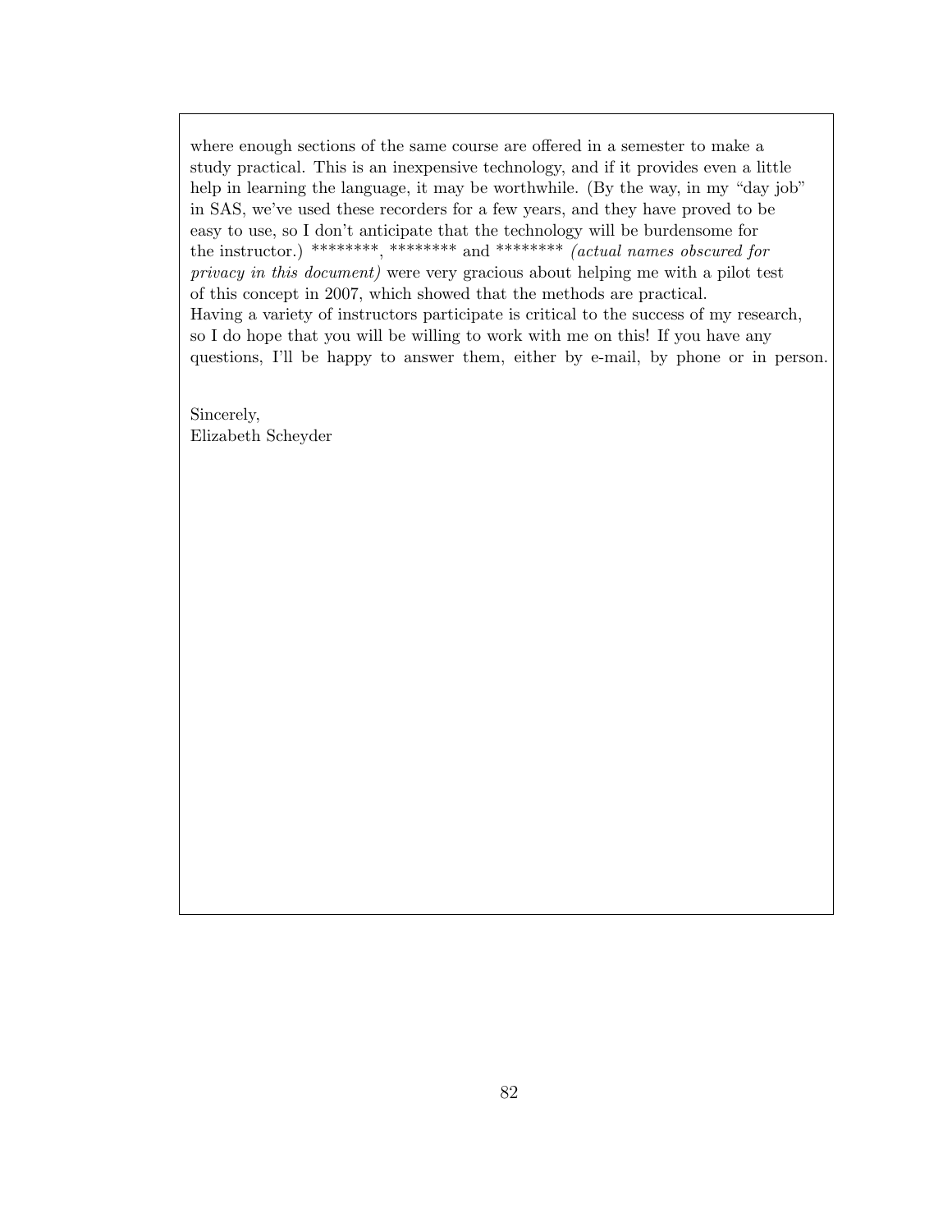where enough sections of the same course are offered in a semester to make a study practical. This is an inexpensive technology, and if it provides even a little help in learning the language, it may be worthwhile. (By the way, in my "day job" in SAS, we've used these recorders for a few years, and they have proved to be easy to use, so I don't anticipate that the technology will be burdensome for the instructor.) ********, ******** and ******** *(actual names obscured for privacy in this document)* were very gracious about helping me with a pilot test of this concept in 2007, which showed that the methods are practical.
Having a variety of instructors participate is critical to the success of my research, so I do hope that you will be willing to work with me on this! If you have any questions, I'll be happy to answer them, either by e-mail, by phone or in person.

Sincerely,
Elizabeth Scheyder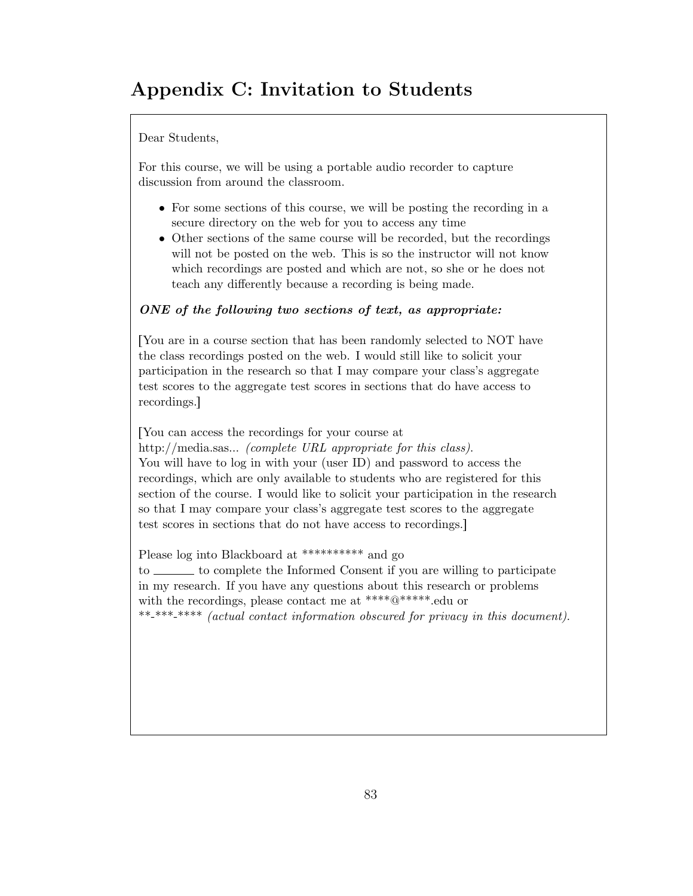# Appendix C: Invitation to Students

Dear Students,

For this course, we will be using a portable audio recorder to capture discussion from around the classroom.

- For some sections of this course, we will be posting the recording in a secure directory on the web for you to access any time
- Other sections of the same course will be recorded, but the recordings will not be posted on the web. This is so the instructor will not know which recordings are posted and which are not, so she or he does not teach any differently because a recording is being made.

***ONE of the following two sections of text, as appropriate:***

[You are in a course section that has been randomly selected to NOT have the class recordings posted on the web. I would still like to solicit your participation in the research so that I may compare your class's aggregate test scores to the aggregate test scores in sections that do have access to recordings.]

[You can access the recordings for your course at http://media.sas... *(complete URL appropriate for this class).* You will have to log in with your (user ID) and password to access the recordings, which are only available to students who are registered for this section of the course. I would like to solicit your participation in the research so that I may compare your class's aggregate test scores to the aggregate test scores in sections that do not have access to recordings.]

Please log into Blackboard at ********** and go to _______ to complete the Informed Consent if you are willing to participate in my research. If you have any questions about this research or problems with the recordings, please contact me at ****@*****.edu or **-***-**** *(actual contact information obscured for privacy in this document).*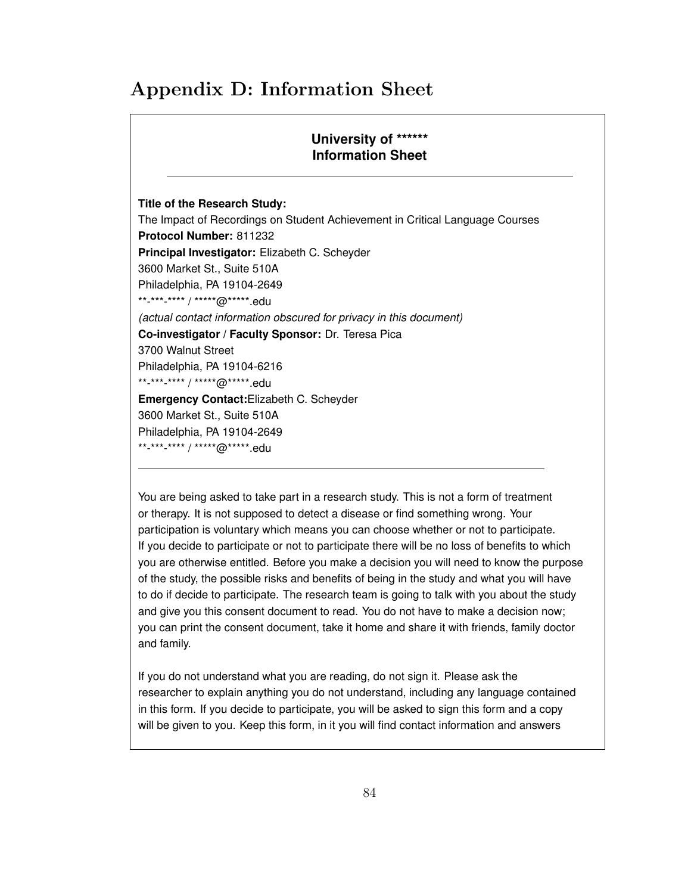# Appendix D: Information Sheet

**University of ******
**Information Sheet**

---

**Title of the Research Study:**
The Impact of Recordings on Student Achievement in Critical Language Courses
**Protocol Number:** 811232
**Principal Investigator:** Elizabeth C. Scheyder
3600 Market St., Suite 510A
Philadelphia, PA 19104-2649
**-***-**** / *****@*****.edu
*(actual contact information obscured for privacy in this document)*
**Co-investigator / Faculty Sponsor:** Dr. Teresa Pica
3700 Walnut Street
Philadelphia, PA 19104-6216
**-***-**** / *****@*****.edu
**Emergency Contact:**Elizabeth C. Scheyder
3600 Market St., Suite 510A
Philadelphia, PA 19104-2649
**-***-**** / *****@*****.edu

---

You are being asked to take part in a research study. This is not a form of treatment or therapy. It is not supposed to detect a disease or find something wrong. Your participation is voluntary which means you can choose whether or not to participate. If you decide to participate or not to participate there will be no loss of benefits to which you are otherwise entitled. Before you make a decision you will need to know the purpose of the study, the possible risks and benefits of being in the study and what you will have to do if decide to participate. The research team is going to talk with you about the study and give you this consent document to read. You do not have to make a decision now; you can print the consent document, take it home and share it with friends, family doctor and family.

If you do not understand what you are reading, do not sign it. Please ask the researcher to explain anything you do not understand, including any language contained in this form. If you decide to participate, you will be asked to sign this form and a copy will be given to you. Keep this form, in it you will find contact information and answers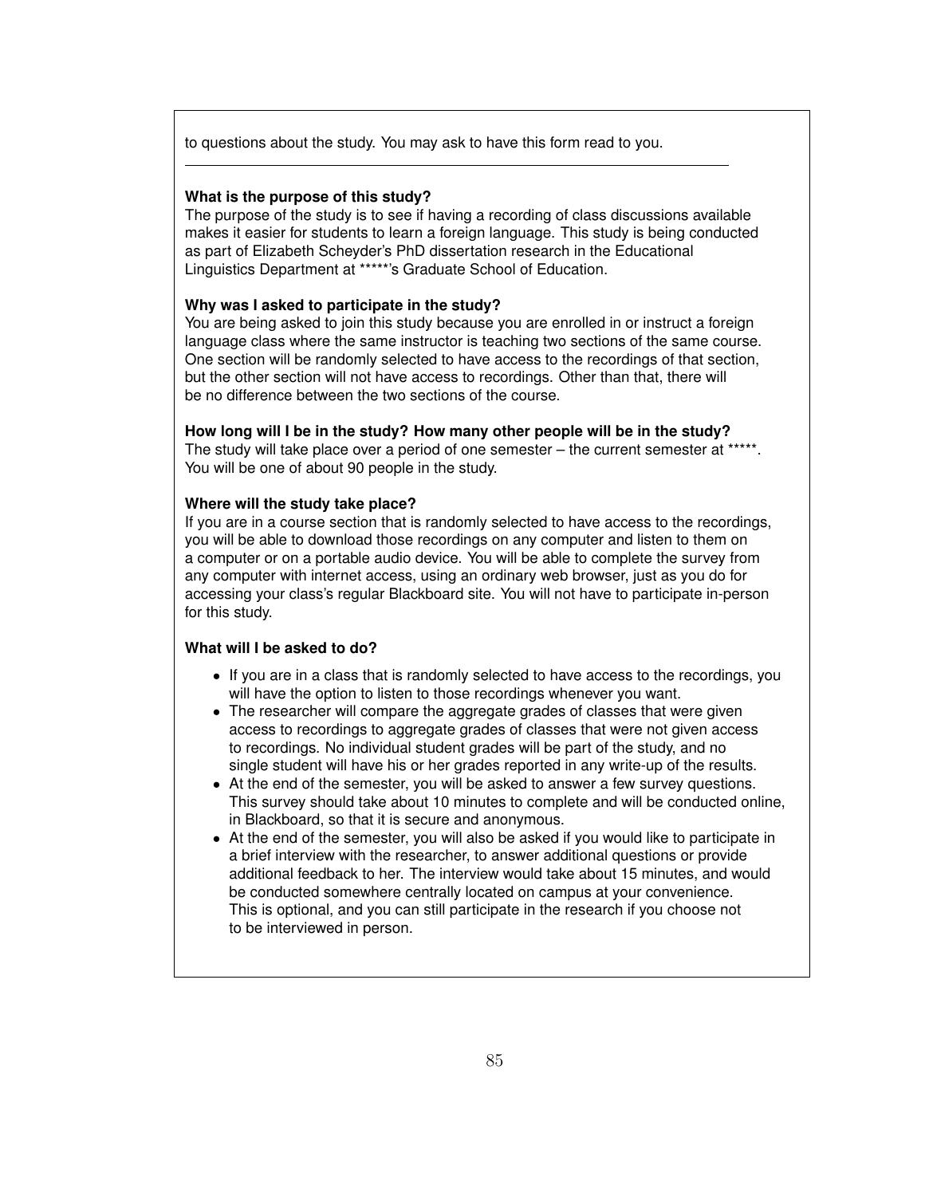to questions about the study. You may ask to have this form read to you.

---

**What is the purpose of this study?**
The purpose of the study is to see if having a recording of class discussions available makes it easier for students to learn a foreign language. This study is being conducted as part of Elizabeth Scheyder's PhD dissertation research in the Educational Linguistics Department at *****'s Graduate School of Education.

**Why was I asked to participate in the study?**
You are being asked to join this study because you are enrolled in or instruct a foreign language class where the same instructor is teaching two sections of the same course. One section will be randomly selected to have access to the recordings of that section, but the other section will not have access to recordings. Other than that, there will be no difference between the two sections of the course.

**How long will I be in the study? How many other people will be in the study?**
The study will take place over a period of one semester – the current semester at *****. You will be one of about 90 people in the study.

**Where will the study take place?**
If you are in a course section that is randomly selected to have access to the recordings, you will be able to download those recordings on any computer and listen to them on a computer or on a portable audio device. You will be able to complete the survey from any computer with internet access, using an ordinary web browser, just as you do for accessing your class's regular Blackboard site. You will not have to participate in-person for this study.

**What will I be asked to do?**

- If you are in a class that is randomly selected to have access to the recordings, you will have the option to listen to those recordings whenever you want.
- The researcher will compare the aggregate grades of classes that were given access to recordings to aggregate grades of classes that were not given access to recordings. No individual student grades will be part of the study, and no single student will have his or her grades reported in any write-up of the results.
- At the end of the semester, you will be asked to answer a few survey questions. This survey should take about 10 minutes to complete and will be conducted online, in Blackboard, so that it is secure and anonymous.
- At the end of the semester, you will also be asked if you would like to participate in a brief interview with the researcher, to answer additional questions or provide additional feedback to her. The interview would take about 15 minutes, and would be conducted somewhere centrally located on campus at your convenience. This is optional, and you can still participate in the research if you choose not to be interviewed in person.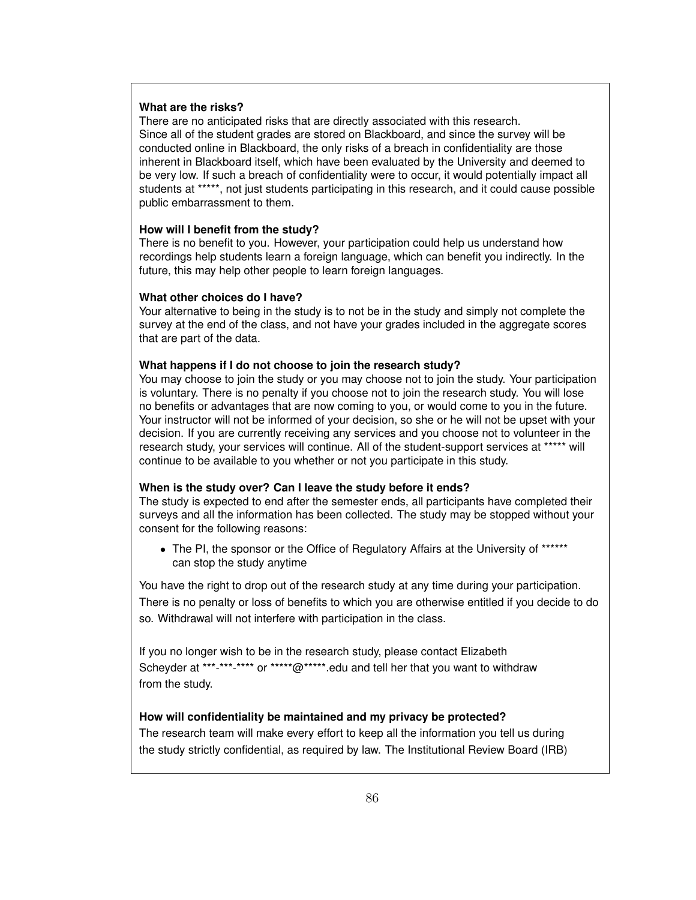**What are the risks?**

There are no anticipated risks that are directly associated with this research.
Since all of the student grades are stored on Blackboard, and since the survey will be conducted online in Blackboard, the only risks of a breach in confidentiality are those inherent in Blackboard itself, which have been evaluated by the University and deemed to be very low. If such a breach of confidentiality were to occur, it would potentially impact all students at *****, not just students participating in this research, and it could cause possible public embarrassment to them.

**How will I benefit from the study?**

There is no benefit to you. However, your participation could help us understand how recordings help students learn a foreign language, which can benefit you indirectly. In the future, this may help other people to learn foreign languages.

**What other choices do I have?**

Your alternative to being in the study is to not be in the study and simply not complete the survey at the end of the class, and not have your grades included in the aggregate scores that are part of the data.

**What happens if I do not choose to join the research study?**

You may choose to join the study or you may choose not to join the study. Your participation is voluntary. There is no penalty if you choose not to join the research study. You will lose no benefits or advantages that are now coming to you, or would come to you in the future. Your instructor will not be informed of your decision, so she or he will not be upset with your decision. If you are currently receiving any services and you choose not to volunteer in the research study, your services will continue. All of the student-support services at ***** will continue to be available to you whether or not you participate in this study.

**When is the study over? Can I leave the study before it ends?**

The study is expected to end after the semester ends, all participants have completed their surveys and all the information has been collected. The study may be stopped without your consent for the following reasons:

- The PI, the sponsor or the Office of Regulatory Affairs at the University of ****** can stop the study anytime

You have the right to drop out of the research study at any time during your participation. There is no penalty or loss of benefits to which you are otherwise entitled if you decide to do so. Withdrawal will not interfere with participation in the class.

If you no longer wish to be in the research study, please contact Elizabeth Scheyder at ***-***-**** or *****@*****.edu and tell her that you want to withdraw from the study.

**How will confidentiality be maintained and my privacy be protected?**

The research team will make every effort to keep all the information you tell us during the study strictly confidential, as required by law. The Institutional Review Board (IRB)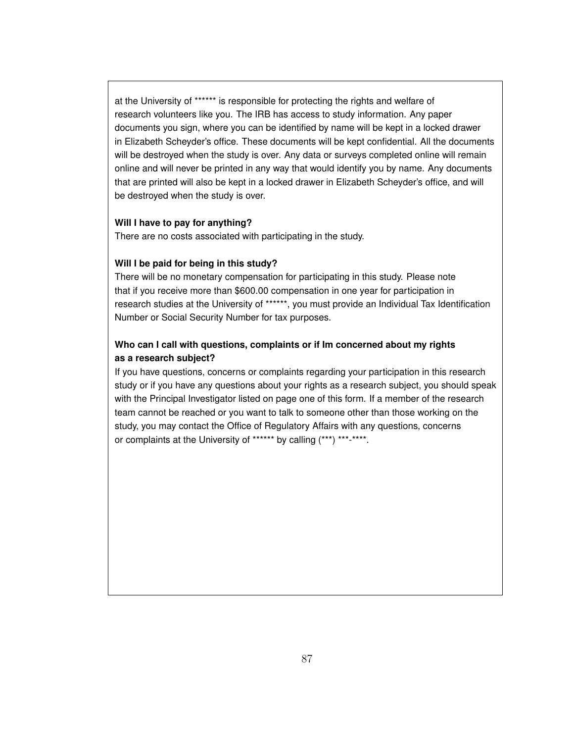at the University of ****** is responsible for protecting the rights and welfare of research volunteers like you. The IRB has access to study information. Any paper documents you sign, where you can be identified by name will be kept in a locked drawer in Elizabeth Scheyder's office. These documents will be kept confidential. All the documents will be destroyed when the study is over. Any data or surveys completed online will remain online and will never be printed in any way that would identify you by name. Any documents that are printed will also be kept in a locked drawer in Elizabeth Scheyder's office, and will be destroyed when the study is over.

**Will I have to pay for anything?**
There are no costs associated with participating in the study.

**Will I be paid for being in this study?**
There will be no monetary compensation for participating in this study. Please note that if you receive more than $600.00 compensation in one year for participation in research studies at the University of ******, you must provide an Individual Tax Identification Number or Social Security Number for tax purposes.

**Who can I call with questions, complaints or if Im concerned about my rights as a research subject?**
If you have questions, concerns or complaints regarding your participation in this research study or if you have any questions about your rights as a research subject, you should speak with the Principal Investigator listed on page one of this form. If a member of the research team cannot be reached or you want to talk to someone other than those working on the study, you may contact the Office of Regulatory Affairs with any questions, concerns or complaints at the University of ****** by calling (***) ***-****.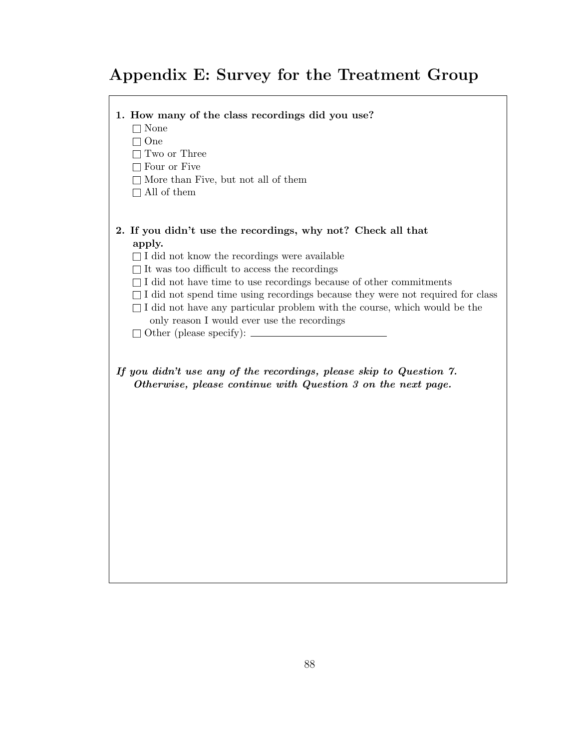# Appendix E: Survey for the Treatment Group

**1. How many of the class recordings did you use?**

- ☐ None
- ☐ One
- ☐ Two or Three
- ☐ Four or Five
- ☐ More than Five, but not all of them
- ☐ All of them

**2. If you didn't use the recordings, why not? Check all that apply.**

- ☐ I did not know the recordings were available
- ☐ It was too difficult to access the recordings
- ☐ I did not have time to use recordings because of other commitments
- ☐ I did not spend time using recordings because they were not required for class
- ☐ I did not have any particular problem with the course, which would be the only reason I would ever use the recordings
- ☐ Other (please specify): ____________________

***If you didn't use any of the recordings, please skip to Question 7. Otherwise, please continue with Question 3 on the next page.***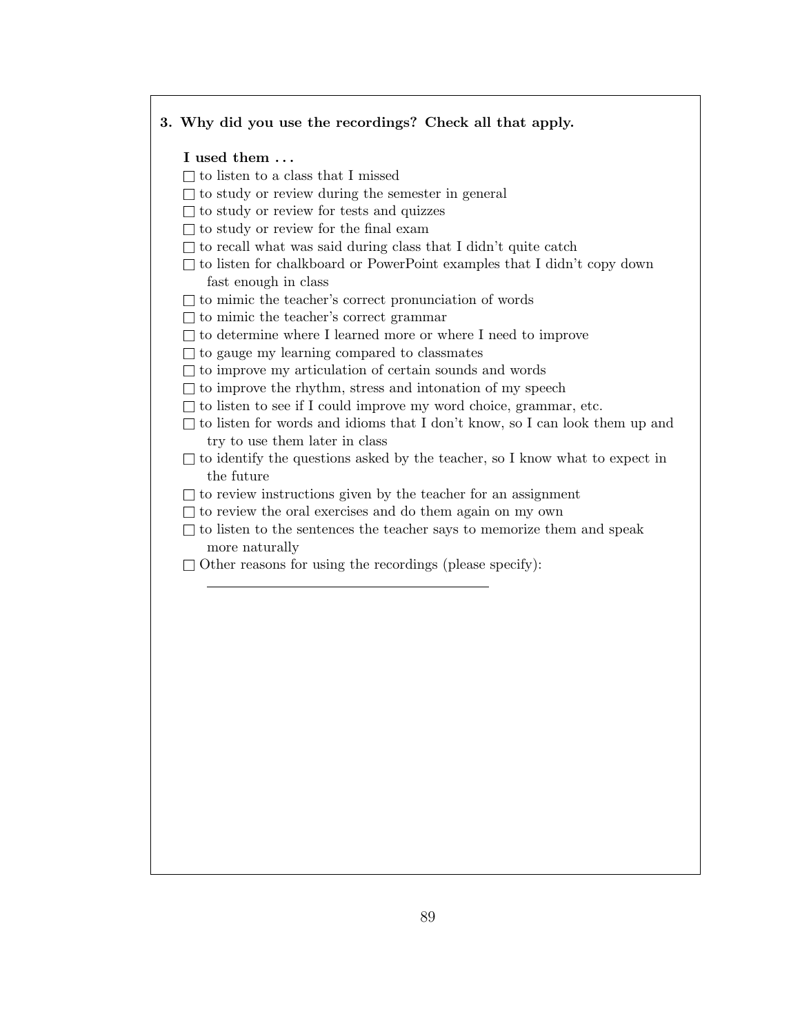**3. Why did you use the recordings? Check all that apply.**

**I used them . . .**

- ☐ to listen to a class that I missed
- ☐ to study or review during the semester in general
- ☐ to study or review for tests and quizzes
- ☐ to study or review for the final exam
- ☐ to recall what was said during class that I didn't quite catch
- ☐ to listen for chalkboard or PowerPoint examples that I didn't copy down fast enough in class
- ☐ to mimic the teacher's correct pronunciation of words
- ☐ to mimic the teacher's correct grammar
- ☐ to determine where I learned more or where I need to improve
- ☐ to gauge my learning compared to classmates
- ☐ to improve my articulation of certain sounds and words
- ☐ to improve the rhythm, stress and intonation of my speech
- ☐ to listen to see if I could improve my word choice, grammar, etc.
- ☐ to listen for words and idioms that I don't know, so I can look them up and try to use them later in class
- ☐ to identify the questions asked by the teacher, so I know what to expect in the future
- ☐ to review instructions given by the teacher for an assignment
- ☐ to review the oral exercises and do them again on my own
- ☐ to listen to the sentences the teacher says to memorize them and speak more naturally
- ☐ Other reasons for using the recordings (please specify):

  ______________________________________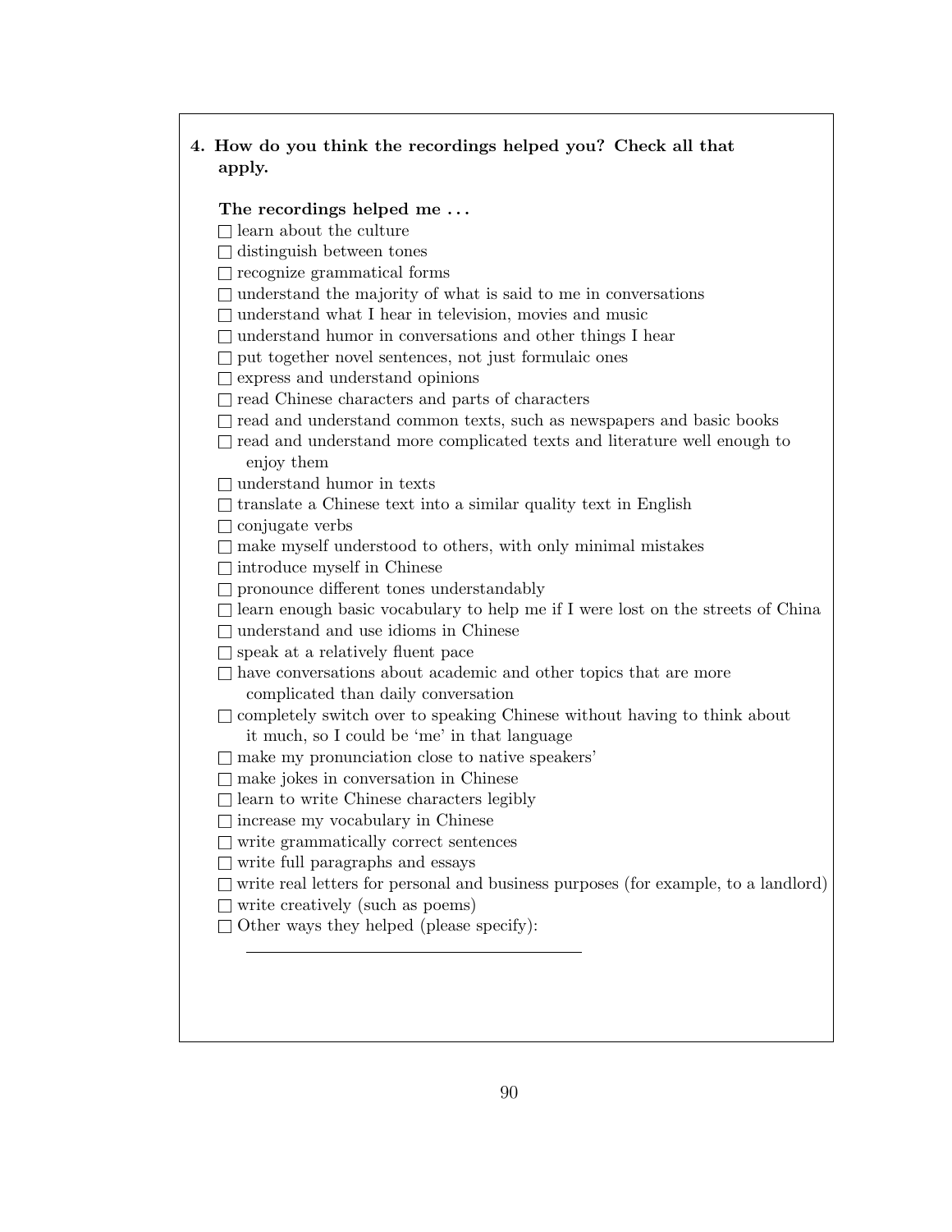**4. How do you think the recordings helped you? Check all that apply.**

**The recordings helped me . . .**

- ☐ learn about the culture
- ☐ distinguish between tones
- ☐ recognize grammatical forms
- ☐ understand the majority of what is said to me in conversations
- ☐ understand what I hear in television, movies and music
- ☐ understand humor in conversations and other things I hear
- ☐ put together novel sentences, not just formulaic ones
- ☐ express and understand opinions
- ☐ read Chinese characters and parts of characters
- ☐ read and understand common texts, such as newspapers and basic books
- ☐ read and understand more complicated texts and literature well enough to enjoy them
- ☐ understand humor in texts
- ☐ translate a Chinese text into a similar quality text in English
- ☐ conjugate verbs
- ☐ make myself understood to others, with only minimal mistakes
- ☐ introduce myself in Chinese
- ☐ pronounce different tones understandably
- ☐ learn enough basic vocabulary to help me if I were lost on the streets of China
- ☐ understand and use idioms in Chinese
- ☐ speak at a relatively fluent pace
- ☐ have conversations about academic and other topics that are more complicated than daily conversation
- ☐ completely switch over to speaking Chinese without having to think about it much, so I could be 'me' in that language
- ☐ make my pronunciation close to native speakers'
- ☐ make jokes in conversation in Chinese
- ☐ learn to write Chinese characters legibly
- ☐ increase my vocabulary in Chinese
- ☐ write grammatically correct sentences
- ☐ write full paragraphs and essays
- ☐ write real letters for personal and business purposes (for example, to a landlord)
- ☐ write creatively (such as poems)
- ☐ Other ways they helped (please specify): ____________________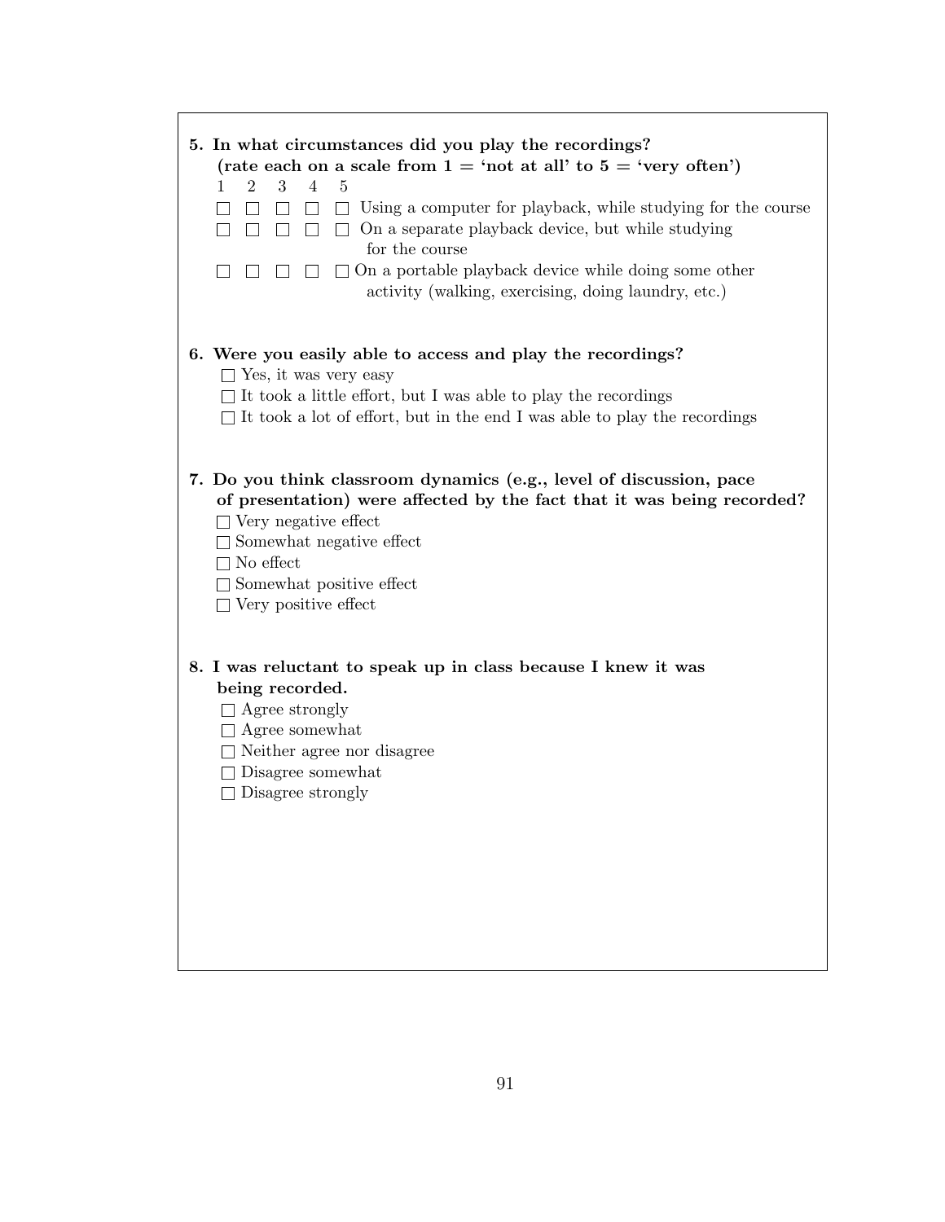**5. In what circumstances did you play the recordings?**
**(rate each on a scale from 1 = 'not at all' to 5 = 'very often')**

| 1 | 2 | 3 | 4 | 5 | |
|---|---|---|---|---|---|
| ☐ | ☐ | ☐ | ☐ | ☐ | Using a computer for playback, while studying for the course |
| ☐ | ☐ | ☐ | ☐ | ☐ | On a separate playback device, but while studying for the course |
| ☐ | ☐ | ☐ | ☐ | ☐ | On a portable playback device while doing some other activity (walking, exercising, doing laundry, etc.) |

**6. Were you easily able to access and play the recordings?**

- ☐ Yes, it was very easy
- ☐ It took a little effort, but I was able to play the recordings
- ☐ It took a lot of effort, but in the end I was able to play the recordings

**7. Do you think classroom dynamics (e.g., level of discussion, pace of presentation) were affected by the fact that it was being recorded?**

- ☐ Very negative effect
- ☐ Somewhat negative effect
- ☐ No effect
- ☐ Somewhat positive effect
- ☐ Very positive effect

**8. I was reluctant to speak up in class because I knew it was being recorded.**

- ☐ Agree strongly
- ☐ Agree somewhat
- ☐ Neither agree nor disagree
- ☐ Disagree somewhat
- ☐ Disagree strongly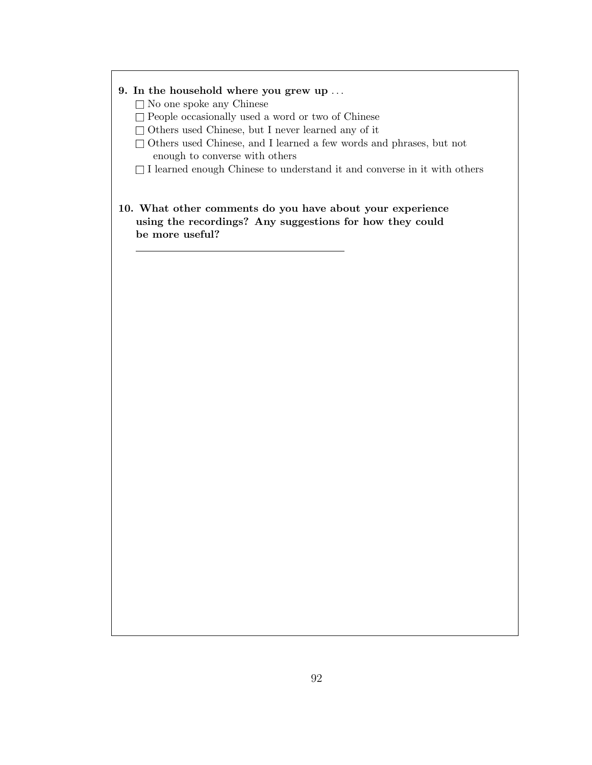**9. In the household where you grew up . . .**

- ☐ No one spoke any Chinese
- ☐ People occasionally used a word or two of Chinese
- ☐ Others used Chinese, but I never learned any of it
- ☐ Others used Chinese, and I learned a few words and phrases, but not enough to converse with others
- ☐ I learned enough Chinese to understand it and converse in it with others

**10. What other comments do you have about your experience using the recordings? Any suggestions for how they could be more useful?**

---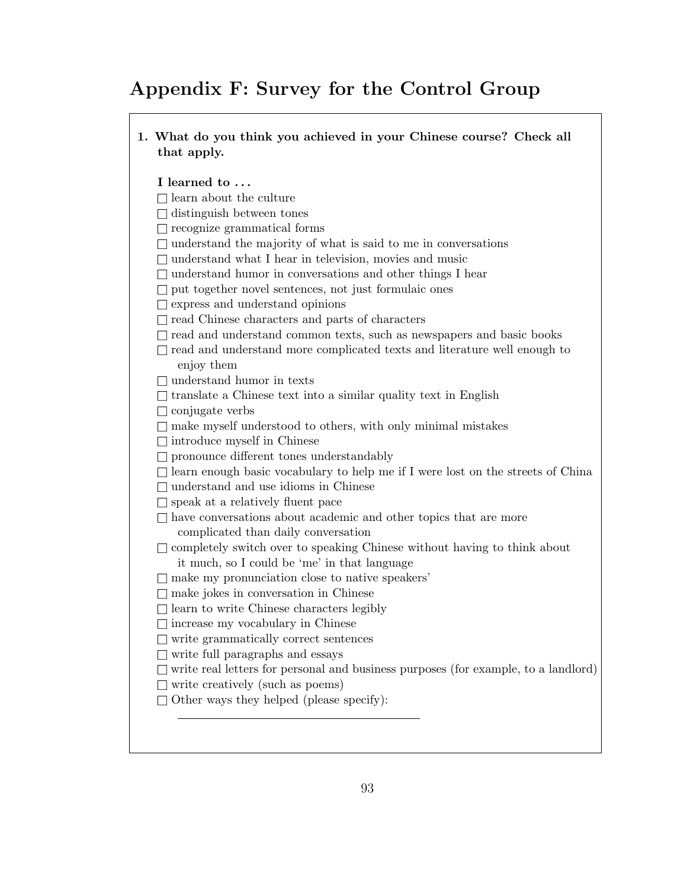# Appendix F: Survey for the Control Group

**1. What do you think you achieved in your Chinese course? Check all that apply.**

**I learned to . . .**

- ☐ learn about the culture
- ☐ distinguish between tones
- ☐ recognize grammatical forms
- ☐ understand the majority of what is said to me in conversations
- ☐ understand what I hear in television, movies and music
- ☐ understand humor in conversations and other things I hear
- ☐ put together novel sentences, not just formulaic ones
- ☐ express and understand opinions
- ☐ read Chinese characters and parts of characters
- ☐ read and understand common texts, such as newspapers and basic books
- ☐ read and understand more complicated texts and literature well enough to enjoy them
- ☐ understand humor in texts
- ☐ translate a Chinese text into a similar quality text in English
- ☐ conjugate verbs
- ☐ make myself understood to others, with only minimal mistakes
- ☐ introduce myself in Chinese
- ☐ pronounce different tones understandably
- ☐ learn enough basic vocabulary to help me if I were lost on the streets of China
- ☐ understand and use idioms in Chinese
- ☐ speak at a relatively fluent pace
- ☐ have conversations about academic and other topics that are more complicated than daily conversation
- ☐ completely switch over to speaking Chinese without having to think about it much, so I could be 'me' in that language
- ☐ make my pronunciation close to native speakers'
- ☐ make jokes in conversation in Chinese
- ☐ learn to write Chinese characters legibly
- ☐ increase my vocabulary in Chinese
- ☐ write grammatically correct sentences
- ☐ write full paragraphs and essays
- ☐ write real letters for personal and business purposes (for example, to a landlord)
- ☐ write creatively (such as poems)
- ☐ Other ways they helped (please specify):

  \_\_\_\_\_\_\_\_\_\_\_\_\_\_\_\_\_\_\_\_\_\_\_\_\_\_\_\_\_\_\_\_\_\_\_\_\_\_\_\_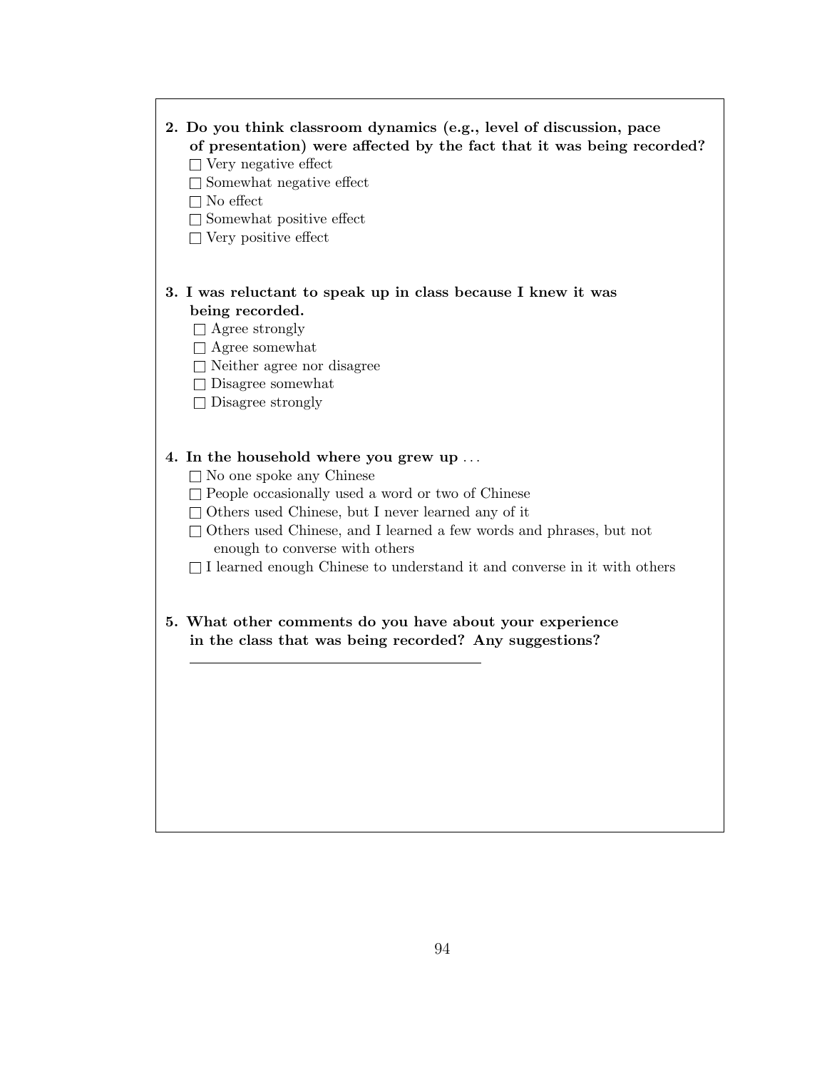**2. Do you think classroom dynamics (e.g., level of discussion, pace of presentation) were affected by the fact that it was being recorded?**

- ☐ Very negative effect
- ☐ Somewhat negative effect
- ☐ No effect
- ☐ Somewhat positive effect
- ☐ Very positive effect

**3. I was reluctant to speak up in class because I knew it was being recorded.**

- ☐ Agree strongly
- ☐ Agree somewhat
- ☐ Neither agree nor disagree
- ☐ Disagree somewhat
- ☐ Disagree strongly

**4. In the household where you grew up . . .**

- ☐ No one spoke any Chinese
- ☐ People occasionally used a word or two of Chinese
- ☐ Others used Chinese, but I never learned any of it
- ☐ Others used Chinese, and I learned a few words and phrases, but not enough to converse with others
- ☐ I learned enough Chinese to understand it and converse in it with others

**5. What other comments do you have about your experience in the class that was being recorded? Any suggestions?**

\_\_\_\_\_\_\_\_\_\_\_\_\_\_\_\_\_\_\_\_\_\_\_\_\_\_\_\_\_\_\_\_\_\_\_\_\_\_\_\_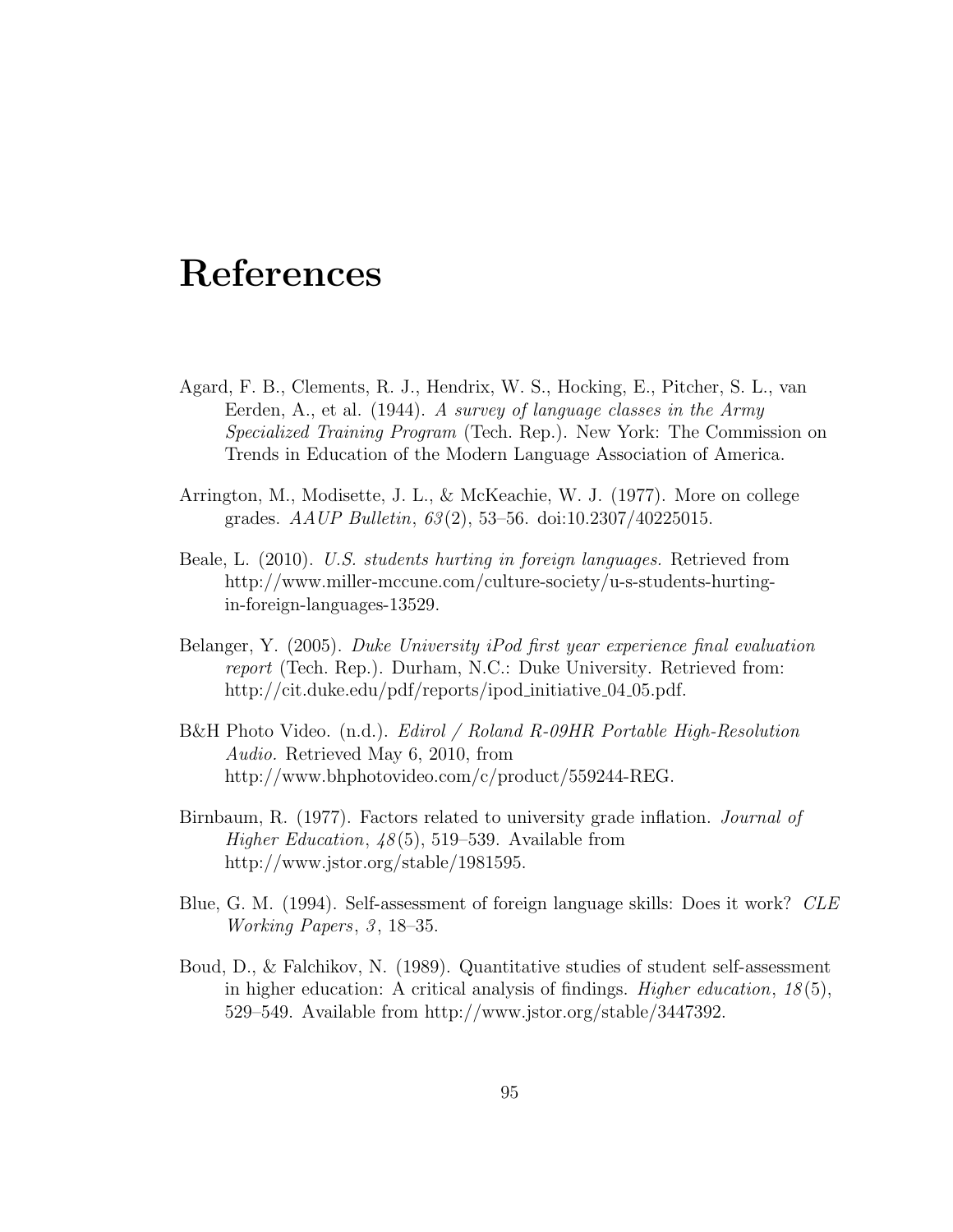# References

Agard, F. B., Clements, R. J., Hendrix, W. S., Hocking, E., Pitcher, S. L., van Eerden, A., et al. (1944). *A survey of language classes in the Army Specialized Training Program* (Tech. Rep.). New York: The Commission on Trends in Education of the Modern Language Association of America.

Arrington, M., Modisette, J. L., & McKeachie, W. J. (1977). More on college grades. *AAUP Bulletin*, *63*(2), 53–56. doi:10.2307/40225015.

Beale, L. (2010). *U.S. students hurting in foreign languages.* Retrieved from http://www.miller-mccune.com/culture-society/u-s-students-hurting-in-foreign-languages-13529.

Belanger, Y. (2005). *Duke University iPod first year experience final evaluation report* (Tech. Rep.). Durham, N.C.: Duke University. Retrieved from: http://cit.duke.edu/pdf/reports/ipod_initiative_04_05.pdf.

B&H Photo Video. (n.d.). *Edirol / Roland R-09HR Portable High-Resolution Audio.* Retrieved May 6, 2010, from http://www.bhphotovideo.com/c/product/559244-REG.

Birnbaum, R. (1977). Factors related to university grade inflation. *Journal of Higher Education*, *48*(5), 519–539. Available from http://www.jstor.org/stable/1981595.

Blue, G. M. (1994). Self-assessment of foreign language skills: Does it work? *CLE Working Papers*, *3*, 18–35.

Boud, D., & Falchikov, N. (1989). Quantitative studies of student self-assessment in higher education: A critical analysis of findings. *Higher education*, *18*(5), 529–549. Available from http://www.jstor.org/stable/3447392.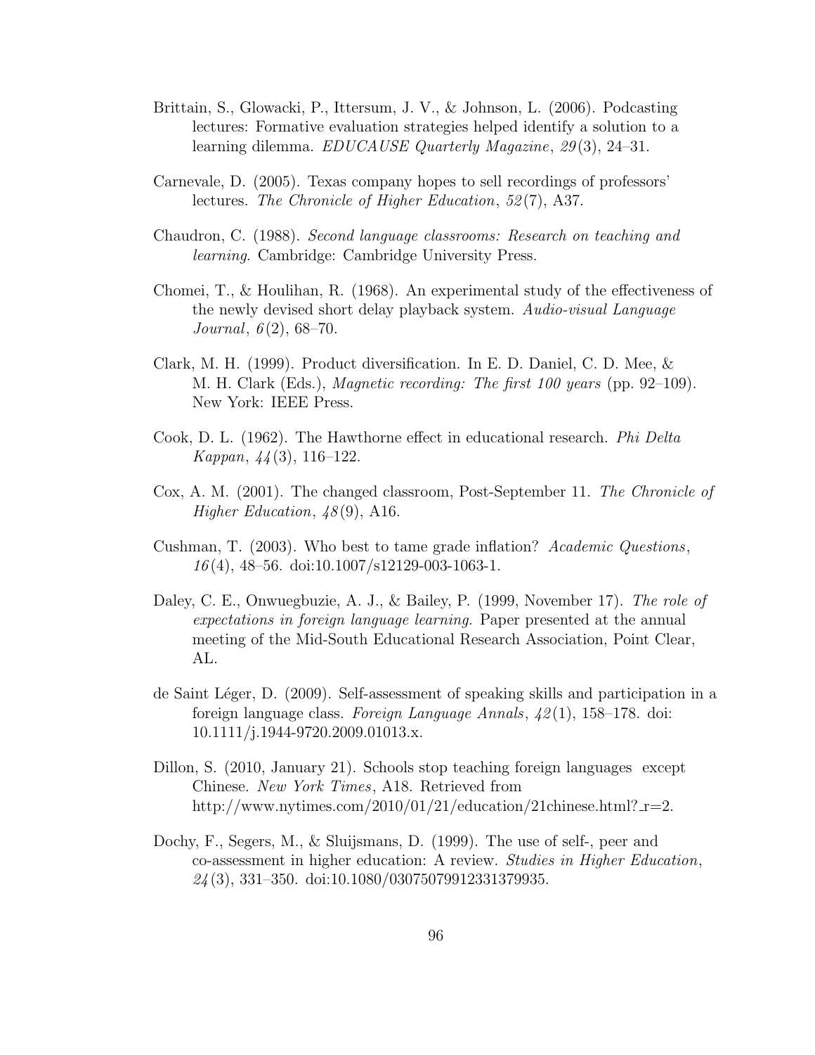Brittain, S., Glowacki, P., Ittersum, J. V., & Johnson, L. (2006). Podcasting lectures: Formative evaluation strategies helped identify a solution to a learning dilemma. *EDUCAUSE Quarterly Magazine*, *29*(3), 24–31.

Carnevale, D. (2005). Texas company hopes to sell recordings of professors' lectures. *The Chronicle of Higher Education*, *52*(7), A37.

Chaudron, C. (1988). *Second language classrooms: Research on teaching and learning*. Cambridge: Cambridge University Press.

Chomei, T., & Houlihan, R. (1968). An experimental study of the effectiveness of the newly devised short delay playback system. *Audio-visual Language Journal*, *6*(2), 68–70.

Clark, M. H. (1999). Product diversification. In E. D. Daniel, C. D. Mee, & M. H. Clark (Eds.), *Magnetic recording: The first 100 years* (pp. 92–109). New York: IEEE Press.

Cook, D. L. (1962). The Hawthorne effect in educational research. *Phi Delta Kappan*, *44*(3), 116–122.

Cox, A. M. (2001). The changed classroom, Post-September 11. *The Chronicle of Higher Education*, *48*(9), A16.

Cushman, T. (2003). Who best to tame grade inflation? *Academic Questions*, *16*(4), 48–56. doi:10.1007/s12129-003-1063-1.

Daley, C. E., Onwuegbuzie, A. J., & Bailey, P. (1999, November 17). *The role of expectations in foreign language learning.* Paper presented at the annual meeting of the Mid-South Educational Research Association, Point Clear, AL.

de Saint Léger, D. (2009). Self-assessment of speaking skills and participation in a foreign language class. *Foreign Language Annals*, *42*(1), 158–178. doi: 10.1111/j.1944-9720.2009.01013.x.

Dillon, S. (2010, January 21). Schools stop teaching foreign languages except Chinese. *New York Times*, A18. Retrieved from http://www.nytimes.com/2010/01/21/education/21chinese.html?_r=2.

Dochy, F., Segers, M., & Sluijsmans, D. (1999). The use of self-, peer and co-assessment in higher education: A review. *Studies in Higher Education*, *24*(3), 331–350. doi:10.1080/03075079912331379935.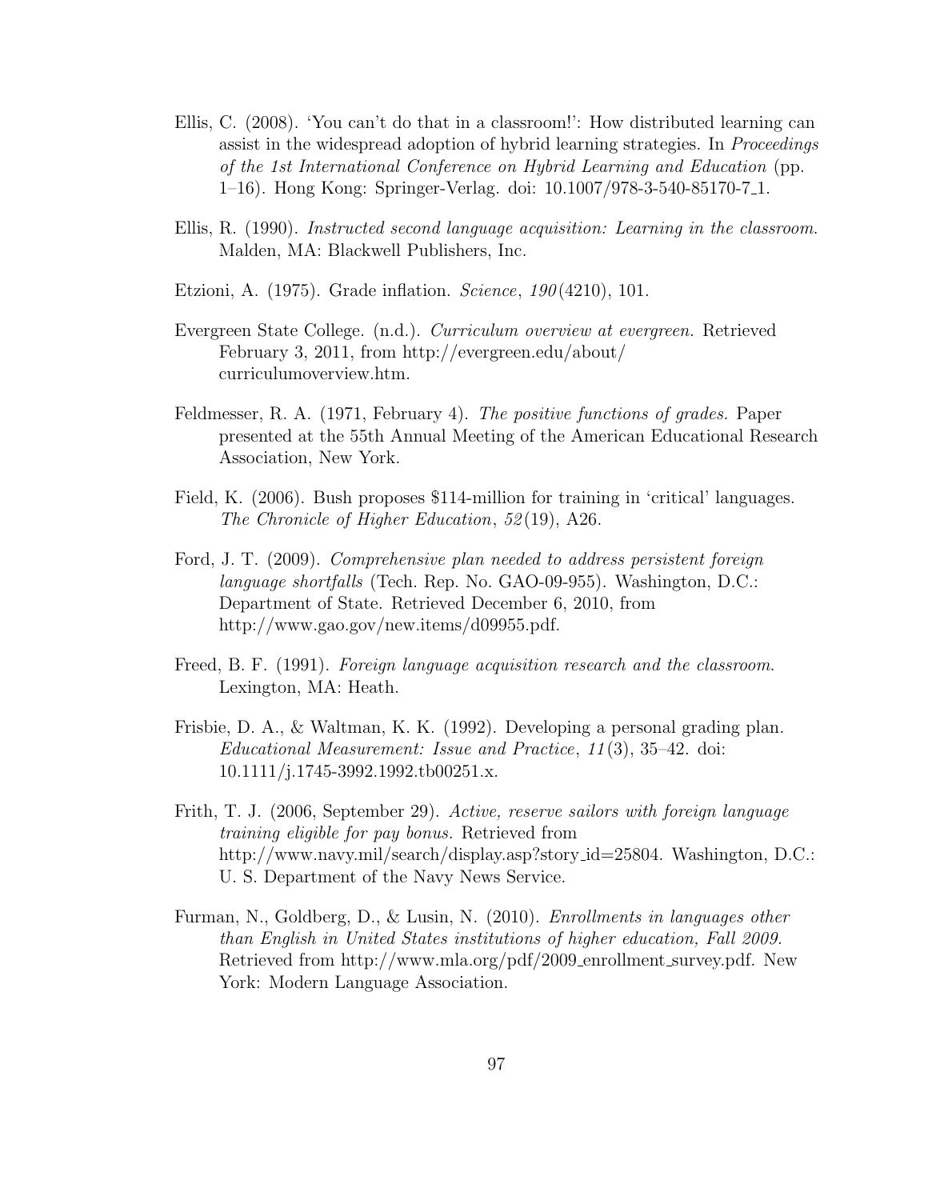Ellis, C. (2008). 'You can't do that in a classroom!': How distributed learning can assist in the widespread adoption of hybrid learning strategies. In *Proceedings of the 1st International Conference on Hybrid Learning and Education* (pp. 1–16). Hong Kong: Springer-Verlag. doi: 10.1007/978-3-540-85170-7_1.

Ellis, R. (1990). *Instructed second language acquisition: Learning in the classroom.* Malden, MA: Blackwell Publishers, Inc.

Etzioni, A. (1975). Grade inflation. *Science*, *190*(4210), 101.

Evergreen State College. (n.d.). *Curriculum overview at evergreen.* Retrieved February 3, 2011, from http://evergreen.edu/about/curriculumoverview.htm.

Feldmesser, R. A. (1971, February 4). *The positive functions of grades.* Paper presented at the 55th Annual Meeting of the American Educational Research Association, New York.

Field, K. (2006). Bush proposes $114-million for training in 'critical' languages. *The Chronicle of Higher Education*, *52*(19), A26.

Ford, J. T. (2009). *Comprehensive plan needed to address persistent foreign language shortfalls* (Tech. Rep. No. GAO-09-955). Washington, D.C.: Department of State. Retrieved December 6, 2010, from http://www.gao.gov/new.items/d09955.pdf.

Freed, B. F. (1991). *Foreign language acquisition research and the classroom.* Lexington, MA: Heath.

Frisbie, D. A., & Waltman, K. K. (1992). Developing a personal grading plan. *Educational Measurement: Issue and Practice*, *11*(3), 35–42. doi: 10.1111/j.1745-3992.1992.tb00251.x.

Frith, T. J. (2006, September 29). *Active, reserve sailors with foreign language training eligible for pay bonus.* Retrieved from http://www.navy.mil/search/display.asp?story_id=25804. Washington, D.C.: U. S. Department of the Navy News Service.

Furman, N., Goldberg, D., & Lusin, N. (2010). *Enrollments in languages other than English in United States institutions of higher education, Fall 2009.* Retrieved from http://www.mla.org/pdf/2009_enrollment_survey.pdf. New York: Modern Language Association.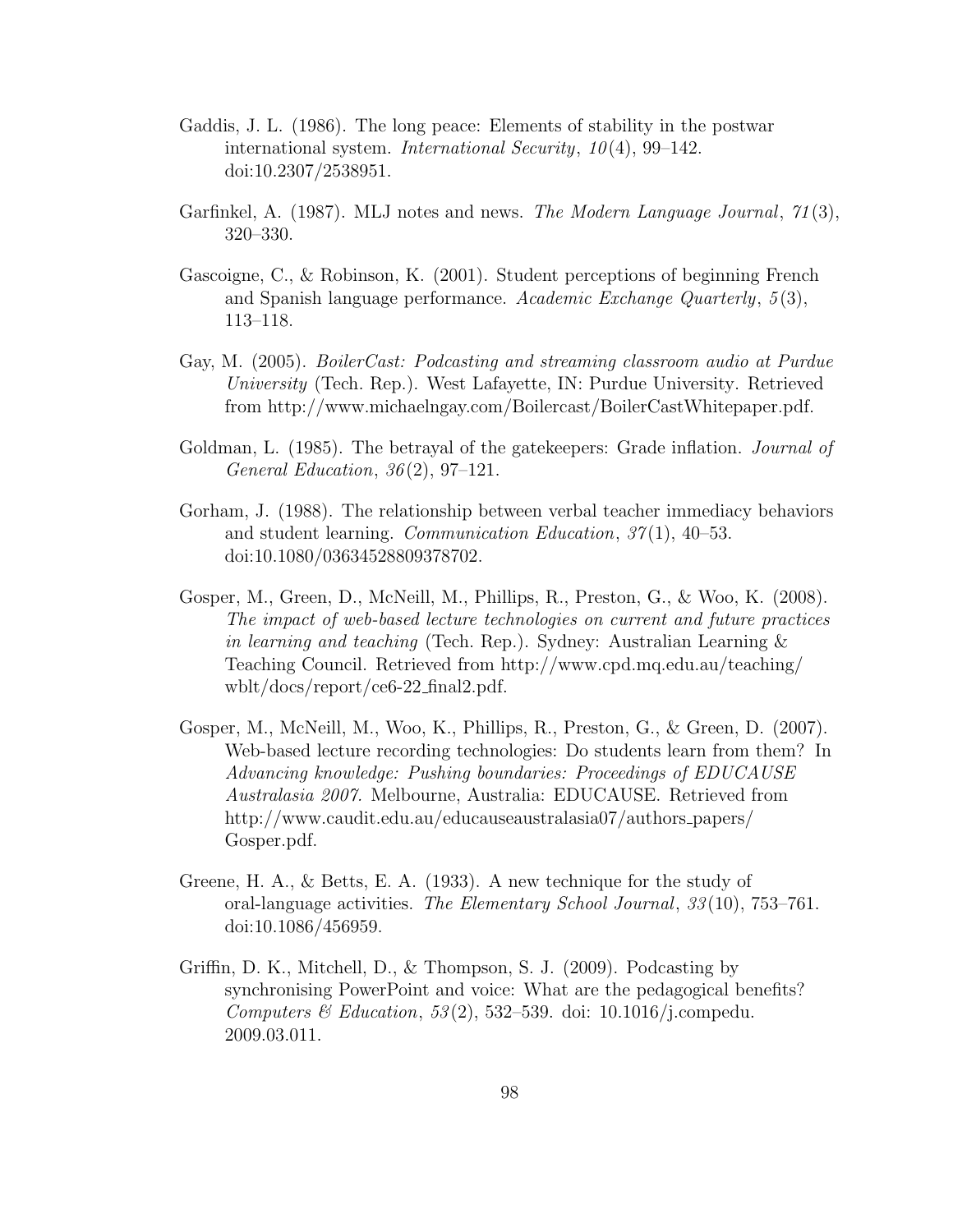Gaddis, J. L. (1986). The long peace: Elements of stability in the postwar international system. *International Security*, *10*(4), 99–142. doi:10.2307/2538951.

Garfinkel, A. (1987). MLJ notes and news. *The Modern Language Journal*, *71*(3), 320–330.

Gascoigne, C., & Robinson, K. (2001). Student perceptions of beginning French and Spanish language performance. *Academic Exchange Quarterly*, *5*(3), 113–118.

Gay, M. (2005). *BoilerCast: Podcasting and streaming classroom audio at Purdue University* (Tech. Rep.). West Lafayette, IN: Purdue University. Retrieved from http://www.michaelngay.com/Boilercast/BoilerCastWhitepaper.pdf.

Goldman, L. (1985). The betrayal of the gatekeepers: Grade inflation. *Journal of General Education*, *36*(2), 97–121.

Gorham, J. (1988). The relationship between verbal teacher immediacy behaviors and student learning. *Communication Education*, *37*(1), 40–53. doi:10.1080/03634528809378702.

Gosper, M., Green, D., McNeill, M., Phillips, R., Preston, G., & Woo, K. (2008). *The impact of web-based lecture technologies on current and future practices in learning and teaching* (Tech. Rep.). Sydney: Australian Learning & Teaching Council. Retrieved from http://www.cpd.mq.edu.au/teaching/wblt/docs/report/ce6-22_final2.pdf.

Gosper, M., McNeill, M., Woo, K., Phillips, R., Preston, G., & Green, D. (2007). Web-based lecture recording technologies: Do students learn from them? In *Advancing knowledge: Pushing boundaries: Proceedings of EDUCAUSE Australasia 2007.* Melbourne, Australia: EDUCAUSE. Retrieved from http://www.caudit.edu.au/educauseaustralasia07/authors_papers/Gosper.pdf.

Greene, H. A., & Betts, E. A. (1933). A new technique for the study of oral-language activities. *The Elementary School Journal*, *33*(10), 753–761. doi:10.1086/456959.

Griffin, D. K., Mitchell, D., & Thompson, S. J. (2009). Podcasting by synchronising PowerPoint and voice: What are the pedagogical benefits? *Computers & Education*, *53*(2), 532–539. doi: 10.1016/j.compedu.2009.03.011.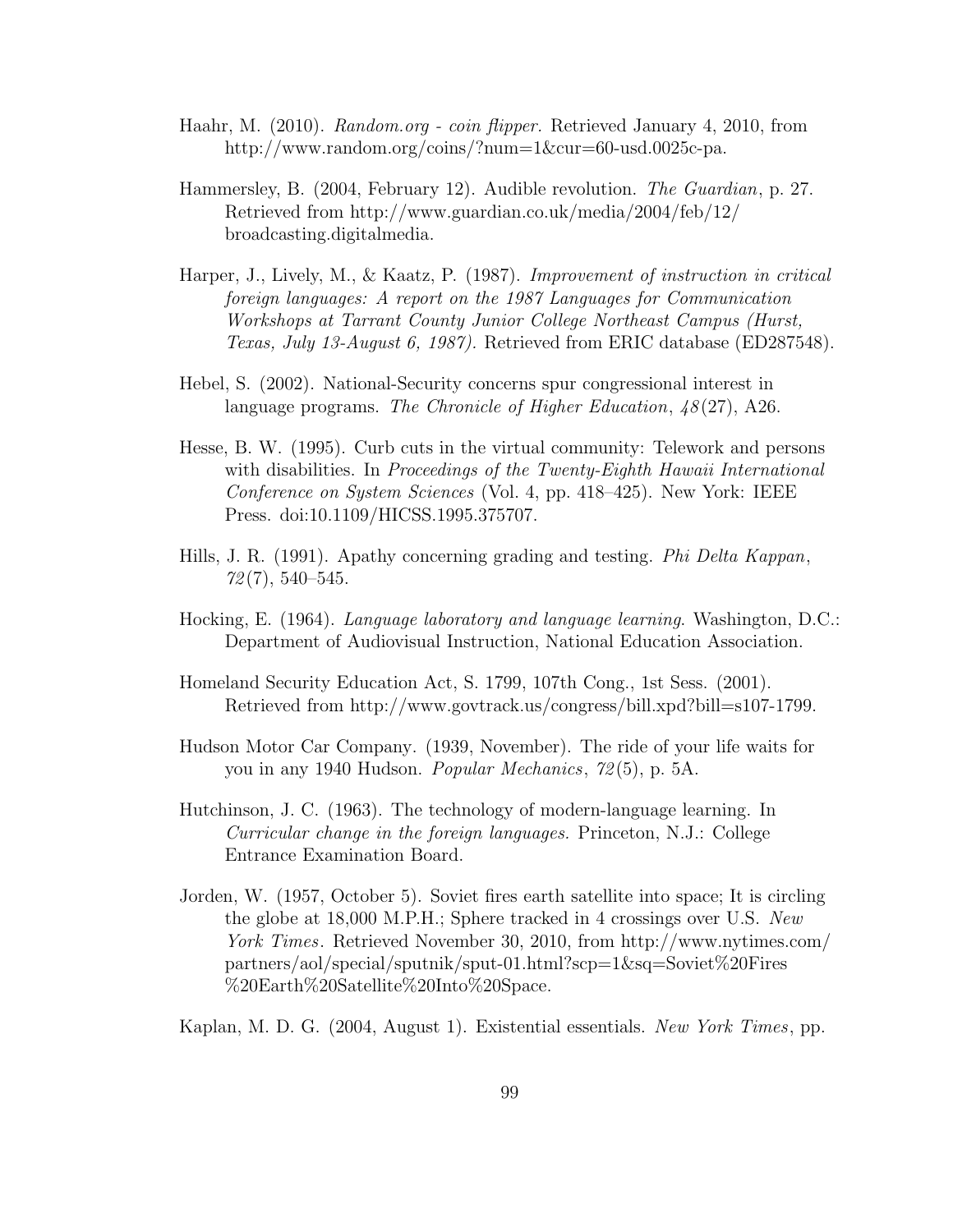Haahr, M. (2010). *Random.org - coin flipper.* Retrieved January 4, 2010, from http://www.random.org/coins/?num=1&cur=60-usd.0025c-pa.

Hammersley, B. (2004, February 12). Audible revolution. *The Guardian*, p. 27. Retrieved from http://www.guardian.co.uk/media/2004/feb/12/broadcasting.digitalmedia.

Harper, J., Lively, M., & Kaatz, P. (1987). *Improvement of instruction in critical foreign languages: A report on the 1987 Languages for Communication Workshops at Tarrant County Junior College Northeast Campus (Hurst, Texas, July 13-August 6, 1987).* Retrieved from ERIC database (ED287548).

Hebel, S. (2002). National-Security concerns spur congressional interest in language programs. *The Chronicle of Higher Education*, *48*(27), A26.

Hesse, B. W. (1995). Curb cuts in the virtual community: Telework and persons with disabilities. In *Proceedings of the Twenty-Eighth Hawaii International Conference on System Sciences* (Vol. 4, pp. 418–425). New York: IEEE Press. doi:10.1109/HICSS.1995.375707.

Hills, J. R. (1991). Apathy concerning grading and testing. *Phi Delta Kappan*, *72*(7), 540–545.

Hocking, E. (1964). *Language laboratory and language learning*. Washington, D.C.: Department of Audiovisual Instruction, National Education Association.

Homeland Security Education Act, S. 1799, 107th Cong., 1st Sess. (2001). Retrieved from http://www.govtrack.us/congress/bill.xpd?bill=s107-1799.

Hudson Motor Car Company. (1939, November). The ride of your life waits for you in any 1940 Hudson. *Popular Mechanics*, *72*(5), p. 5A.

Hutchinson, J. C. (1963). The technology of modern-language learning. In *Curricular change in the foreign languages.* Princeton, N.J.: College Entrance Examination Board.

Jorden, W. (1957, October 5). Soviet fires earth satellite into space; It is circling the globe at 18,000 M.P.H.; Sphere tracked in 4 crossings over U.S. *New York Times*. Retrieved November 30, 2010, from http://www.nytimes.com/partners/aol/special/sputnik/sput-01.html?scp=1&sq=Soviet%20Fires%20Earth%20Satellite%20Into%20Space.

Kaplan, M. D. G. (2004, August 1). Existential essentials. *New York Times*, pp.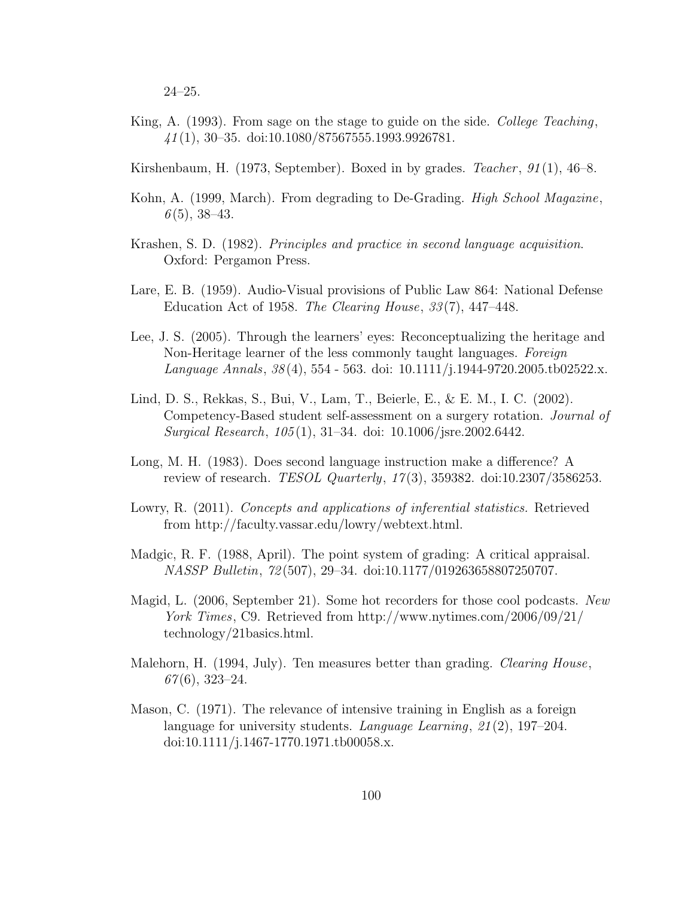24–25.

King, A. (1993). From sage on the stage to guide on the side. *College Teaching*, *41*(1), 30–35. doi:10.1080/87567555.1993.9926781.

Kirshenbaum, H. (1973, September). Boxed in by grades. *Teacher*, *91*(1), 46–8.

Kohn, A. (1999, March). From degrading to De-Grading. *High School Magazine*, *6*(5), 38–43.

Krashen, S. D. (1982). *Principles and practice in second language acquisition*. Oxford: Pergamon Press.

Lare, E. B. (1959). Audio-Visual provisions of Public Law 864: National Defense Education Act of 1958. *The Clearing House*, *33*(7), 447–448.

Lee, J. S. (2005). Through the learners' eyes: Reconceptualizing the heritage and Non-Heritage learner of the less commonly taught languages. *Foreign Language Annals*, *38*(4), 554 - 563. doi: 10.1111/j.1944-9720.2005.tb02522.x.

Lind, D. S., Rekkas, S., Bui, V., Lam, T., Beierle, E., & E. M., I. C. (2002). Competency-Based student self-assessment on a surgery rotation. *Journal of Surgical Research*, *105*(1), 31–34. doi: 10.1006/jsre.2002.6442.

Long, M. H. (1983). Does second language instruction make a difference? A review of research. *TESOL Quarterly*, *17*(3), 359382. doi:10.2307/3586253.

Lowry, R. (2011). *Concepts and applications of inferential statistics.* Retrieved from http://faculty.vassar.edu/lowry/webtext.html.

Madgic, R. F. (1988, April). The point system of grading: A critical appraisal. *NASSP Bulletin*, *72*(507), 29–34. doi:10.1177/019263658807250707.

Magid, L. (2006, September 21). Some hot recorders for those cool podcasts. *New York Times*, C9. Retrieved from http://www.nytimes.com/2006/09/21/technology/21basics.html.

Malehorn, H. (1994, July). Ten measures better than grading. *Clearing House*, *67*(6), 323–24.

Mason, C. (1971). The relevance of intensive training in English as a foreign language for university students. *Language Learning*, *21*(2), 197–204. doi:10.1111/j.1467-1770.1971.tb00058.x.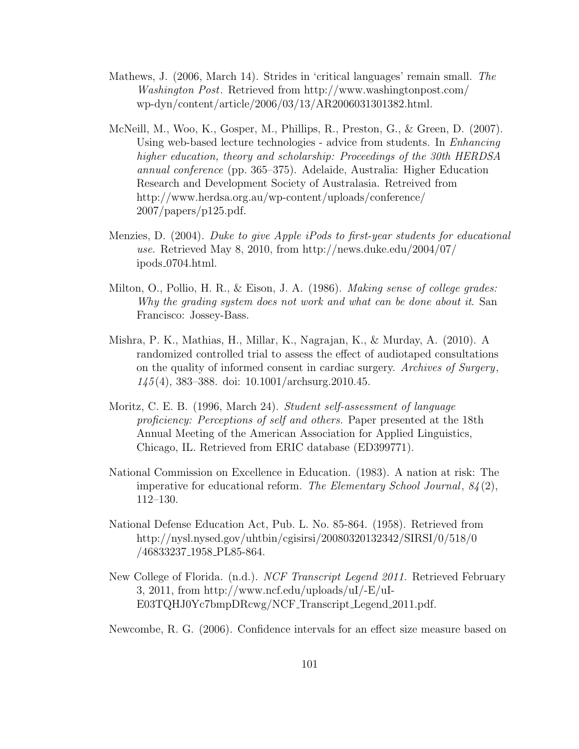Mathews, J. (2006, March 14). Strides in 'critical languages' remain small. *The Washington Post*. Retrieved from http://www.washingtonpost.com/wp-dyn/content/article/2006/03/13/AR2006031301382.html.

McNeill, M., Woo, K., Gosper, M., Phillips, R., Preston, G., & Green, D. (2007). Using web-based lecture technologies - advice from students. In *Enhancing higher education, theory and scholarship: Proceedings of the 30th HERDSA annual conference* (pp. 365–375). Adelaide, Australia: Higher Education Research and Development Society of Australasia. Retreived from http://www.herdsa.org.au/wp-content/uploads/conference/2007/papers/p125.pdf.

Menzies, D. (2004). *Duke to give Apple iPods to first-year students for educational use.* Retrieved May 8, 2010, from http://news.duke.edu/2004/07/ipods_0704.html.

Milton, O., Pollio, H. R., & Eison, J. A. (1986). *Making sense of college grades: Why the grading system does not work and what can be done about it*. San Francisco: Jossey-Bass.

Mishra, P. K., Mathias, H., Millar, K., Nagrajan, K., & Murday, A. (2010). A randomized controlled trial to assess the effect of audiotaped consultations on the quality of informed consent in cardiac surgery. *Archives of Surgery*, *145*(4), 383–388. doi: 10.1001/archsurg.2010.45.

Moritz, C. E. B. (1996, March 24). *Student self-assessment of language proficiency: Perceptions of self and others.* Paper presented at the 18th Annual Meeting of the American Association for Applied Linguistics, Chicago, IL. Retrieved from ERIC database (ED399771).

National Commission on Excellence in Education. (1983). A nation at risk: The imperative for educational reform. *The Elementary School Journal*, *84*(2), 112–130.

National Defense Education Act, Pub. L. No. 85-864. (1958). Retrieved from http://nysl.nysed.gov/uhtbin/cgisirsi/20080320132342/SIRSI/0/518/0/46833237_1958_PL85-864.

New College of Florida. (n.d.). *NCF Transcript Legend 2011.* Retrieved February 3, 2011, from http://www.ncf.edu/uploads/uI/-E/uI-E03TQHJ0Yc7bmpDRcwg/NCF_Transcript_Legend_2011.pdf.

Newcombe, R. G. (2006). Confidence intervals for an effect size measure based on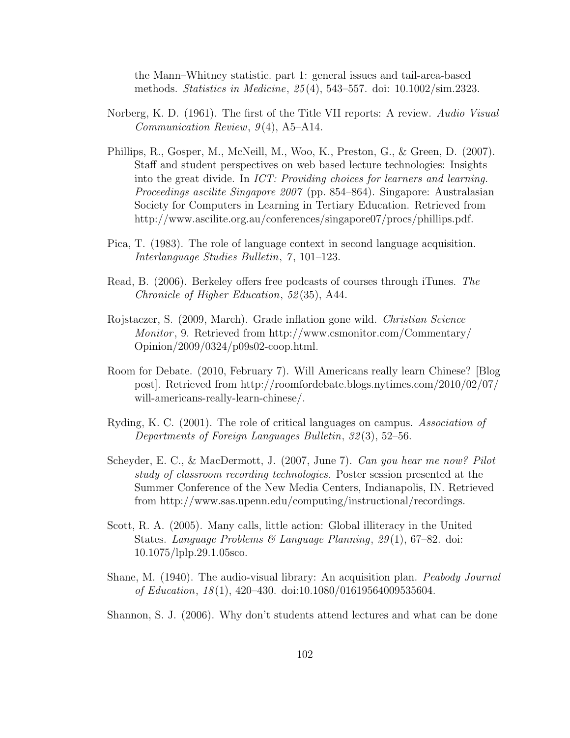the Mann–Whitney statistic. part 1: general issues and tail-area-based methods. *Statistics in Medicine*, *25*(4), 543–557. doi: 10.1002/sim.2323.

Norberg, K. D. (1961). The first of the Title VII reports: A review. *Audio Visual Communication Review*, *9*(4), A5–A14.

Phillips, R., Gosper, M., McNeill, M., Woo, K., Preston, G., & Green, D. (2007). Staff and student perspectives on web based lecture technologies: Insights into the great divide. In *ICT: Providing choices for learners and learning. Proceedings ascilite Singapore 2007* (pp. 854–864). Singapore: Australasian Society for Computers in Learning in Tertiary Education. Retrieved from http://www.ascilite.org.au/conferences/singapore07/procs/phillips.pdf.

Pica, T. (1983). The role of language context in second language acquisition. *Interlanguage Studies Bulletin*, *7*, 101–123.

Read, B. (2006). Berkeley offers free podcasts of courses through iTunes. *The Chronicle of Higher Education*, *52*(35), A44.

Rojstaczer, S. (2009, March). Grade inflation gone wild. *Christian Science Monitor*, 9. Retrieved from http://www.csmonitor.com/Commentary/Opinion/2009/0324/p09s02-coop.html.

Room for Debate. (2010, February 7). Will Americans really learn Chinese? [Blog post]. Retrieved from http://roomfordebate.blogs.nytimes.com/2010/02/07/will-americans-really-learn-chinese/.

Ryding, K. C. (2001). The role of critical languages on campus. *Association of Departments of Foreign Languages Bulletin*, *32*(3), 52–56.

Scheyder, E. C., & MacDermott, J. (2007, June 7). *Can you hear me now? Pilot study of classroom recording technologies.* Poster session presented at the Summer Conference of the New Media Centers, Indianapolis, IN. Retrieved from http://www.sas.upenn.edu/computing/instructional/recordings.

Scott, R. A. (2005). Many calls, little action: Global illiteracy in the United States. *Language Problems & Language Planning*, *29*(1), 67–82. doi: 10.1075/lplp.29.1.05sco.

Shane, M. (1940). The audio-visual library: An acquisition plan. *Peabody Journal of Education*, *18*(1), 420–430. doi:10.1080/01619564009535604.

Shannon, S. J. (2006). Why don't students attend lectures and what can be done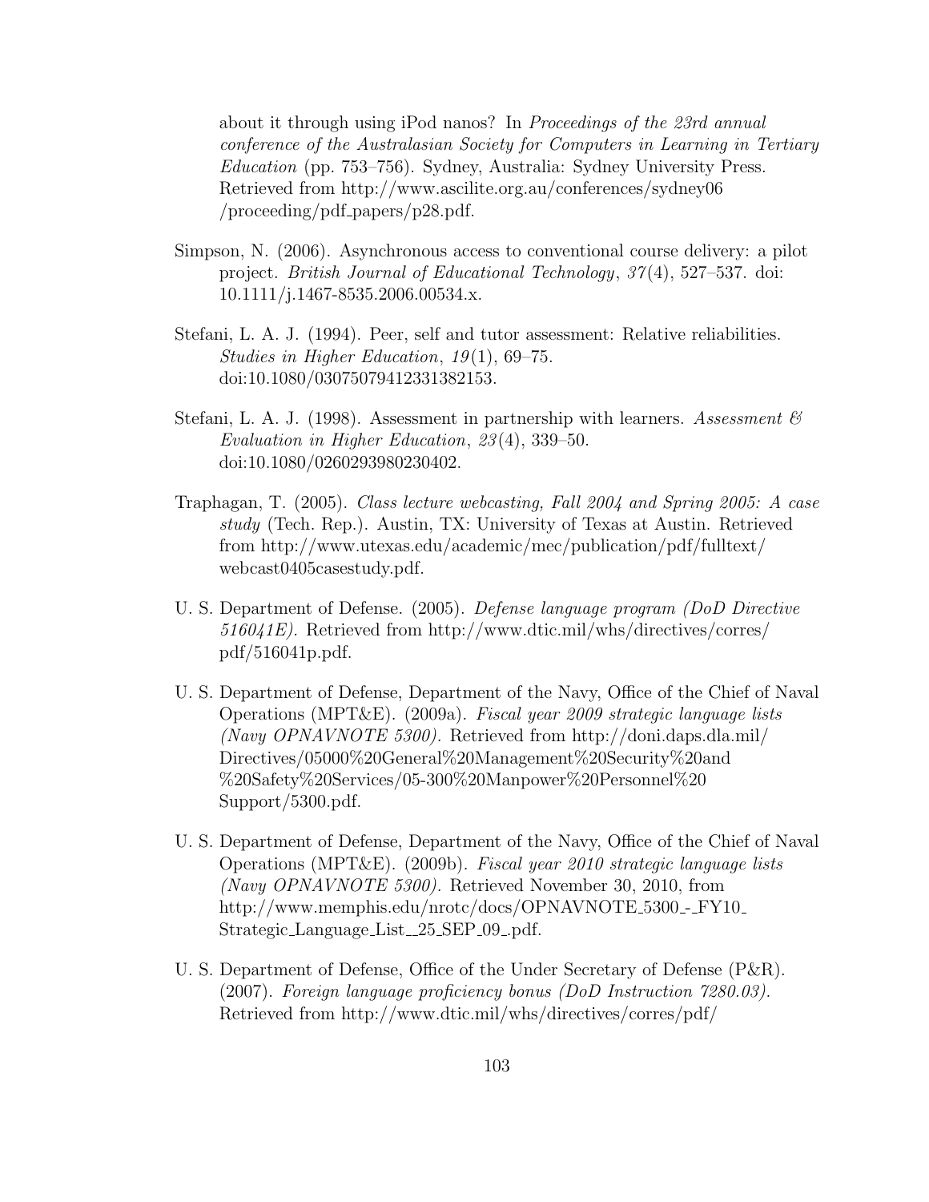about it through using iPod nanos? In *Proceedings of the 23rd annual conference of the Australasian Society for Computers in Learning in Tertiary Education* (pp. 753–756). Sydney, Australia: Sydney University Press. Retrieved from http://www.ascilite.org.au/conferences/sydney06 /proceeding/pdf_papers/p28.pdf.

Simpson, N. (2006). Asynchronous access to conventional course delivery: a pilot project. *British Journal of Educational Technology*, *37*(4), 527–537. doi: 10.1111/j.1467-8535.2006.00534.x.

Stefani, L. A. J. (1994). Peer, self and tutor assessment: Relative reliabilities. *Studies in Higher Education*, *19*(1), 69–75. doi:10.1080/03075079412331382153.

Stefani, L. A. J. (1998). Assessment in partnership with learners. *Assessment & Evaluation in Higher Education*, *23*(4), 339–50. doi:10.1080/0260293980230402.

Traphagan, T. (2005). *Class lecture webcasting, Fall 2004 and Spring 2005: A case study* (Tech. Rep.). Austin, TX: University of Texas at Austin. Retrieved from http://www.utexas.edu/academic/mec/publication/pdf/fulltext/ webcast0405casestudy.pdf.

U. S. Department of Defense. (2005). *Defense language program (DoD Directive 516041E).* Retrieved from http://www.dtic.mil/whs/directives/corres/ pdf/516041p.pdf.

U. S. Department of Defense, Department of the Navy, Office of the Chief of Naval Operations (MPT&E). (2009a). *Fiscal year 2009 strategic language lists (Navy OPNAVNOTE 5300).* Retrieved from http://doni.daps.dla.mil/ Directives/05000%20General%20Management%20Security%20and %20Safety%20Services/05-300%20Manpower%20Personnel%20 Support/5300.pdf.

U. S. Department of Defense, Department of the Navy, Office of the Chief of Naval Operations (MPT&E). (2009b). *Fiscal year 2010 strategic language lists (Navy OPNAVNOTE 5300).* Retrieved November 30, 2010, from http://www.memphis.edu/nrotc/docs/OPNAVNOTE_5300_-_FY10_ Strategic_Language_List__25_SEP_09_.pdf.

U. S. Department of Defense, Office of the Under Secretary of Defense (P&R). (2007). *Foreign language proficiency bonus (DoD Instruction 7280.03).* Retrieved from http://www.dtic.mil/whs/directives/corres/pdf/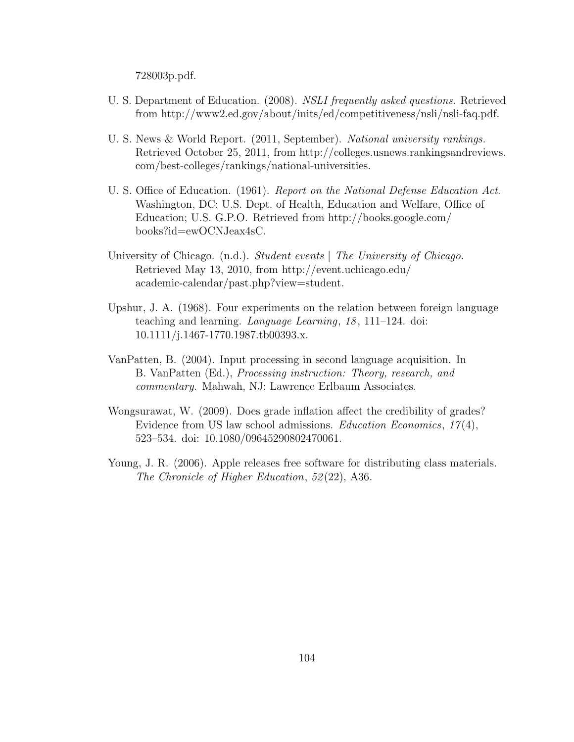728003p.pdf.

U. S. Department of Education. (2008). *NSLI frequently asked questions.* Retrieved from http://www2.ed.gov/about/inits/ed/competitiveness/nsli/nsli-faq.pdf.

U. S. News & World Report. (2011, September). *National university rankings.* Retrieved October 25, 2011, from http://colleges.usnews.rankingsandreviews.com/best-colleges/rankings/national-universities.

U. S. Office of Education. (1961). *Report on the National Defense Education Act*. Washington, DC: U.S. Dept. of Health, Education and Welfare, Office of Education; U.S. G.P.O. Retrieved from http://books.google.com/books?id=ewOCNJeax4sC.

University of Chicago. (n.d.). *Student events | The University of Chicago.* Retrieved May 13, 2010, from http://event.uchicago.edu/academic-calendar/past.php?view=student.

Upshur, J. A. (1968). Four experiments on the relation between foreign language teaching and learning. *Language Learning*, *18*, 111–124. doi: 10.1111/j.1467-1770.1987.tb00393.x.

VanPatten, B. (2004). Input processing in second language acquisition. In B. VanPatten (Ed.), *Processing instruction: Theory, research, and commentary.* Mahwah, NJ: Lawrence Erlbaum Associates.

Wongsurawat, W. (2009). Does grade inflation affect the credibility of grades? Evidence from US law school admissions. *Education Economics*, *17*(4), 523–534. doi: 10.1080/09645290802470061.

Young, J. R. (2006). Apple releases free software for distributing class materials. *The Chronicle of Higher Education*, *52*(22), A36.